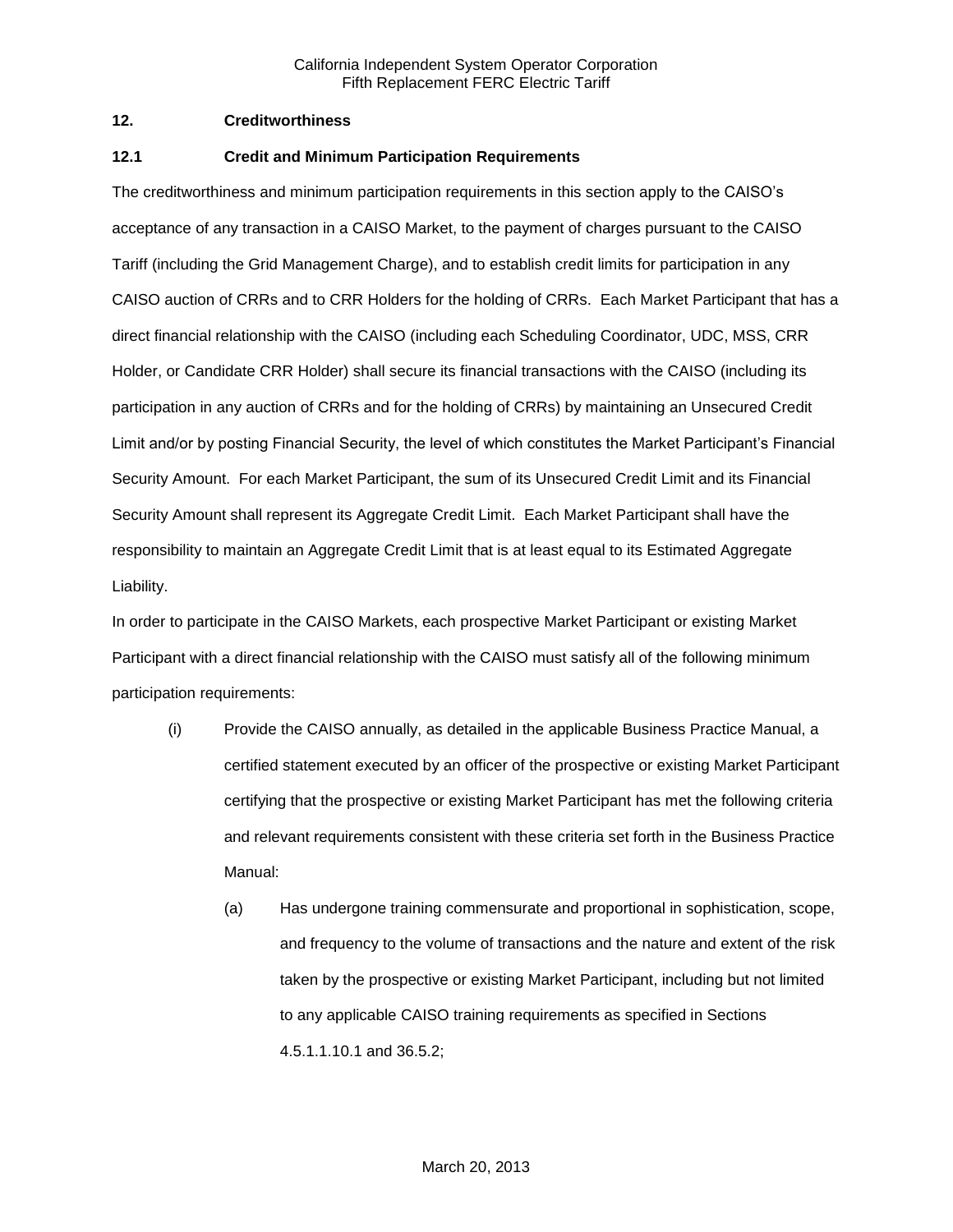## 12. Creditworthiness

### 12.1 Credit and Minimum Participation Requirements

The creditworthiness and minimum participation requirements in this section apply to the CAISO's acceptance of any transaction in a CAISO Market, to the payment of charges pursuant to the CAISO Tariff (including the Grid Management Charge), and to establish credit limits for participation in any CAISO auction of CRRs and to CRR Holders for the holding of CRRs. Each Market Participant that has a direct financial relationship with the CAISO (including each Scheduling Coordinator, UDC, MSS, CRR Holder, or Candidate CRR Holder) shall secure its financial transactions with the CAISO (including its participation in any auction of CRRs and for the holding of CRRs) by maintaining an Unsecured Credit Limit and/or by posting Financial Security, the level of which constitutes the Market Participant's Financial Security Amount. For each Market Participant, the sum of its Unsecured Credit Limit and its Financial Security Amount shall represent its Aggregate Credit Limit. Each Market Participant shall have the responsibility to maintain an Aggregate Credit Limit that is at least equal to its Estimated Aggregate Liability.

In order to participate in the CAISO Markets, each prospective Market Participant or existing Market Participant with a direct financial relationship with the CAISO must satisfy all of the following minimum participation requirements:

(i) Provide the CAISO annually, as detailed in the applicable Business Practice Manual, a certified statement executed by an officer of the prospective or existing Market Participant certifying that the prospective or existing Market Participant has met the following criteria and relevant requirements consistent with these criteria set forth in the Business Practice Manual:

(a) Has undergone training commensurate and proportional in sophistication, scope, and frequency to the volume of transactions and the nature and extent of the risk taken by the prospective or existing Market Participant, including but not limited to any applicable CAISO training requirements as specified in Sections 4.5.1.1.10.1 and 36.5.2;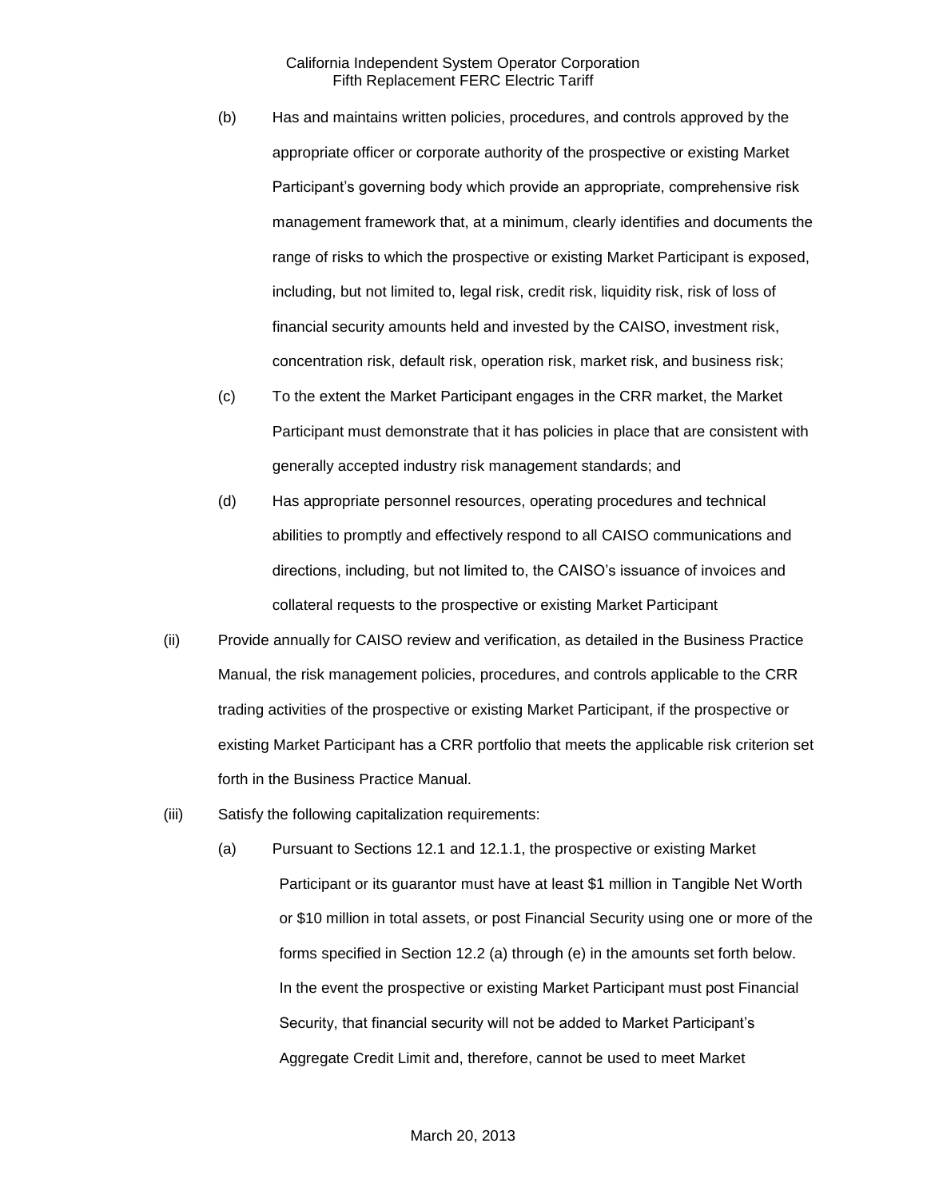(b) Has and maintains written policies, procedures, and controls approved by the appropriate officer or corporate authority of the prospective or existing Market Participant's governing body which provide an appropriate, comprehensive risk management framework that, at a minimum, clearly identifies and documents the range of risks to which the prospective or existing Market Participant is exposed, including, but not limited to, legal risk, credit risk, liquidity risk, risk of loss of financial security amounts held and invested by the CAISO, investment risk, concentration risk, default risk, operation risk, market risk, and business risk;

(c) To the extent the Market Participant engages in the CRR market, the Market Participant must demonstrate that it has policies in place that are consistent with generally accepted industry risk management standards; and

(d) Has appropriate personnel resources, operating procedures and technical abilities to promptly and effectively respond to all CAISO communications and directions, including, but not limited to, the CAISO's issuance of invoices and collateral requests to the prospective or existing Market Participant

(ii) Provide annually for CAISO review and verification, as detailed in the Business Practice Manual, the risk management policies, procedures, and controls applicable to the CRR trading activities of the prospective or existing Market Participant, if the prospective or existing Market Participant has a CRR portfolio that meets the applicable risk criterion set forth in the Business Practice Manual.

(iii) Satisfy the following capitalization requirements:

(a) Pursuant to Sections 12.1 and 12.1.1, the prospective or existing Market Participant or its guarantor must have at least $1 million in Tangible Net Worth or $10 million in total assets, or post Financial Security using one or more of the forms specified in Section 12.2 (a) through (e) in the amounts set forth below. In the event the prospective or existing Market Participant must post Financial Security, that financial security will not be added to Market Participant's Aggregate Credit Limit and, therefore, cannot be used to meet Market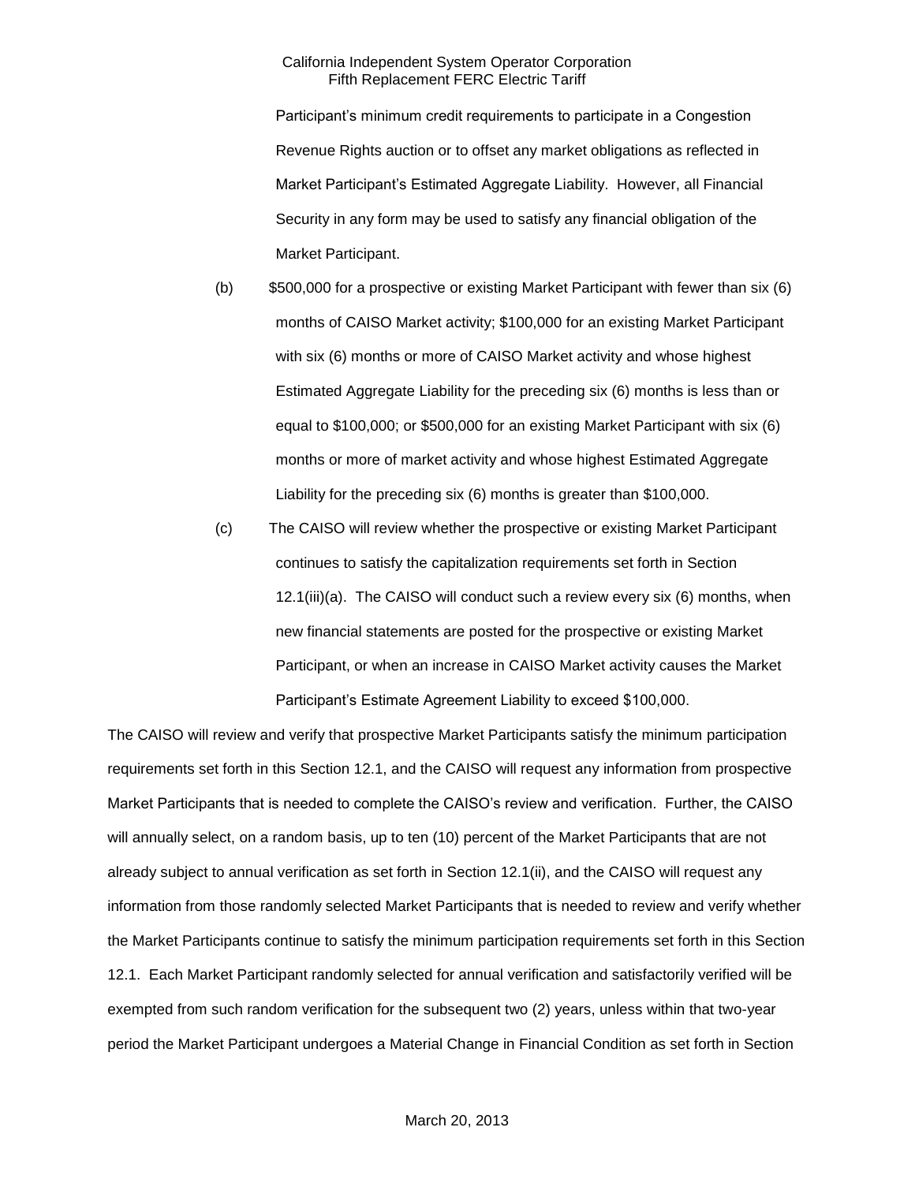Participant's minimum credit requirements to participate in a Congestion Revenue Rights auction or to offset any market obligations as reflected in Market Participant's Estimated Aggregate Liability. However, all Financial Security in any form may be used to satisfy any financial obligation of the Market Participant.

(b) $500,000 for a prospective or existing Market Participant with fewer than six (6) months of CAISO Market activity; $100,000 for an existing Market Participant with six (6) months or more of CAISO Market activity and whose highest Estimated Aggregate Liability for the preceding six (6) months is less than or equal to $100,000; or $500,000 for an existing Market Participant with six (6) months or more of market activity and whose highest Estimated Aggregate Liability for the preceding six (6) months is greater than $100,000.

(c) The CAISO will review whether the prospective or existing Market Participant continues to satisfy the capitalization requirements set forth in Section 12.1(iii)(a). The CAISO will conduct such a review every six (6) months, when new financial statements are posted for the prospective or existing Market Participant, or when an increase in CAISO Market activity causes the Market Participant's Estimate Agreement Liability to exceed $100,000.

The CAISO will review and verify that prospective Market Participants satisfy the minimum participation requirements set forth in this Section 12.1, and the CAISO will request any information from prospective Market Participants that is needed to complete the CAISO's review and verification. Further, the CAISO will annually select, on a random basis, up to ten (10) percent of the Market Participants that are not already subject to annual verification as set forth in Section 12.1(ii), and the CAISO will request any information from those randomly selected Market Participants that is needed to review and verify whether the Market Participants continue to satisfy the minimum participation requirements set forth in this Section 12.1. Each Market Participant randomly selected for annual verification and satisfactorily verified will be exempted from such random verification for the subsequent two (2) years, unless within that two-year period the Market Participant undergoes a Material Change in Financial Condition as set forth in Section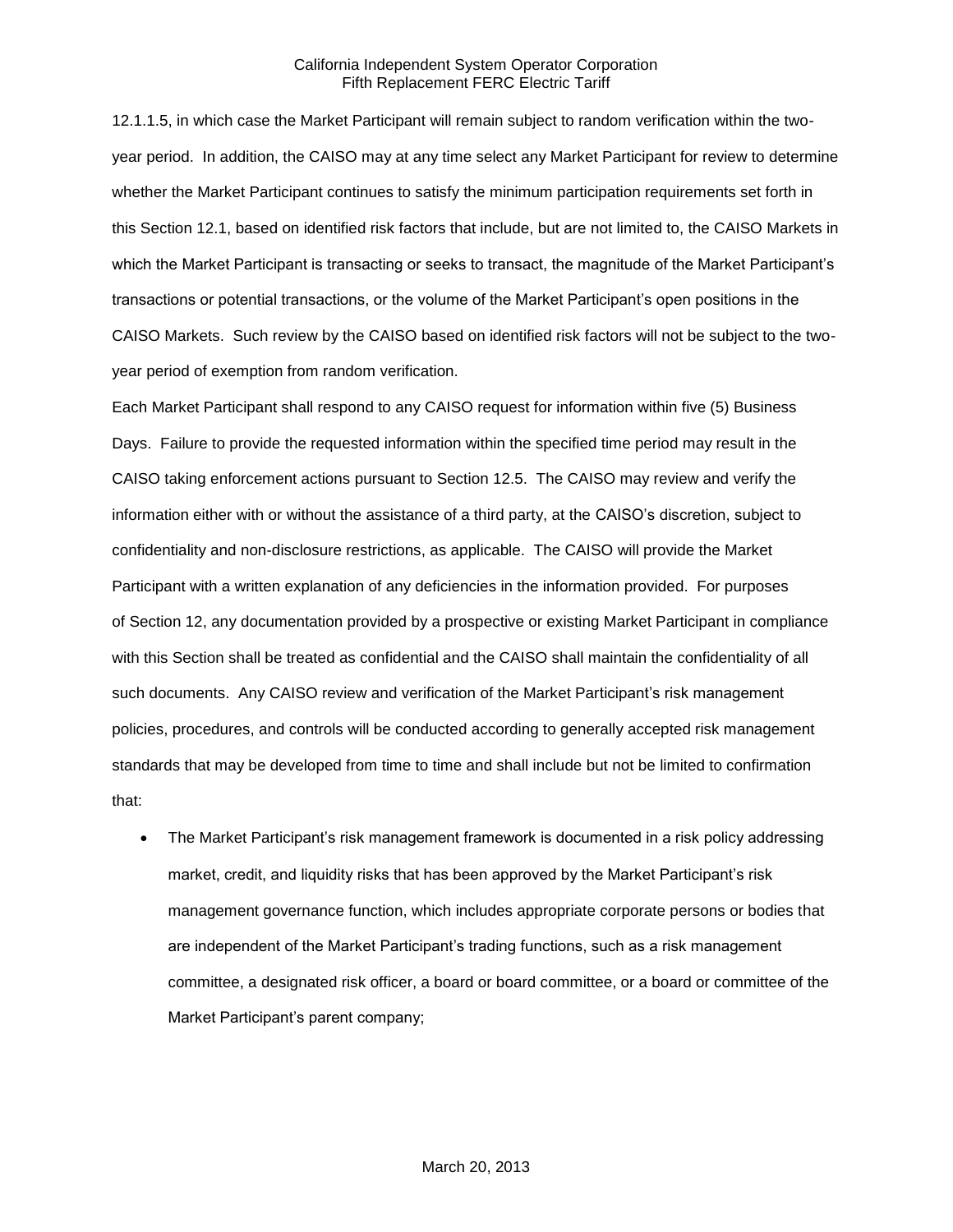12.1.1.5, in which case the Market Participant will remain subject to random verification within the two-year period. In addition, the CAISO may at any time select any Market Participant for review to determine whether the Market Participant continues to satisfy the minimum participation requirements set forth in this Section 12.1, based on identified risk factors that include, but are not limited to, the CAISO Markets in which the Market Participant is transacting or seeks to transact, the magnitude of the Market Participant's transactions or potential transactions, or the volume of the Market Participant's open positions in the CAISO Markets. Such review by the CAISO based on identified risk factors will not be subject to the two-year period of exemption from random verification.

Each Market Participant shall respond to any CAISO request for information within five (5) Business Days. Failure to provide the requested information within the specified time period may result in the CAISO taking enforcement actions pursuant to Section 12.5. The CAISO may review and verify the information either with or without the assistance of a third party, at the CAISO's discretion, subject to confidentiality and non-disclosure restrictions, as applicable. The CAISO will provide the Market Participant with a written explanation of any deficiencies in the information provided. For purposes of Section 12, any documentation provided by a prospective or existing Market Participant in compliance with this Section shall be treated as confidential and the CAISO shall maintain the confidentiality of all such documents. Any CAISO review and verification of the Market Participant's risk management policies, procedures, and controls will be conducted according to generally accepted risk management standards that may be developed from time to time and shall include but not be limited to confirmation that:

- The Market Participant's risk management framework is documented in a risk policy addressing market, credit, and liquidity risks that has been approved by the Market Participant's risk management governance function, which includes appropriate corporate persons or bodies that are independent of the Market Participant's trading functions, such as a risk management committee, a designated risk officer, a board or board committee, or a board or committee of the Market Participant's parent company;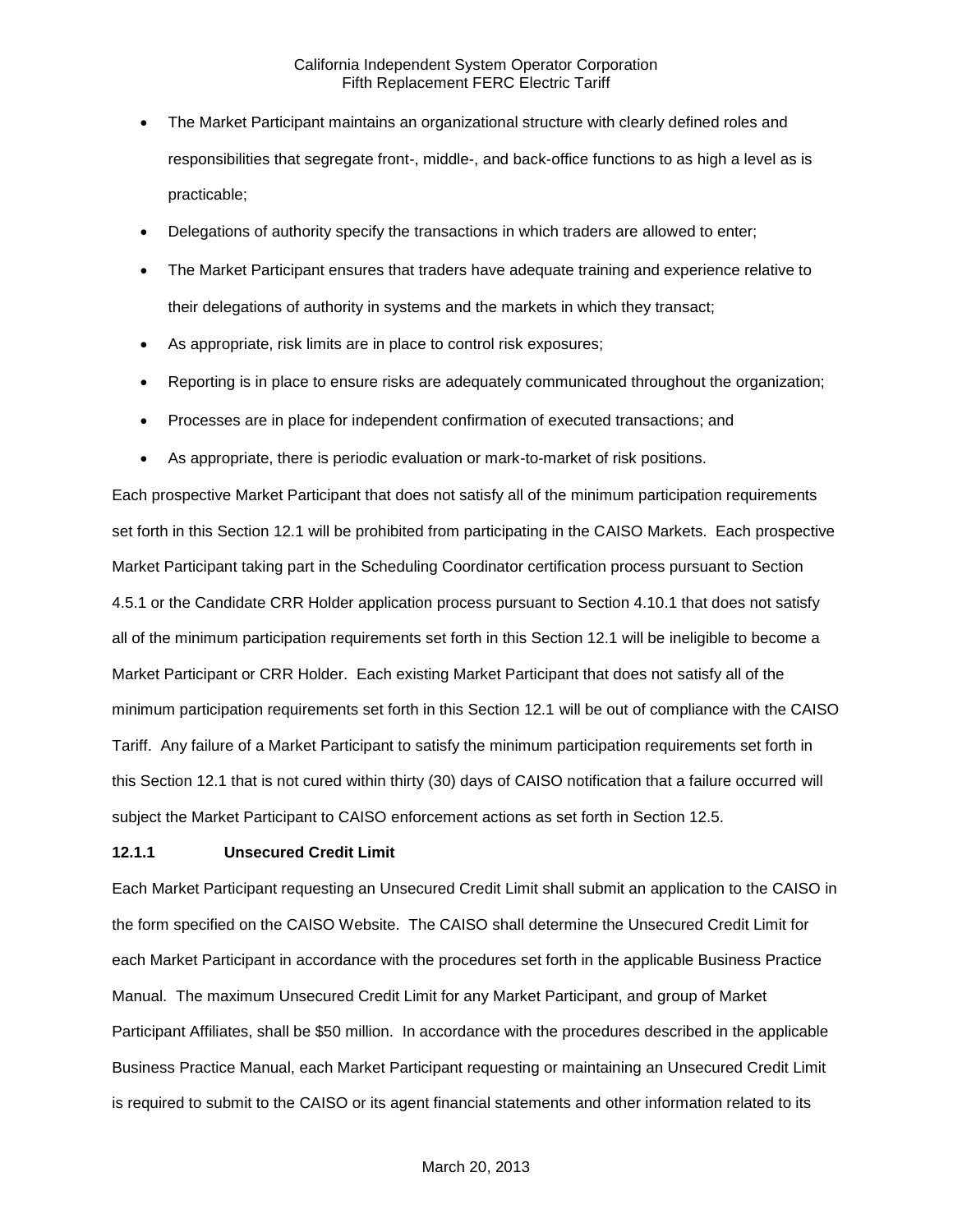- The Market Participant maintains an organizational structure with clearly defined roles and responsibilities that segregate front-, middle-, and back-office functions to as high a level as is practicable;
- Delegations of authority specify the transactions in which traders are allowed to enter;
- The Market Participant ensures that traders have adequate training and experience relative to their delegations of authority in systems and the markets in which they transact;
- As appropriate, risk limits are in place to control risk exposures;
- Reporting is in place to ensure risks are adequately communicated throughout the organization;
- Processes are in place for independent confirmation of executed transactions; and
- As appropriate, there is periodic evaluation or mark-to-market of risk positions.

Each prospective Market Participant that does not satisfy all of the minimum participation requirements set forth in this Section 12.1 will be prohibited from participating in the CAISO Markets. Each prospective Market Participant taking part in the Scheduling Coordinator certification process pursuant to Section 4.5.1 or the Candidate CRR Holder application process pursuant to Section 4.10.1 that does not satisfy all of the minimum participation requirements set forth in this Section 12.1 will be ineligible to become a Market Participant or CRR Holder. Each existing Market Participant that does not satisfy all of the minimum participation requirements set forth in this Section 12.1 will be out of compliance with the CAISO Tariff. Any failure of a Market Participant to satisfy the minimum participation requirements set forth in this Section 12.1 that is not cured within thirty (30) days of CAISO notification that a failure occurred will subject the Market Participant to CAISO enforcement actions as set forth in Section 12.5.

**12.1.1 Unsecured Credit Limit**

Each Market Participant requesting an Unsecured Credit Limit shall submit an application to the CAISO in the form specified on the CAISO Website. The CAISO shall determine the Unsecured Credit Limit for each Market Participant in accordance with the procedures set forth in the applicable Business Practice Manual. The maximum Unsecured Credit Limit for any Market Participant, and group of Market Participant Affiliates, shall be $50 million. In accordance with the procedures described in the applicable Business Practice Manual, each Market Participant requesting or maintaining an Unsecured Credit Limit is required to submit to the CAISO or its agent financial statements and other information related to its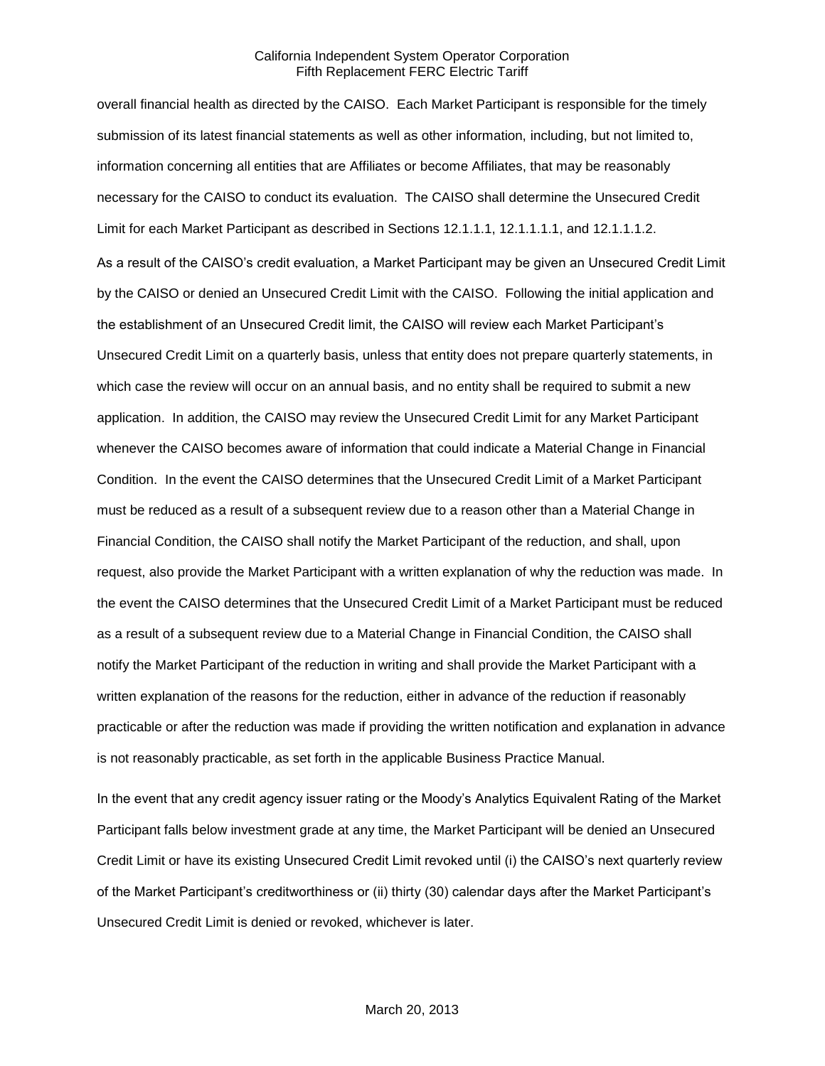overall financial health as directed by the CAISO. Each Market Participant is responsible for the timely submission of its latest financial statements as well as other information, including, but not limited to, information concerning all entities that are Affiliates or become Affiliates, that may be reasonably necessary for the CAISO to conduct its evaluation. The CAISO shall determine the Unsecured Credit Limit for each Market Participant as described in Sections 12.1.1.1, 12.1.1.1.1, and 12.1.1.1.2.

As a result of the CAISO's credit evaluation, a Market Participant may be given an Unsecured Credit Limit by the CAISO or denied an Unsecured Credit Limit with the CAISO. Following the initial application and the establishment of an Unsecured Credit limit, the CAISO will review each Market Participant's Unsecured Credit Limit on a quarterly basis, unless that entity does not prepare quarterly statements, in which case the review will occur on an annual basis, and no entity shall be required to submit a new application. In addition, the CAISO may review the Unsecured Credit Limit for any Market Participant whenever the CAISO becomes aware of information that could indicate a Material Change in Financial Condition. In the event the CAISO determines that the Unsecured Credit Limit of a Market Participant must be reduced as a result of a subsequent review due to a reason other than a Material Change in Financial Condition, the CAISO shall notify the Market Participant of the reduction, and shall, upon request, also provide the Market Participant with a written explanation of why the reduction was made. In the event the CAISO determines that the Unsecured Credit Limit of a Market Participant must be reduced as a result of a subsequent review due to a Material Change in Financial Condition, the CAISO shall notify the Market Participant of the reduction in writing and shall provide the Market Participant with a written explanation of the reasons for the reduction, either in advance of the reduction if reasonably practicable or after the reduction was made if providing the written notification and explanation in advance is not reasonably practicable, as set forth in the applicable Business Practice Manual.

In the event that any credit agency issuer rating or the Moody's Analytics Equivalent Rating of the Market Participant falls below investment grade at any time, the Market Participant will be denied an Unsecured Credit Limit or have its existing Unsecured Credit Limit revoked until (i) the CAISO's next quarterly review of the Market Participant's creditworthiness or (ii) thirty (30) calendar days after the Market Participant's Unsecured Credit Limit is denied or revoked, whichever is later.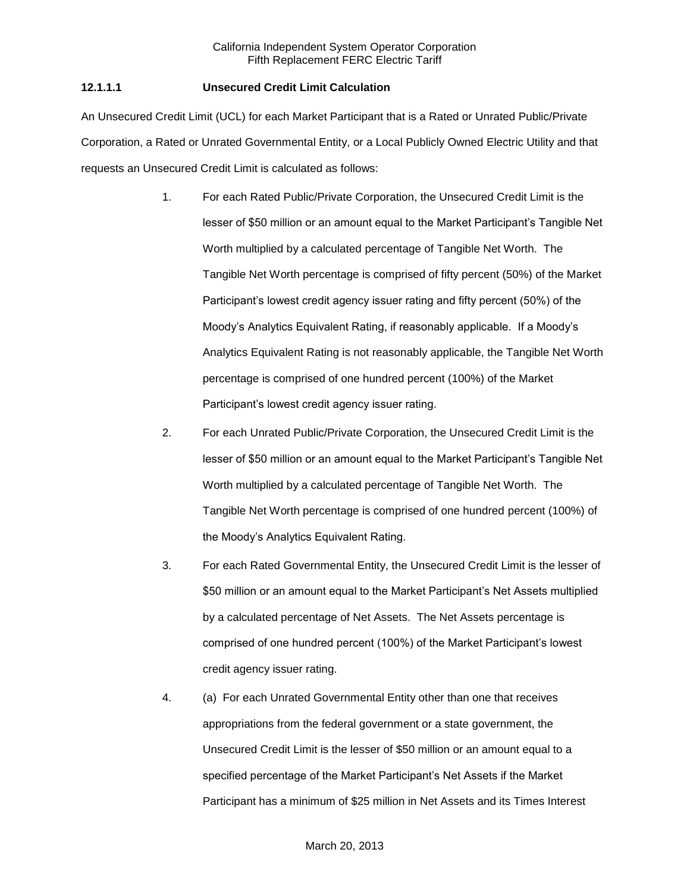### 12.1.1.1 Unsecured Credit Limit Calculation

An Unsecured Credit Limit (UCL) for each Market Participant that is a Rated or Unrated Public/Private Corporation, a Rated or Unrated Governmental Entity, or a Local Publicly Owned Electric Utility and that requests an Unsecured Credit Limit is calculated as follows:

1. For each Rated Public/Private Corporation, the Unsecured Credit Limit is the lesser of $50 million or an amount equal to the Market Participant's Tangible Net Worth multiplied by a calculated percentage of Tangible Net Worth. The Tangible Net Worth percentage is comprised of fifty percent (50%) of the Market Participant's lowest credit agency issuer rating and fifty percent (50%) of the Moody's Analytics Equivalent Rating, if reasonably applicable. If a Moody's Analytics Equivalent Rating is not reasonably applicable, the Tangible Net Worth percentage is comprised of one hundred percent (100%) of the Market Participant's lowest credit agency issuer rating.

2. For each Unrated Public/Private Corporation, the Unsecured Credit Limit is the lesser of $50 million or an amount equal to the Market Participant's Tangible Net Worth multiplied by a calculated percentage of Tangible Net Worth. The Tangible Net Worth percentage is comprised of one hundred percent (100%) of the Moody's Analytics Equivalent Rating.

3. For each Rated Governmental Entity, the Unsecured Credit Limit is the lesser of $50 million or an amount equal to the Market Participant's Net Assets multiplied by a calculated percentage of Net Assets. The Net Assets percentage is comprised of one hundred percent (100%) of the Market Participant's lowest credit agency issuer rating.

4. (a) For each Unrated Governmental Entity other than one that receives appropriations from the federal government or a state government, the Unsecured Credit Limit is the lesser of $50 million or an amount equal to a specified percentage of the Market Participant's Net Assets if the Market Participant has a minimum of $25 million in Net Assets and its Times Interest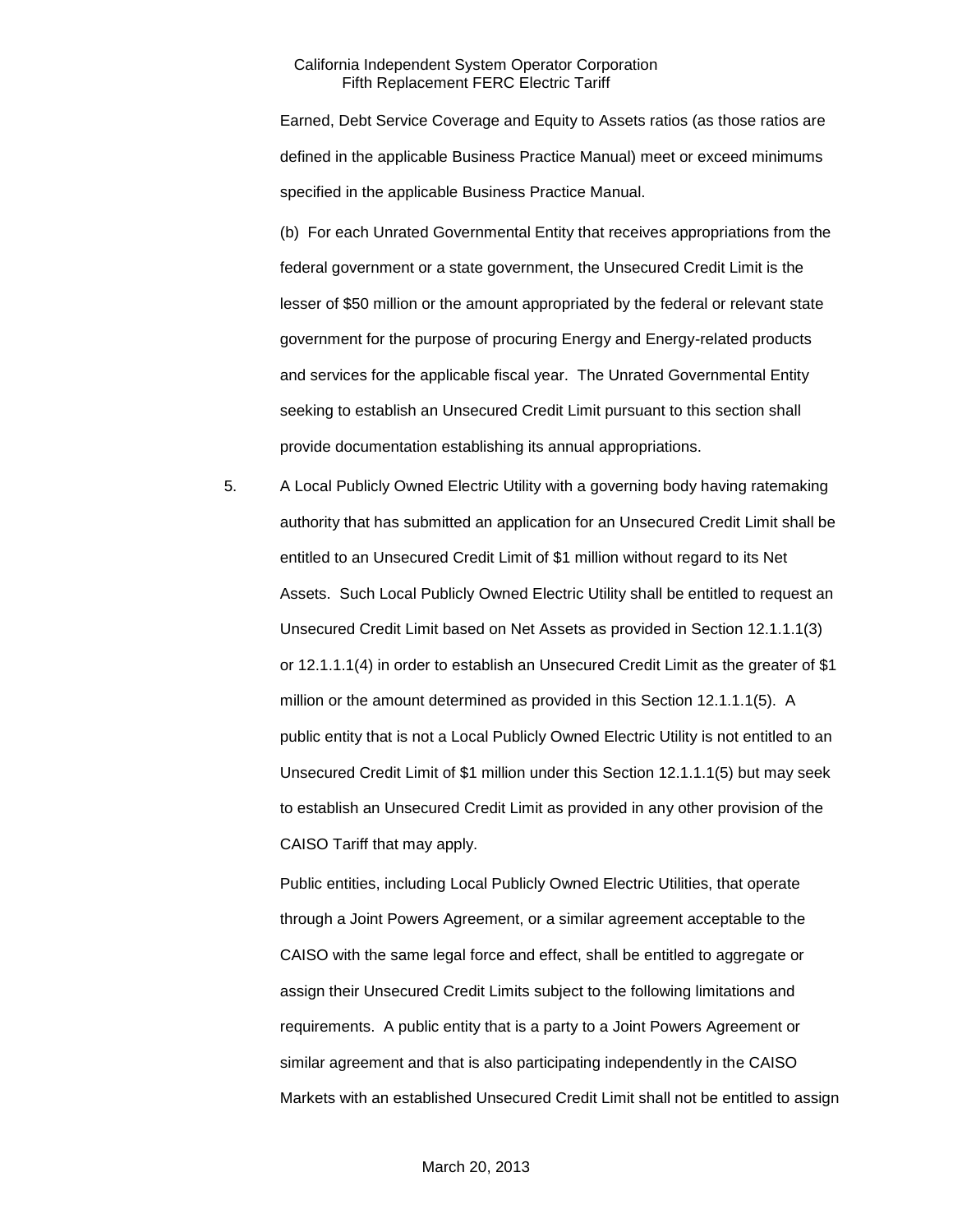Earned, Debt Service Coverage and Equity to Assets ratios (as those ratios are defined in the applicable Business Practice Manual) meet or exceed minimums specified in the applicable Business Practice Manual.

(b) For each Unrated Governmental Entity that receives appropriations from the federal government or a state government, the Unsecured Credit Limit is the lesser of $50 million or the amount appropriated by the federal or relevant state government for the purpose of procuring Energy and Energy-related products and services for the applicable fiscal year. The Unrated Governmental Entity seeking to establish an Unsecured Credit Limit pursuant to this section shall provide documentation establishing its annual appropriations.

5. A Local Publicly Owned Electric Utility with a governing body having ratemaking authority that has submitted an application for an Unsecured Credit Limit shall be entitled to an Unsecured Credit Limit of $1 million without regard to its Net Assets. Such Local Publicly Owned Electric Utility shall be entitled to request an Unsecured Credit Limit based on Net Assets as provided in Section 12.1.1.1(3) or 12.1.1.1(4) in order to establish an Unsecured Credit Limit as the greater of $1 million or the amount determined as provided in this Section 12.1.1.1(5). A public entity that is not a Local Publicly Owned Electric Utility is not entitled to an Unsecured Credit Limit of $1 million under this Section 12.1.1.1(5) but may seek to establish an Unsecured Credit Limit as provided in any other provision of the CAISO Tariff that may apply.

   Public entities, including Local Publicly Owned Electric Utilities, that operate through a Joint Powers Agreement, or a similar agreement acceptable to the CAISO with the same legal force and effect, shall be entitled to aggregate or assign their Unsecured Credit Limits subject to the following limitations and requirements. A public entity that is a party to a Joint Powers Agreement or similar agreement and that is also participating independently in the CAISO Markets with an established Unsecured Credit Limit shall not be entitled to assign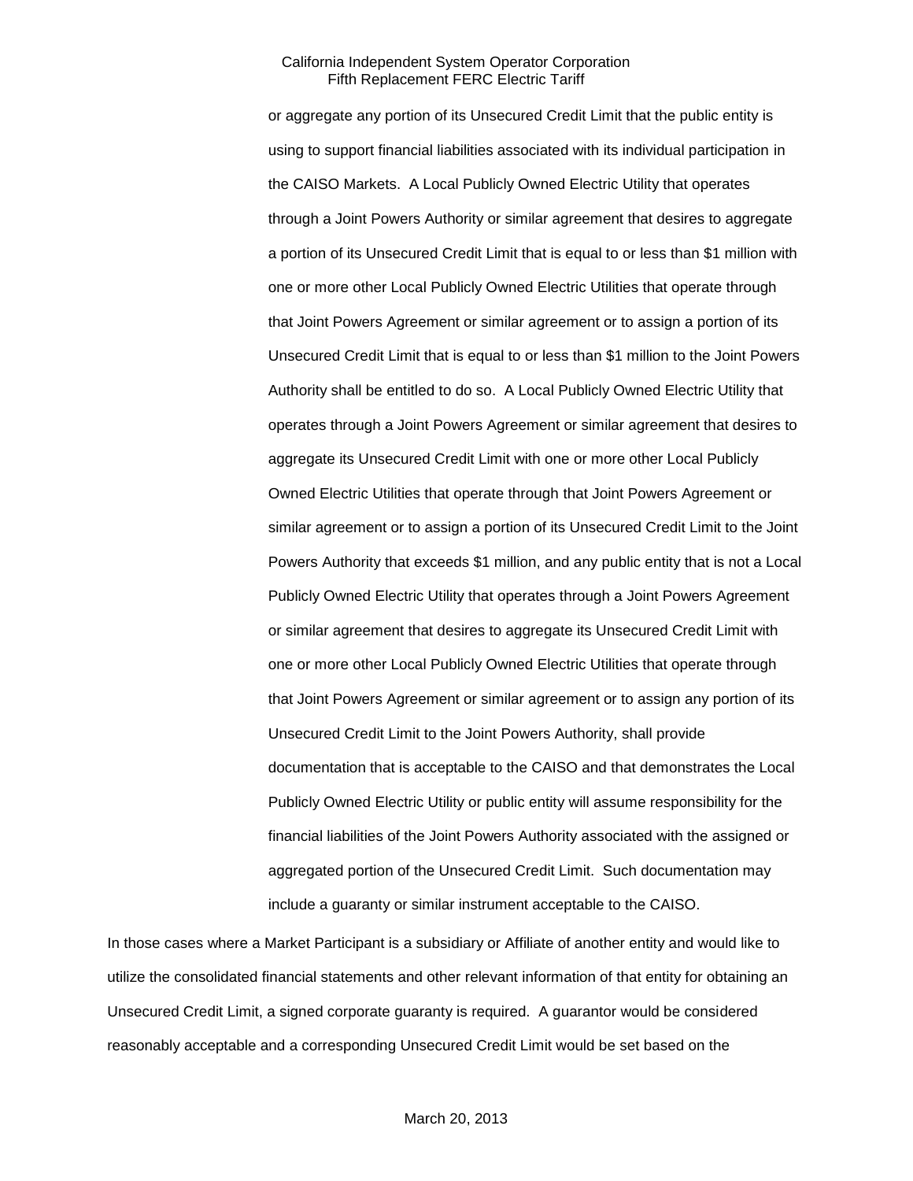or aggregate any portion of its Unsecured Credit Limit that the public entity is using to support financial liabilities associated with its individual participation in the CAISO Markets. A Local Publicly Owned Electric Utility that operates through a Joint Powers Authority or similar agreement that desires to aggregate a portion of its Unsecured Credit Limit that is equal to or less than $1 million with one or more other Local Publicly Owned Electric Utilities that operate through that Joint Powers Agreement or similar agreement or to assign a portion of its Unsecured Credit Limit that is equal to or less than $1 million to the Joint Powers Authority shall be entitled to do so. A Local Publicly Owned Electric Utility that operates through a Joint Powers Agreement or similar agreement that desires to aggregate its Unsecured Credit Limit with one or more other Local Publicly Owned Electric Utilities that operate through that Joint Powers Agreement or similar agreement or to assign a portion of its Unsecured Credit Limit to the Joint Powers Authority that exceeds $1 million, and any public entity that is not a Local Publicly Owned Electric Utility that operates through a Joint Powers Agreement or similar agreement that desires to aggregate its Unsecured Credit Limit with one or more other Local Publicly Owned Electric Utilities that operate through that Joint Powers Agreement or similar agreement or to assign any portion of its Unsecured Credit Limit to the Joint Powers Authority, shall provide documentation that is acceptable to the CAISO and that demonstrates the Local Publicly Owned Electric Utility or public entity will assume responsibility for the financial liabilities of the Joint Powers Authority associated with the assigned or aggregated portion of the Unsecured Credit Limit. Such documentation may include a guaranty or similar instrument acceptable to the CAISO.

In those cases where a Market Participant is a subsidiary or Affiliate of another entity and would like to utilize the consolidated financial statements and other relevant information of that entity for obtaining an Unsecured Credit Limit, a signed corporate guaranty is required. A guarantor would be considered reasonably acceptable and a corresponding Unsecured Credit Limit would be set based on the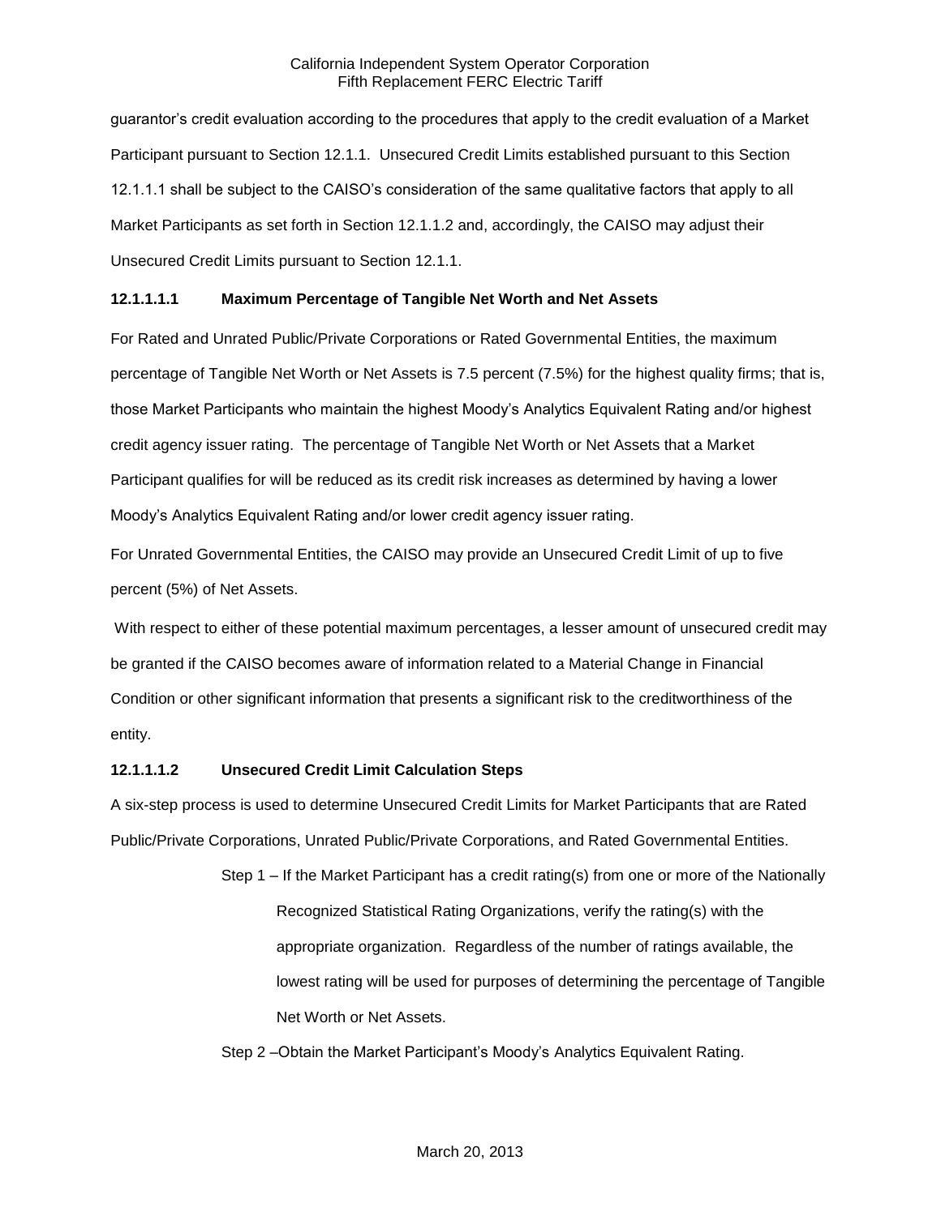guarantor's credit evaluation according to the procedures that apply to the credit evaluation of a Market Participant pursuant to Section 12.1.1. Unsecured Credit Limits established pursuant to this Section 12.1.1.1 shall be subject to the CAISO's consideration of the same qualitative factors that apply to all Market Participants as set forth in Section 12.1.1.2 and, accordingly, the CAISO may adjust their Unsecured Credit Limits pursuant to Section 12.1.1.

**12.1.1.1.1 Maximum Percentage of Tangible Net Worth and Net Assets**

For Rated and Unrated Public/Private Corporations or Rated Governmental Entities, the maximum percentage of Tangible Net Worth or Net Assets is 7.5 percent (7.5%) for the highest quality firms; that is, those Market Participants who maintain the highest Moody's Analytics Equivalent Rating and/or highest credit agency issuer rating. The percentage of Tangible Net Worth or Net Assets that a Market Participant qualifies for will be reduced as its credit risk increases as determined by having a lower Moody's Analytics Equivalent Rating and/or lower credit agency issuer rating.

For Unrated Governmental Entities, the CAISO may provide an Unsecured Credit Limit of up to five percent (5%) of Net Assets.

With respect to either of these potential maximum percentages, a lesser amount of unsecured credit may be granted if the CAISO becomes aware of information related to a Material Change in Financial Condition or other significant information that presents a significant risk to the creditworthiness of the entity.

**12.1.1.1.2 Unsecured Credit Limit Calculation Steps**

A six-step process is used to determine Unsecured Credit Limits for Market Participants that are Rated Public/Private Corporations, Unrated Public/Private Corporations, and Rated Governmental Entities.

Step 1 – If the Market Participant has a credit rating(s) from one or more of the Nationally Recognized Statistical Rating Organizations, verify the rating(s) with the appropriate organization. Regardless of the number of ratings available, the lowest rating will be used for purposes of determining the percentage of Tangible Net Worth or Net Assets.

Step 2 –Obtain the Market Participant's Moody's Analytics Equivalent Rating.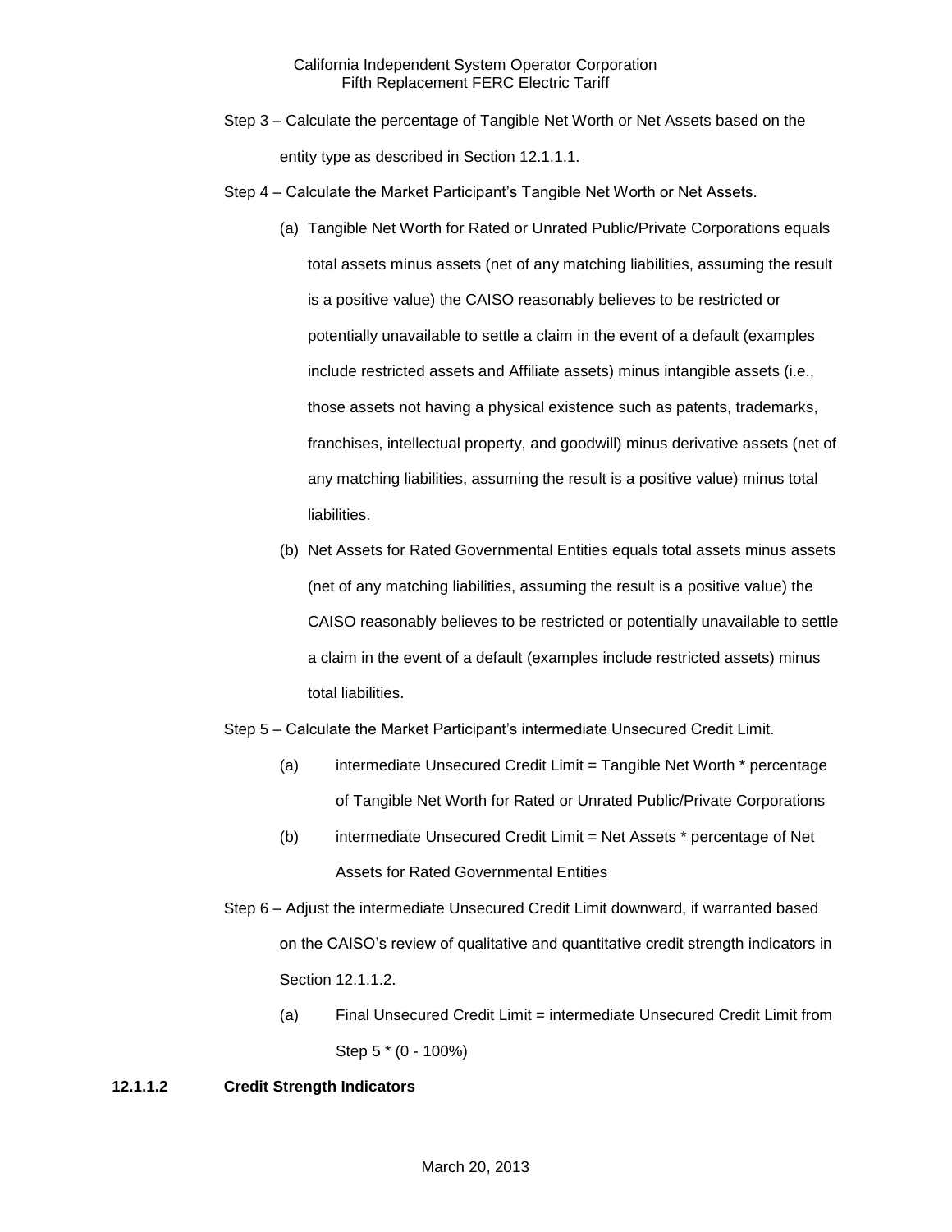Step 3 – Calculate the percentage of Tangible Net Worth or Net Assets based on the entity type as described in Section 12.1.1.1.

Step 4 – Calculate the Market Participant's Tangible Net Worth or Net Assets.

(a) Tangible Net Worth for Rated or Unrated Public/Private Corporations equals total assets minus assets (net of any matching liabilities, assuming the result is a positive value) the CAISO reasonably believes to be restricted or potentially unavailable to settle a claim in the event of a default (examples include restricted assets and Affiliate assets) minus intangible assets (i.e., those assets not having a physical existence such as patents, trademarks, franchises, intellectual property, and goodwill) minus derivative assets (net of any matching liabilities, assuming the result is a positive value) minus total liabilities.

(b) Net Assets for Rated Governmental Entities equals total assets minus assets (net of any matching liabilities, assuming the result is a positive value) the CAISO reasonably believes to be restricted or potentially unavailable to settle a claim in the event of a default (examples include restricted assets) minus total liabilities.

Step 5 – Calculate the Market Participant's intermediate Unsecured Credit Limit.

(a) intermediate Unsecured Credit Limit = Tangible Net Worth * percentage of Tangible Net Worth for Rated or Unrated Public/Private Corporations

(b) intermediate Unsecured Credit Limit = Net Assets * percentage of Net Assets for Rated Governmental Entities

Step 6 – Adjust the intermediate Unsecured Credit Limit downward, if warranted based on the CAISO's review of qualitative and quantitative credit strength indicators in Section 12.1.1.2.

(a) Final Unsecured Credit Limit = intermediate Unsecured Credit Limit from Step 5 * (0 - 100%)

**12.1.1.2 Credit Strength Indicators**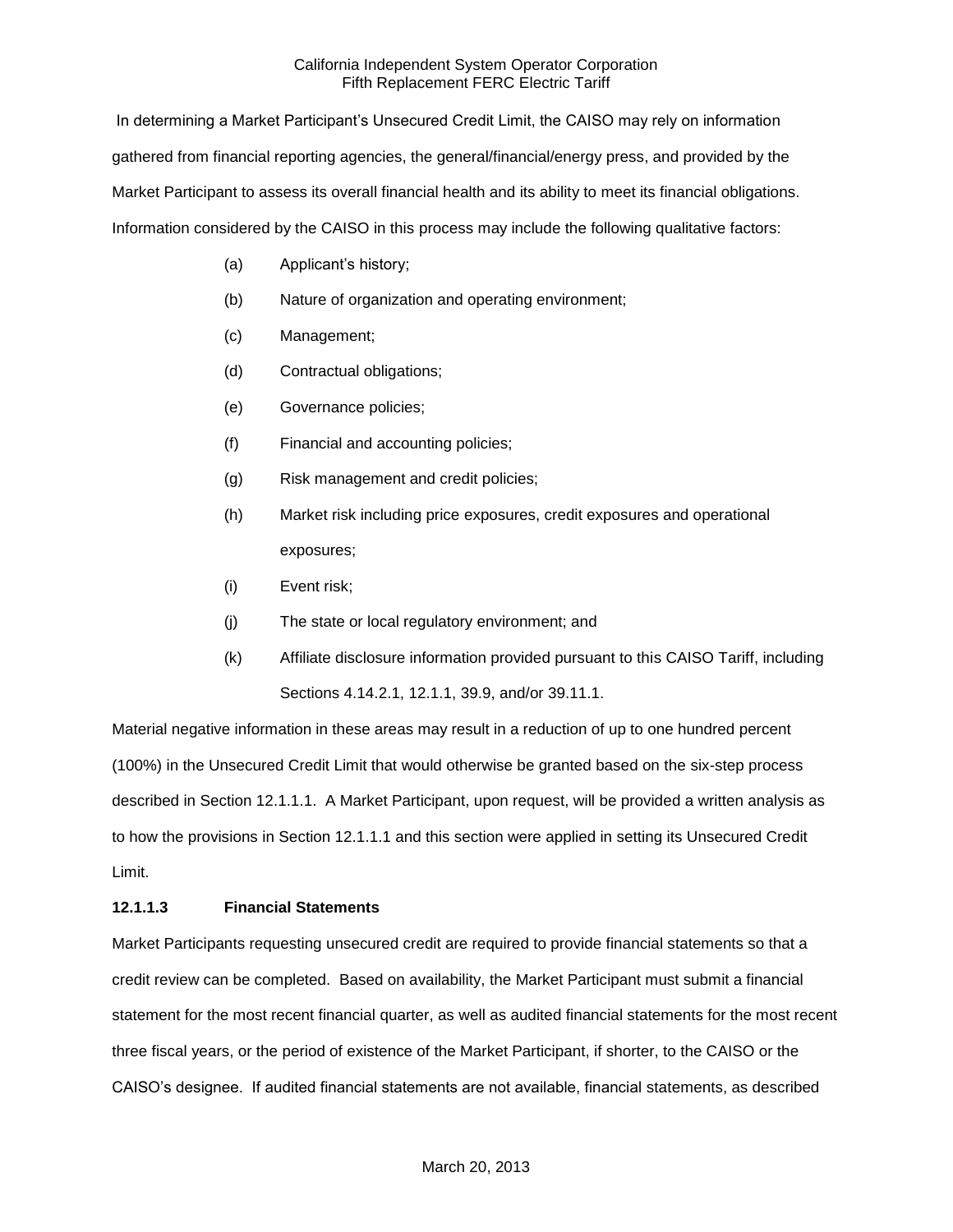In determining a Market Participant's Unsecured Credit Limit, the CAISO may rely on information gathered from financial reporting agencies, the general/financial/energy press, and provided by the Market Participant to assess its overall financial health and its ability to meet its financial obligations. Information considered by the CAISO in this process may include the following qualitative factors:

(a) Applicant's history;

(b) Nature of organization and operating environment;

(c) Management;

(d) Contractual obligations;

(e) Governance policies;

(f) Financial and accounting policies;

(g) Risk management and credit policies;

(h) Market risk including price exposures, credit exposures and operational exposures;

(i) Event risk;

(j) The state or local regulatory environment; and

(k) Affiliate disclosure information provided pursuant to this CAISO Tariff, including Sections 4.14.2.1, 12.1.1, 39.9, and/or 39.11.1.

Material negative information in these areas may result in a reduction of up to one hundred percent (100%) in the Unsecured Credit Limit that would otherwise be granted based on the six-step process described in Section 12.1.1.1. A Market Participant, upon request, will be provided a written analysis as to how the provisions in Section 12.1.1.1 and this section were applied in setting its Unsecured Credit Limit.

**12.1.1.3 Financial Statements**

Market Participants requesting unsecured credit are required to provide financial statements so that a credit review can be completed. Based on availability, the Market Participant must submit a financial statement for the most recent financial quarter, as well as audited financial statements for the most recent three fiscal years, or the period of existence of the Market Participant, if shorter, to the CAISO or the CAISO's designee. If audited financial statements are not available, financial statements, as described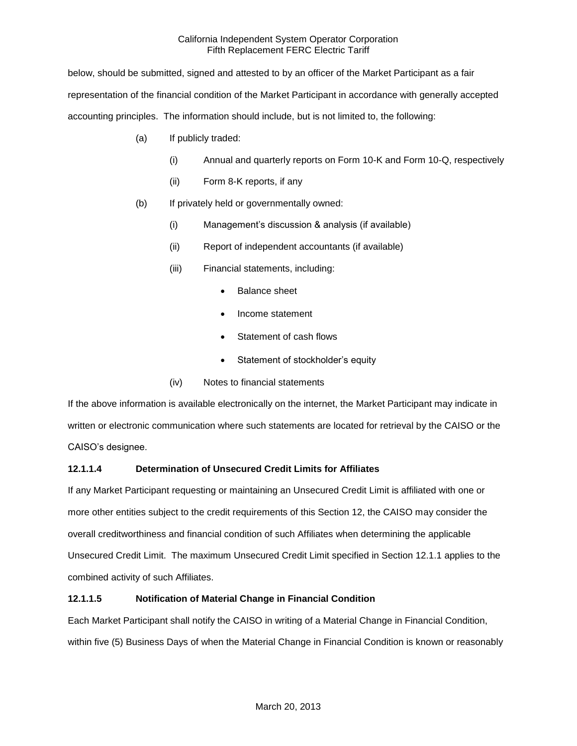below, should be submitted, signed and attested to by an officer of the Market Participant as a fair representation of the financial condition of the Market Participant in accordance with generally accepted accounting principles. The information should include, but is not limited to, the following:

(a) If publicly traded:

(i) Annual and quarterly reports on Form 10-K and Form 10-Q, respectively

(ii) Form 8-K reports, if any

(b) If privately held or governmentally owned:

(i) Management's discussion & analysis (if available)

(ii) Report of independent accountants (if available)

(iii) Financial statements, including:

- Balance sheet
- Income statement
- Statement of cash flows
- Statement of stockholder's equity

(iv) Notes to financial statements

If the above information is available electronically on the internet, the Market Participant may indicate in written or electronic communication where such statements are located for retrieval by the CAISO or the CAISO's designee.

**12.1.1.4 Determination of Unsecured Credit Limits for Affiliates**

If any Market Participant requesting or maintaining an Unsecured Credit Limit is affiliated with one or more other entities subject to the credit requirements of this Section 12, the CAISO may consider the overall creditworthiness and financial condition of such Affiliates when determining the applicable Unsecured Credit Limit. The maximum Unsecured Credit Limit specified in Section 12.1.1 applies to the combined activity of such Affiliates.

**12.1.1.5 Notification of Material Change in Financial Condition**

Each Market Participant shall notify the CAISO in writing of a Material Change in Financial Condition, within five (5) Business Days of when the Material Change in Financial Condition is known or reasonably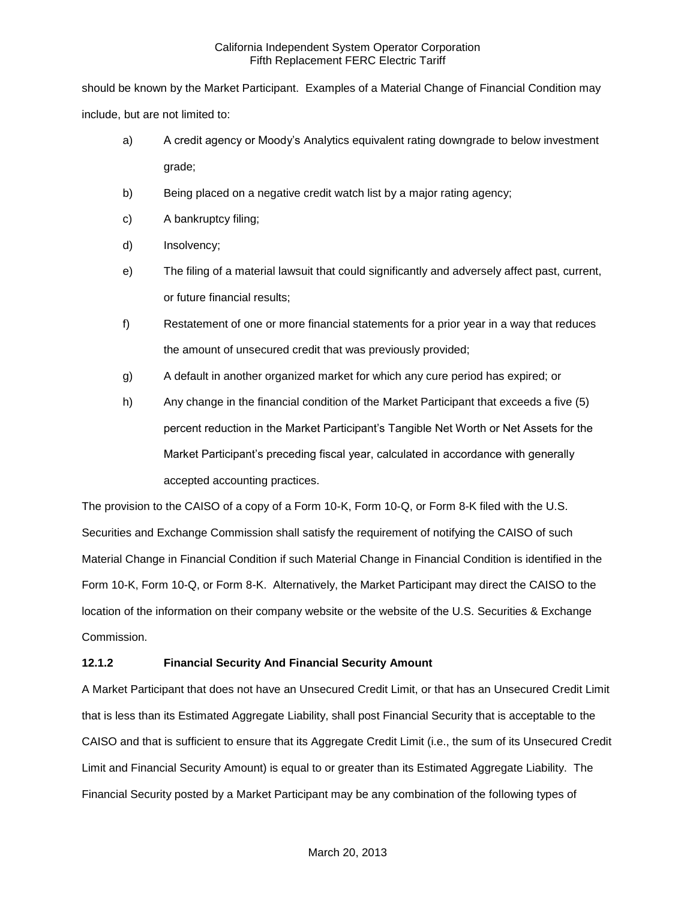should be known by the Market Participant. Examples of a Material Change of Financial Condition may include, but are not limited to:

a) A credit agency or Moody's Analytics equivalent rating downgrade to below investment grade;

b) Being placed on a negative credit watch list by a major rating agency;

c) A bankruptcy filing;

d) Insolvency;

e) The filing of a material lawsuit that could significantly and adversely affect past, current, or future financial results;

f) Restatement of one or more financial statements for a prior year in a way that reduces the amount of unsecured credit that was previously provided;

g) A default in another organized market for which any cure period has expired; or

h) Any change in the financial condition of the Market Participant that exceeds a five (5) percent reduction in the Market Participant's Tangible Net Worth or Net Assets for the Market Participant's preceding fiscal year, calculated in accordance with generally accepted accounting practices.

The provision to the CAISO of a copy of a Form 10-K, Form 10-Q, or Form 8-K filed with the U.S. Securities and Exchange Commission shall satisfy the requirement of notifying the CAISO of such Material Change in Financial Condition if such Material Change in Financial Condition is identified in the Form 10-K, Form 10-Q, or Form 8-K. Alternatively, the Market Participant may direct the CAISO to the location of the information on their company website or the website of the U.S. Securities & Exchange Commission.

### 12.1.2 Financial Security And Financial Security Amount

A Market Participant that does not have an Unsecured Credit Limit, or that has an Unsecured Credit Limit that is less than its Estimated Aggregate Liability, shall post Financial Security that is acceptable to the CAISO and that is sufficient to ensure that its Aggregate Credit Limit (i.e., the sum of its Unsecured Credit Limit and Financial Security Amount) is equal to or greater than its Estimated Aggregate Liability. The Financial Security posted by a Market Participant may be any combination of the following types of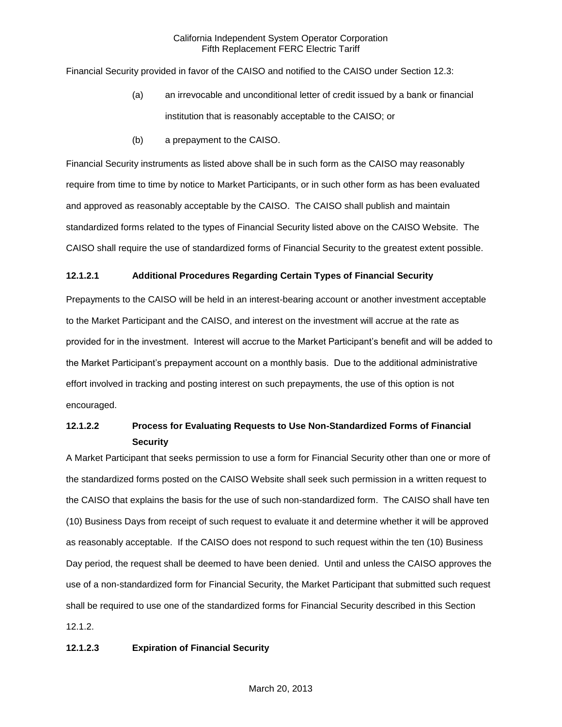Financial Security provided in favor of the CAISO and notified to the CAISO under Section 12.3:

(a) an irrevocable and unconditional letter of credit issued by a bank or financial institution that is reasonably acceptable to the CAISO; or

(b) a prepayment to the CAISO.

Financial Security instruments as listed above shall be in such form as the CAISO may reasonably require from time to time by notice to Market Participants, or in such other form as has been evaluated and approved as reasonably acceptable by the CAISO. The CAISO shall publish and maintain standardized forms related to the types of Financial Security listed above on the CAISO Website. The CAISO shall require the use of standardized forms of Financial Security to the greatest extent possible.

**12.1.2.1 Additional Procedures Regarding Certain Types of Financial Security**

Prepayments to the CAISO will be held in an interest-bearing account or another investment acceptable to the Market Participant and the CAISO, and interest on the investment will accrue at the rate as provided for in the investment. Interest will accrue to the Market Participant's benefit and will be added to the Market Participant's prepayment account on a monthly basis. Due to the additional administrative effort involved in tracking and posting interest on such prepayments, the use of this option is not encouraged.

**12.1.2.2 Process for Evaluating Requests to Use Non-Standardized Forms of Financial Security**

A Market Participant that seeks permission to use a form for Financial Security other than one or more of the standardized forms posted on the CAISO Website shall seek such permission in a written request to the CAISO that explains the basis for the use of such non-standardized form. The CAISO shall have ten (10) Business Days from receipt of such request to evaluate it and determine whether it will be approved as reasonably acceptable. If the CAISO does not respond to such request within the ten (10) Business Day period, the request shall be deemed to have been denied. Until and unless the CAISO approves the use of a non-standardized form for Financial Security, the Market Participant that submitted such request shall be required to use one of the standardized forms for Financial Security described in this Section 12.1.2.

**12.1.2.3 Expiration of Financial Security**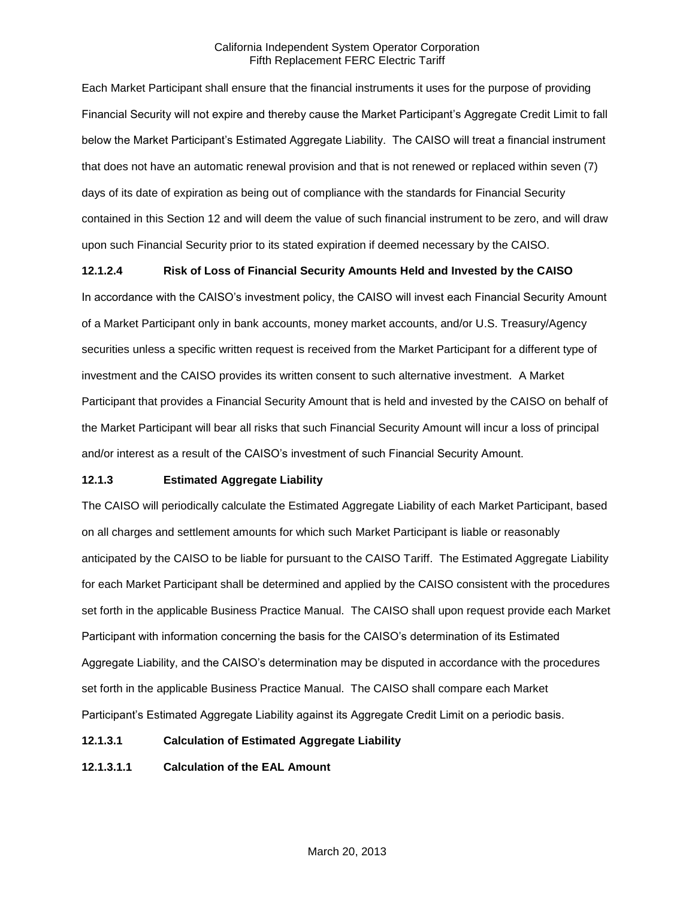Each Market Participant shall ensure that the financial instruments it uses for the purpose of providing Financial Security will not expire and thereby cause the Market Participant's Aggregate Credit Limit to fall below the Market Participant's Estimated Aggregate Liability. The CAISO will treat a financial instrument that does not have an automatic renewal provision and that is not renewed or replaced within seven (7) days of its date of expiration as being out of compliance with the standards for Financial Security contained in this Section 12 and will deem the value of such financial instrument to be zero, and will draw upon such Financial Security prior to its stated expiration if deemed necessary by the CAISO.

**12.1.2.4 Risk of Loss of Financial Security Amounts Held and Invested by the CAISO**

In accordance with the CAISO's investment policy, the CAISO will invest each Financial Security Amount of a Market Participant only in bank accounts, money market accounts, and/or U.S. Treasury/Agency securities unless a specific written request is received from the Market Participant for a different type of investment and the CAISO provides its written consent to such alternative investment. A Market Participant that provides a Financial Security Amount that is held and invested by the CAISO on behalf of the Market Participant will bear all risks that such Financial Security Amount will incur a loss of principal and/or interest as a result of the CAISO's investment of such Financial Security Amount.

**12.1.3 Estimated Aggregate Liability**

The CAISO will periodically calculate the Estimated Aggregate Liability of each Market Participant, based on all charges and settlement amounts for which such Market Participant is liable or reasonably anticipated by the CAISO to be liable for pursuant to the CAISO Tariff. The Estimated Aggregate Liability for each Market Participant shall be determined and applied by the CAISO consistent with the procedures set forth in the applicable Business Practice Manual. The CAISO shall upon request provide each Market Participant with information concerning the basis for the CAISO's determination of its Estimated Aggregate Liability, and the CAISO's determination may be disputed in accordance with the procedures set forth in the applicable Business Practice Manual. The CAISO shall compare each Market Participant's Estimated Aggregate Liability against its Aggregate Credit Limit on a periodic basis.

**12.1.3.1 Calculation of Estimated Aggregate Liability**

**12.1.3.1.1 Calculation of the EAL Amount**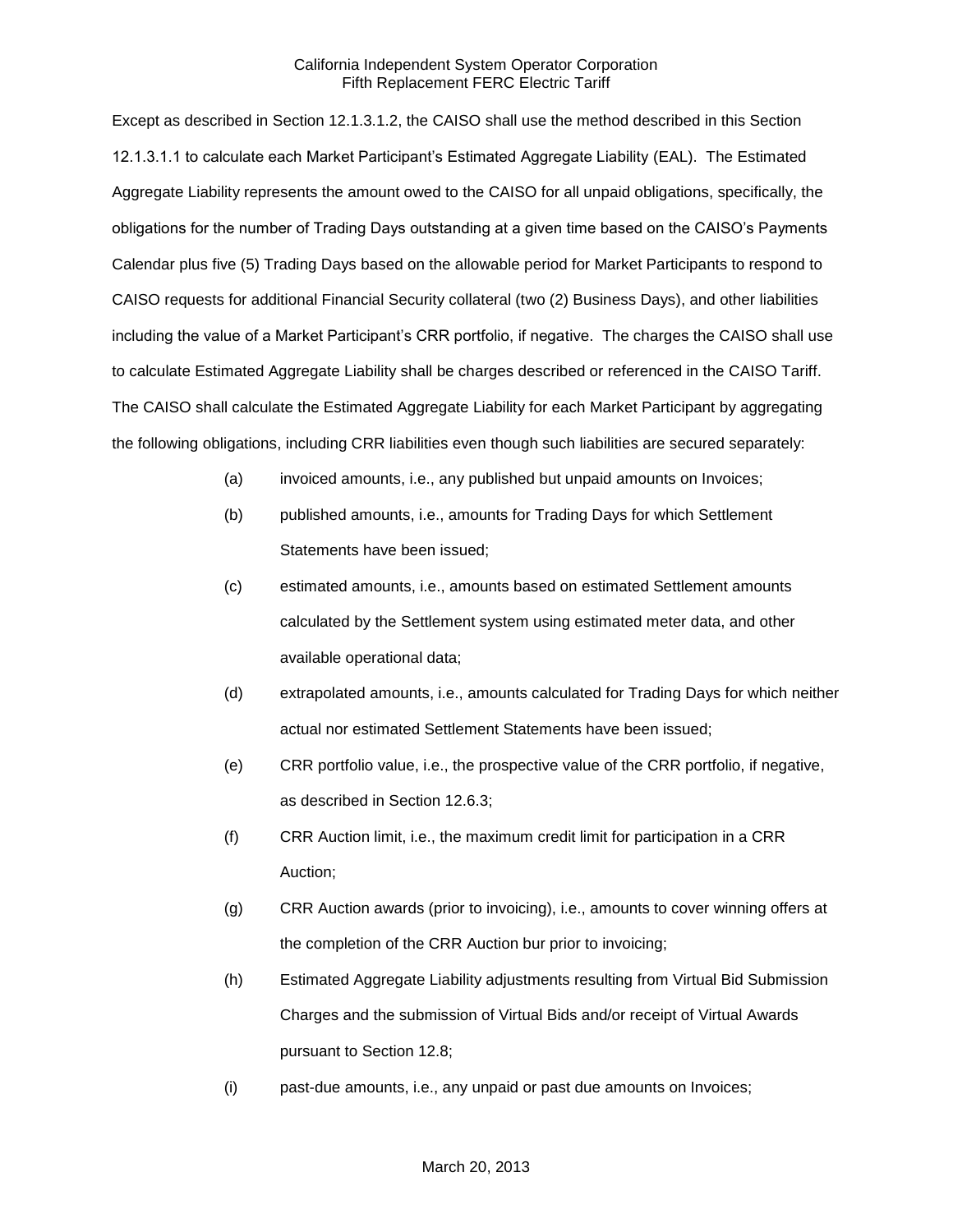Except as described in Section 12.1.3.1.2, the CAISO shall use the method described in this Section 12.1.3.1.1 to calculate each Market Participant's Estimated Aggregate Liability (EAL). The Estimated Aggregate Liability represents the amount owed to the CAISO for all unpaid obligations, specifically, the obligations for the number of Trading Days outstanding at a given time based on the CAISO's Payments Calendar plus five (5) Trading Days based on the allowable period for Market Participants to respond to CAISO requests for additional Financial Security collateral (two (2) Business Days), and other liabilities including the value of a Market Participant's CRR portfolio, if negative. The charges the CAISO shall use to calculate Estimated Aggregate Liability shall be charges described or referenced in the CAISO Tariff. The CAISO shall calculate the Estimated Aggregate Liability for each Market Participant by aggregating the following obligations, including CRR liabilities even though such liabilities are secured separately:

(a) invoiced amounts, i.e., any published but unpaid amounts on Invoices;

(b) published amounts, i.e., amounts for Trading Days for which Settlement Statements have been issued;

(c) estimated amounts, i.e., amounts based on estimated Settlement amounts calculated by the Settlement system using estimated meter data, and other available operational data;

(d) extrapolated amounts, i.e., amounts calculated for Trading Days for which neither actual nor estimated Settlement Statements have been issued;

(e) CRR portfolio value, i.e., the prospective value of the CRR portfolio, if negative, as described in Section 12.6.3;

(f) CRR Auction limit, i.e., the maximum credit limit for participation in a CRR Auction;

(g) CRR Auction awards (prior to invoicing), i.e., amounts to cover winning offers at the completion of the CRR Auction bur prior to invoicing;

(h) Estimated Aggregate Liability adjustments resulting from Virtual Bid Submission Charges and the submission of Virtual Bids and/or receipt of Virtual Awards pursuant to Section 12.8;

(i) past-due amounts, i.e., any unpaid or past due amounts on Invoices;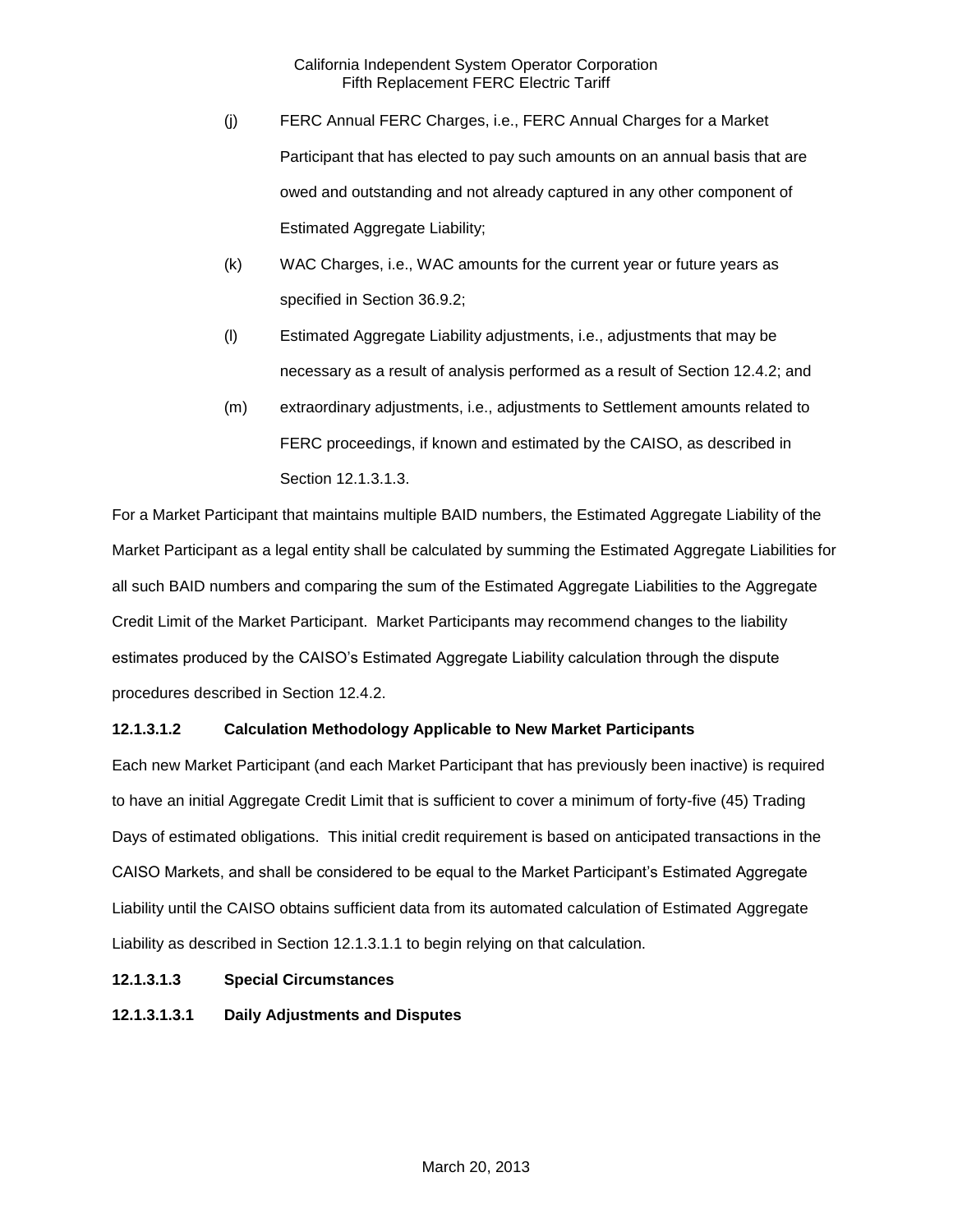(j) FERC Annual FERC Charges, i.e., FERC Annual Charges for a Market Participant that has elected to pay such amounts on an annual basis that are owed and outstanding and not already captured in any other component of Estimated Aggregate Liability;

(k) WAC Charges, i.e., WAC amounts for the current year or future years as specified in Section 36.9.2;

(l) Estimated Aggregate Liability adjustments, i.e., adjustments that may be necessary as a result of analysis performed as a result of Section 12.4.2; and

(m) extraordinary adjustments, i.e., adjustments to Settlement amounts related to FERC proceedings, if known and estimated by the CAISO, as described in Section 12.1.3.1.3.

For a Market Participant that maintains multiple BAID numbers, the Estimated Aggregate Liability of the Market Participant as a legal entity shall be calculated by summing the Estimated Aggregate Liabilities for all such BAID numbers and comparing the sum of the Estimated Aggregate Liabilities to the Aggregate Credit Limit of the Market Participant. Market Participants may recommend changes to the liability estimates produced by the CAISO's Estimated Aggregate Liability calculation through the dispute procedures described in Section 12.4.2.

**12.1.3.1.2 Calculation Methodology Applicable to New Market Participants**

Each new Market Participant (and each Market Participant that has previously been inactive) is required to have an initial Aggregate Credit Limit that is sufficient to cover a minimum of forty-five (45) Trading Days of estimated obligations. This initial credit requirement is based on anticipated transactions in the CAISO Markets, and shall be considered to be equal to the Market Participant's Estimated Aggregate Liability until the CAISO obtains sufficient data from its automated calculation of Estimated Aggregate Liability as described in Section 12.1.3.1.1 to begin relying on that calculation.

**12.1.3.1.3 Special Circumstances**

**12.1.3.1.3.1 Daily Adjustments and Disputes**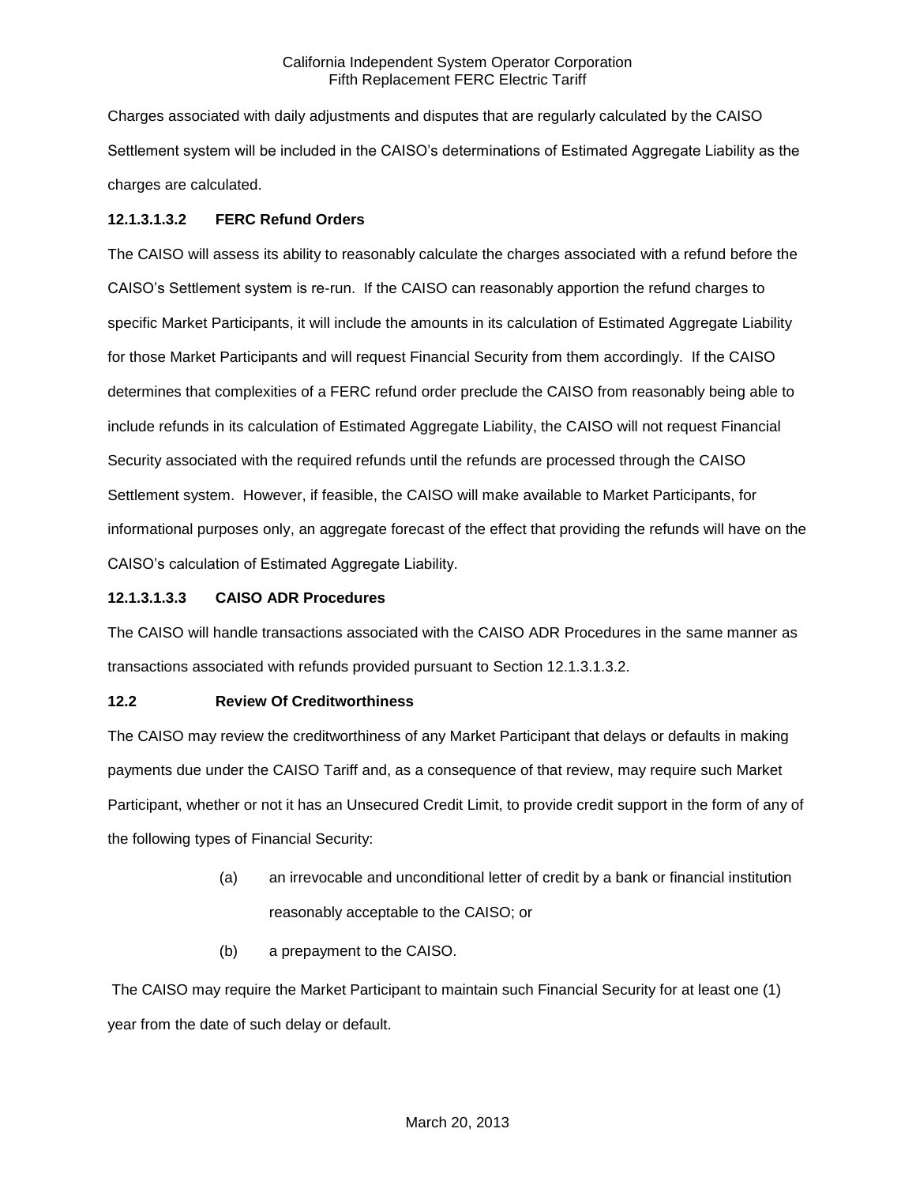Charges associated with daily adjustments and disputes that are regularly calculated by the CAISO Settlement system will be included in the CAISO's determinations of Estimated Aggregate Liability as the charges are calculated.

**12.1.3.1.3.2 FERC Refund Orders**

The CAISO will assess its ability to reasonably calculate the charges associated with a refund before the CAISO's Settlement system is re-run. If the CAISO can reasonably apportion the refund charges to specific Market Participants, it will include the amounts in its calculation of Estimated Aggregate Liability for those Market Participants and will request Financial Security from them accordingly. If the CAISO determines that complexities of a FERC refund order preclude the CAISO from reasonably being able to include refunds in its calculation of Estimated Aggregate Liability, the CAISO will not request Financial Security associated with the required refunds until the refunds are processed through the CAISO Settlement system. However, if feasible, the CAISO will make available to Market Participants, for informational purposes only, an aggregate forecast of the effect that providing the refunds will have on the CAISO's calculation of Estimated Aggregate Liability.

**12.1.3.1.3.3 CAISO ADR Procedures**

The CAISO will handle transactions associated with the CAISO ADR Procedures in the same manner as transactions associated with refunds provided pursuant to Section 12.1.3.1.3.2.

**12.2 Review Of Creditworthiness**

The CAISO may review the creditworthiness of any Market Participant that delays or defaults in making payments due under the CAISO Tariff and, as a consequence of that review, may require such Market Participant, whether or not it has an Unsecured Credit Limit, to provide credit support in the form of any of the following types of Financial Security:

(a) an irrevocable and unconditional letter of credit by a bank or financial institution reasonably acceptable to the CAISO; or

(b) a prepayment to the CAISO.

The CAISO may require the Market Participant to maintain such Financial Security for at least one (1) year from the date of such delay or default.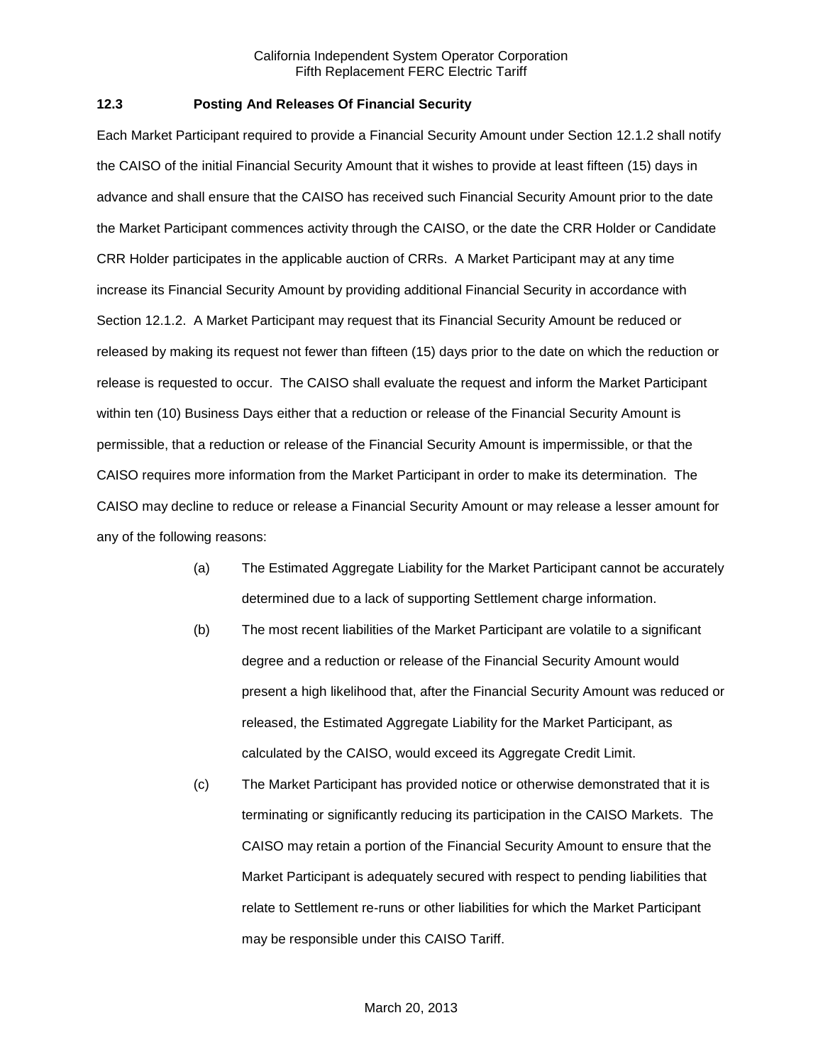## 12.3 Posting And Releases Of Financial Security

Each Market Participant required to provide a Financial Security Amount under Section 12.1.2 shall notify the CAISO of the initial Financial Security Amount that it wishes to provide at least fifteen (15) days in advance and shall ensure that the CAISO has received such Financial Security Amount prior to the date the Market Participant commences activity through the CAISO, or the date the CRR Holder or Candidate CRR Holder participates in the applicable auction of CRRs. A Market Participant may at any time increase its Financial Security Amount by providing additional Financial Security in accordance with Section 12.1.2. A Market Participant may request that its Financial Security Amount be reduced or released by making its request not fewer than fifteen (15) days prior to the date on which the reduction or release is requested to occur. The CAISO shall evaluate the request and inform the Market Participant within ten (10) Business Days either that a reduction or release of the Financial Security Amount is permissible, that a reduction or release of the Financial Security Amount is impermissible, or that the CAISO requires more information from the Market Participant in order to make its determination. The CAISO may decline to reduce or release a Financial Security Amount or may release a lesser amount for any of the following reasons:

(a) The Estimated Aggregate Liability for the Market Participant cannot be accurately determined due to a lack of supporting Settlement charge information.

(b) The most recent liabilities of the Market Participant are volatile to a significant degree and a reduction or release of the Financial Security Amount would present a high likelihood that, after the Financial Security Amount was reduced or released, the Estimated Aggregate Liability for the Market Participant, as calculated by the CAISO, would exceed its Aggregate Credit Limit.

(c) The Market Participant has provided notice or otherwise demonstrated that it is terminating or significantly reducing its participation in the CAISO Markets. The CAISO may retain a portion of the Financial Security Amount to ensure that the Market Participant is adequately secured with respect to pending liabilities that relate to Settlement re-runs or other liabilities for which the Market Participant may be responsible under this CAISO Tariff.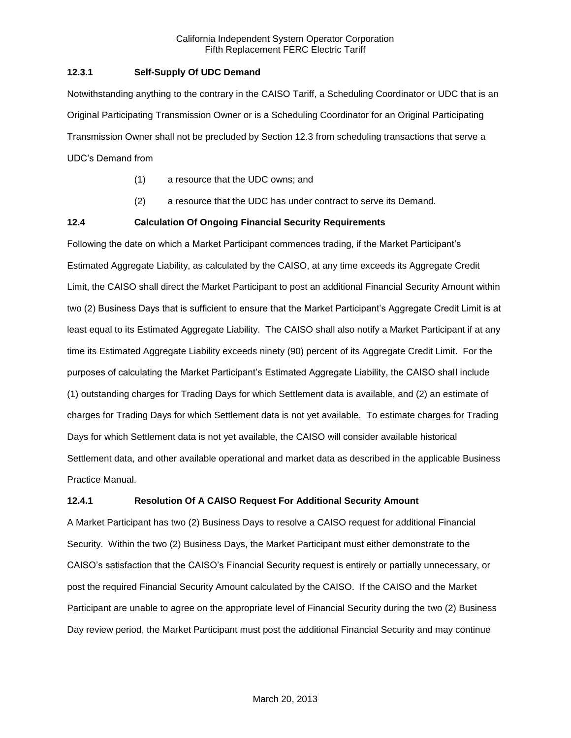### 12.3.1 Self-Supply Of UDC Demand

Notwithstanding anything to the contrary in the CAISO Tariff, a Scheduling Coordinator or UDC that is an Original Participating Transmission Owner or is a Scheduling Coordinator for an Original Participating Transmission Owner shall not be precluded by Section 12.3 from scheduling transactions that serve a UDC's Demand from

(1) a resource that the UDC owns; and

(2) a resource that the UDC has under contract to serve its Demand.

## 12.4 Calculation Of Ongoing Financial Security Requirements

Following the date on which a Market Participant commences trading, if the Market Participant's Estimated Aggregate Liability, as calculated by the CAISO, at any time exceeds its Aggregate Credit Limit, the CAISO shall direct the Market Participant to post an additional Financial Security Amount within two (2) Business Days that is sufficient to ensure that the Market Participant's Aggregate Credit Limit is at least equal to its Estimated Aggregate Liability. The CAISO shall also notify a Market Participant if at any time its Estimated Aggregate Liability exceeds ninety (90) percent of its Aggregate Credit Limit. For the purposes of calculating the Market Participant's Estimated Aggregate Liability, the CAISO shall include (1) outstanding charges for Trading Days for which Settlement data is available, and (2) an estimate of charges for Trading Days for which Settlement data is not yet available. To estimate charges for Trading Days for which Settlement data is not yet available, the CAISO will consider available historical Settlement data, and other available operational and market data as described in the applicable Business Practice Manual.

### 12.4.1 Resolution Of A CAISO Request For Additional Security Amount

A Market Participant has two (2) Business Days to resolve a CAISO request for additional Financial Security. Within the two (2) Business Days, the Market Participant must either demonstrate to the CAISO's satisfaction that the CAISO's Financial Security request is entirely or partially unnecessary, or post the required Financial Security Amount calculated by the CAISO. If the CAISO and the Market Participant are unable to agree on the appropriate level of Financial Security during the two (2) Business Day review period, the Market Participant must post the additional Financial Security and may continue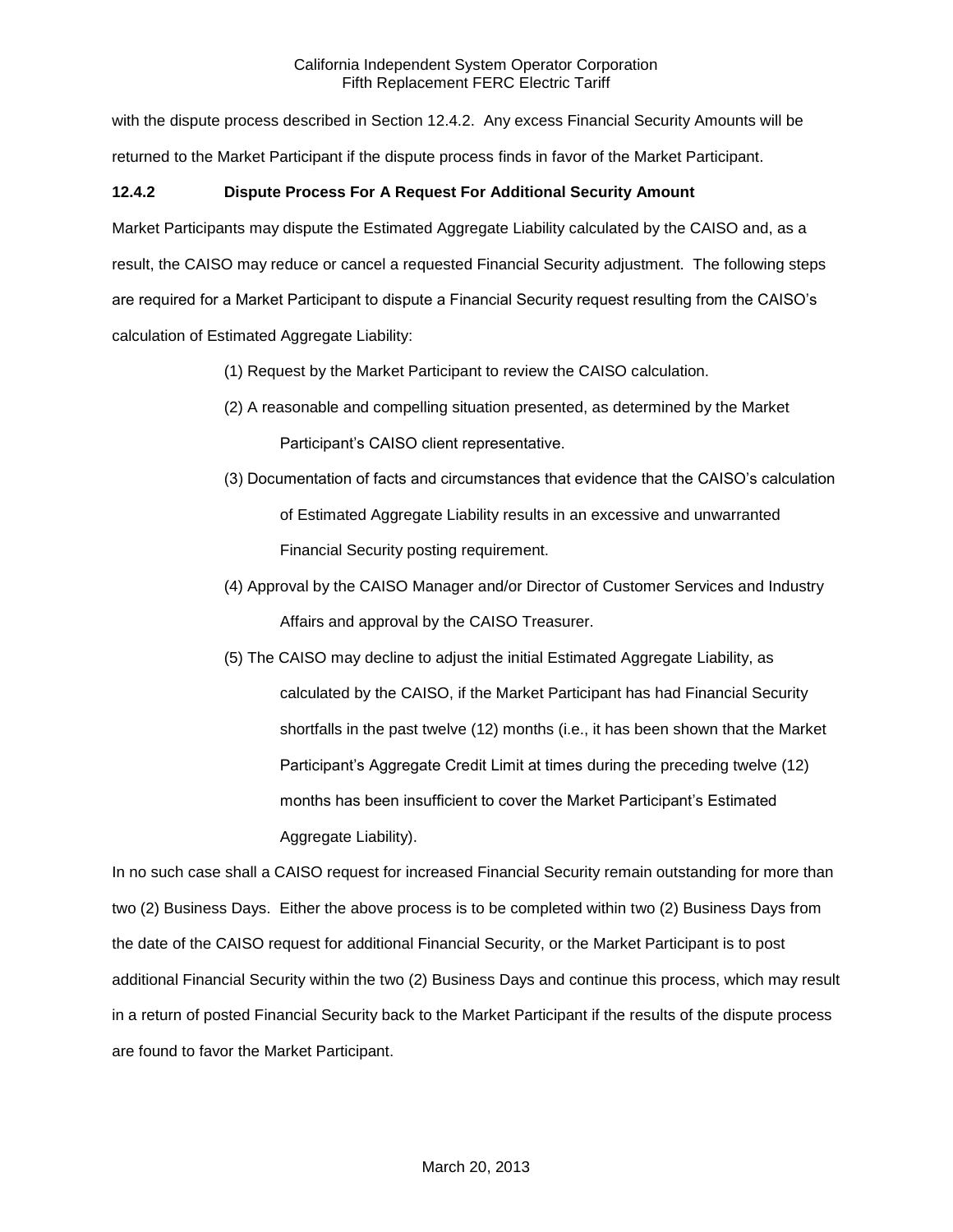with the dispute process described in Section 12.4.2. Any excess Financial Security Amounts will be returned to the Market Participant if the dispute process finds in favor of the Market Participant.

### 12.4.2 Dispute Process For A Request For Additional Security Amount

Market Participants may dispute the Estimated Aggregate Liability calculated by the CAISO and, as a result, the CAISO may reduce or cancel a requested Financial Security adjustment. The following steps are required for a Market Participant to dispute a Financial Security request resulting from the CAISO's calculation of Estimated Aggregate Liability:

(1) Request by the Market Participant to review the CAISO calculation.

(2) A reasonable and compelling situation presented, as determined by the Market Participant's CAISO client representative.

(3) Documentation of facts and circumstances that evidence that the CAISO's calculation of Estimated Aggregate Liability results in an excessive and unwarranted Financial Security posting requirement.

(4) Approval by the CAISO Manager and/or Director of Customer Services and Industry Affairs and approval by the CAISO Treasurer.

(5) The CAISO may decline to adjust the initial Estimated Aggregate Liability, as calculated by the CAISO, if the Market Participant has had Financial Security shortfalls in the past twelve (12) months (i.e., it has been shown that the Market Participant's Aggregate Credit Limit at times during the preceding twelve (12) months has been insufficient to cover the Market Participant's Estimated Aggregate Liability).

In no such case shall a CAISO request for increased Financial Security remain outstanding for more than two (2) Business Days. Either the above process is to be completed within two (2) Business Days from the date of the CAISO request for additional Financial Security, or the Market Participant is to post additional Financial Security within the two (2) Business Days and continue this process, which may result in a return of posted Financial Security back to the Market Participant if the results of the dispute process are found to favor the Market Participant.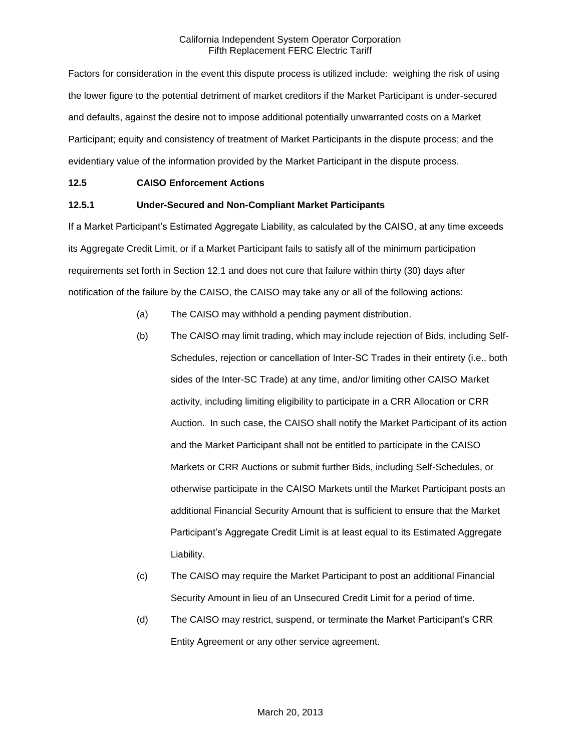Factors for consideration in the event this dispute process is utilized include: weighing the risk of using the lower figure to the potential detriment of market creditors if the Market Participant is under-secured and defaults, against the desire not to impose additional potentially unwarranted costs on a Market Participant; equity and consistency of treatment of Market Participants in the dispute process; and the evidentiary value of the information provided by the Market Participant in the dispute process.

### 12.5 CAISO Enforcement Actions

#### 12.5.1 Under-Secured and Non-Compliant Market Participants

If a Market Participant's Estimated Aggregate Liability, as calculated by the CAISO, at any time exceeds its Aggregate Credit Limit, or if a Market Participant fails to satisfy all of the minimum participation requirements set forth in Section 12.1 and does not cure that failure within thirty (30) days after notification of the failure by the CAISO, the CAISO may take any or all of the following actions:

(a) The CAISO may withhold a pending payment distribution.

(b) The CAISO may limit trading, which may include rejection of Bids, including Self-Schedules, rejection or cancellation of Inter-SC Trades in their entirety (i.e., both sides of the Inter-SC Trade) at any time, and/or limiting other CAISO Market activity, including limiting eligibility to participate in a CRR Allocation or CRR Auction. In such case, the CAISO shall notify the Market Participant of its action and the Market Participant shall not be entitled to participate in the CAISO Markets or CRR Auctions or submit further Bids, including Self-Schedules, or otherwise participate in the CAISO Markets until the Market Participant posts an additional Financial Security Amount that is sufficient to ensure that the Market Participant's Aggregate Credit Limit is at least equal to its Estimated Aggregate Liability.

(c) The CAISO may require the Market Participant to post an additional Financial Security Amount in lieu of an Unsecured Credit Limit for a period of time.

(d) The CAISO may restrict, suspend, or terminate the Market Participant's CRR Entity Agreement or any other service agreement.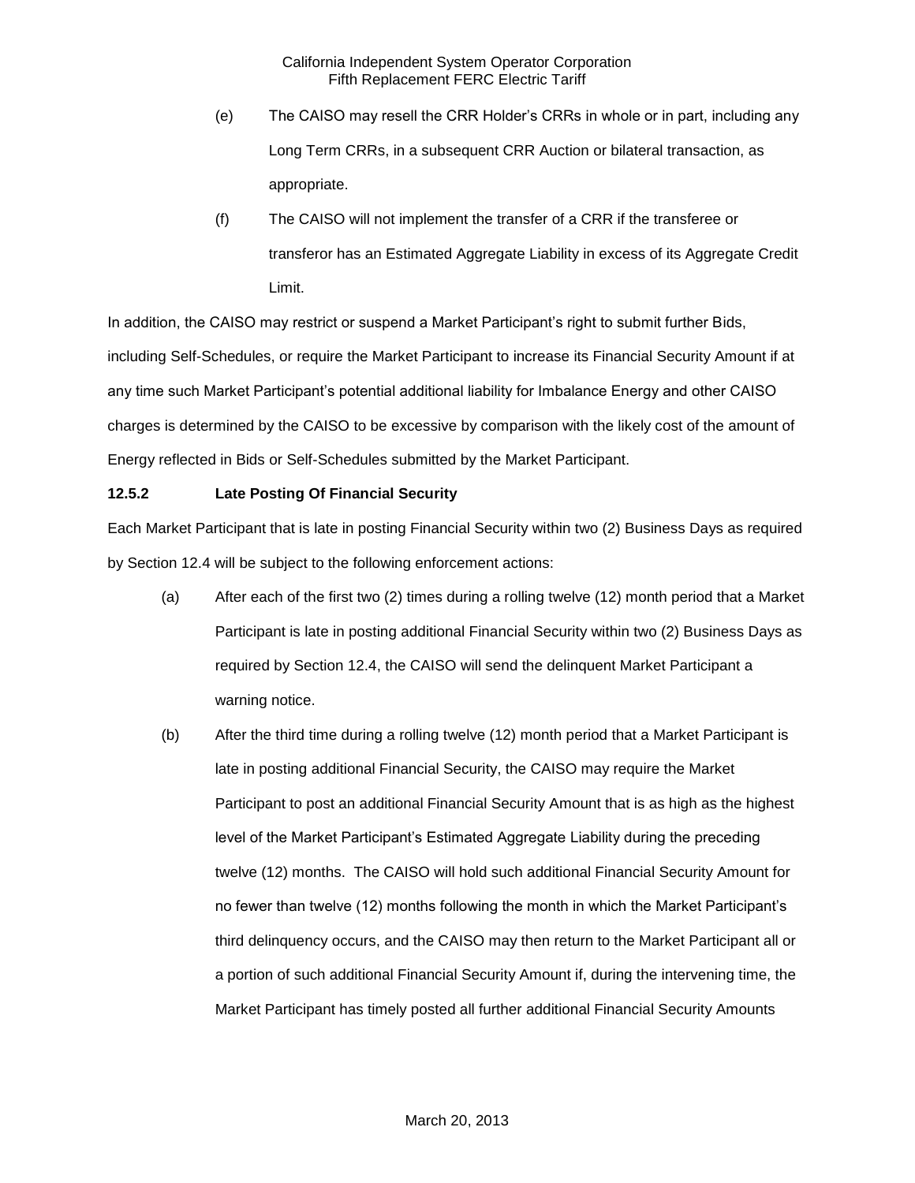(e) The CAISO may resell the CRR Holder's CRRs in whole or in part, including any Long Term CRRs, in a subsequent CRR Auction or bilateral transaction, as appropriate.

(f) The CAISO will not implement the transfer of a CRR if the transferee or transferor has an Estimated Aggregate Liability in excess of its Aggregate Credit Limit.

In addition, the CAISO may restrict or suspend a Market Participant's right to submit further Bids, including Self-Schedules, or require the Market Participant to increase its Financial Security Amount if at any time such Market Participant's potential additional liability for Imbalance Energy and other CAISO charges is determined by the CAISO to be excessive by comparison with the likely cost of the amount of Energy reflected in Bids or Self-Schedules submitted by the Market Participant.

**12.5.2 Late Posting Of Financial Security**

Each Market Participant that is late in posting Financial Security within two (2) Business Days as required by Section 12.4 will be subject to the following enforcement actions:

(a) After each of the first two (2) times during a rolling twelve (12) month period that a Market Participant is late in posting additional Financial Security within two (2) Business Days as required by Section 12.4, the CAISO will send the delinquent Market Participant a warning notice.

(b) After the third time during a rolling twelve (12) month period that a Market Participant is late in posting additional Financial Security, the CAISO may require the Market Participant to post an additional Financial Security Amount that is as high as the highest level of the Market Participant's Estimated Aggregate Liability during the preceding twelve (12) months. The CAISO will hold such additional Financial Security Amount for no fewer than twelve (12) months following the month in which the Market Participant's third delinquency occurs, and the CAISO may then return to the Market Participant all or a portion of such additional Financial Security Amount if, during the intervening time, the Market Participant has timely posted all further additional Financial Security Amounts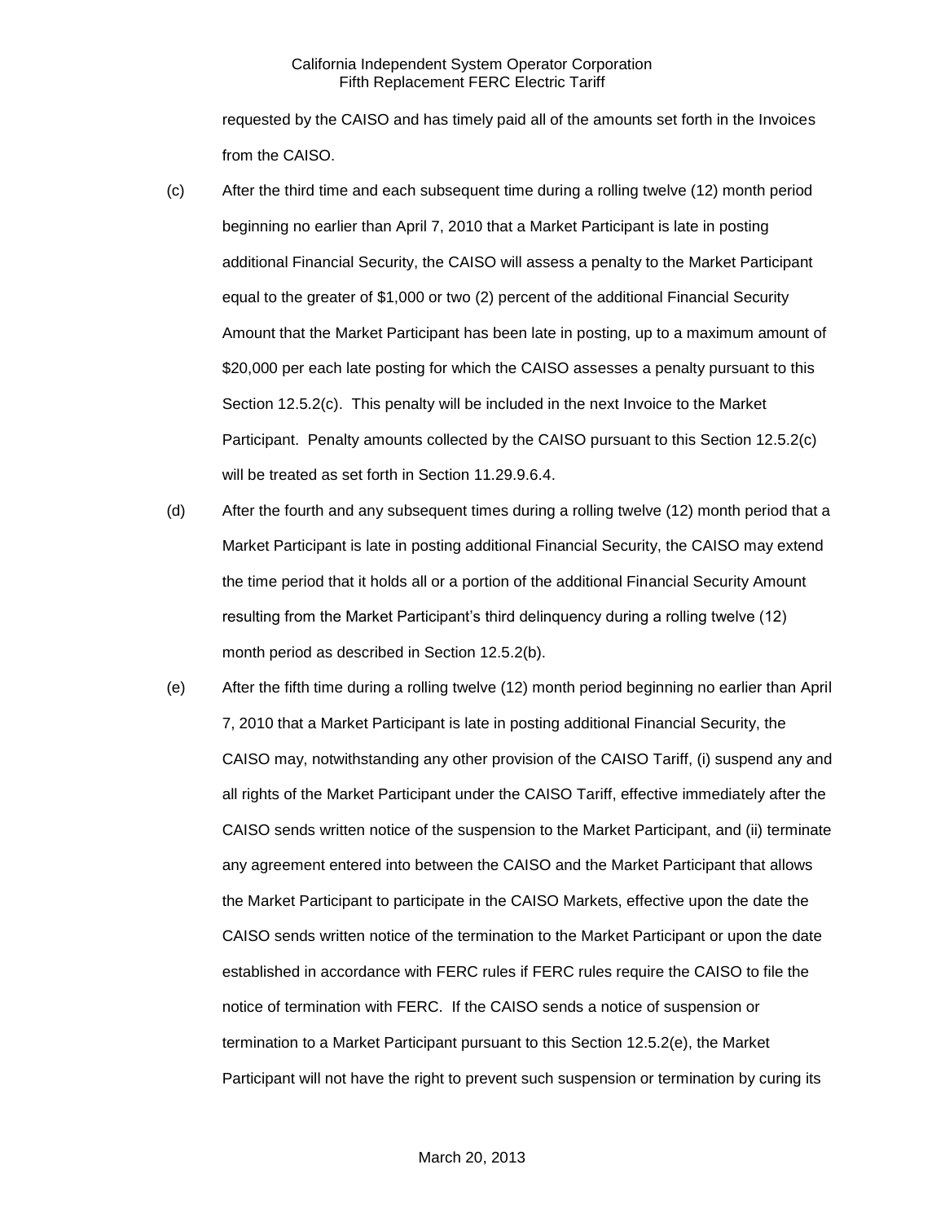requested by the CAISO and has timely paid all of the amounts set forth in the Invoices from the CAISO.

(c) After the third time and each subsequent time during a rolling twelve (12) month period beginning no earlier than April 7, 2010 that a Market Participant is late in posting additional Financial Security, the CAISO will assess a penalty to the Market Participant equal to the greater of $1,000 or two (2) percent of the additional Financial Security Amount that the Market Participant has been late in posting, up to a maximum amount of $20,000 per each late posting for which the CAISO assesses a penalty pursuant to this Section 12.5.2(c). This penalty will be included in the next Invoice to the Market Participant. Penalty amounts collected by the CAISO pursuant to this Section 12.5.2(c) will be treated as set forth in Section 11.29.9.6.4.

(d) After the fourth and any subsequent times during a rolling twelve (12) month period that a Market Participant is late in posting additional Financial Security, the CAISO may extend the time period that it holds all or a portion of the additional Financial Security Amount resulting from the Market Participant's third delinquency during a rolling twelve (12) month period as described in Section 12.5.2(b).

(e) After the fifth time during a rolling twelve (12) month period beginning no earlier than April 7, 2010 that a Market Participant is late in posting additional Financial Security, the CAISO may, notwithstanding any other provision of the CAISO Tariff, (i) suspend any and all rights of the Market Participant under the CAISO Tariff, effective immediately after the CAISO sends written notice of the suspension to the Market Participant, and (ii) terminate any agreement entered into between the CAISO and the Market Participant that allows the Market Participant to participate in the CAISO Markets, effective upon the date the CAISO sends written notice of the termination to the Market Participant or upon the date established in accordance with FERC rules if FERC rules require the CAISO to file the notice of termination with FERC. If the CAISO sends a notice of suspension or termination to a Market Participant pursuant to this Section 12.5.2(e), the Market Participant will not have the right to prevent such suspension or termination by curing its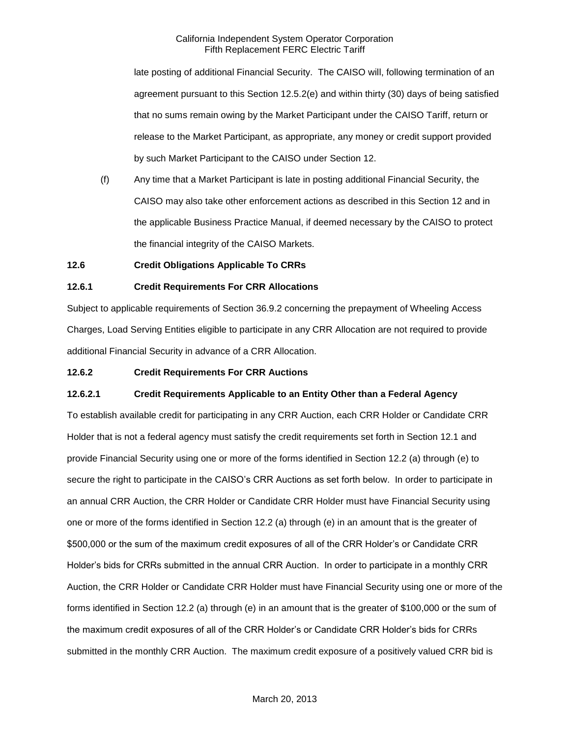late posting of additional Financial Security. The CAISO will, following termination of an agreement pursuant to this Section 12.5.2(e) and within thirty (30) days of being satisfied that no sums remain owing by the Market Participant under the CAISO Tariff, return or release to the Market Participant, as appropriate, any money or credit support provided by such Market Participant to the CAISO under Section 12.

(f) Any time that a Market Participant is late in posting additional Financial Security, the CAISO may also take other enforcement actions as described in this Section 12 and in the applicable Business Practice Manual, if deemed necessary by the CAISO to protect the financial integrity of the CAISO Markets.

**12.6 Credit Obligations Applicable To CRRs**

**12.6.1 Credit Requirements For CRR Allocations**

Subject to applicable requirements of Section 36.9.2 concerning the prepayment of Wheeling Access Charges, Load Serving Entities eligible to participate in any CRR Allocation are not required to provide additional Financial Security in advance of a CRR Allocation.

**12.6.2 Credit Requirements For CRR Auctions**

**12.6.2.1 Credit Requirements Applicable to an Entity Other than a Federal Agency**

To establish available credit for participating in any CRR Auction, each CRR Holder or Candidate CRR Holder that is not a federal agency must satisfy the credit requirements set forth in Section 12.1 and provide Financial Security using one or more of the forms identified in Section 12.2 (a) through (e) to secure the right to participate in the CAISO's CRR Auctions as set forth below. In order to participate in an annual CRR Auction, the CRR Holder or Candidate CRR Holder must have Financial Security using one or more of the forms identified in Section 12.2 (a) through (e) in an amount that is the greater of $500,000 or the sum of the maximum credit exposures of all of the CRR Holder's or Candidate CRR Holder's bids for CRRs submitted in the annual CRR Auction. In order to participate in a monthly CRR Auction, the CRR Holder or Candidate CRR Holder must have Financial Security using one or more of the forms identified in Section 12.2 (a) through (e) in an amount that is the greater of $100,000 or the sum of the maximum credit exposures of all of the CRR Holder's or Candidate CRR Holder's bids for CRRs submitted in the monthly CRR Auction. The maximum credit exposure of a positively valued CRR bid is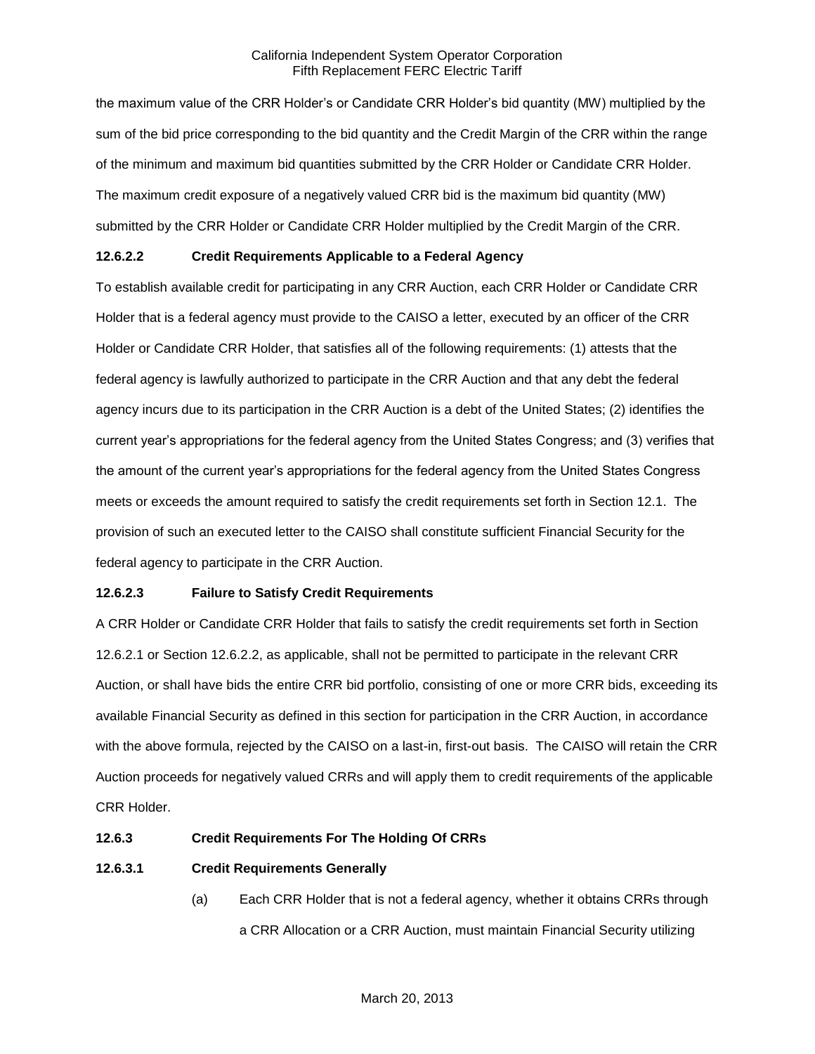the maximum value of the CRR Holder's or Candidate CRR Holder's bid quantity (MW) multiplied by the sum of the bid price corresponding to the bid quantity and the Credit Margin of the CRR within the range of the minimum and maximum bid quantities submitted by the CRR Holder or Candidate CRR Holder. The maximum credit exposure of a negatively valued CRR bid is the maximum bid quantity (MW) submitted by the CRR Holder or Candidate CRR Holder multiplied by the Credit Margin of the CRR.

**12.6.2.2 Credit Requirements Applicable to a Federal Agency**

To establish available credit for participating in any CRR Auction, each CRR Holder or Candidate CRR Holder that is a federal agency must provide to the CAISO a letter, executed by an officer of the CRR Holder or Candidate CRR Holder, that satisfies all of the following requirements: (1) attests that the federal agency is lawfully authorized to participate in the CRR Auction and that any debt the federal agency incurs due to its participation in the CRR Auction is a debt of the United States; (2) identifies the current year's appropriations for the federal agency from the United States Congress; and (3) verifies that the amount of the current year's appropriations for the federal agency from the United States Congress meets or exceeds the amount required to satisfy the credit requirements set forth in Section 12.1. The provision of such an executed letter to the CAISO shall constitute sufficient Financial Security for the federal agency to participate in the CRR Auction.

**12.6.2.3 Failure to Satisfy Credit Requirements**

A CRR Holder or Candidate CRR Holder that fails to satisfy the credit requirements set forth in Section 12.6.2.1 or Section 12.6.2.2, as applicable, shall not be permitted to participate in the relevant CRR Auction, or shall have bids the entire CRR bid portfolio, consisting of one or more CRR bids, exceeding its available Financial Security as defined in this section for participation in the CRR Auction, in accordance with the above formula, rejected by the CAISO on a last-in, first-out basis. The CAISO will retain the CRR Auction proceeds for negatively valued CRRs and will apply them to credit requirements of the applicable CRR Holder.

**12.6.3 Credit Requirements For The Holding Of CRRs**

**12.6.3.1 Credit Requirements Generally**

(a) Each CRR Holder that is not a federal agency, whether it obtains CRRs through a CRR Allocation or a CRR Auction, must maintain Financial Security utilizing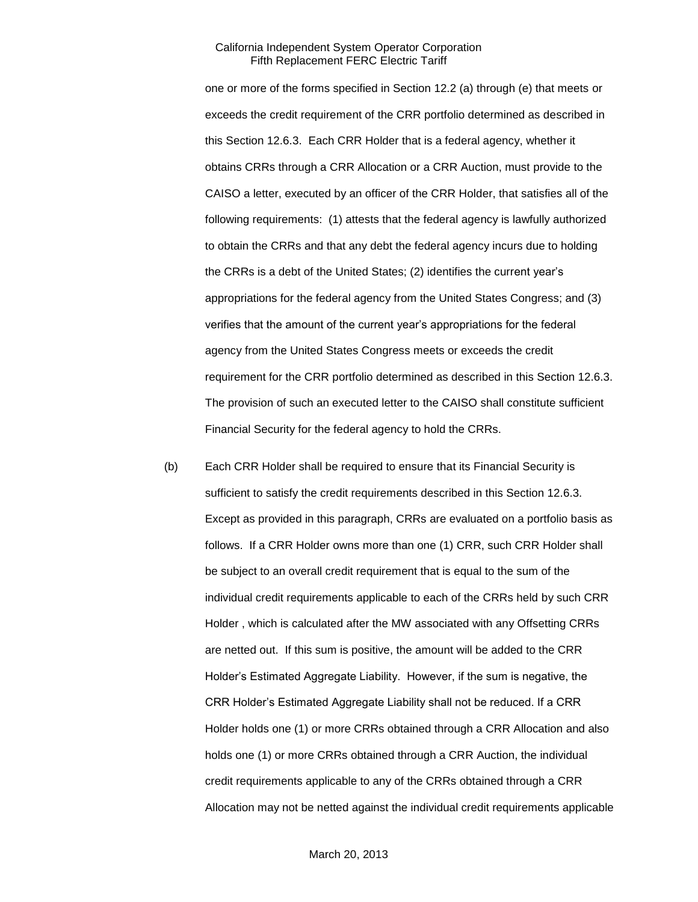one or more of the forms specified in Section 12.2 (a) through (e) that meets or exceeds the credit requirement of the CRR portfolio determined as described in this Section 12.6.3. Each CRR Holder that is a federal agency, whether it obtains CRRs through a CRR Allocation or a CRR Auction, must provide to the CAISO a letter, executed by an officer of the CRR Holder, that satisfies all of the following requirements: (1) attests that the federal agency is lawfully authorized to obtain the CRRs and that any debt the federal agency incurs due to holding the CRRs is a debt of the United States; (2) identifies the current year's appropriations for the federal agency from the United States Congress; and (3) verifies that the amount of the current year's appropriations for the federal agency from the United States Congress meets or exceeds the credit requirement for the CRR portfolio determined as described in this Section 12.6.3. The provision of such an executed letter to the CAISO shall constitute sufficient Financial Security for the federal agency to hold the CRRs.

(b) Each CRR Holder shall be required to ensure that its Financial Security is sufficient to satisfy the credit requirements described in this Section 12.6.3. Except as provided in this paragraph, CRRs are evaluated on a portfolio basis as follows. If a CRR Holder owns more than one (1) CRR, such CRR Holder shall be subject to an overall credit requirement that is equal to the sum of the individual credit requirements applicable to each of the CRRs held by such CRR Holder , which is calculated after the MW associated with any Offsetting CRRs are netted out. If this sum is positive, the amount will be added to the CRR Holder's Estimated Aggregate Liability. However, if the sum is negative, the CRR Holder's Estimated Aggregate Liability shall not be reduced. If a CRR Holder holds one (1) or more CRRs obtained through a CRR Allocation and also holds one (1) or more CRRs obtained through a CRR Auction, the individual credit requirements applicable to any of the CRRs obtained through a CRR Allocation may not be netted against the individual credit requirements applicable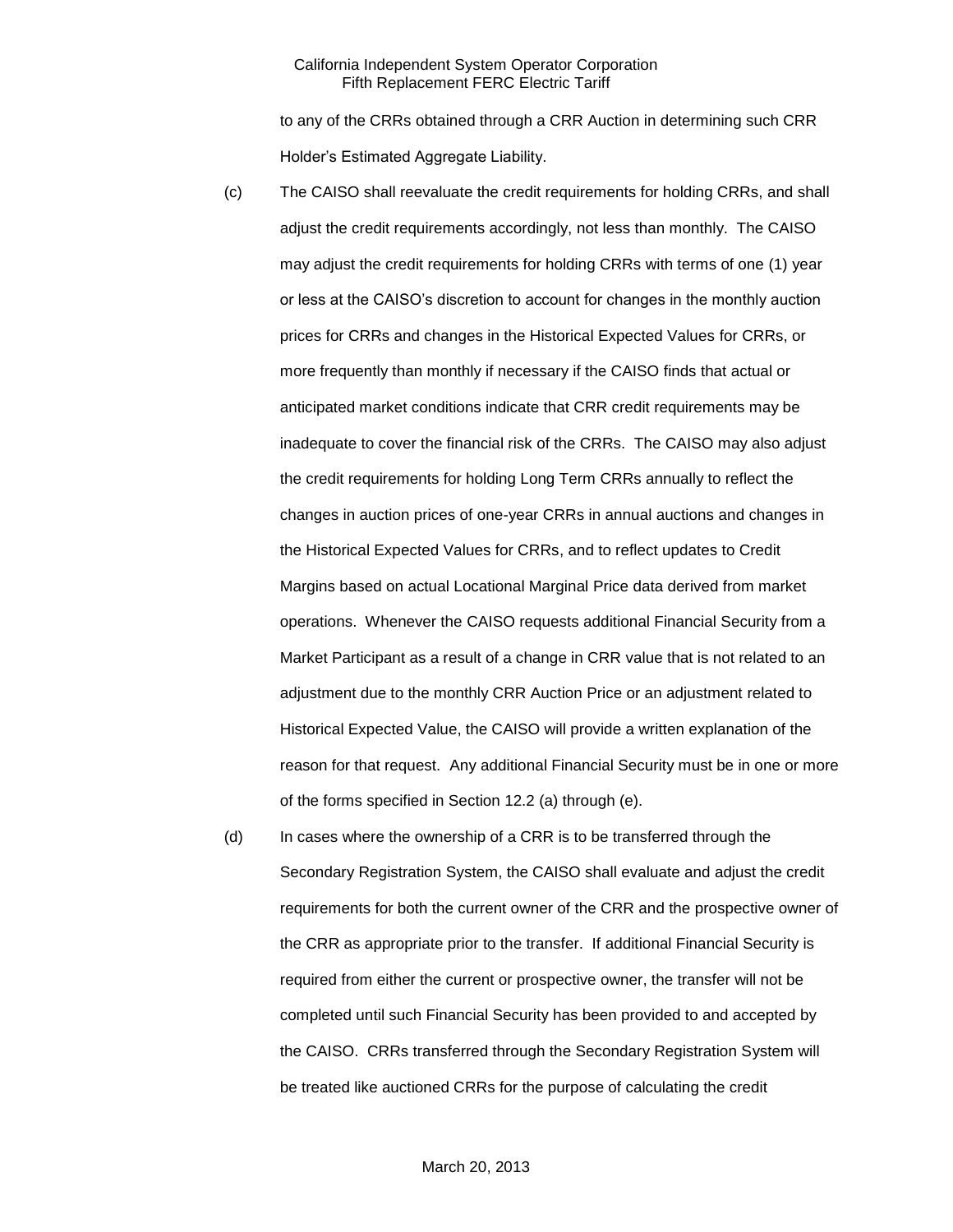to any of the CRRs obtained through a CRR Auction in determining such CRR Holder's Estimated Aggregate Liability.

(c) The CAISO shall reevaluate the credit requirements for holding CRRs, and shall adjust the credit requirements accordingly, not less than monthly. The CAISO may adjust the credit requirements for holding CRRs with terms of one (1) year or less at the CAISO's discretion to account for changes in the monthly auction prices for CRRs and changes in the Historical Expected Values for CRRs, or more frequently than monthly if necessary if the CAISO finds that actual or anticipated market conditions indicate that CRR credit requirements may be inadequate to cover the financial risk of the CRRs. The CAISO may also adjust the credit requirements for holding Long Term CRRs annually to reflect the changes in auction prices of one-year CRRs in annual auctions and changes in the Historical Expected Values for CRRs, and to reflect updates to Credit Margins based on actual Locational Marginal Price data derived from market operations. Whenever the CAISO requests additional Financial Security from a Market Participant as a result of a change in CRR value that is not related to an adjustment due to the monthly CRR Auction Price or an adjustment related to Historical Expected Value, the CAISO will provide a written explanation of the reason for that request. Any additional Financial Security must be in one or more of the forms specified in Section 12.2 (a) through (e).

(d) In cases where the ownership of a CRR is to be transferred through the Secondary Registration System, the CAISO shall evaluate and adjust the credit requirements for both the current owner of the CRR and the prospective owner of the CRR as appropriate prior to the transfer. If additional Financial Security is required from either the current or prospective owner, the transfer will not be completed until such Financial Security has been provided to and accepted by the CAISO. CRRs transferred through the Secondary Registration System will be treated like auctioned CRRs for the purpose of calculating the credit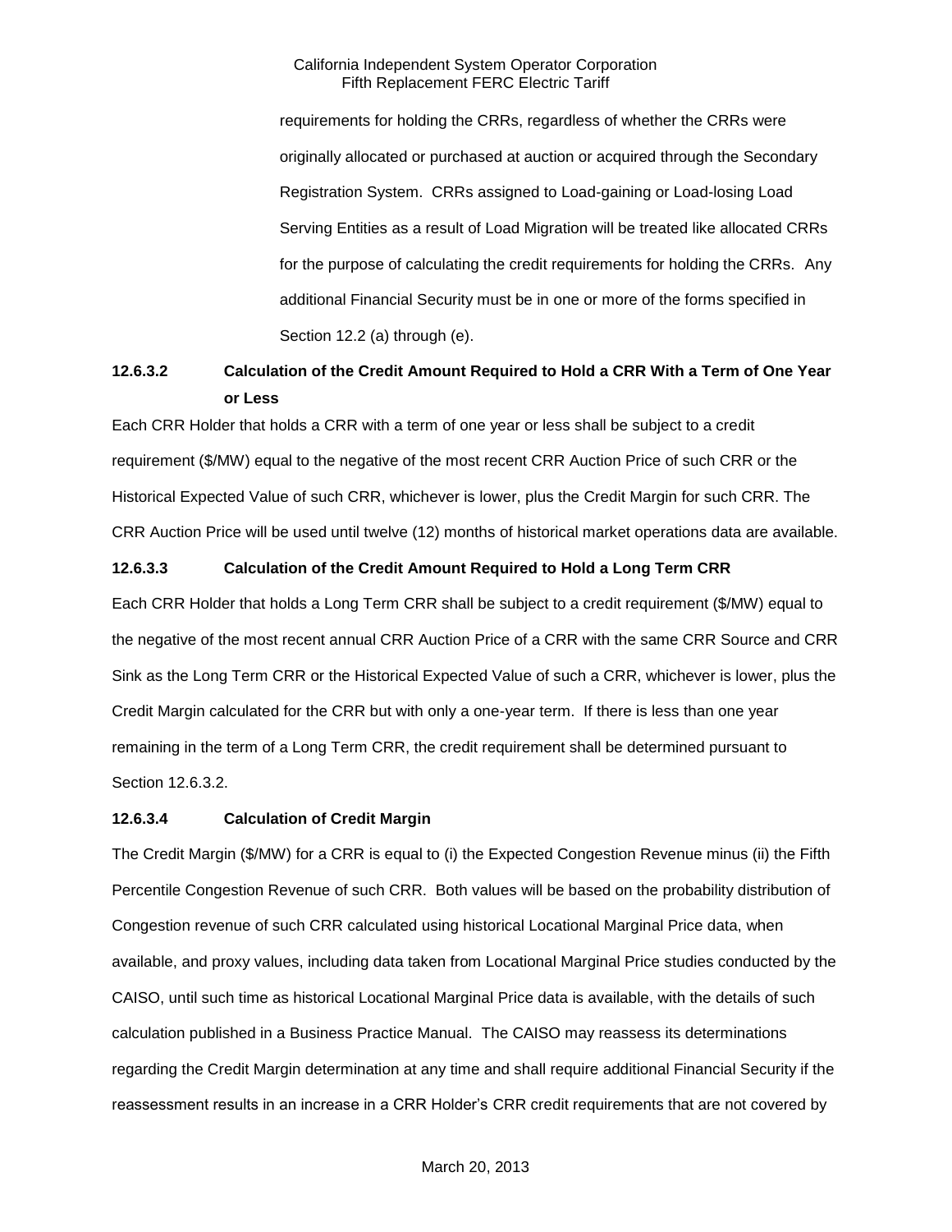requirements for holding the CRRs, regardless of whether the CRRs were originally allocated or purchased at auction or acquired through the Secondary Registration System. CRRs assigned to Load-gaining or Load-losing Load Serving Entities as a result of Load Migration will be treated like allocated CRRs for the purpose of calculating the credit requirements for holding the CRRs. Any additional Financial Security must be in one or more of the forms specified in Section 12.2 (a) through (e).

**12.6.3.2 Calculation of the Credit Amount Required to Hold a CRR With a Term of One Year or Less**

Each CRR Holder that holds a CRR with a term of one year or less shall be subject to a credit requirement ($/MW) equal to the negative of the most recent CRR Auction Price of such CRR or the Historical Expected Value of such CRR, whichever is lower, plus the Credit Margin for such CRR. The CRR Auction Price will be used until twelve (12) months of historical market operations data are available.

**12.6.3.3 Calculation of the Credit Amount Required to Hold a Long Term CRR**

Each CRR Holder that holds a Long Term CRR shall be subject to a credit requirement ($/MW) equal to the negative of the most recent annual CRR Auction Price of a CRR with the same CRR Source and CRR Sink as the Long Term CRR or the Historical Expected Value of such a CRR, whichever is lower, plus the Credit Margin calculated for the CRR but with only a one-year term. If there is less than one year remaining in the term of a Long Term CRR, the credit requirement shall be determined pursuant to Section 12.6.3.2.

**12.6.3.4 Calculation of Credit Margin**

The Credit Margin ($/MW) for a CRR is equal to (i) the Expected Congestion Revenue minus (ii) the Fifth Percentile Congestion Revenue of such CRR. Both values will be based on the probability distribution of Congestion revenue of such CRR calculated using historical Locational Marginal Price data, when available, and proxy values, including data taken from Locational Marginal Price studies conducted by the CAISO, until such time as historical Locational Marginal Price data is available, with the details of such calculation published in a Business Practice Manual. The CAISO may reassess its determinations regarding the Credit Margin determination at any time and shall require additional Financial Security if the reassessment results in an increase in a CRR Holder's CRR credit requirements that are not covered by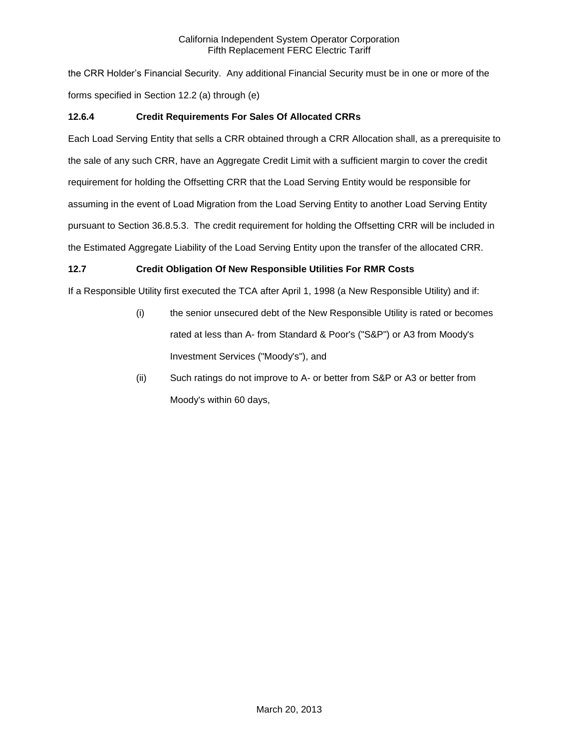the CRR Holder's Financial Security. Any additional Financial Security must be in one or more of the forms specified in Section 12.2 (a) through (e)

### 12.6.4 Credit Requirements For Sales Of Allocated CRRs

Each Load Serving Entity that sells a CRR obtained through a CRR Allocation shall, as a prerequisite to the sale of any such CRR, have an Aggregate Credit Limit with a sufficient margin to cover the credit requirement for holding the Offsetting CRR that the Load Serving Entity would be responsible for assuming in the event of Load Migration from the Load Serving Entity to another Load Serving Entity pursuant to Section 36.8.5.3. The credit requirement for holding the Offsetting CRR will be included in the Estimated Aggregate Liability of the Load Serving Entity upon the transfer of the allocated CRR.

### 12.7 Credit Obligation Of New Responsible Utilities For RMR Costs

If a Responsible Utility first executed the TCA after April 1, 1998 (a New Responsible Utility) and if:

(i) the senior unsecured debt of the New Responsible Utility is rated or becomes rated at less than A- from Standard & Poor's ("S&P") or A3 from Moody's Investment Services ("Moody's"), and

(ii) Such ratings do not improve to A- or better from S&P or A3 or better from Moody's within 60 days,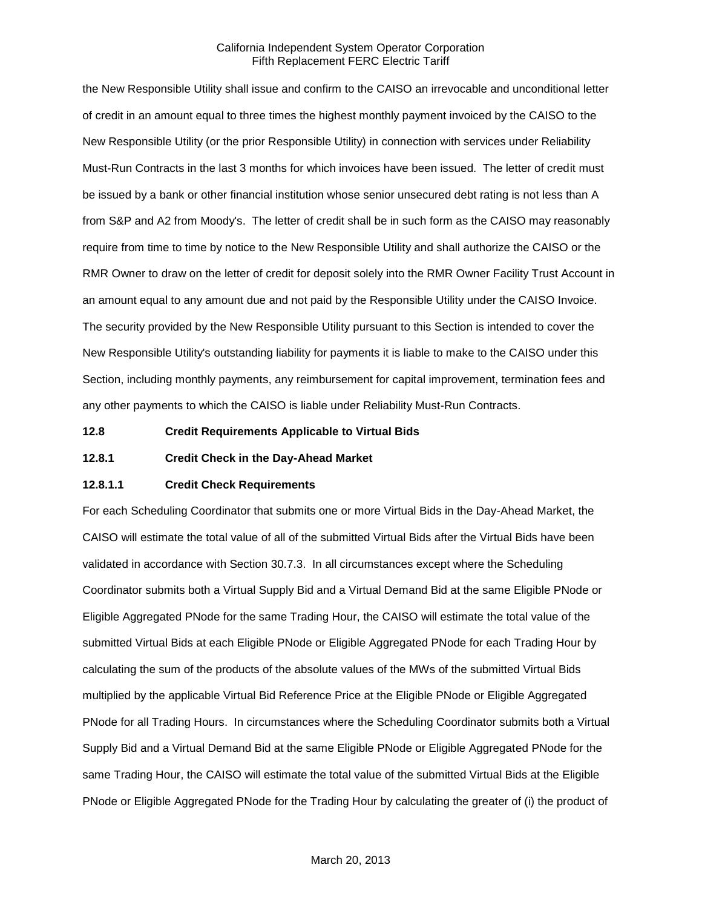the New Responsible Utility shall issue and confirm to the CAISO an irrevocable and unconditional letter of credit in an amount equal to three times the highest monthly payment invoiced by the CAISO to the New Responsible Utility (or the prior Responsible Utility) in connection with services under Reliability Must-Run Contracts in the last 3 months for which invoices have been issued. The letter of credit must be issued by a bank or other financial institution whose senior unsecured debt rating is not less than A from S&P and A2 from Moody's. The letter of credit shall be in such form as the CAISO may reasonably require from time to time by notice to the New Responsible Utility and shall authorize the CAISO or the RMR Owner to draw on the letter of credit for deposit solely into the RMR Owner Facility Trust Account in an amount equal to any amount due and not paid by the Responsible Utility under the CAISO Invoice. The security provided by the New Responsible Utility pursuant to this Section is intended to cover the New Responsible Utility's outstanding liability for payments it is liable to make to the CAISO under this Section, including monthly payments, any reimbursement for capital improvement, termination fees and any other payments to which the CAISO is liable under Reliability Must-Run Contracts.

## 12.8 Credit Requirements Applicable to Virtual Bids

### 12.8.1 Credit Check in the Day-Ahead Market

#### 12.8.1.1 Credit Check Requirements

For each Scheduling Coordinator that submits one or more Virtual Bids in the Day-Ahead Market, the CAISO will estimate the total value of all of the submitted Virtual Bids after the Virtual Bids have been validated in accordance with Section 30.7.3. In all circumstances except where the Scheduling Coordinator submits both a Virtual Supply Bid and a Virtual Demand Bid at the same Eligible PNode or Eligible Aggregated PNode for the same Trading Hour, the CAISO will estimate the total value of the submitted Virtual Bids at each Eligible PNode or Eligible Aggregated PNode for each Trading Hour by calculating the sum of the products of the absolute values of the MWs of the submitted Virtual Bids multiplied by the applicable Virtual Bid Reference Price at the Eligible PNode or Eligible Aggregated PNode for all Trading Hours. In circumstances where the Scheduling Coordinator submits both a Virtual Supply Bid and a Virtual Demand Bid at the same Eligible PNode or Eligible Aggregated PNode for the same Trading Hour, the CAISO will estimate the total value of the submitted Virtual Bids at the Eligible PNode or Eligible Aggregated PNode for the Trading Hour by calculating the greater of (i) the product of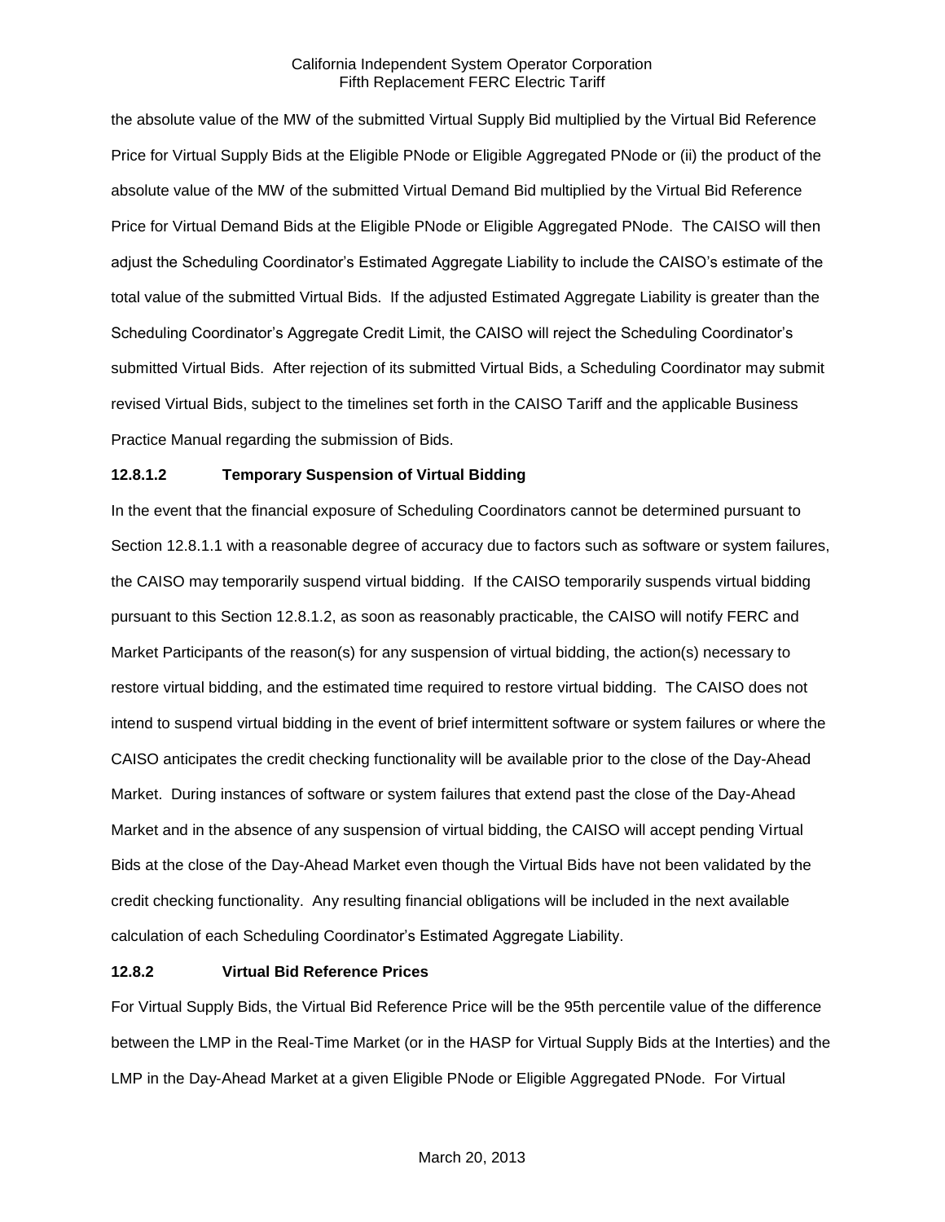the absolute value of the MW of the submitted Virtual Supply Bid multiplied by the Virtual Bid Reference Price for Virtual Supply Bids at the Eligible PNode or Eligible Aggregated PNode or (ii) the product of the absolute value of the MW of the submitted Virtual Demand Bid multiplied by the Virtual Bid Reference Price for Virtual Demand Bids at the Eligible PNode or Eligible Aggregated PNode. The CAISO will then adjust the Scheduling Coordinator's Estimated Aggregate Liability to include the CAISO's estimate of the total value of the submitted Virtual Bids. If the adjusted Estimated Aggregate Liability is greater than the Scheduling Coordinator's Aggregate Credit Limit, the CAISO will reject the Scheduling Coordinator's submitted Virtual Bids. After rejection of its submitted Virtual Bids, a Scheduling Coordinator may submit revised Virtual Bids, subject to the timelines set forth in the CAISO Tariff and the applicable Business Practice Manual regarding the submission of Bids.

**12.8.1.2 Temporary Suspension of Virtual Bidding**

In the event that the financial exposure of Scheduling Coordinators cannot be determined pursuant to Section 12.8.1.1 with a reasonable degree of accuracy due to factors such as software or system failures, the CAISO may temporarily suspend virtual bidding. If the CAISO temporarily suspends virtual bidding pursuant to this Section 12.8.1.2, as soon as reasonably practicable, the CAISO will notify FERC and Market Participants of the reason(s) for any suspension of virtual bidding, the action(s) necessary to restore virtual bidding, and the estimated time required to restore virtual bidding. The CAISO does not intend to suspend virtual bidding in the event of brief intermittent software or system failures or where the CAISO anticipates the credit checking functionality will be available prior to the close of the Day-Ahead Market. During instances of software or system failures that extend past the close of the Day-Ahead Market and in the absence of any suspension of virtual bidding, the CAISO will accept pending Virtual Bids at the close of the Day-Ahead Market even though the Virtual Bids have not been validated by the credit checking functionality. Any resulting financial obligations will be included in the next available calculation of each Scheduling Coordinator's Estimated Aggregate Liability.

**12.8.2 Virtual Bid Reference Prices**

For Virtual Supply Bids, the Virtual Bid Reference Price will be the 95th percentile value of the difference between the LMP in the Real-Time Market (or in the HASP for Virtual Supply Bids at the Interties) and the LMP in the Day-Ahead Market at a given Eligible PNode or Eligible Aggregated PNode. For Virtual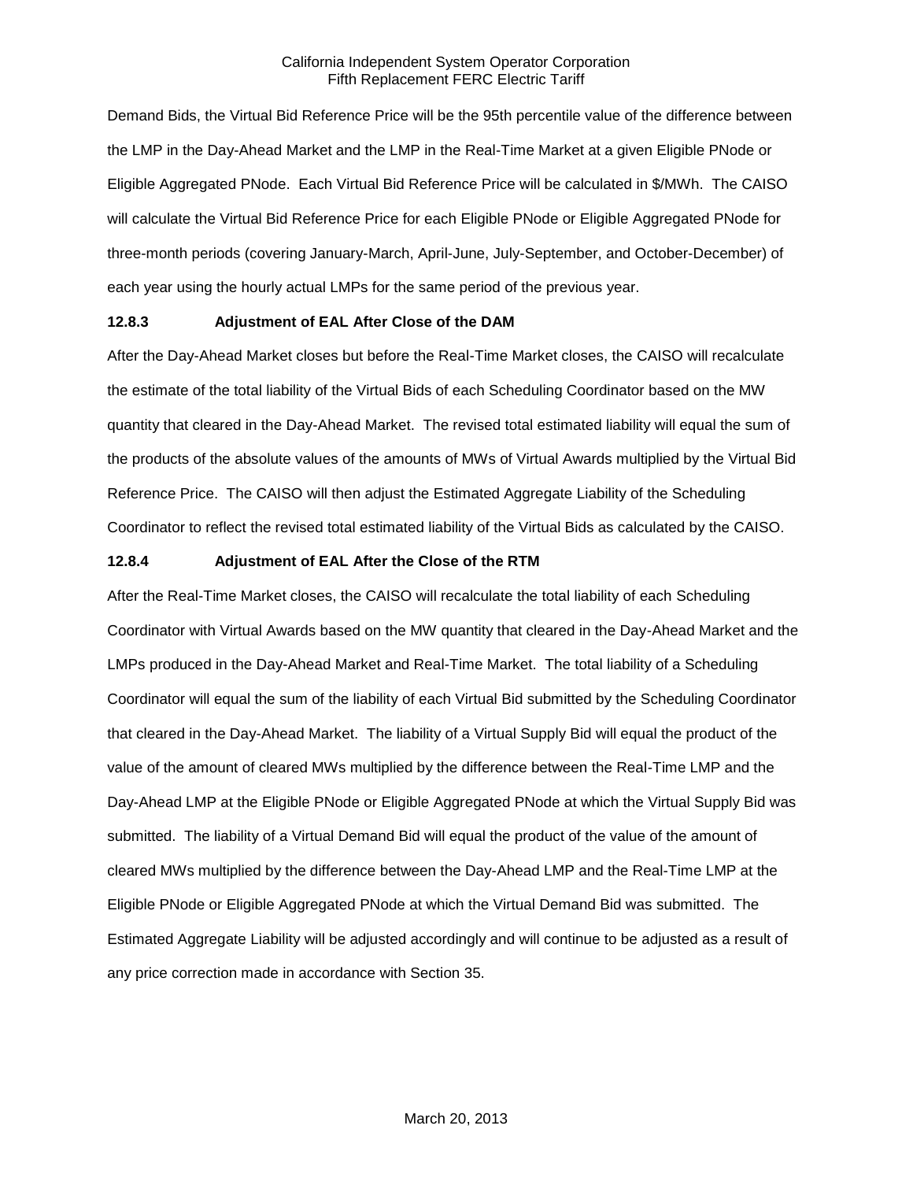Demand Bids, the Virtual Bid Reference Price will be the 95th percentile value of the difference between the LMP in the Day-Ahead Market and the LMP in the Real-Time Market at a given Eligible PNode or Eligible Aggregated PNode. Each Virtual Bid Reference Price will be calculated in $/MWh. The CAISO will calculate the Virtual Bid Reference Price for each Eligible PNode or Eligible Aggregated PNode for three-month periods (covering January-March, April-June, July-September, and October-December) of each year using the hourly actual LMPs for the same period of the previous year.

### 12.8.3 Adjustment of EAL After Close of the DAM

After the Day-Ahead Market closes but before the Real-Time Market closes, the CAISO will recalculate the estimate of the total liability of the Virtual Bids of each Scheduling Coordinator based on the MW quantity that cleared in the Day-Ahead Market. The revised total estimated liability will equal the sum of the products of the absolute values of the amounts of MWs of Virtual Awards multiplied by the Virtual Bid Reference Price. The CAISO will then adjust the Estimated Aggregate Liability of the Scheduling Coordinator to reflect the revised total estimated liability of the Virtual Bids as calculated by the CAISO.

### 12.8.4 Adjustment of EAL After the Close of the RTM

After the Real-Time Market closes, the CAISO will recalculate the total liability of each Scheduling Coordinator with Virtual Awards based on the MW quantity that cleared in the Day-Ahead Market and the LMPs produced in the Day-Ahead Market and Real-Time Market. The total liability of a Scheduling Coordinator will equal the sum of the liability of each Virtual Bid submitted by the Scheduling Coordinator that cleared in the Day-Ahead Market. The liability of a Virtual Supply Bid will equal the product of the value of the amount of cleared MWs multiplied by the difference between the Real-Time LMP and the Day-Ahead LMP at the Eligible PNode or Eligible Aggregated PNode at which the Virtual Supply Bid was submitted. The liability of a Virtual Demand Bid will equal the product of the value of the amount of cleared MWs multiplied by the difference between the Day-Ahead LMP and the Real-Time LMP at the Eligible PNode or Eligible Aggregated PNode at which the Virtual Demand Bid was submitted. The Estimated Aggregate Liability will be adjusted accordingly and will continue to be adjusted as a result of any price correction made in accordance with Section 35.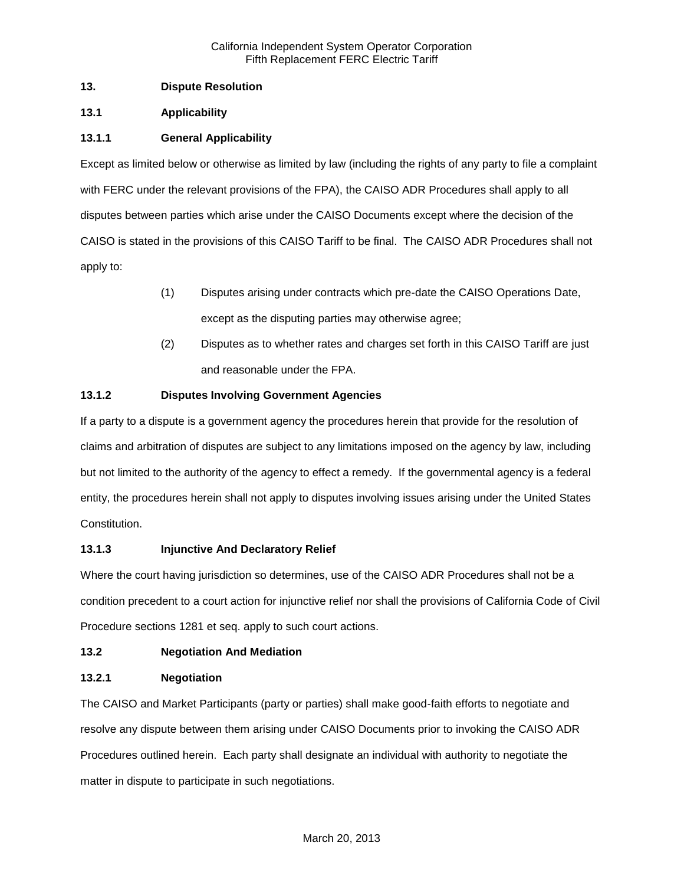## 13. Dispute Resolution

### 13.1 Applicability

#### 13.1.1 General Applicability

Except as limited below or otherwise as limited by law (including the rights of any party to file a complaint with FERC under the relevant provisions of the FPA), the CAISO ADR Procedures shall apply to all disputes between parties which arise under the CAISO Documents except where the decision of the CAISO is stated in the provisions of this CAISO Tariff to be final. The CAISO ADR Procedures shall not apply to:

(1) Disputes arising under contracts which pre-date the CAISO Operations Date, except as the disputing parties may otherwise agree;

(2) Disputes as to whether rates and charges set forth in this CAISO Tariff are just and reasonable under the FPA.

#### 13.1.2 Disputes Involving Government Agencies

If a party to a dispute is a government agency the procedures herein that provide for the resolution of claims and arbitration of disputes are subject to any limitations imposed on the agency by law, including but not limited to the authority of the agency to effect a remedy. If the governmental agency is a federal entity, the procedures herein shall not apply to disputes involving issues arising under the United States Constitution.

#### 13.1.3 Injunctive And Declaratory Relief

Where the court having jurisdiction so determines, use of the CAISO ADR Procedures shall not be a condition precedent to a court action for injunctive relief nor shall the provisions of California Code of Civil Procedure sections 1281 et seq. apply to such court actions.

### 13.2 Negotiation And Mediation

#### 13.2.1 Negotiation

The CAISO and Market Participants (party or parties) shall make good-faith efforts to negotiate and resolve any dispute between them arising under CAISO Documents prior to invoking the CAISO ADR Procedures outlined herein. Each party shall designate an individual with authority to negotiate the matter in dispute to participate in such negotiations.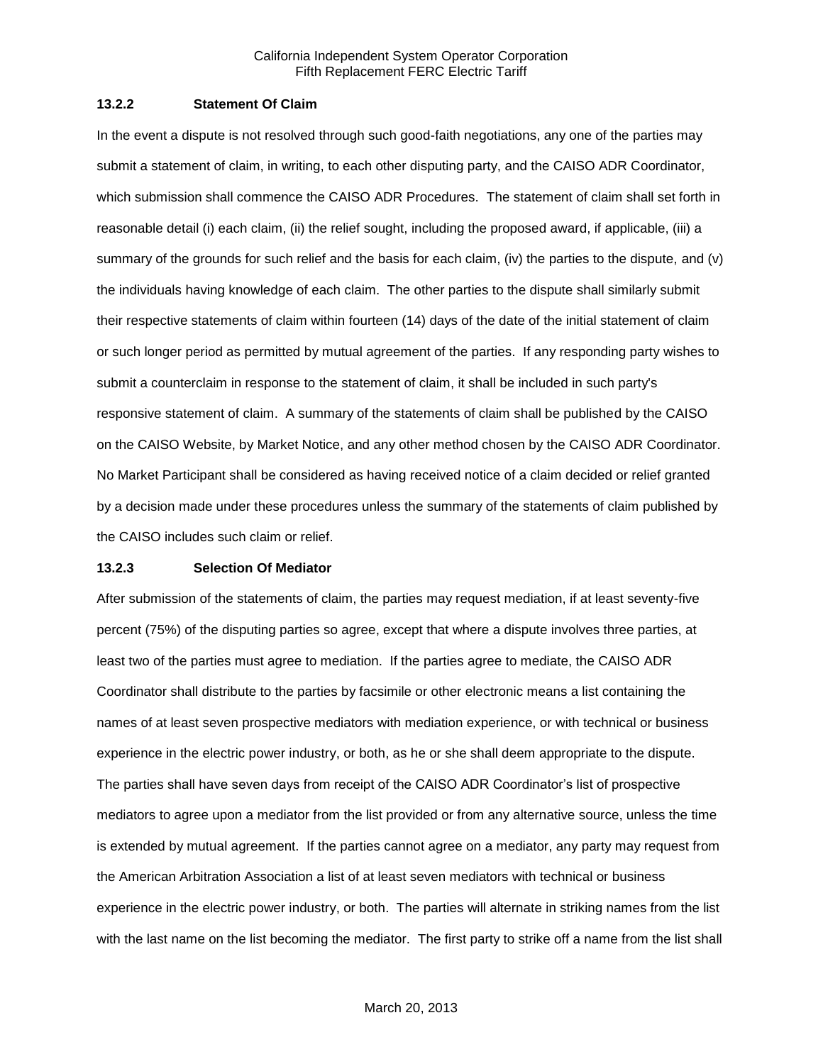### 13.2.2 Statement Of Claim

In the event a dispute is not resolved through such good-faith negotiations, any one of the parties may submit a statement of claim, in writing, to each other disputing party, and the CAISO ADR Coordinator, which submission shall commence the CAISO ADR Procedures. The statement of claim shall set forth in reasonable detail (i) each claim, (ii) the relief sought, including the proposed award, if applicable, (iii) a summary of the grounds for such relief and the basis for each claim, (iv) the parties to the dispute, and (v) the individuals having knowledge of each claim. The other parties to the dispute shall similarly submit their respective statements of claim within fourteen (14) days of the date of the initial statement of claim or such longer period as permitted by mutual agreement of the parties. If any responding party wishes to submit a counterclaim in response to the statement of claim, it shall be included in such party's responsive statement of claim. A summary of the statements of claim shall be published by the CAISO on the CAISO Website, by Market Notice, and any other method chosen by the CAISO ADR Coordinator. No Market Participant shall be considered as having received notice of a claim decided or relief granted by a decision made under these procedures unless the summary of the statements of claim published by the CAISO includes such claim or relief.

### 13.2.3 Selection Of Mediator

After submission of the statements of claim, the parties may request mediation, if at least seventy-five percent (75%) of the disputing parties so agree, except that where a dispute involves three parties, at least two of the parties must agree to mediation. If the parties agree to mediate, the CAISO ADR Coordinator shall distribute to the parties by facsimile or other electronic means a list containing the names of at least seven prospective mediators with mediation experience, or with technical or business experience in the electric power industry, or both, as he or she shall deem appropriate to the dispute. The parties shall have seven days from receipt of the CAISO ADR Coordinator's list of prospective mediators to agree upon a mediator from the list provided or from any alternative source, unless the time is extended by mutual agreement. If the parties cannot agree on a mediator, any party may request from the American Arbitration Association a list of at least seven mediators with technical or business experience in the electric power industry, or both. The parties will alternate in striking names from the list with the last name on the list becoming the mediator. The first party to strike off a name from the list shall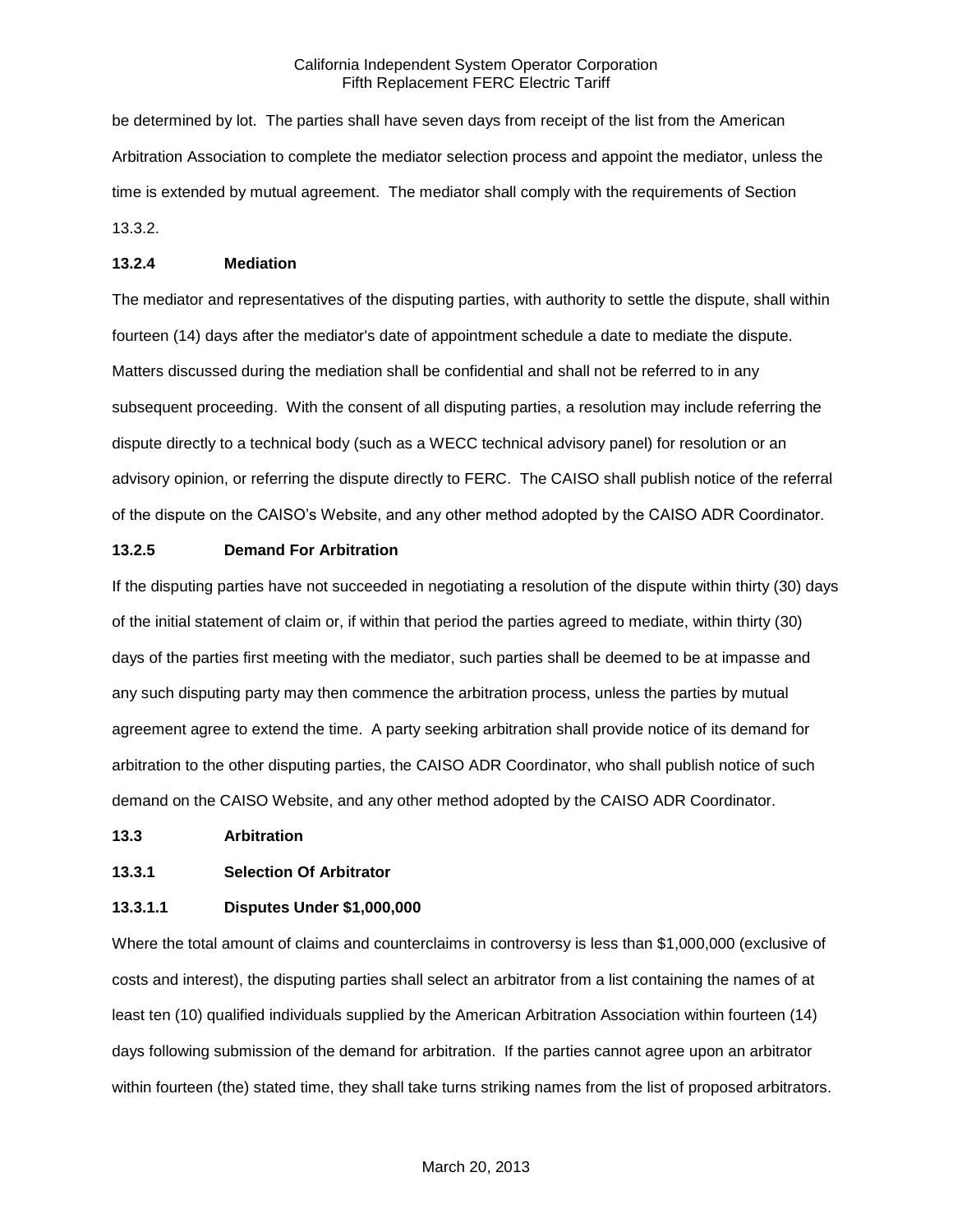be determined by lot. The parties shall have seven days from receipt of the list from the American Arbitration Association to complete the mediator selection process and appoint the mediator, unless the time is extended by mutual agreement. The mediator shall comply with the requirements of Section 13.3.2.

**13.2.4 Mediation**

The mediator and representatives of the disputing parties, with authority to settle the dispute, shall within fourteen (14) days after the mediator's date of appointment schedule a date to mediate the dispute. Matters discussed during the mediation shall be confidential and shall not be referred to in any subsequent proceeding. With the consent of all disputing parties, a resolution may include referring the dispute directly to a technical body (such as a WECC technical advisory panel) for resolution or an advisory opinion, or referring the dispute directly to FERC. The CAISO shall publish notice of the referral of the dispute on the CAISO's Website, and any other method adopted by the CAISO ADR Coordinator.

**13.2.5 Demand For Arbitration**

If the disputing parties have not succeeded in negotiating a resolution of the dispute within thirty (30) days of the initial statement of claim or, if within that period the parties agreed to mediate, within thirty (30) days of the parties first meeting with the mediator, such parties shall be deemed to be at impasse and any such disputing party may then commence the arbitration process, unless the parties by mutual agreement agree to extend the time. A party seeking arbitration shall provide notice of its demand for arbitration to the other disputing parties, the CAISO ADR Coordinator, who shall publish notice of such demand on the CAISO Website, and any other method adopted by the CAISO ADR Coordinator.

**13.3 Arbitration**

**13.3.1 Selection Of Arbitrator**

**13.3.1.1 Disputes Under $1,000,000**

Where the total amount of claims and counterclaims in controversy is less than $1,000,000 (exclusive of costs and interest), the disputing parties shall select an arbitrator from a list containing the names of at least ten (10) qualified individuals supplied by the American Arbitration Association within fourteen (14) days following submission of the demand for arbitration. If the parties cannot agree upon an arbitrator within fourteen (the) stated time, they shall take turns striking names from the list of proposed arbitrators.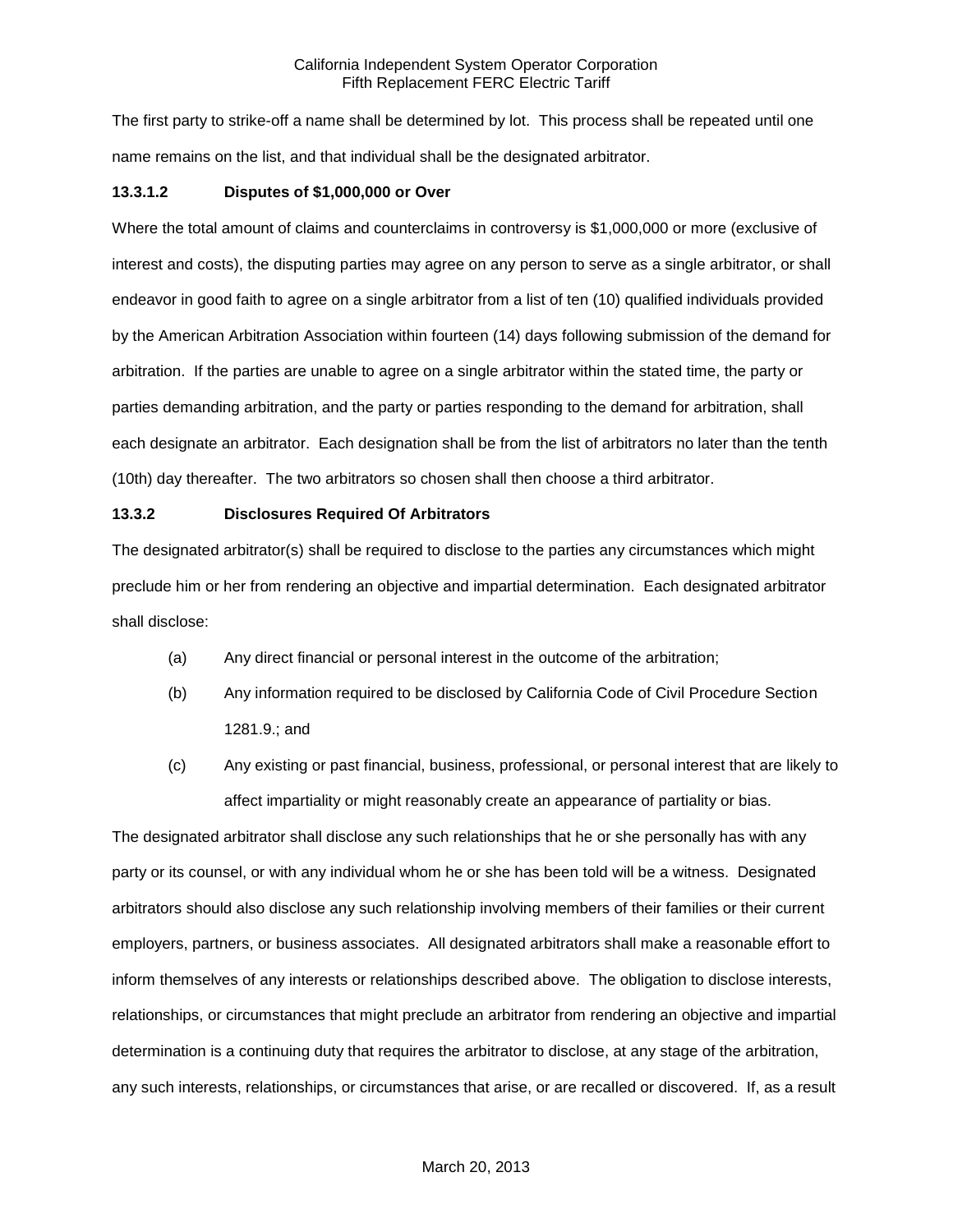The first party to strike-off a name shall be determined by lot. This process shall be repeated until one name remains on the list, and that individual shall be the designated arbitrator.

**13.3.1.2 Disputes of $1,000,000 or Over**

Where the total amount of claims and counterclaims in controversy is $1,000,000 or more (exclusive of interest and costs), the disputing parties may agree on any person to serve as a single arbitrator, or shall endeavor in good faith to agree on a single arbitrator from a list of ten (10) qualified individuals provided by the American Arbitration Association within fourteen (14) days following submission of the demand for arbitration. If the parties are unable to agree on a single arbitrator within the stated time, the party or parties demanding arbitration, and the party or parties responding to the demand for arbitration, shall each designate an arbitrator. Each designation shall be from the list of arbitrators no later than the tenth (10th) day thereafter. The two arbitrators so chosen shall then choose a third arbitrator.

**13.3.2 Disclosures Required Of Arbitrators**

The designated arbitrator(s) shall be required to disclose to the parties any circumstances which might preclude him or her from rendering an objective and impartial determination. Each designated arbitrator shall disclose:

(a) Any direct financial or personal interest in the outcome of the arbitration;

(b) Any information required to be disclosed by California Code of Civil Procedure Section 1281.9.; and

(c) Any existing or past financial, business, professional, or personal interest that are likely to affect impartiality or might reasonably create an appearance of partiality or bias.

The designated arbitrator shall disclose any such relationships that he or she personally has with any party or its counsel, or with any individual whom he or she has been told will be a witness. Designated arbitrators should also disclose any such relationship involving members of their families or their current employers, partners, or business associates. All designated arbitrators shall make a reasonable effort to inform themselves of any interests or relationships described above. The obligation to disclose interests, relationships, or circumstances that might preclude an arbitrator from rendering an objective and impartial determination is a continuing duty that requires the arbitrator to disclose, at any stage of the arbitration, any such interests, relationships, or circumstances that arise, or are recalled or discovered. If, as a result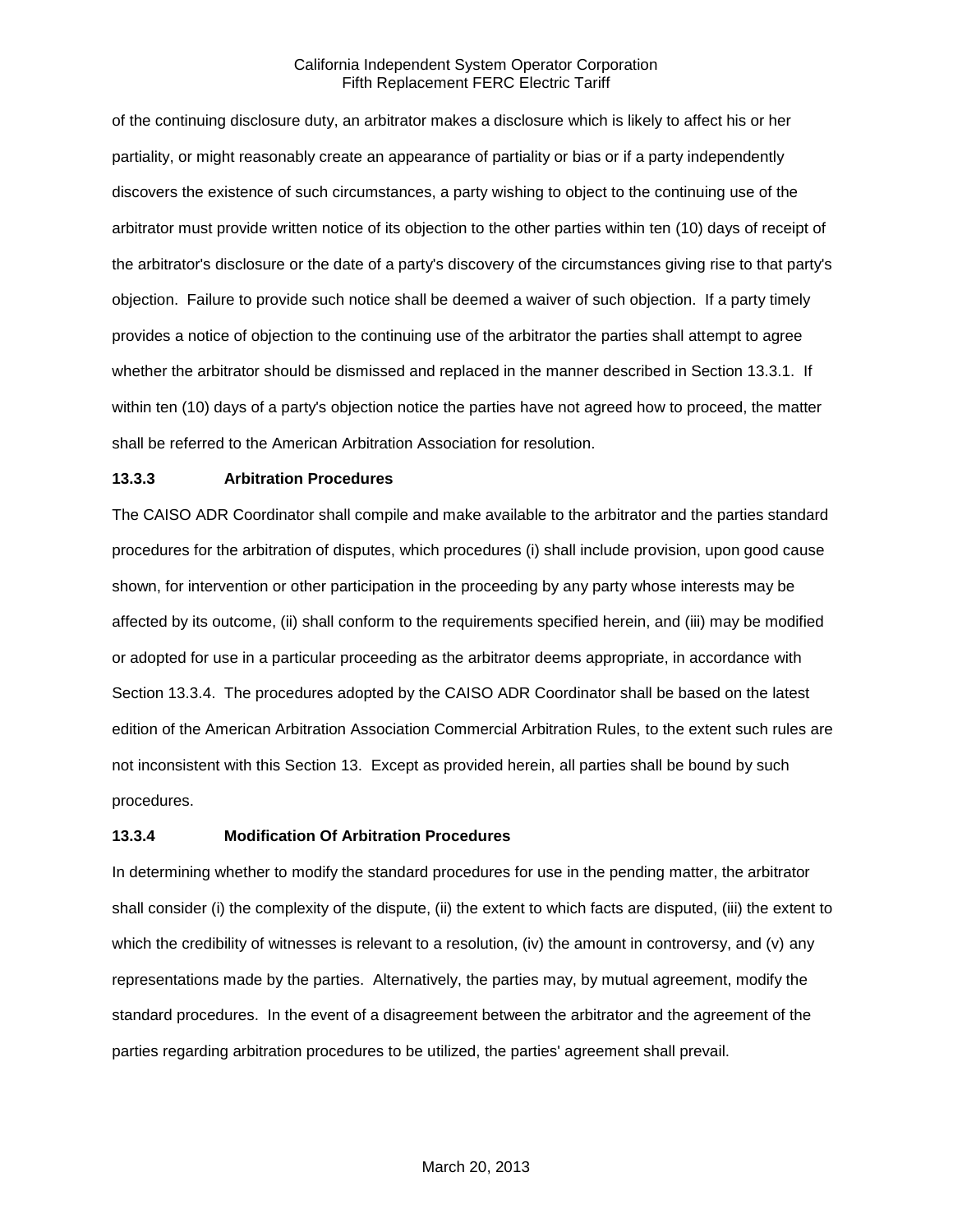of the continuing disclosure duty, an arbitrator makes a disclosure which is likely to affect his or her partiality, or might reasonably create an appearance of partiality or bias or if a party independently discovers the existence of such circumstances, a party wishing to object to the continuing use of the arbitrator must provide written notice of its objection to the other parties within ten (10) days of receipt of the arbitrator's disclosure or the date of a party's discovery of the circumstances giving rise to that party's objection. Failure to provide such notice shall be deemed a waiver of such objection. If a party timely provides a notice of objection to the continuing use of the arbitrator the parties shall attempt to agree whether the arbitrator should be dismissed and replaced in the manner described in Section 13.3.1. If within ten (10) days of a party's objection notice the parties have not agreed how to proceed, the matter shall be referred to the American Arbitration Association for resolution.

**13.3.3 Arbitration Procedures**

The CAISO ADR Coordinator shall compile and make available to the arbitrator and the parties standard procedures for the arbitration of disputes, which procedures (i) shall include provision, upon good cause shown, for intervention or other participation in the proceeding by any party whose interests may be affected by its outcome, (ii) shall conform to the requirements specified herein, and (iii) may be modified or adopted for use in a particular proceeding as the arbitrator deems appropriate, in accordance with Section 13.3.4. The procedures adopted by the CAISO ADR Coordinator shall be based on the latest edition of the American Arbitration Association Commercial Arbitration Rules, to the extent such rules are not inconsistent with this Section 13. Except as provided herein, all parties shall be bound by such procedures.

**13.3.4 Modification Of Arbitration Procedures**

In determining whether to modify the standard procedures for use in the pending matter, the arbitrator shall consider (i) the complexity of the dispute, (ii) the extent to which facts are disputed, (iii) the extent to which the credibility of witnesses is relevant to a resolution, (iv) the amount in controversy, and (v) any representations made by the parties. Alternatively, the parties may, by mutual agreement, modify the standard procedures. In the event of a disagreement between the arbitrator and the agreement of the parties regarding arbitration procedures to be utilized, the parties' agreement shall prevail.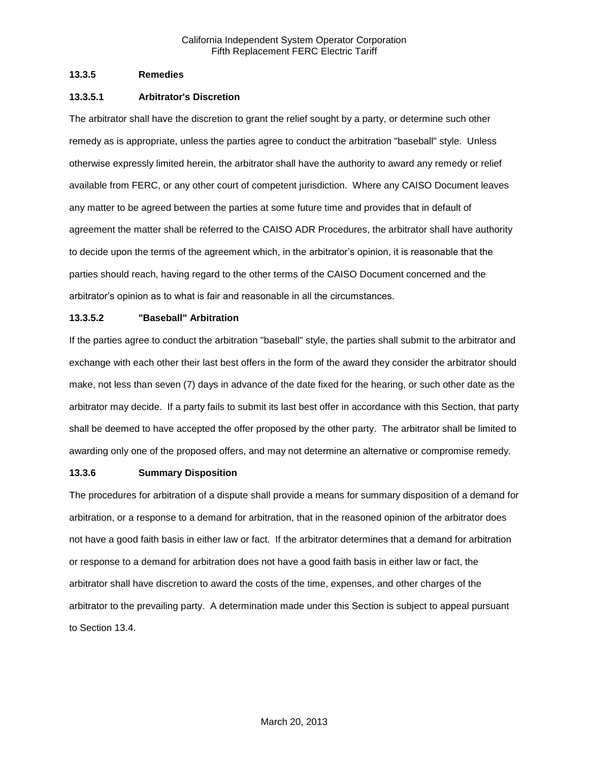### 13.3.5 Remedies

#### 13.3.5.1 Arbitrator's Discretion

The arbitrator shall have the discretion to grant the relief sought by a party, or determine such other remedy as is appropriate, unless the parties agree to conduct the arbitration "baseball" style. Unless otherwise expressly limited herein, the arbitrator shall have the authority to award any remedy or relief available from FERC, or any other court of competent jurisdiction. Where any CAISO Document leaves any matter to be agreed between the parties at some future time and provides that in default of agreement the matter shall be referred to the CAISO ADR Procedures, the arbitrator shall have authority to decide upon the terms of the agreement which, in the arbitrator's opinion, it is reasonable that the parties should reach, having regard to the other terms of the CAISO Document concerned and the arbitrator's opinion as to what is fair and reasonable in all the circumstances.

#### 13.3.5.2 "Baseball" Arbitration

If the parties agree to conduct the arbitration "baseball" style, the parties shall submit to the arbitrator and exchange with each other their last best offers in the form of the award they consider the arbitrator should make, not less than seven (7) days in advance of the date fixed for the hearing, or such other date as the arbitrator may decide. If a party fails to submit its last best offer in accordance with this Section, that party shall be deemed to have accepted the offer proposed by the other party. The arbitrator shall be limited to awarding only one of the proposed offers, and may not determine an alternative or compromise remedy.

### 13.3.6 Summary Disposition

The procedures for arbitration of a dispute shall provide a means for summary disposition of a demand for arbitration, or a response to a demand for arbitration, that in the reasoned opinion of the arbitrator does not have a good faith basis in either law or fact. If the arbitrator determines that a demand for arbitration or response to a demand for arbitration does not have a good faith basis in either law or fact, the arbitrator shall have discretion to award the costs of the time, expenses, and other charges of the arbitrator to the prevailing party. A determination made under this Section is subject to appeal pursuant to Section 13.4.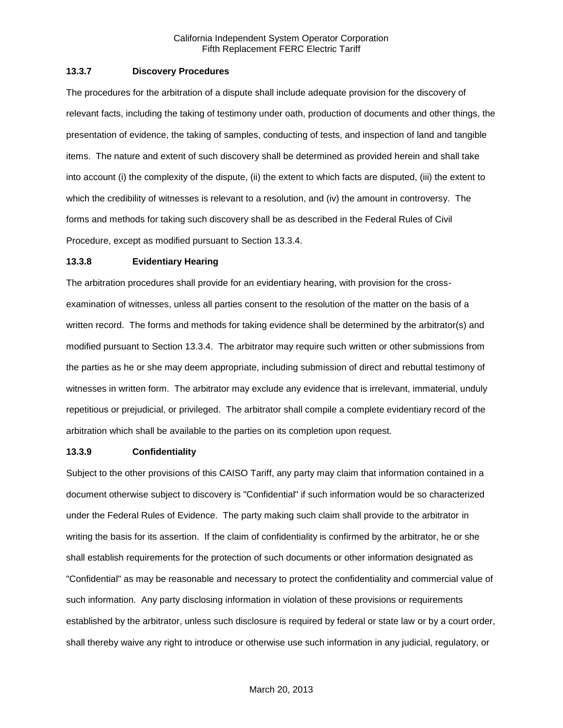### 13.3.7 Discovery Procedures

The procedures for the arbitration of a dispute shall include adequate provision for the discovery of relevant facts, including the taking of testimony under oath, production of documents and other things, the presentation of evidence, the taking of samples, conducting of tests, and inspection of land and tangible items. The nature and extent of such discovery shall be determined as provided herein and shall take into account (i) the complexity of the dispute, (ii) the extent to which facts are disputed, (iii) the extent to which the credibility of witnesses is relevant to a resolution, and (iv) the amount in controversy. The forms and methods for taking such discovery shall be as described in the Federal Rules of Civil Procedure, except as modified pursuant to Section 13.3.4.

### 13.3.8 Evidentiary Hearing

The arbitration procedures shall provide for an evidentiary hearing, with provision for the cross-examination of witnesses, unless all parties consent to the resolution of the matter on the basis of a written record. The forms and methods for taking evidence shall be determined by the arbitrator(s) and modified pursuant to Section 13.3.4. The arbitrator may require such written or other submissions from the parties as he or she may deem appropriate, including submission of direct and rebuttal testimony of witnesses in written form. The arbitrator may exclude any evidence that is irrelevant, immaterial, unduly repetitious or prejudicial, or privileged. The arbitrator shall compile a complete evidentiary record of the arbitration which shall be available to the parties on its completion upon request.

### 13.3.9 Confidentiality

Subject to the other provisions of this CAISO Tariff, any party may claim that information contained in a document otherwise subject to discovery is "Confidential" if such information would be so characterized under the Federal Rules of Evidence. The party making such claim shall provide to the arbitrator in writing the basis for its assertion. If the claim of confidentiality is confirmed by the arbitrator, he or she shall establish requirements for the protection of such documents or other information designated as "Confidential" as may be reasonable and necessary to protect the confidentiality and commercial value of such information. Any party disclosing information in violation of these provisions or requirements established by the arbitrator, unless such disclosure is required by federal or state law or by a court order, shall thereby waive any right to introduce or otherwise use such information in any judicial, regulatory, or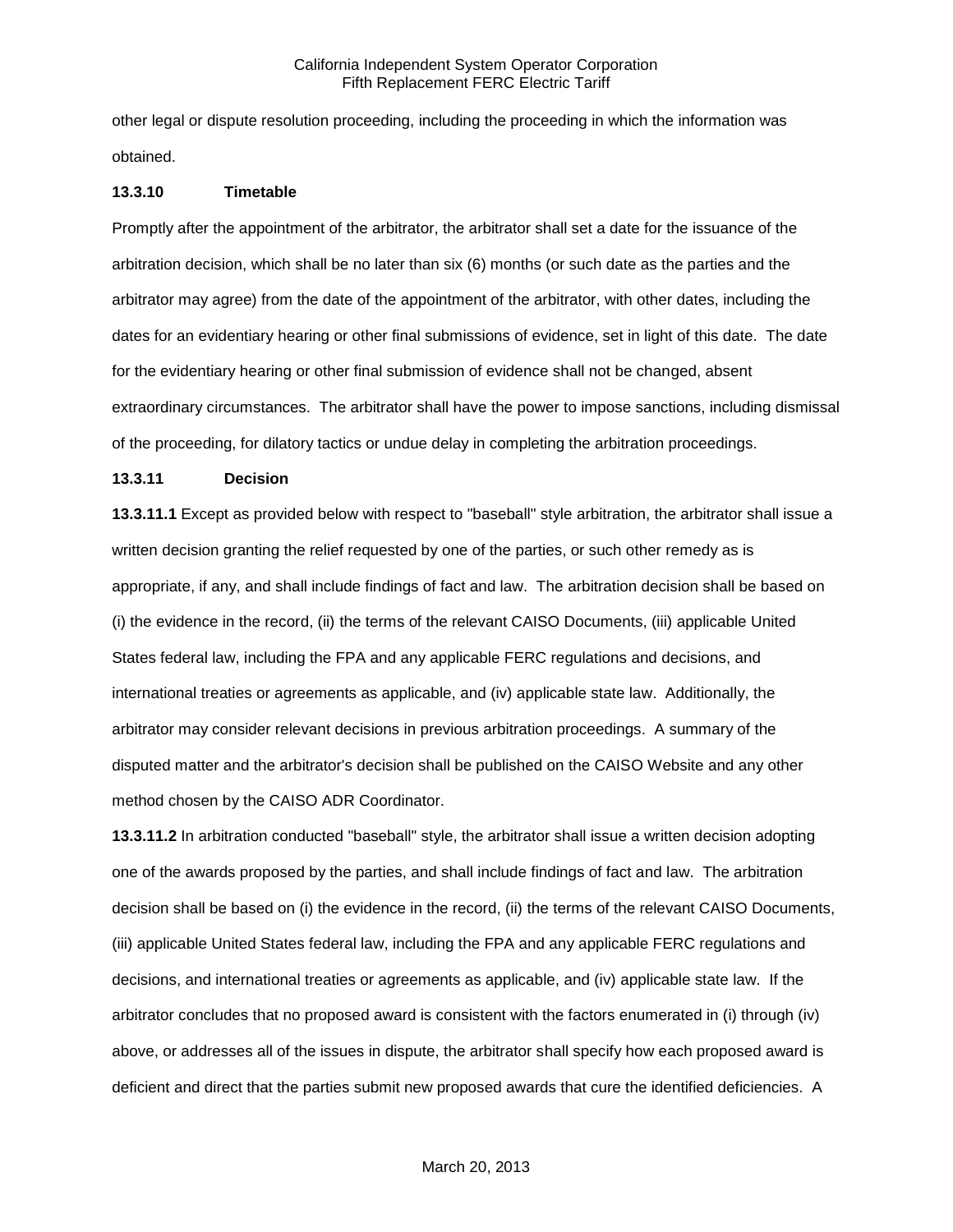other legal or dispute resolution proceeding, including the proceeding in which the information was obtained.

**13.3.10 Timetable**

Promptly after the appointment of the arbitrator, the arbitrator shall set a date for the issuance of the arbitration decision, which shall be no later than six (6) months (or such date as the parties and the arbitrator may agree) from the date of the appointment of the arbitrator, with other dates, including the dates for an evidentiary hearing or other final submissions of evidence, set in light of this date. The date for the evidentiary hearing or other final submission of evidence shall not be changed, absent extraordinary circumstances. The arbitrator shall have the power to impose sanctions, including dismissal of the proceeding, for dilatory tactics or undue delay in completing the arbitration proceedings.

**13.3.11 Decision**

**13.3.11.1** Except as provided below with respect to "baseball" style arbitration, the arbitrator shall issue a written decision granting the relief requested by one of the parties, or such other remedy as is appropriate, if any, and shall include findings of fact and law. The arbitration decision shall be based on (i) the evidence in the record, (ii) the terms of the relevant CAISO Documents, (iii) applicable United States federal law, including the FPA and any applicable FERC regulations and decisions, and international treaties or agreements as applicable, and (iv) applicable state law. Additionally, the arbitrator may consider relevant decisions in previous arbitration proceedings. A summary of the disputed matter and the arbitrator's decision shall be published on the CAISO Website and any other method chosen by the CAISO ADR Coordinator.

**13.3.11.2** In arbitration conducted "baseball" style, the arbitrator shall issue a written decision adopting one of the awards proposed by the parties, and shall include findings of fact and law. The arbitration decision shall be based on (i) the evidence in the record, (ii) the terms of the relevant CAISO Documents, (iii) applicable United States federal law, including the FPA and any applicable FERC regulations and decisions, and international treaties or agreements as applicable, and (iv) applicable state law. If the arbitrator concludes that no proposed award is consistent with the factors enumerated in (i) through (iv) above, or addresses all of the issues in dispute, the arbitrator shall specify how each proposed award is deficient and direct that the parties submit new proposed awards that cure the identified deficiencies. A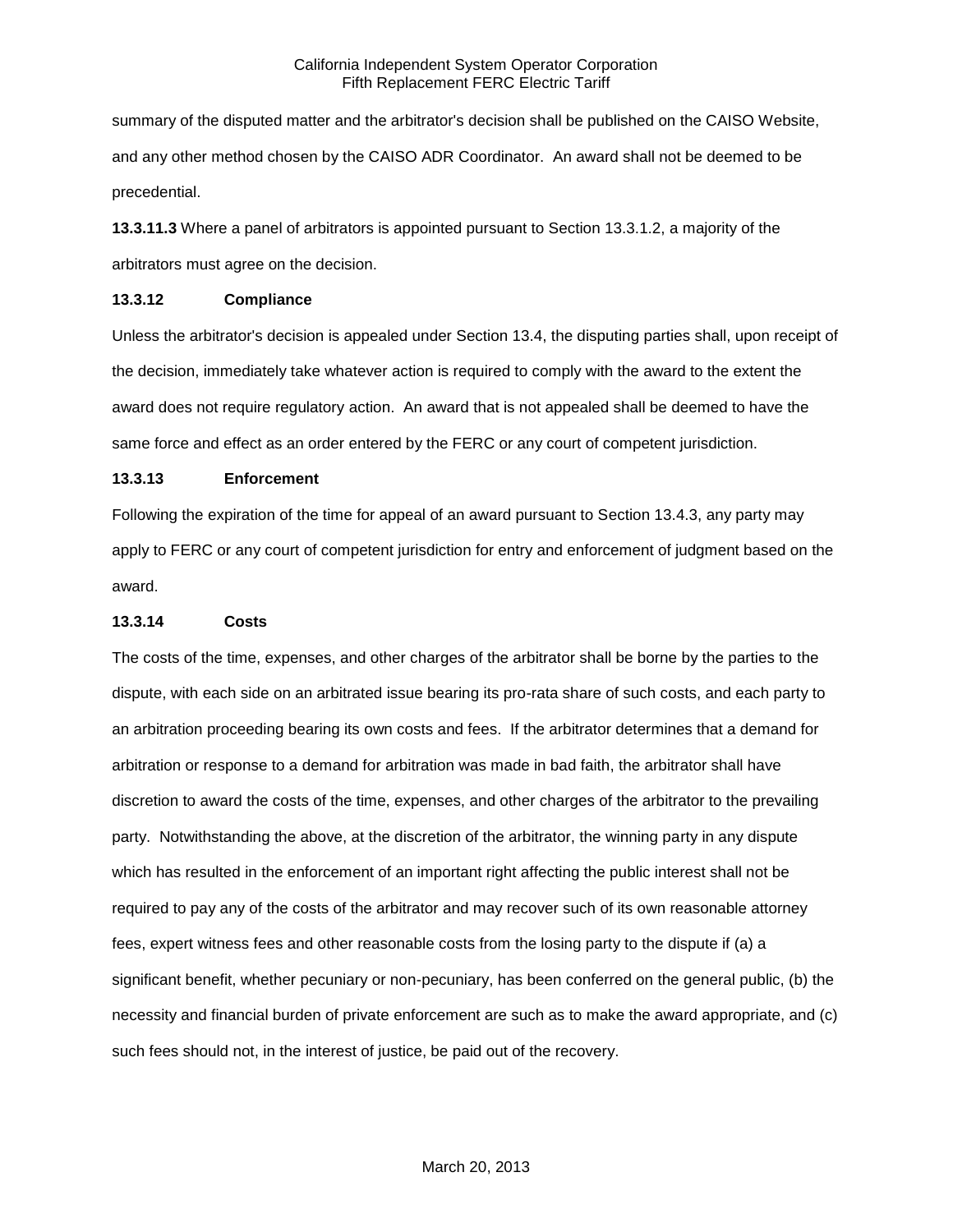summary of the disputed matter and the arbitrator's decision shall be published on the CAISO Website, and any other method chosen by the CAISO ADR Coordinator. An award shall not be deemed to be precedential.

**13.3.11.3** Where a panel of arbitrators is appointed pursuant to Section 13.3.1.2, a majority of the arbitrators must agree on the decision.

**13.3.12 Compliance**

Unless the arbitrator's decision is appealed under Section 13.4, the disputing parties shall, upon receipt of the decision, immediately take whatever action is required to comply with the award to the extent the award does not require regulatory action. An award that is not appealed shall be deemed to have the same force and effect as an order entered by the FERC or any court of competent jurisdiction.

**13.3.13 Enforcement**

Following the expiration of the time for appeal of an award pursuant to Section 13.4.3, any party may apply to FERC or any court of competent jurisdiction for entry and enforcement of judgment based on the award.

**13.3.14 Costs**

The costs of the time, expenses, and other charges of the arbitrator shall be borne by the parties to the dispute, with each side on an arbitrated issue bearing its pro-rata share of such costs, and each party to an arbitration proceeding bearing its own costs and fees. If the arbitrator determines that a demand for arbitration or response to a demand for arbitration was made in bad faith, the arbitrator shall have discretion to award the costs of the time, expenses, and other charges of the arbitrator to the prevailing party. Notwithstanding the above, at the discretion of the arbitrator, the winning party in any dispute which has resulted in the enforcement of an important right affecting the public interest shall not be required to pay any of the costs of the arbitrator and may recover such of its own reasonable attorney fees, expert witness fees and other reasonable costs from the losing party to the dispute if (a) a significant benefit, whether pecuniary or non-pecuniary, has been conferred on the general public, (b) the necessity and financial burden of private enforcement are such as to make the award appropriate, and (c) such fees should not, in the interest of justice, be paid out of the recovery.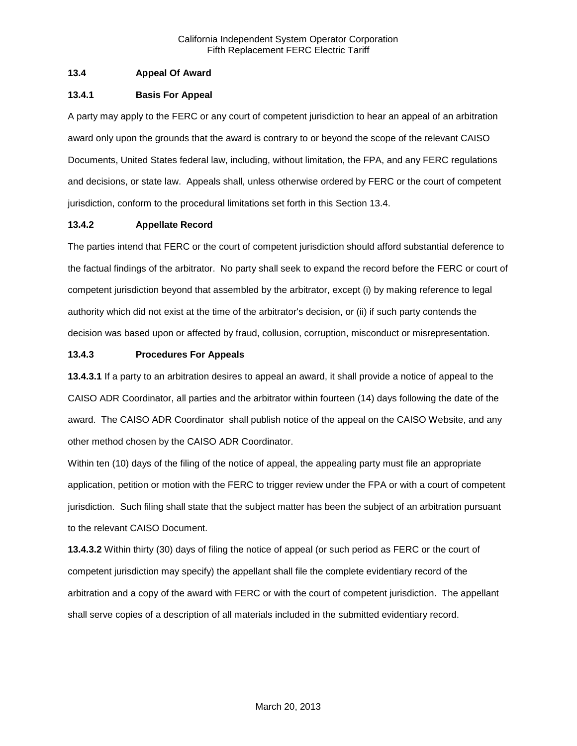### 13.4 Appeal Of Award

#### 13.4.1 Basis For Appeal

A party may apply to the FERC or any court of competent jurisdiction to hear an appeal of an arbitration award only upon the grounds that the award is contrary to or beyond the scope of the relevant CAISO Documents, United States federal law, including, without limitation, the FPA, and any FERC regulations and decisions, or state law. Appeals shall, unless otherwise ordered by FERC or the court of competent jurisdiction, conform to the procedural limitations set forth in this Section 13.4.

#### 13.4.2 Appellate Record

The parties intend that FERC or the court of competent jurisdiction should afford substantial deference to the factual findings of the arbitrator. No party shall seek to expand the record before the FERC or court of competent jurisdiction beyond that assembled by the arbitrator, except (i) by making reference to legal authority which did not exist at the time of the arbitrator's decision, or (ii) if such party contends the decision was based upon or affected by fraud, collusion, corruption, misconduct or misrepresentation.

#### 13.4.3 Procedures For Appeals

**13.4.3.1** If a party to an arbitration desires to appeal an award, it shall provide a notice of appeal to the CAISO ADR Coordinator, all parties and the arbitrator within fourteen (14) days following the date of the award. The CAISO ADR Coordinator shall publish notice of the appeal on the CAISO Website, and any other method chosen by the CAISO ADR Coordinator.

Within ten (10) days of the filing of the notice of appeal, the appealing party must file an appropriate application, petition or motion with the FERC to trigger review under the FPA or with a court of competent jurisdiction. Such filing shall state that the subject matter has been the subject of an arbitration pursuant to the relevant CAISO Document.

**13.4.3.2** Within thirty (30) days of filing the notice of appeal (or such period as FERC or the court of competent jurisdiction may specify) the appellant shall file the complete evidentiary record of the arbitration and a copy of the award with FERC or with the court of competent jurisdiction. The appellant shall serve copies of a description of all materials included in the submitted evidentiary record.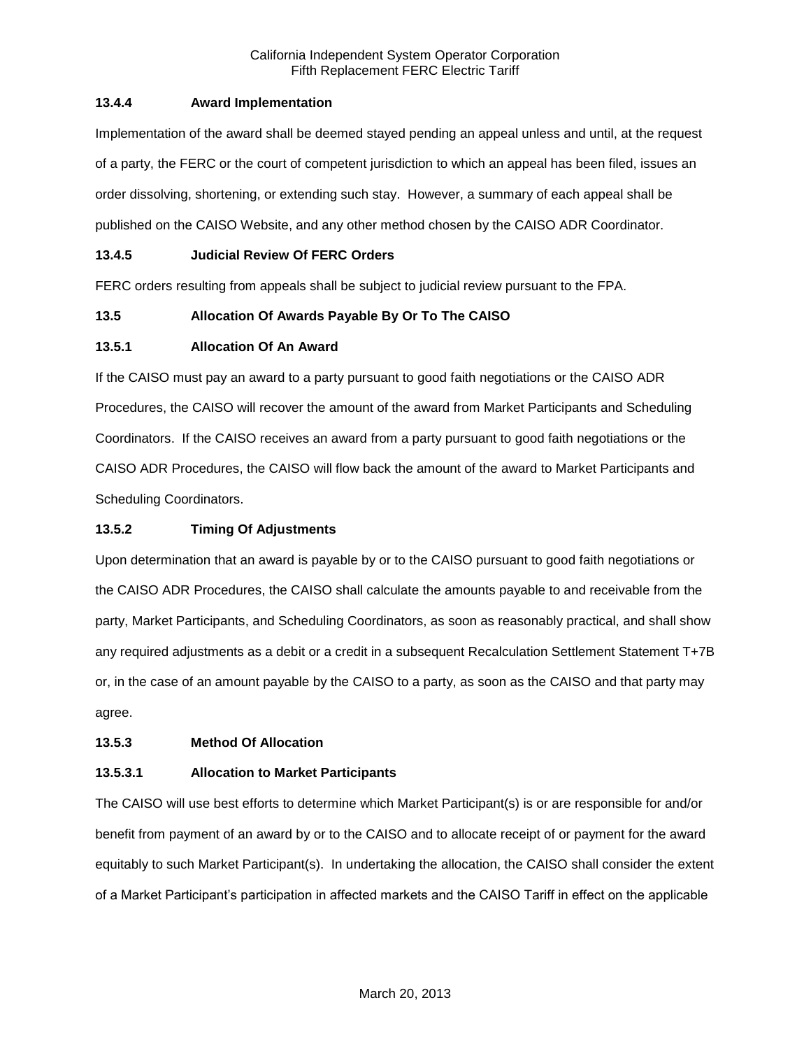### 13.4.4 Award Implementation

Implementation of the award shall be deemed stayed pending an appeal unless and until, at the request of a party, the FERC or the court of competent jurisdiction to which an appeal has been filed, issues an order dissolving, shortening, or extending such stay. However, a summary of each appeal shall be published on the CAISO Website, and any other method chosen by the CAISO ADR Coordinator.

### 13.4.5 Judicial Review Of FERC Orders

FERC orders resulting from appeals shall be subject to judicial review pursuant to the FPA.

## 13.5 Allocation Of Awards Payable By Or To The CAISO

### 13.5.1 Allocation Of An Award

If the CAISO must pay an award to a party pursuant to good faith negotiations or the CAISO ADR Procedures, the CAISO will recover the amount of the award from Market Participants and Scheduling Coordinators. If the CAISO receives an award from a party pursuant to good faith negotiations or the CAISO ADR Procedures, the CAISO will flow back the amount of the award to Market Participants and Scheduling Coordinators.

### 13.5.2 Timing Of Adjustments

Upon determination that an award is payable by or to the CAISO pursuant to good faith negotiations or the CAISO ADR Procedures, the CAISO shall calculate the amounts payable to and receivable from the party, Market Participants, and Scheduling Coordinators, as soon as reasonably practical, and shall show any required adjustments as a debit or a credit in a subsequent Recalculation Settlement Statement T+7B or, in the case of an amount payable by the CAISO to a party, as soon as the CAISO and that party may agree.

### 13.5.3 Method Of Allocation

#### 13.5.3.1 Allocation to Market Participants

The CAISO will use best efforts to determine which Market Participant(s) is or are responsible for and/or benefit from payment of an award by or to the CAISO and to allocate receipt of or payment for the award equitably to such Market Participant(s). In undertaking the allocation, the CAISO shall consider the extent of a Market Participant's participation in affected markets and the CAISO Tariff in effect on the applicable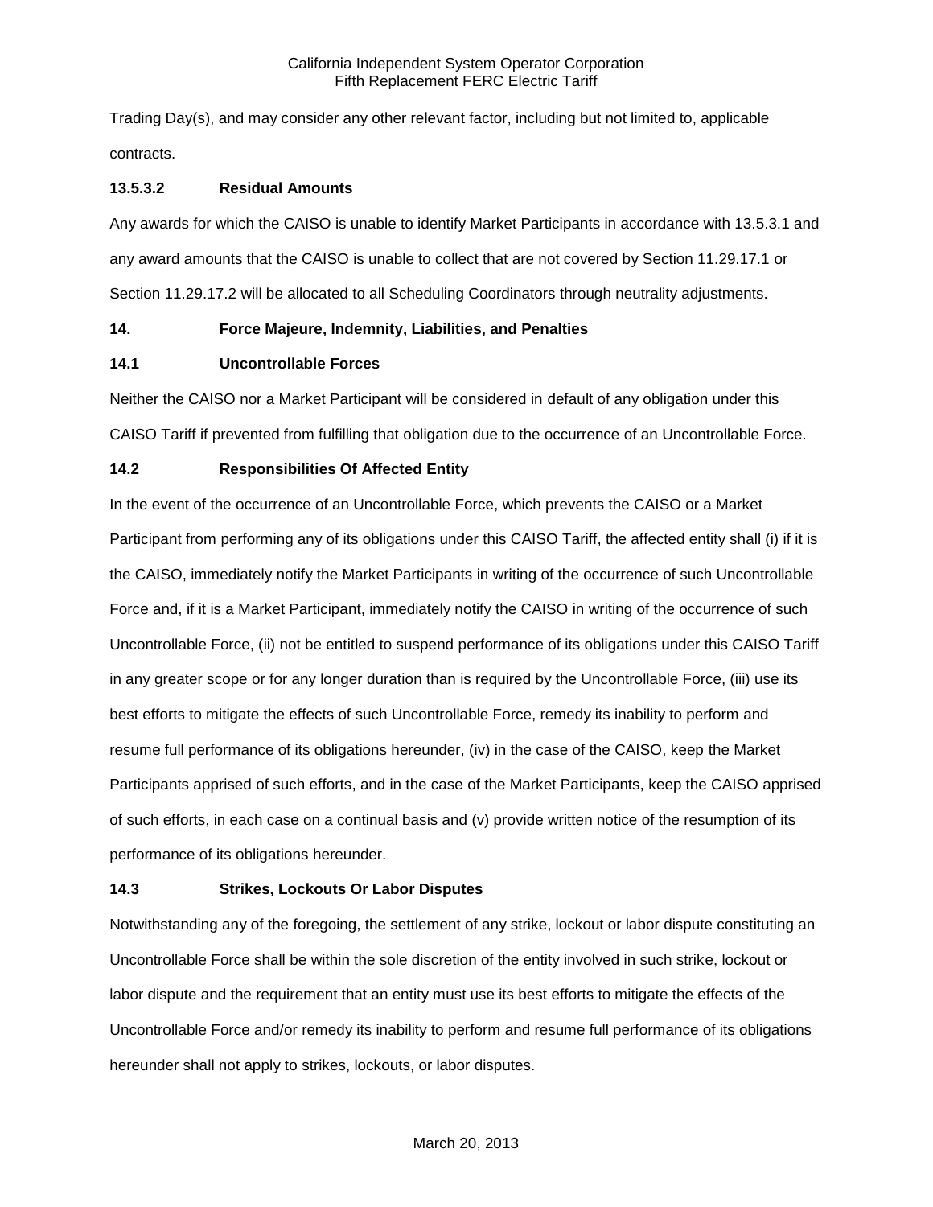Trading Day(s), and may consider any other relevant factor, including but not limited to, applicable contracts.

### 13.5.3.2 Residual Amounts

Any awards for which the CAISO is unable to identify Market Participants in accordance with 13.5.3.1 and any award amounts that the CAISO is unable to collect that are not covered by Section 11.29.17.1 or Section 11.29.17.2 will be allocated to all Scheduling Coordinators through neutrality adjustments.

## 14. Force Majeure, Indemnity, Liabilities, and Penalties

### 14.1 Uncontrollable Forces

Neither the CAISO nor a Market Participant will be considered in default of any obligation under this CAISO Tariff if prevented from fulfilling that obligation due to the occurrence of an Uncontrollable Force.

### 14.2 Responsibilities Of Affected Entity

In the event of the occurrence of an Uncontrollable Force, which prevents the CAISO or a Market Participant from performing any of its obligations under this CAISO Tariff, the affected entity shall (i) if it is the CAISO, immediately notify the Market Participants in writing of the occurrence of such Uncontrollable Force and, if it is a Market Participant, immediately notify the CAISO in writing of the occurrence of such Uncontrollable Force, (ii) not be entitled to suspend performance of its obligations under this CAISO Tariff in any greater scope or for any longer duration than is required by the Uncontrollable Force, (iii) use its best efforts to mitigate the effects of such Uncontrollable Force, remedy its inability to perform and resume full performance of its obligations hereunder, (iv) in the case of the CAISO, keep the Market Participants apprised of such efforts, and in the case of the Market Participants, keep the CAISO apprised of such efforts, in each case on a continual basis and (v) provide written notice of the resumption of its performance of its obligations hereunder.

### 14.3 Strikes, Lockouts Or Labor Disputes

Notwithstanding any of the foregoing, the settlement of any strike, lockout or labor dispute constituting an Uncontrollable Force shall be within the sole discretion of the entity involved in such strike, lockout or labor dispute and the requirement that an entity must use its best efforts to mitigate the effects of the Uncontrollable Force and/or remedy its inability to perform and resume full performance of its obligations hereunder shall not apply to strikes, lockouts, or labor disputes.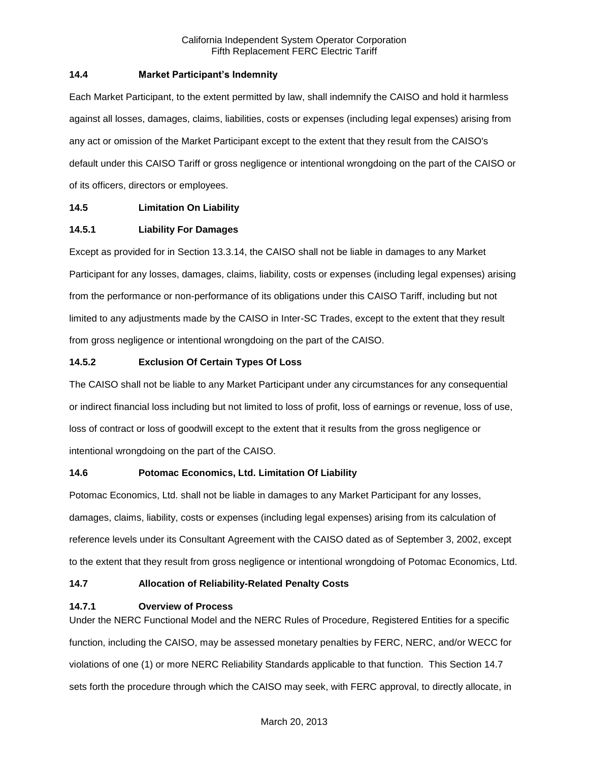### 14.4 Market Participant's Indemnity

Each Market Participant, to the extent permitted by law, shall indemnify the CAISO and hold it harmless against all losses, damages, claims, liabilities, costs or expenses (including legal expenses) arising from any act or omission of the Market Participant except to the extent that they result from the CAISO's default under this CAISO Tariff or gross negligence or intentional wrongdoing on the part of the CAISO or of its officers, directors or employees.

### 14.5 Limitation On Liability

#### 14.5.1 Liability For Damages

Except as provided for in Section 13.3.14, the CAISO shall not be liable in damages to any Market Participant for any losses, damages, claims, liability, costs or expenses (including legal expenses) arising from the performance or non-performance of its obligations under this CAISO Tariff, including but not limited to any adjustments made by the CAISO in Inter-SC Trades, except to the extent that they result from gross negligence or intentional wrongdoing on the part of the CAISO.

#### 14.5.2 Exclusion Of Certain Types Of Loss

The CAISO shall not be liable to any Market Participant under any circumstances for any consequential or indirect financial loss including but not limited to loss of profit, loss of earnings or revenue, loss of use, loss of contract or loss of goodwill except to the extent that it results from the gross negligence or intentional wrongdoing on the part of the CAISO.

### 14.6 Potomac Economics, Ltd. Limitation Of Liability

Potomac Economics, Ltd. shall not be liable in damages to any Market Participant for any losses, damages, claims, liability, costs or expenses (including legal expenses) arising from its calculation of reference levels under its Consultant Agreement with the CAISO dated as of September 3, 2002, except to the extent that they result from gross negligence or intentional wrongdoing of Potomac Economics, Ltd.

### 14.7 Allocation of Reliability-Related Penalty Costs

#### 14.7.1 Overview of Process

Under the NERC Functional Model and the NERC Rules of Procedure, Registered Entities for a specific function, including the CAISO, may be assessed monetary penalties by FERC, NERC, and/or WECC for violations of one (1) or more NERC Reliability Standards applicable to that function. This Section 14.7 sets forth the procedure through which the CAISO may seek, with FERC approval, to directly allocate, in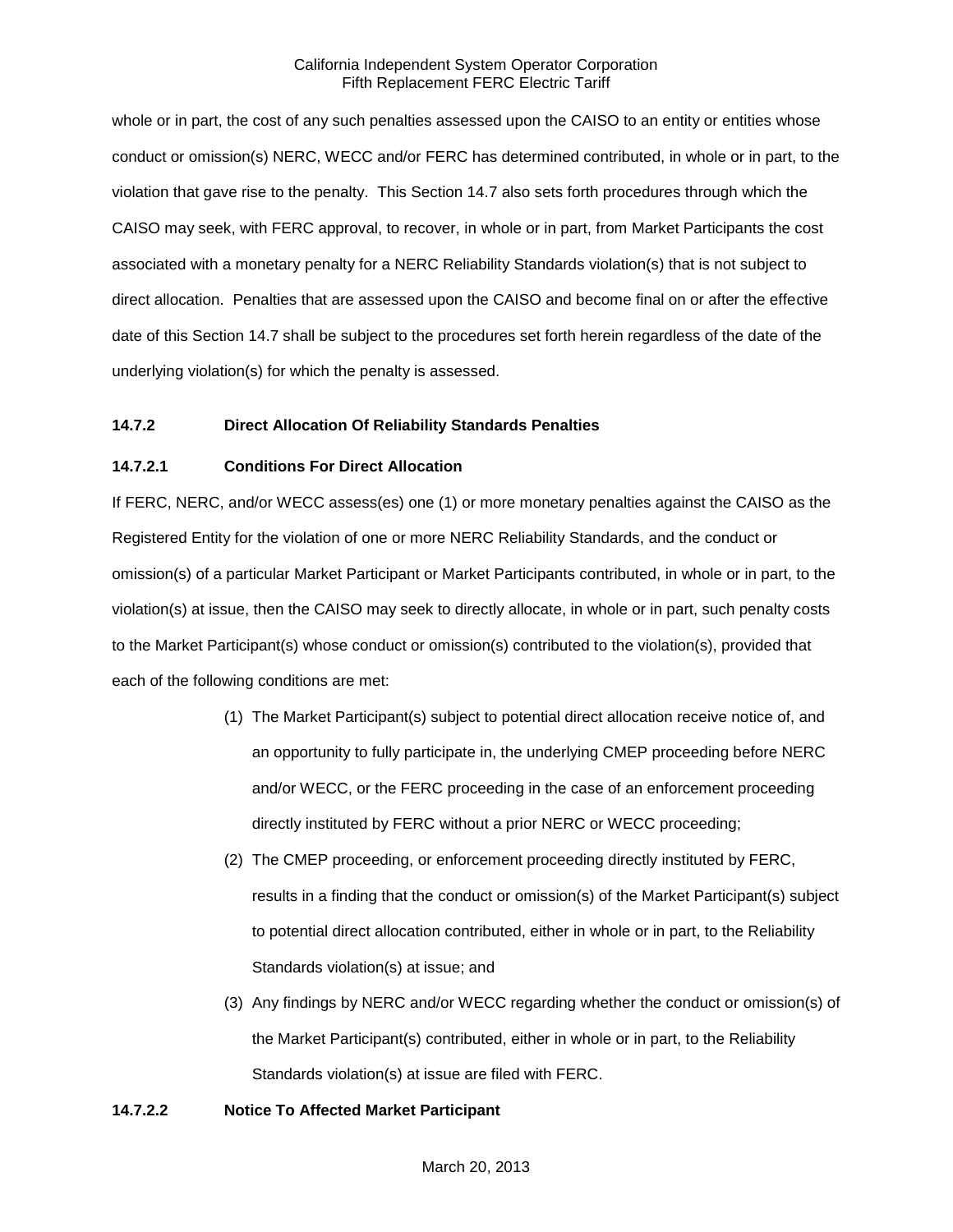whole or in part, the cost of any such penalties assessed upon the CAISO to an entity or entities whose conduct or omission(s) NERC, WECC and/or FERC has determined contributed, in whole or in part, to the violation that gave rise to the penalty. This Section 14.7 also sets forth procedures through which the CAISO may seek, with FERC approval, to recover, in whole or in part, from Market Participants the cost associated with a monetary penalty for a NERC Reliability Standards violation(s) that is not subject to direct allocation. Penalties that are assessed upon the CAISO and become final on or after the effective date of this Section 14.7 shall be subject to the procedures set forth herein regardless of the date of the underlying violation(s) for which the penalty is assessed.

**14.7.2 Direct Allocation Of Reliability Standards Penalties**

**14.7.2.1 Conditions For Direct Allocation**

If FERC, NERC, and/or WECC assess(es) one (1) or more monetary penalties against the CAISO as the Registered Entity for the violation of one or more NERC Reliability Standards, and the conduct or omission(s) of a particular Market Participant or Market Participants contributed, in whole or in part, to the violation(s) at issue, then the CAISO may seek to directly allocate, in whole or in part, such penalty costs to the Market Participant(s) whose conduct or omission(s) contributed to the violation(s), provided that each of the following conditions are met:

(1) The Market Participant(s) subject to potential direct allocation receive notice of, and an opportunity to fully participate in, the underlying CMEP proceeding before NERC and/or WECC, or the FERC proceeding in the case of an enforcement proceeding directly instituted by FERC without a prior NERC or WECC proceeding;

(2) The CMEP proceeding, or enforcement proceeding directly instituted by FERC, results in a finding that the conduct or omission(s) of the Market Participant(s) subject to potential direct allocation contributed, either in whole or in part, to the Reliability Standards violation(s) at issue; and

(3) Any findings by NERC and/or WECC regarding whether the conduct or omission(s) of the Market Participant(s) contributed, either in whole or in part, to the Reliability Standards violation(s) at issue are filed with FERC.

**14.7.2.2 Notice To Affected Market Participant**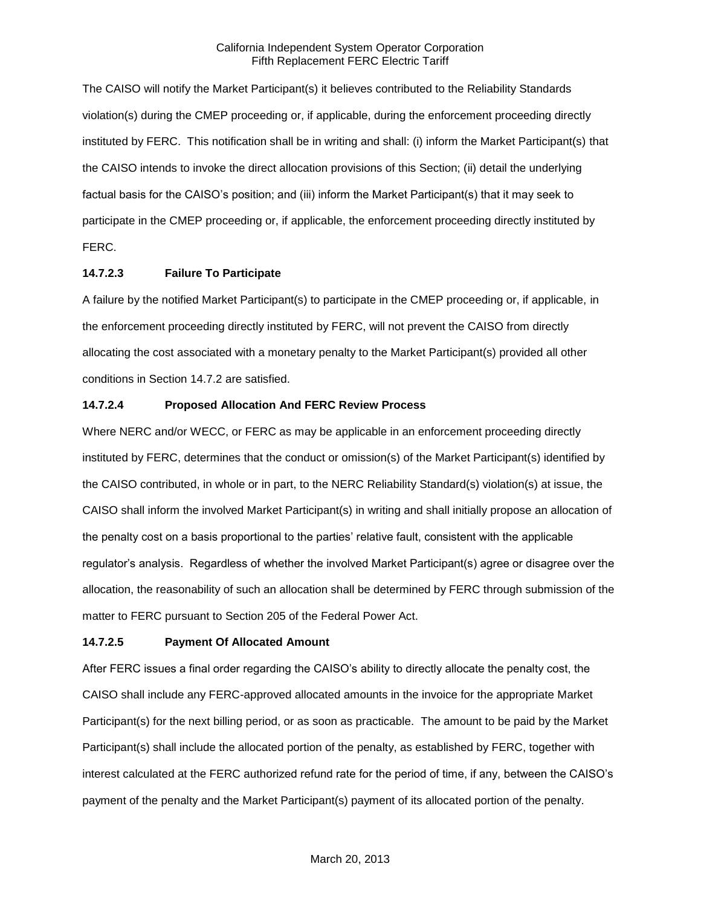The CAISO will notify the Market Participant(s) it believes contributed to the Reliability Standards violation(s) during the CMEP proceeding or, if applicable, during the enforcement proceeding directly instituted by FERC. This notification shall be in writing and shall: (i) inform the Market Participant(s) that the CAISO intends to invoke the direct allocation provisions of this Section; (ii) detail the underlying factual basis for the CAISO's position; and (iii) inform the Market Participant(s) that it may seek to participate in the CMEP proceeding or, if applicable, the enforcement proceeding directly instituted by FERC.

#### 14.7.2.3 Failure To Participate

A failure by the notified Market Participant(s) to participate in the CMEP proceeding or, if applicable, in the enforcement proceeding directly instituted by FERC, will not prevent the CAISO from directly allocating the cost associated with a monetary penalty to the Market Participant(s) provided all other conditions in Section 14.7.2 are satisfied.

#### 14.7.2.4 Proposed Allocation And FERC Review Process

Where NERC and/or WECC, or FERC as may be applicable in an enforcement proceeding directly instituted by FERC, determines that the conduct or omission(s) of the Market Participant(s) identified by the CAISO contributed, in whole or in part, to the NERC Reliability Standard(s) violation(s) at issue, the CAISO shall inform the involved Market Participant(s) in writing and shall initially propose an allocation of the penalty cost on a basis proportional to the parties' relative fault, consistent with the applicable regulator's analysis. Regardless of whether the involved Market Participant(s) agree or disagree over the allocation, the reasonability of such an allocation shall be determined by FERC through submission of the matter to FERC pursuant to Section 205 of the Federal Power Act.

#### 14.7.2.5 Payment Of Allocated Amount

After FERC issues a final order regarding the CAISO's ability to directly allocate the penalty cost, the CAISO shall include any FERC-approved allocated amounts in the invoice for the appropriate Market Participant(s) for the next billing period, or as soon as practicable. The amount to be paid by the Market Participant(s) shall include the allocated portion of the penalty, as established by FERC, together with interest calculated at the FERC authorized refund rate for the period of time, if any, between the CAISO's payment of the penalty and the Market Participant(s) payment of its allocated portion of the penalty.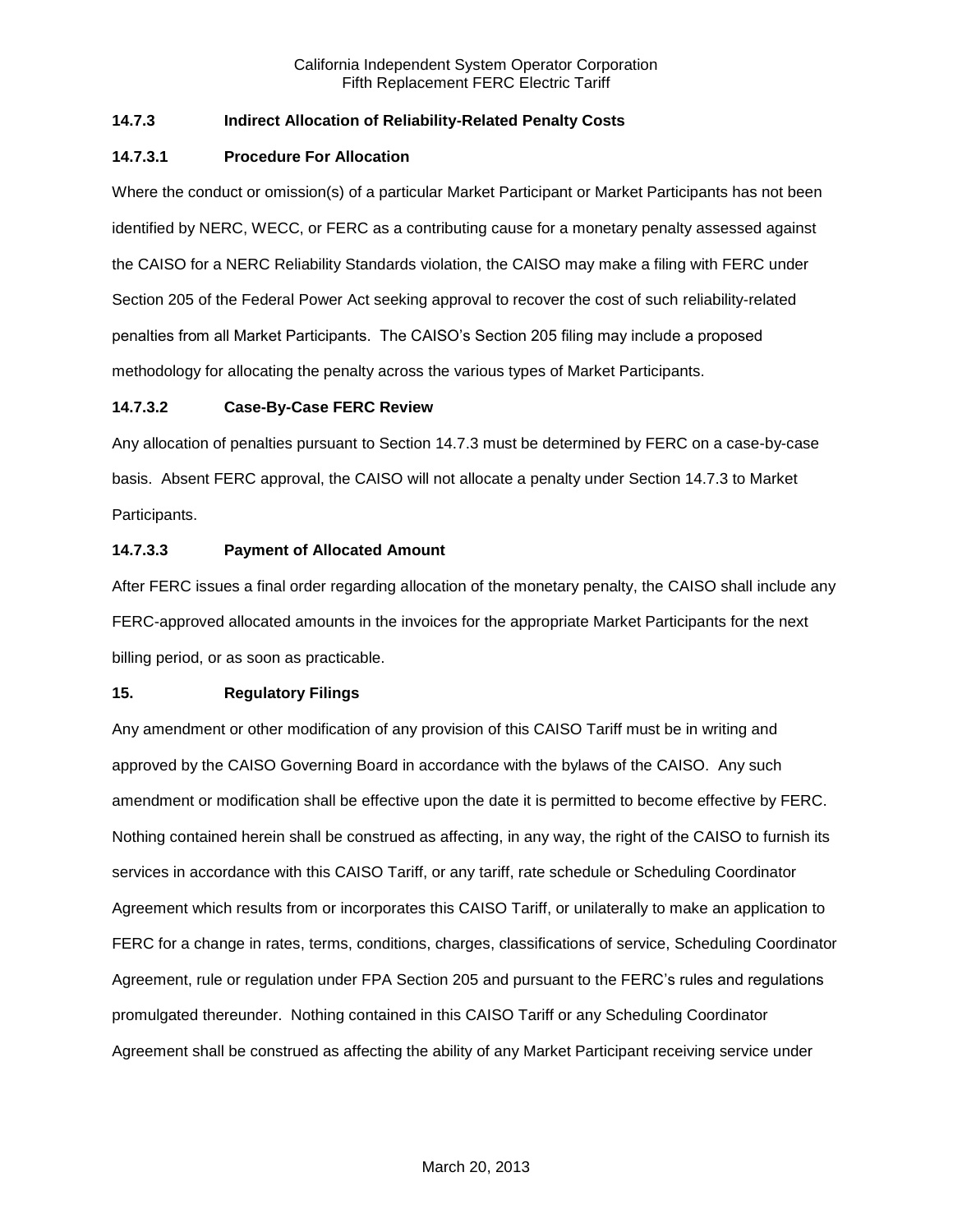### 14.7.3 Indirect Allocation of Reliability-Related Penalty Costs

#### 14.7.3.1 Procedure For Allocation

Where the conduct or omission(s) of a particular Market Participant or Market Participants has not been identified by NERC, WECC, or FERC as a contributing cause for a monetary penalty assessed against the CAISO for a NERC Reliability Standards violation, the CAISO may make a filing with FERC under Section 205 of the Federal Power Act seeking approval to recover the cost of such reliability-related penalties from all Market Participants. The CAISO's Section 205 filing may include a proposed methodology for allocating the penalty across the various types of Market Participants.

#### 14.7.3.2 Case-By-Case FERC Review

Any allocation of penalties pursuant to Section 14.7.3 must be determined by FERC on a case-by-case basis. Absent FERC approval, the CAISO will not allocate a penalty under Section 14.7.3 to Market Participants.

#### 14.7.3.3 Payment of Allocated Amount

After FERC issues a final order regarding allocation of the monetary penalty, the CAISO shall include any FERC-approved allocated amounts in the invoices for the appropriate Market Participants for the next billing period, or as soon as practicable.

## 15. Regulatory Filings

Any amendment or other modification of any provision of this CAISO Tariff must be in writing and approved by the CAISO Governing Board in accordance with the bylaws of the CAISO. Any such amendment or modification shall be effective upon the date it is permitted to become effective by FERC. Nothing contained herein shall be construed as affecting, in any way, the right of the CAISO to furnish its services in accordance with this CAISO Tariff, or any tariff, rate schedule or Scheduling Coordinator Agreement which results from or incorporates this CAISO Tariff, or unilaterally to make an application to FERC for a change in rates, terms, conditions, charges, classifications of service, Scheduling Coordinator Agreement, rule or regulation under FPA Section 205 and pursuant to the FERC's rules and regulations promulgated thereunder. Nothing contained in this CAISO Tariff or any Scheduling Coordinator Agreement shall be construed as affecting the ability of any Market Participant receiving service under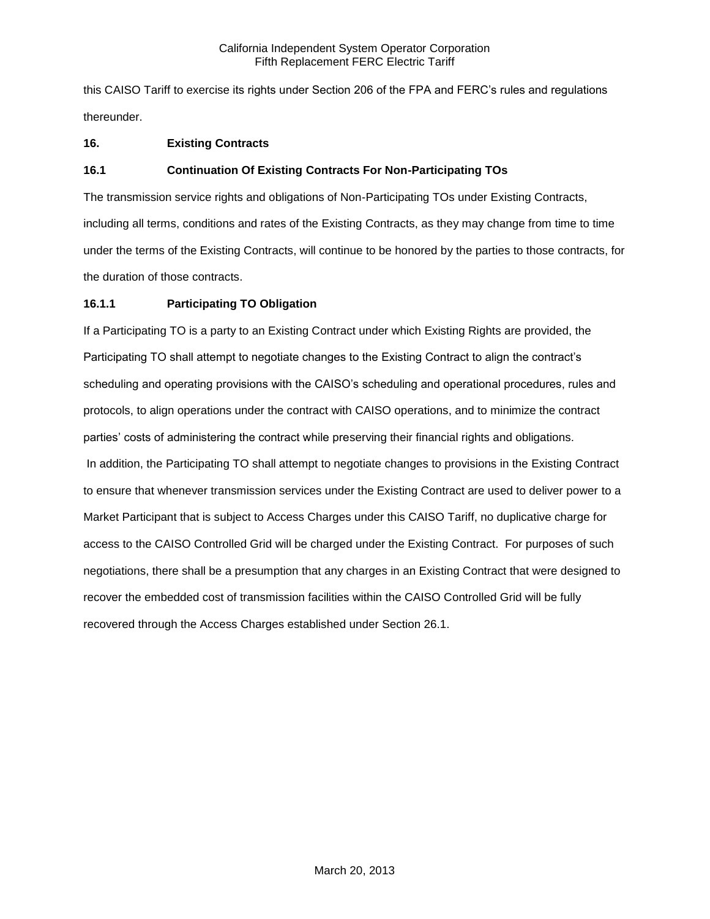this CAISO Tariff to exercise its rights under Section 206 of the FPA and FERC's rules and regulations thereunder.

## 16. Existing Contracts

### 16.1 Continuation Of Existing Contracts For Non-Participating TOs

The transmission service rights and obligations of Non-Participating TOs under Existing Contracts, including all terms, conditions and rates of the Existing Contracts, as they may change from time to time under the terms of the Existing Contracts, will continue to be honored by the parties to those contracts, for the duration of those contracts.

#### 16.1.1 Participating TO Obligation

If a Participating TO is a party to an Existing Contract under which Existing Rights are provided, the Participating TO shall attempt to negotiate changes to the Existing Contract to align the contract's scheduling and operating provisions with the CAISO's scheduling and operational procedures, rules and protocols, to align operations under the contract with CAISO operations, and to minimize the contract parties' costs of administering the contract while preserving their financial rights and obligations. In addition, the Participating TO shall attempt to negotiate changes to provisions in the Existing Contract to ensure that whenever transmission services under the Existing Contract are used to deliver power to a Market Participant that is subject to Access Charges under this CAISO Tariff, no duplicative charge for access to the CAISO Controlled Grid will be charged under the Existing Contract. For purposes of such negotiations, there shall be a presumption that any charges in an Existing Contract that were designed to recover the embedded cost of transmission facilities within the CAISO Controlled Grid will be fully recovered through the Access Charges established under Section 26.1.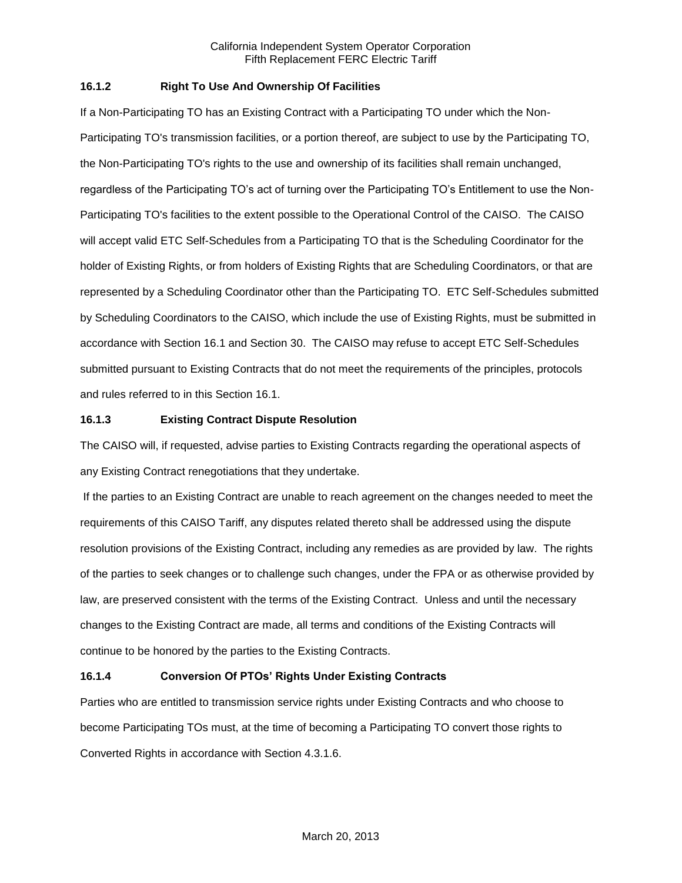### 16.1.2 Right To Use And Ownership Of Facilities

If a Non-Participating TO has an Existing Contract with a Participating TO under which the Non-Participating TO's transmission facilities, or a portion thereof, are subject to use by the Participating TO, the Non-Participating TO's rights to the use and ownership of its facilities shall remain unchanged, regardless of the Participating TO's act of turning over the Participating TO's Entitlement to use the Non-Participating TO's facilities to the extent possible to the Operational Control of the CAISO. The CAISO will accept valid ETC Self-Schedules from a Participating TO that is the Scheduling Coordinator for the holder of Existing Rights, or from holders of Existing Rights that are Scheduling Coordinators, or that are represented by a Scheduling Coordinator other than the Participating TO. ETC Self-Schedules submitted by Scheduling Coordinators to the CAISO, which include the use of Existing Rights, must be submitted in accordance with Section 16.1 and Section 30. The CAISO may refuse to accept ETC Self-Schedules submitted pursuant to Existing Contracts that do not meet the requirements of the principles, protocols and rules referred to in this Section 16.1.

### 16.1.3 Existing Contract Dispute Resolution

The CAISO will, if requested, advise parties to Existing Contracts regarding the operational aspects of any Existing Contract renegotiations that they undertake.

If the parties to an Existing Contract are unable to reach agreement on the changes needed to meet the requirements of this CAISO Tariff, any disputes related thereto shall be addressed using the dispute resolution provisions of the Existing Contract, including any remedies as are provided by law. The rights of the parties to seek changes or to challenge such changes, under the FPA or as otherwise provided by law, are preserved consistent with the terms of the Existing Contract. Unless and until the necessary changes to the Existing Contract are made, all terms and conditions of the Existing Contracts will continue to be honored by the parties to the Existing Contracts.

### 16.1.4 Conversion Of PTOs' Rights Under Existing Contracts

Parties who are entitled to transmission service rights under Existing Contracts and who choose to become Participating TOs must, at the time of becoming a Participating TO convert those rights to Converted Rights in accordance with Section 4.3.1.6.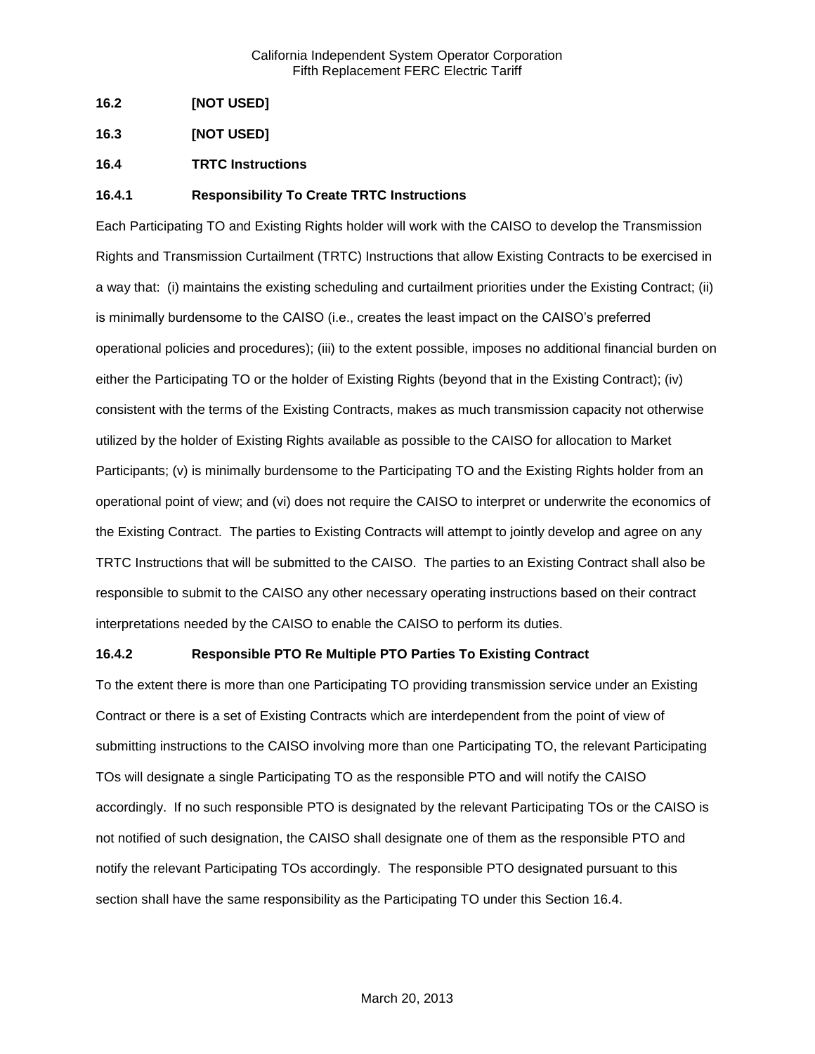## 16.2 [NOT USED]

## 16.3 [NOT USED]

## 16.4 TRTC Instructions

### 16.4.1 Responsibility To Create TRTC Instructions

Each Participating TO and Existing Rights holder will work with the CAISO to develop the Transmission Rights and Transmission Curtailment (TRTC) Instructions that allow Existing Contracts to be exercised in a way that: (i) maintains the existing scheduling and curtailment priorities under the Existing Contract; (ii) is minimally burdensome to the CAISO (i.e., creates the least impact on the CAISO's preferred operational policies and procedures); (iii) to the extent possible, imposes no additional financial burden on either the Participating TO or the holder of Existing Rights (beyond that in the Existing Contract); (iv) consistent with the terms of the Existing Contracts, makes as much transmission capacity not otherwise utilized by the holder of Existing Rights available as possible to the CAISO for allocation to Market Participants; (v) is minimally burdensome to the Participating TO and the Existing Rights holder from an operational point of view; and (vi) does not require the CAISO to interpret or underwrite the economics of the Existing Contract. The parties to Existing Contracts will attempt to jointly develop and agree on any TRTC Instructions that will be submitted to the CAISO. The parties to an Existing Contract shall also be responsible to submit to the CAISO any other necessary operating instructions based on their contract interpretations needed by the CAISO to enable the CAISO to perform its duties.

### 16.4.2 Responsible PTO Re Multiple PTO Parties To Existing Contract

To the extent there is more than one Participating TO providing transmission service under an Existing Contract or there is a set of Existing Contracts which are interdependent from the point of view of submitting instructions to the CAISO involving more than one Participating TO, the relevant Participating TOs will designate a single Participating TO as the responsible PTO and will notify the CAISO accordingly. If no such responsible PTO is designated by the relevant Participating TOs or the CAISO is not notified of such designation, the CAISO shall designate one of them as the responsible PTO and notify the relevant Participating TOs accordingly. The responsible PTO designated pursuant to this section shall have the same responsibility as the Participating TO under this Section 16.4.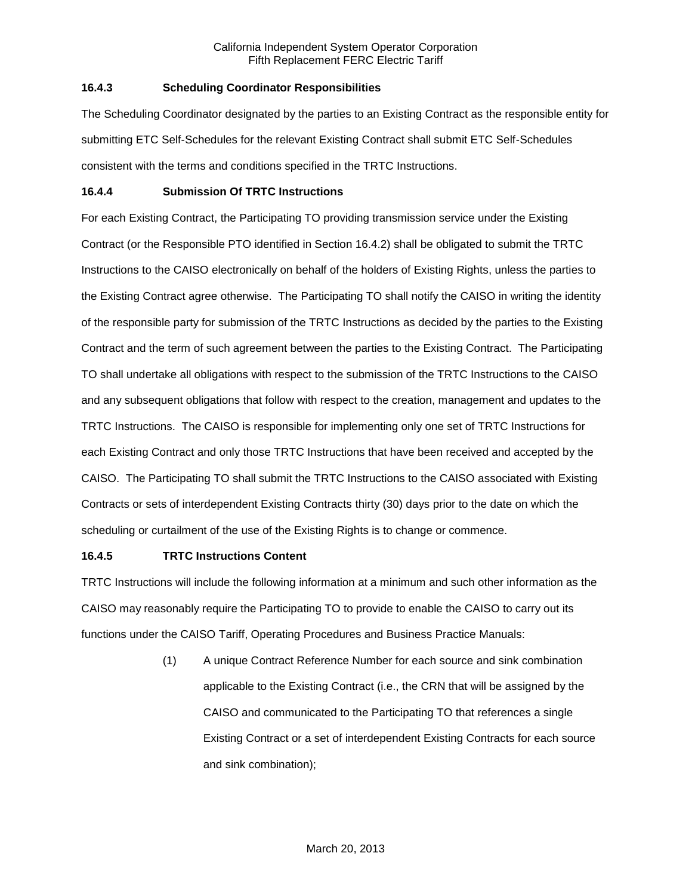### 16.4.3 Scheduling Coordinator Responsibilities

The Scheduling Coordinator designated by the parties to an Existing Contract as the responsible entity for submitting ETC Self-Schedules for the relevant Existing Contract shall submit ETC Self-Schedules consistent with the terms and conditions specified in the TRTC Instructions.

### 16.4.4 Submission Of TRTC Instructions

For each Existing Contract, the Participating TO providing transmission service under the Existing Contract (or the Responsible PTO identified in Section 16.4.2) shall be obligated to submit the TRTC Instructions to the CAISO electronically on behalf of the holders of Existing Rights, unless the parties to the Existing Contract agree otherwise. The Participating TO shall notify the CAISO in writing the identity of the responsible party for submission of the TRTC Instructions as decided by the parties to the Existing Contract and the term of such agreement between the parties to the Existing Contract. The Participating TO shall undertake all obligations with respect to the submission of the TRTC Instructions to the CAISO and any subsequent obligations that follow with respect to the creation, management and updates to the TRTC Instructions. The CAISO is responsible for implementing only one set of TRTC Instructions for each Existing Contract and only those TRTC Instructions that have been received and accepted by the CAISO. The Participating TO shall submit the TRTC Instructions to the CAISO associated with Existing Contracts or sets of interdependent Existing Contracts thirty (30) days prior to the date on which the scheduling or curtailment of the use of the Existing Rights is to change or commence.

### 16.4.5 TRTC Instructions Content

TRTC Instructions will include the following information at a minimum and such other information as the CAISO may reasonably require the Participating TO to provide to enable the CAISO to carry out its functions under the CAISO Tariff, Operating Procedures and Business Practice Manuals:

(1) A unique Contract Reference Number for each source and sink combination applicable to the Existing Contract (i.e., the CRN that will be assigned by the CAISO and communicated to the Participating TO that references a single Existing Contract or a set of interdependent Existing Contracts for each source and sink combination);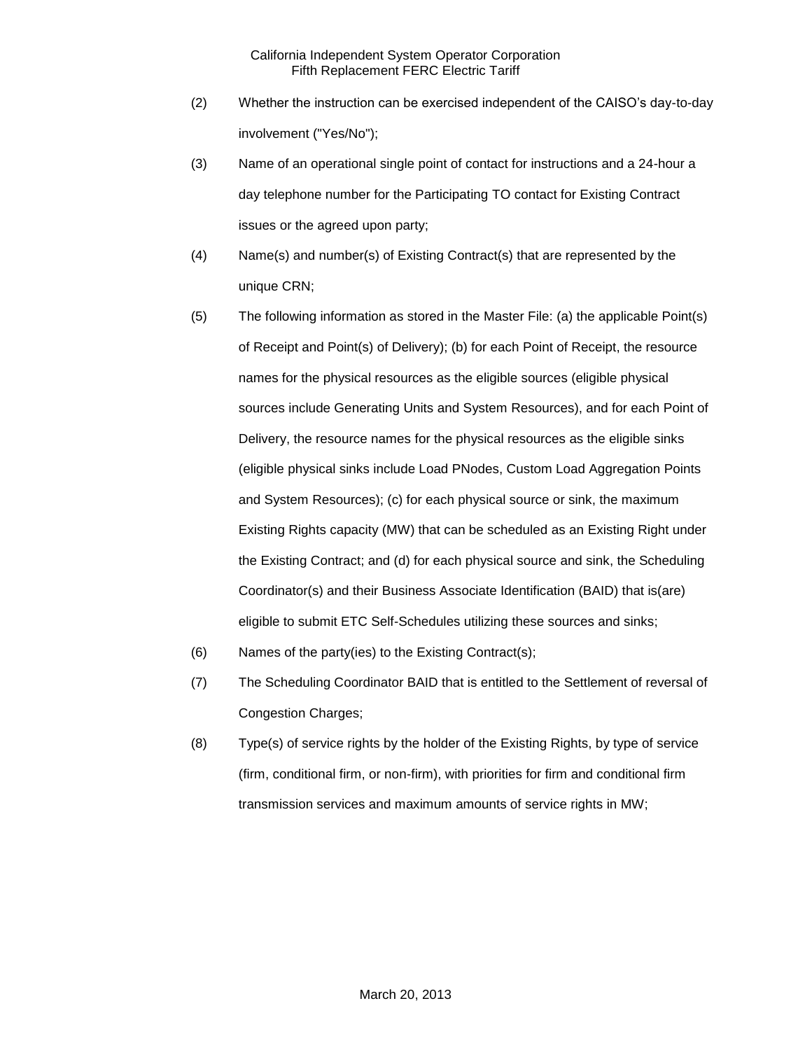(2) Whether the instruction can be exercised independent of the CAISO's day-to-day involvement ("Yes/No");

(3) Name of an operational single point of contact for instructions and a 24-hour a day telephone number for the Participating TO contact for Existing Contract issues or the agreed upon party;

(4) Name(s) and number(s) of Existing Contract(s) that are represented by the unique CRN;

(5) The following information as stored in the Master File: (a) the applicable Point(s) of Receipt and Point(s) of Delivery); (b) for each Point of Receipt, the resource names for the physical resources as the eligible sources (eligible physical sources include Generating Units and System Resources), and for each Point of Delivery, the resource names for the physical resources as the eligible sinks (eligible physical sinks include Load PNodes, Custom Load Aggregation Points and System Resources); (c) for each physical source or sink, the maximum Existing Rights capacity (MW) that can be scheduled as an Existing Right under the Existing Contract; and (d) for each physical source and sink, the Scheduling Coordinator(s) and their Business Associate Identification (BAID) that is(are) eligible to submit ETC Self-Schedules utilizing these sources and sinks;

(6) Names of the party(ies) to the Existing Contract(s);

(7) The Scheduling Coordinator BAID that is entitled to the Settlement of reversal of Congestion Charges;

(8) Type(s) of service rights by the holder of the Existing Rights, by type of service (firm, conditional firm, or non-firm), with priorities for firm and conditional firm transmission services and maximum amounts of service rights in MW;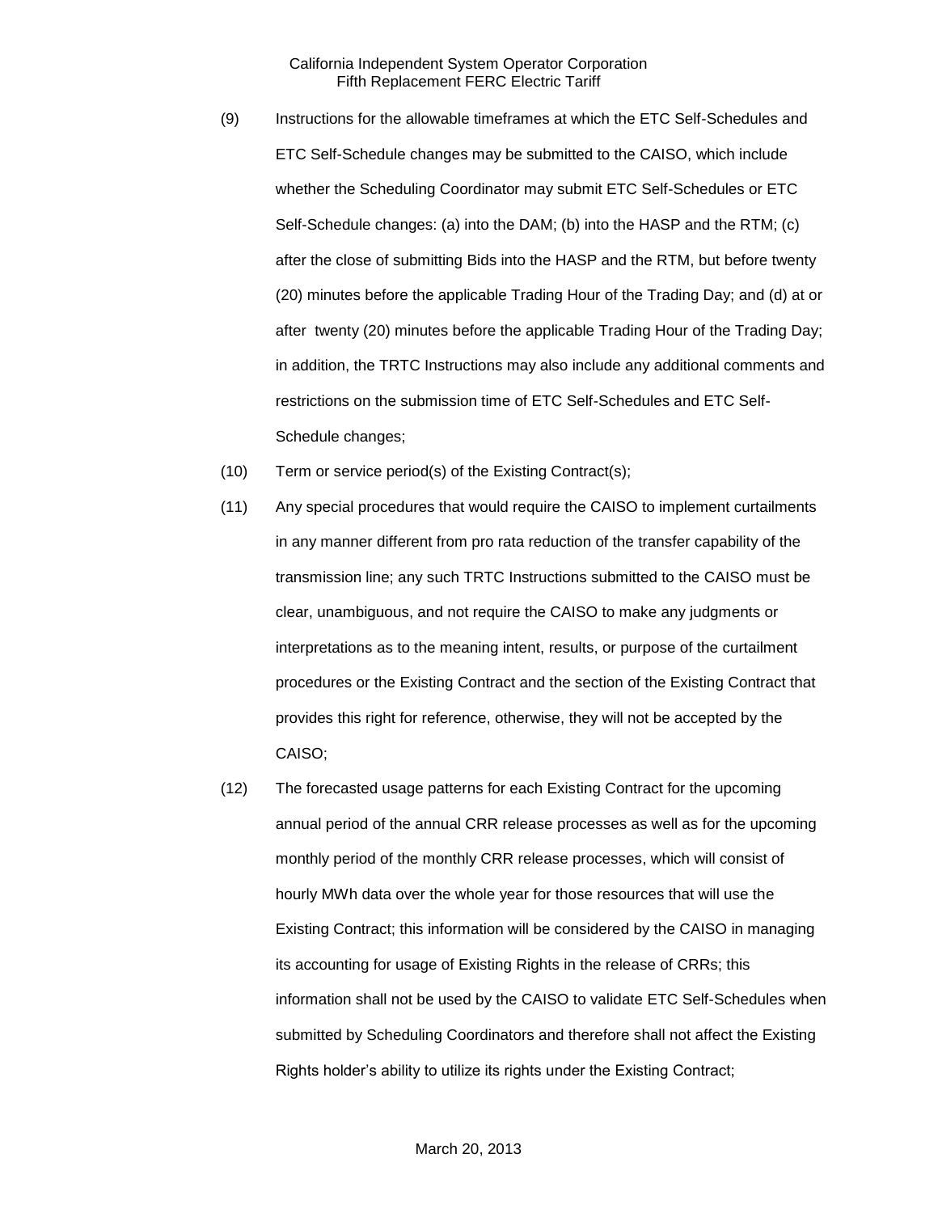(9) Instructions for the allowable timeframes at which the ETC Self-Schedules and ETC Self-Schedule changes may be submitted to the CAISO, which include whether the Scheduling Coordinator may submit ETC Self-Schedules or ETC Self-Schedule changes: (a) into the DAM; (b) into the HASP and the RTM; (c) after the close of submitting Bids into the HASP and the RTM, but before twenty (20) minutes before the applicable Trading Hour of the Trading Day; and (d) at or after twenty (20) minutes before the applicable Trading Hour of the Trading Day; in addition, the TRTC Instructions may also include any additional comments and restrictions on the submission time of ETC Self-Schedules and ETC Self-Schedule changes;

(10) Term or service period(s) of the Existing Contract(s);

(11) Any special procedures that would require the CAISO to implement curtailments in any manner different from pro rata reduction of the transfer capability of the transmission line; any such TRTC Instructions submitted to the CAISO must be clear, unambiguous, and not require the CAISO to make any judgments or interpretations as to the meaning intent, results, or purpose of the curtailment procedures or the Existing Contract and the section of the Existing Contract that provides this right for reference, otherwise, they will not be accepted by the CAISO;

(12) The forecasted usage patterns for each Existing Contract for the upcoming annual period of the annual CRR release processes as well as for the upcoming monthly period of the monthly CRR release processes, which will consist of hourly MWh data over the whole year for those resources that will use the Existing Contract; this information will be considered by the CAISO in managing its accounting for usage of Existing Rights in the release of CRRs; this information shall not be used by the CAISO to validate ETC Self-Schedules when submitted by Scheduling Coordinators and therefore shall not affect the Existing Rights holder's ability to utilize its rights under the Existing Contract;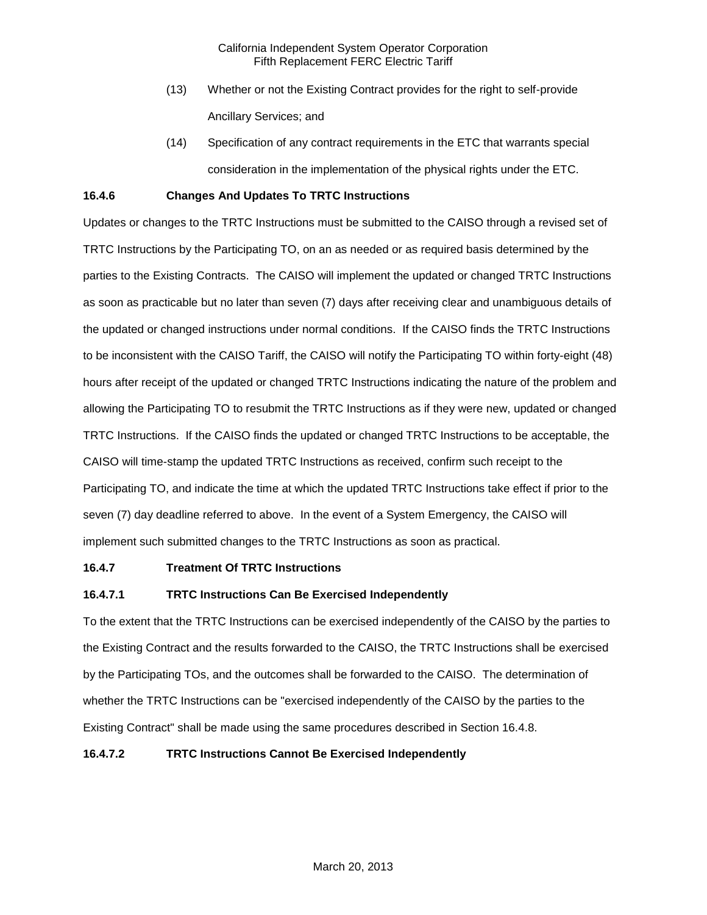(13) Whether or not the Existing Contract provides for the right to self-provide Ancillary Services; and

(14) Specification of any contract requirements in the ETC that warrants special consideration in the implementation of the physical rights under the ETC.

**16.4.6 Changes And Updates To TRTC Instructions**

Updates or changes to the TRTC Instructions must be submitted to the CAISO through a revised set of TRTC Instructions by the Participating TO, on an as needed or as required basis determined by the parties to the Existing Contracts. The CAISO will implement the updated or changed TRTC Instructions as soon as practicable but no later than seven (7) days after receiving clear and unambiguous details of the updated or changed instructions under normal conditions. If the CAISO finds the TRTC Instructions to be inconsistent with the CAISO Tariff, the CAISO will notify the Participating TO within forty-eight (48) hours after receipt of the updated or changed TRTC Instructions indicating the nature of the problem and allowing the Participating TO to resubmit the TRTC Instructions as if they were new, updated or changed TRTC Instructions. If the CAISO finds the updated or changed TRTC Instructions to be acceptable, the CAISO will time-stamp the updated TRTC Instructions as received, confirm such receipt to the Participating TO, and indicate the time at which the updated TRTC Instructions take effect if prior to the seven (7) day deadline referred to above. In the event of a System Emergency, the CAISO will implement such submitted changes to the TRTC Instructions as soon as practical.

**16.4.7 Treatment Of TRTC Instructions**

**16.4.7.1 TRTC Instructions Can Be Exercised Independently**

To the extent that the TRTC Instructions can be exercised independently of the CAISO by the parties to the Existing Contract and the results forwarded to the CAISO, the TRTC Instructions shall be exercised by the Participating TOs, and the outcomes shall be forwarded to the CAISO. The determination of whether the TRTC Instructions can be "exercised independently of the CAISO by the parties to the Existing Contract" shall be made using the same procedures described in Section 16.4.8.

**16.4.7.2 TRTC Instructions Cannot Be Exercised Independently**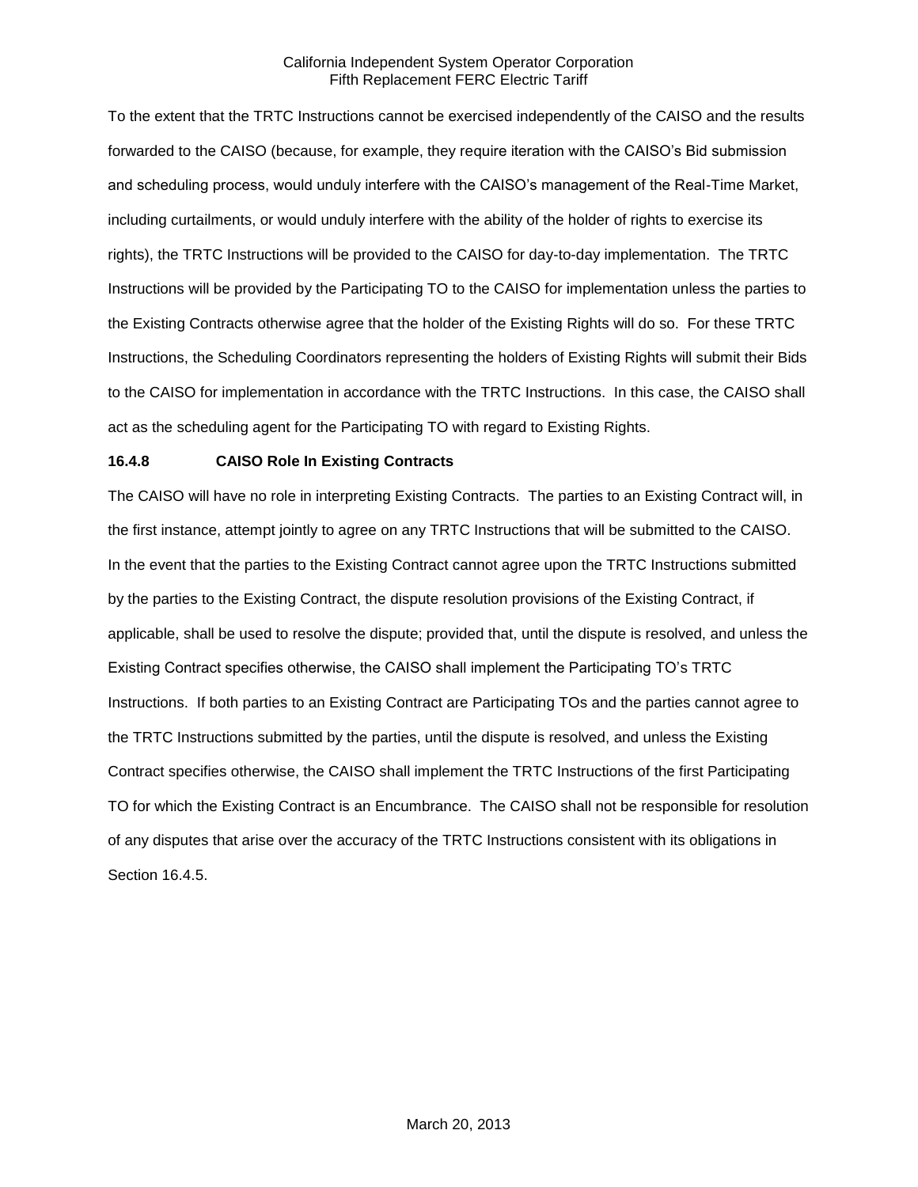To the extent that the TRTC Instructions cannot be exercised independently of the CAISO and the results forwarded to the CAISO (because, for example, they require iteration with the CAISO's Bid submission and scheduling process, would unduly interfere with the CAISO's management of the Real-Time Market, including curtailments, or would unduly interfere with the ability of the holder of rights to exercise its rights), the TRTC Instructions will be provided to the CAISO for day-to-day implementation. The TRTC Instructions will be provided by the Participating TO to the CAISO for implementation unless the parties to the Existing Contracts otherwise agree that the holder of the Existing Rights will do so. For these TRTC Instructions, the Scheduling Coordinators representing the holders of Existing Rights will submit their Bids to the CAISO for implementation in accordance with the TRTC Instructions. In this case, the CAISO shall act as the scheduling agent for the Participating TO with regard to Existing Rights.

**16.4.8 CAISO Role In Existing Contracts**

The CAISO will have no role in interpreting Existing Contracts. The parties to an Existing Contract will, in the first instance, attempt jointly to agree on any TRTC Instructions that will be submitted to the CAISO. In the event that the parties to the Existing Contract cannot agree upon the TRTC Instructions submitted by the parties to the Existing Contract, the dispute resolution provisions of the Existing Contract, if applicable, shall be used to resolve the dispute; provided that, until the dispute is resolved, and unless the Existing Contract specifies otherwise, the CAISO shall implement the Participating TO's TRTC Instructions. If both parties to an Existing Contract are Participating TOs and the parties cannot agree to the TRTC Instructions submitted by the parties, until the dispute is resolved, and unless the Existing Contract specifies otherwise, the CAISO shall implement the TRTC Instructions of the first Participating TO for which the Existing Contract is an Encumbrance. The CAISO shall not be responsible for resolution of any disputes that arise over the accuracy of the TRTC Instructions consistent with its obligations in Section 16.4.5.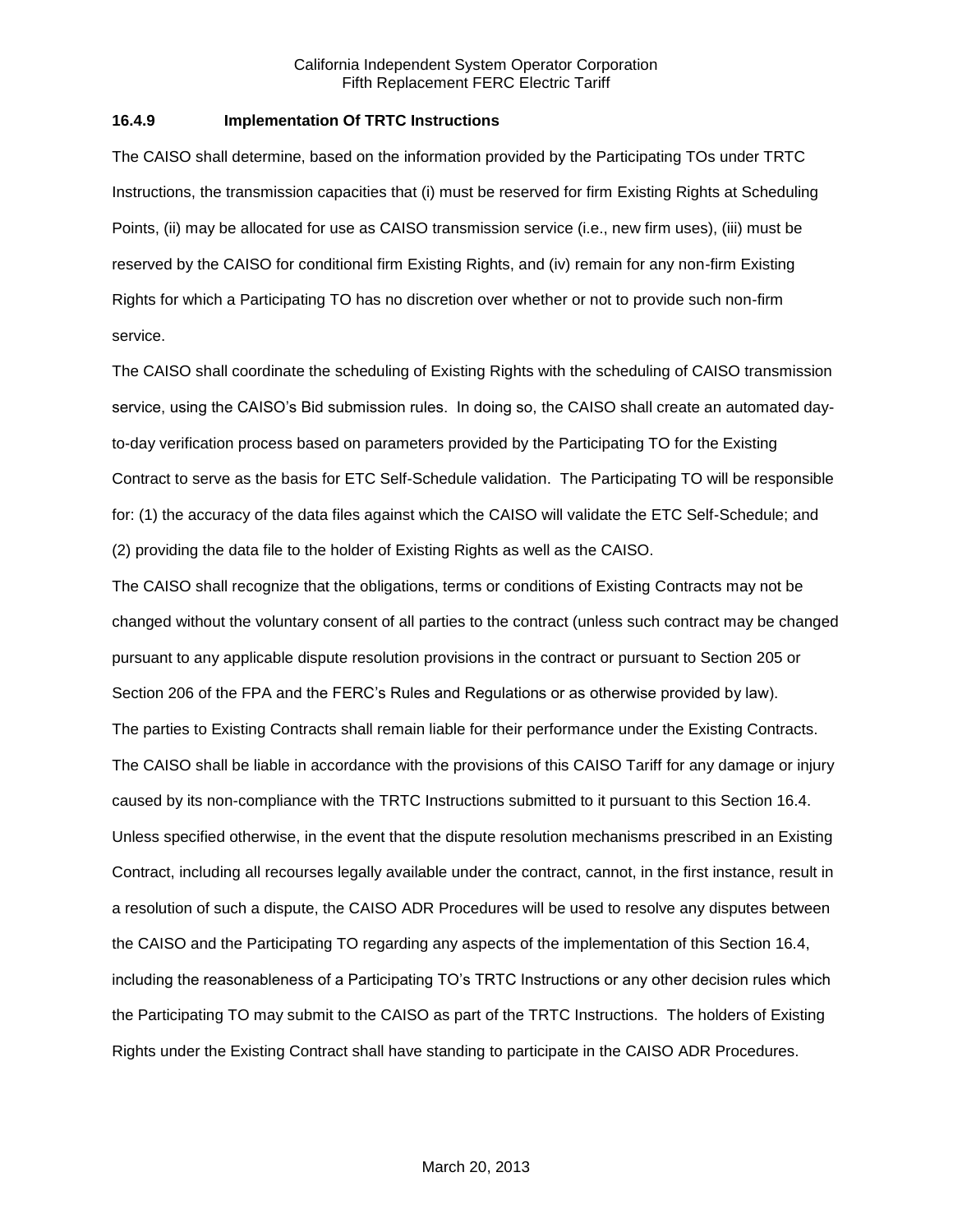### 16.4.9 Implementation Of TRTC Instructions

The CAISO shall determine, based on the information provided by the Participating TOs under TRTC Instructions, the transmission capacities that (i) must be reserved for firm Existing Rights at Scheduling Points, (ii) may be allocated for use as CAISO transmission service (i.e., new firm uses), (iii) must be reserved by the CAISO for conditional firm Existing Rights, and (iv) remain for any non-firm Existing Rights for which a Participating TO has no discretion over whether or not to provide such non-firm service.

The CAISO shall coordinate the scheduling of Existing Rights with the scheduling of CAISO transmission service, using the CAISO's Bid submission rules. In doing so, the CAISO shall create an automated day-to-day verification process based on parameters provided by the Participating TO for the Existing Contract to serve as the basis for ETC Self-Schedule validation. The Participating TO will be responsible for: (1) the accuracy of the data files against which the CAISO will validate the ETC Self-Schedule; and (2) providing the data file to the holder of Existing Rights as well as the CAISO.

The CAISO shall recognize that the obligations, terms or conditions of Existing Contracts may not be changed without the voluntary consent of all parties to the contract (unless such contract may be changed pursuant to any applicable dispute resolution provisions in the contract or pursuant to Section 205 or Section 206 of the FPA and the FERC's Rules and Regulations or as otherwise provided by law).

The parties to Existing Contracts shall remain liable for their performance under the Existing Contracts. The CAISO shall be liable in accordance with the provisions of this CAISO Tariff for any damage or injury caused by its non-compliance with the TRTC Instructions submitted to it pursuant to this Section 16.4.

Unless specified otherwise, in the event that the dispute resolution mechanisms prescribed in an Existing Contract, including all recourses legally available under the contract, cannot, in the first instance, result in a resolution of such a dispute, the CAISO ADR Procedures will be used to resolve any disputes between the CAISO and the Participating TO regarding any aspects of the implementation of this Section 16.4, including the reasonableness of a Participating TO's TRTC Instructions or any other decision rules which the Participating TO may submit to the CAISO as part of the TRTC Instructions. The holders of Existing Rights under the Existing Contract shall have standing to participate in the CAISO ADR Procedures.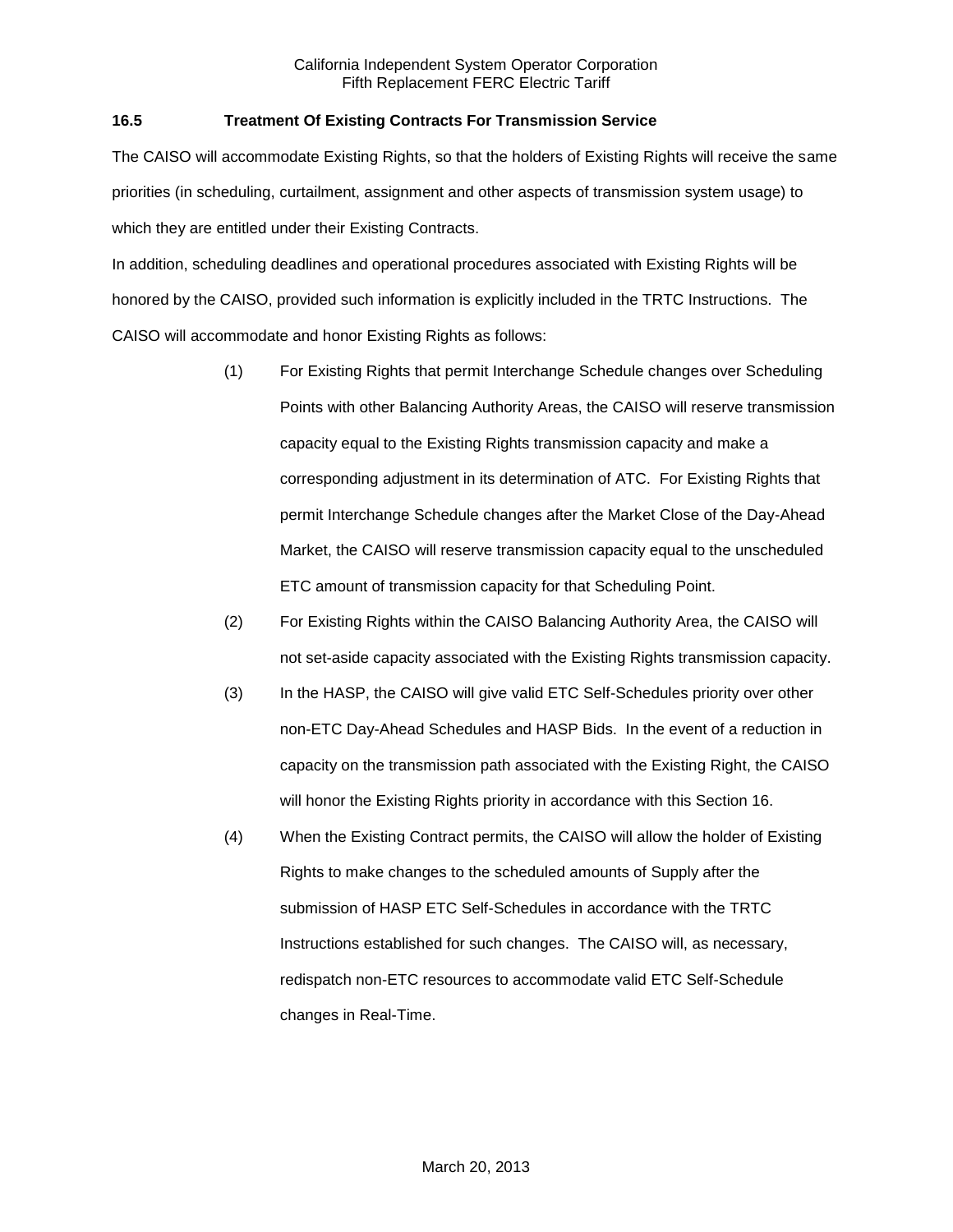### 16.5 Treatment Of Existing Contracts For Transmission Service

The CAISO will accommodate Existing Rights, so that the holders of Existing Rights will receive the same priorities (in scheduling, curtailment, assignment and other aspects of transmission system usage) to which they are entitled under their Existing Contracts.

In addition, scheduling deadlines and operational procedures associated with Existing Rights will be honored by the CAISO, provided such information is explicitly included in the TRTC Instructions. The CAISO will accommodate and honor Existing Rights as follows:

(1) For Existing Rights that permit Interchange Schedule changes over Scheduling Points with other Balancing Authority Areas, the CAISO will reserve transmission capacity equal to the Existing Rights transmission capacity and make a corresponding adjustment in its determination of ATC. For Existing Rights that permit Interchange Schedule changes after the Market Close of the Day-Ahead Market, the CAISO will reserve transmission capacity equal to the unscheduled ETC amount of transmission capacity for that Scheduling Point.

(2) For Existing Rights within the CAISO Balancing Authority Area, the CAISO will not set-aside capacity associated with the Existing Rights transmission capacity.

(3) In the HASP, the CAISO will give valid ETC Self-Schedules priority over other non-ETC Day-Ahead Schedules and HASP Bids. In the event of a reduction in capacity on the transmission path associated with the Existing Right, the CAISO will honor the Existing Rights priority in accordance with this Section 16.

(4) When the Existing Contract permits, the CAISO will allow the holder of Existing Rights to make changes to the scheduled amounts of Supply after the submission of HASP ETC Self-Schedules in accordance with the TRTC Instructions established for such changes. The CAISO will, as necessary, redispatch non-ETC resources to accommodate valid ETC Self-Schedule changes in Real-Time.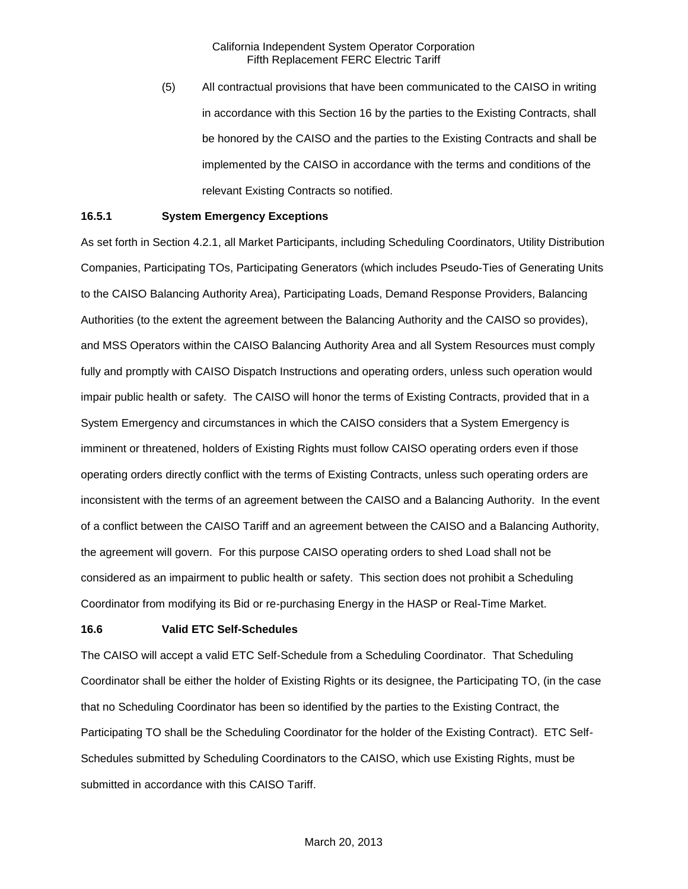(5) All contractual provisions that have been communicated to the CAISO in writing in accordance with this Section 16 by the parties to the Existing Contracts, shall be honored by the CAISO and the parties to the Existing Contracts and shall be implemented by the CAISO in accordance with the terms and conditions of the relevant Existing Contracts so notified.

### 16.5.1 System Emergency Exceptions

As set forth in Section 4.2.1, all Market Participants, including Scheduling Coordinators, Utility Distribution Companies, Participating TOs, Participating Generators (which includes Pseudo-Ties of Generating Units to the CAISO Balancing Authority Area), Participating Loads, Demand Response Providers, Balancing Authorities (to the extent the agreement between the Balancing Authority and the CAISO so provides), and MSS Operators within the CAISO Balancing Authority Area and all System Resources must comply fully and promptly with CAISO Dispatch Instructions and operating orders, unless such operation would impair public health or safety. The CAISO will honor the terms of Existing Contracts, provided that in a System Emergency and circumstances in which the CAISO considers that a System Emergency is imminent or threatened, holders of Existing Rights must follow CAISO operating orders even if those operating orders directly conflict with the terms of Existing Contracts, unless such operating orders are inconsistent with the terms of an agreement between the CAISO and a Balancing Authority. In the event of a conflict between the CAISO Tariff and an agreement between the CAISO and a Balancing Authority, the agreement will govern. For this purpose CAISO operating orders to shed Load shall not be considered as an impairment to public health or safety. This section does not prohibit a Scheduling Coordinator from modifying its Bid or re-purchasing Energy in the HASP or Real-Time Market.

### 16.6 Valid ETC Self-Schedules

The CAISO will accept a valid ETC Self-Schedule from a Scheduling Coordinator. That Scheduling Coordinator shall be either the holder of Existing Rights or its designee, the Participating TO, (in the case that no Scheduling Coordinator has been so identified by the parties to the Existing Contract, the Participating TO shall be the Scheduling Coordinator for the holder of the Existing Contract). ETC Self-Schedules submitted by Scheduling Coordinators to the CAISO, which use Existing Rights, must be submitted in accordance with this CAISO Tariff.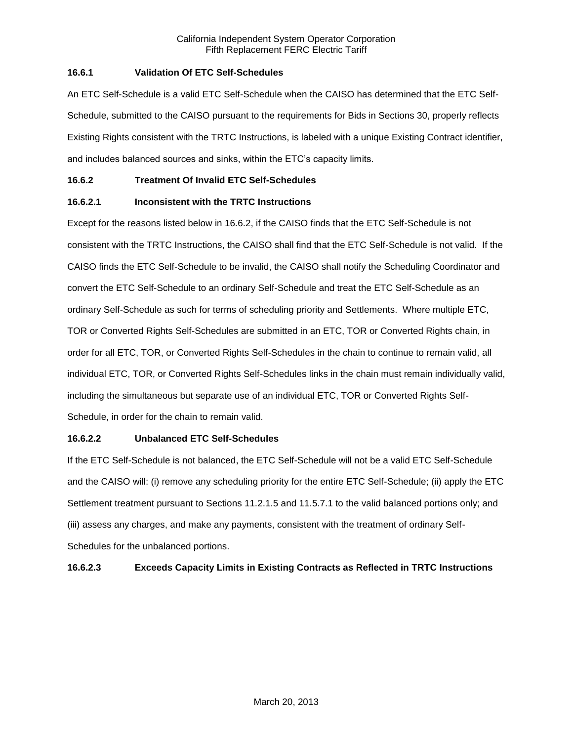#### 16.6.1 Validation Of ETC Self-Schedules

An ETC Self-Schedule is a valid ETC Self-Schedule when the CAISO has determined that the ETC Self-Schedule, submitted to the CAISO pursuant to the requirements for Bids in Sections 30, properly reflects Existing Rights consistent with the TRTC Instructions, is labeled with a unique Existing Contract identifier, and includes balanced sources and sinks, within the ETC's capacity limits.

#### 16.6.2 Treatment Of Invalid ETC Self-Schedules

##### 16.6.2.1 Inconsistent with the TRTC Instructions

Except for the reasons listed below in 16.6.2, if the CAISO finds that the ETC Self-Schedule is not consistent with the TRTC Instructions, the CAISO shall find that the ETC Self-Schedule is not valid. If the CAISO finds the ETC Self-Schedule to be invalid, the CAISO shall notify the Scheduling Coordinator and convert the ETC Self-Schedule to an ordinary Self-Schedule and treat the ETC Self-Schedule as an ordinary Self-Schedule as such for terms of scheduling priority and Settlements. Where multiple ETC, TOR or Converted Rights Self-Schedules are submitted in an ETC, TOR or Converted Rights chain, in order for all ETC, TOR, or Converted Rights Self-Schedules in the chain to continue to remain valid, all individual ETC, TOR, or Converted Rights Self-Schedules links in the chain must remain individually valid, including the simultaneous but separate use of an individual ETC, TOR or Converted Rights Self-Schedule, in order for the chain to remain valid.

##### 16.6.2.2 Unbalanced ETC Self-Schedules

If the ETC Self-Schedule is not balanced, the ETC Self-Schedule will not be a valid ETC Self-Schedule and the CAISO will: (i) remove any scheduling priority for the entire ETC Self-Schedule; (ii) apply the ETC Settlement treatment pursuant to Sections 11.2.1.5 and 11.5.7.1 to the valid balanced portions only; and (iii) assess any charges, and make any payments, consistent with the treatment of ordinary Self-Schedules for the unbalanced portions.

##### 16.6.2.3 Exceeds Capacity Limits in Existing Contracts as Reflected in TRTC Instructions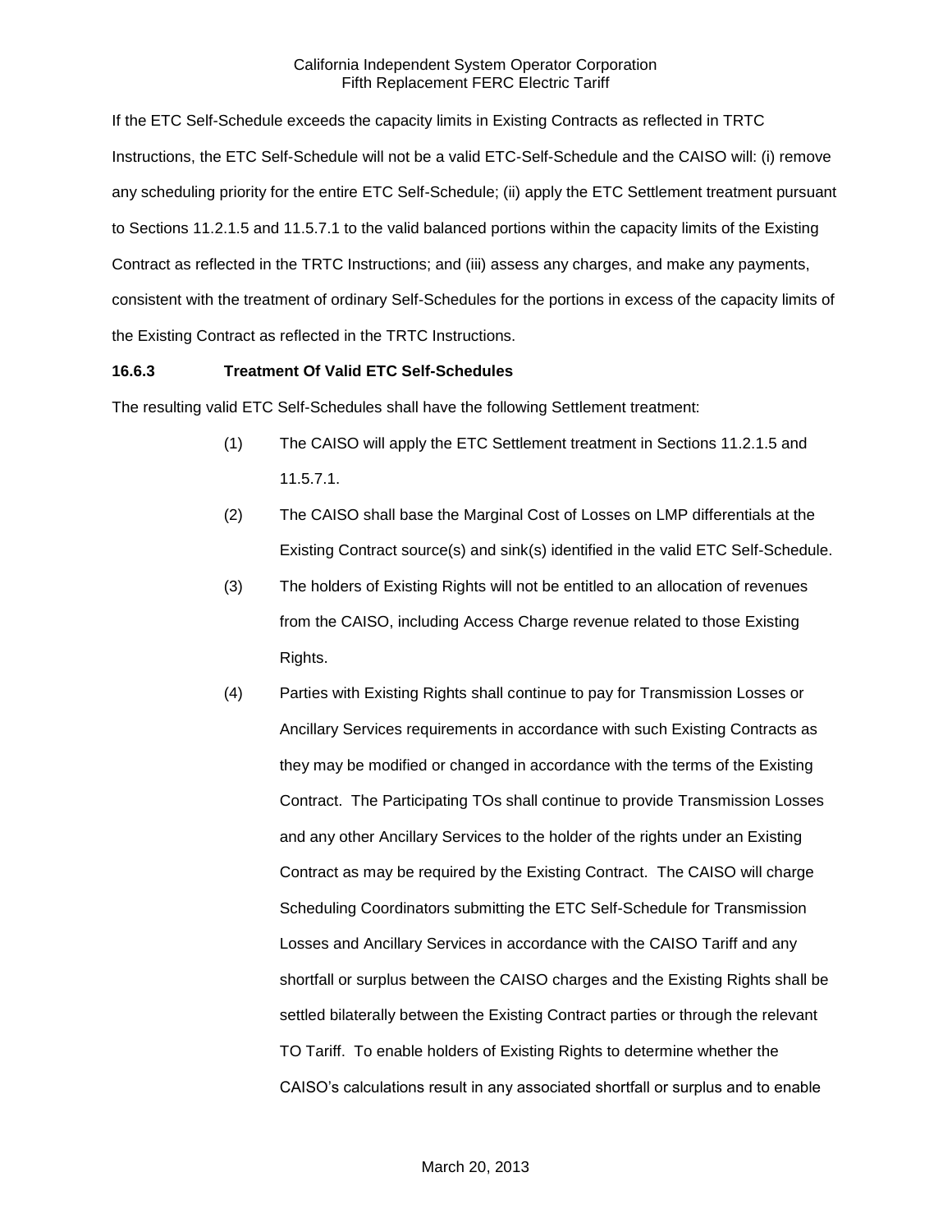If the ETC Self-Schedule exceeds the capacity limits in Existing Contracts as reflected in TRTC Instructions, the ETC Self-Schedule will not be a valid ETC-Self-Schedule and the CAISO will: (i) remove any scheduling priority for the entire ETC Self-Schedule; (ii) apply the ETC Settlement treatment pursuant to Sections 11.2.1.5 and 11.5.7.1 to the valid balanced portions within the capacity limits of the Existing Contract as reflected in the TRTC Instructions; and (iii) assess any charges, and make any payments, consistent with the treatment of ordinary Self-Schedules for the portions in excess of the capacity limits of the Existing Contract as reflected in the TRTC Instructions.

**16.6.3 Treatment Of Valid ETC Self-Schedules**

The resulting valid ETC Self-Schedules shall have the following Settlement treatment:

(1) The CAISO will apply the ETC Settlement treatment in Sections 11.2.1.5 and 11.5.7.1.

(2) The CAISO shall base the Marginal Cost of Losses on LMP differentials at the Existing Contract source(s) and sink(s) identified in the valid ETC Self-Schedule.

(3) The holders of Existing Rights will not be entitled to an allocation of revenues from the CAISO, including Access Charge revenue related to those Existing Rights.

(4) Parties with Existing Rights shall continue to pay for Transmission Losses or Ancillary Services requirements in accordance with such Existing Contracts as they may be modified or changed in accordance with the terms of the Existing Contract. The Participating TOs shall continue to provide Transmission Losses and any other Ancillary Services to the holder of the rights under an Existing Contract as may be required by the Existing Contract. The CAISO will charge Scheduling Coordinators submitting the ETC Self-Schedule for Transmission Losses and Ancillary Services in accordance with the CAISO Tariff and any shortfall or surplus between the CAISO charges and the Existing Rights shall be settled bilaterally between the Existing Contract parties or through the relevant TO Tariff. To enable holders of Existing Rights to determine whether the CAISO's calculations result in any associated shortfall or surplus and to enable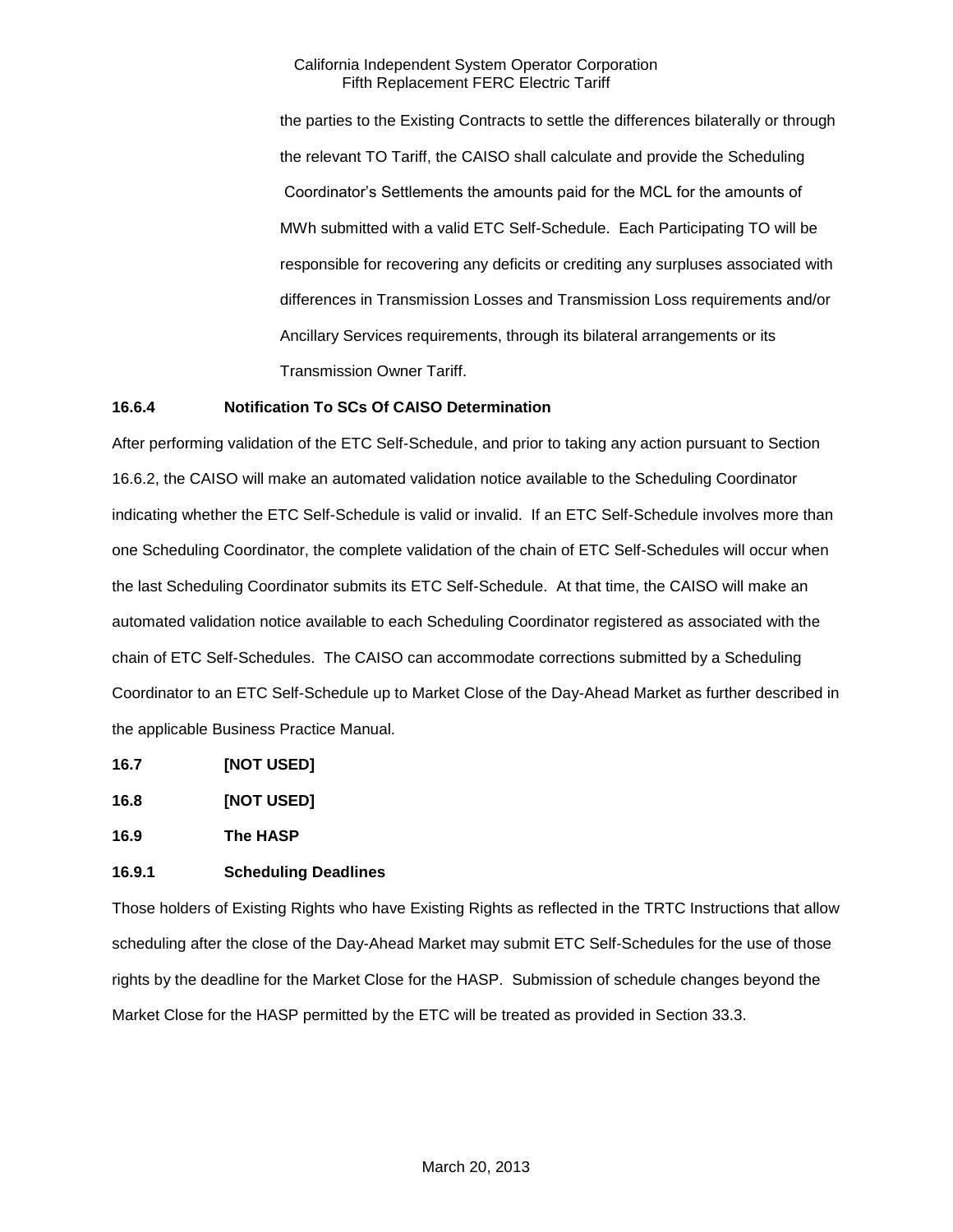the parties to the Existing Contracts to settle the differences bilaterally or through the relevant TO Tariff, the CAISO shall calculate and provide the Scheduling Coordinator's Settlements the amounts paid for the MCL for the amounts of MWh submitted with a valid ETC Self-Schedule. Each Participating TO will be responsible for recovering any deficits or crediting any surpluses associated with differences in Transmission Losses and Transmission Loss requirements and/or Ancillary Services requirements, through its bilateral arrangements or its Transmission Owner Tariff.

**16.6.4 Notification To SCs Of CAISO Determination**

After performing validation of the ETC Self-Schedule, and prior to taking any action pursuant to Section 16.6.2, the CAISO will make an automated validation notice available to the Scheduling Coordinator indicating whether the ETC Self-Schedule is valid or invalid. If an ETC Self-Schedule involves more than one Scheduling Coordinator, the complete validation of the chain of ETC Self-Schedules will occur when the last Scheduling Coordinator submits its ETC Self-Schedule. At that time, the CAISO will make an automated validation notice available to each Scheduling Coordinator registered as associated with the chain of ETC Self-Schedules. The CAISO can accommodate corrections submitted by a Scheduling Coordinator to an ETC Self-Schedule up to Market Close of the Day-Ahead Market as further described in the applicable Business Practice Manual.

**16.7 [NOT USED]**

**16.8 [NOT USED]**

**16.9 The HASP**

**16.9.1 Scheduling Deadlines**

Those holders of Existing Rights who have Existing Rights as reflected in the TRTC Instructions that allow scheduling after the close of the Day-Ahead Market may submit ETC Self-Schedules for the use of those rights by the deadline for the Market Close for the HASP. Submission of schedule changes beyond the Market Close for the HASP permitted by the ETC will be treated as provided in Section 33.3.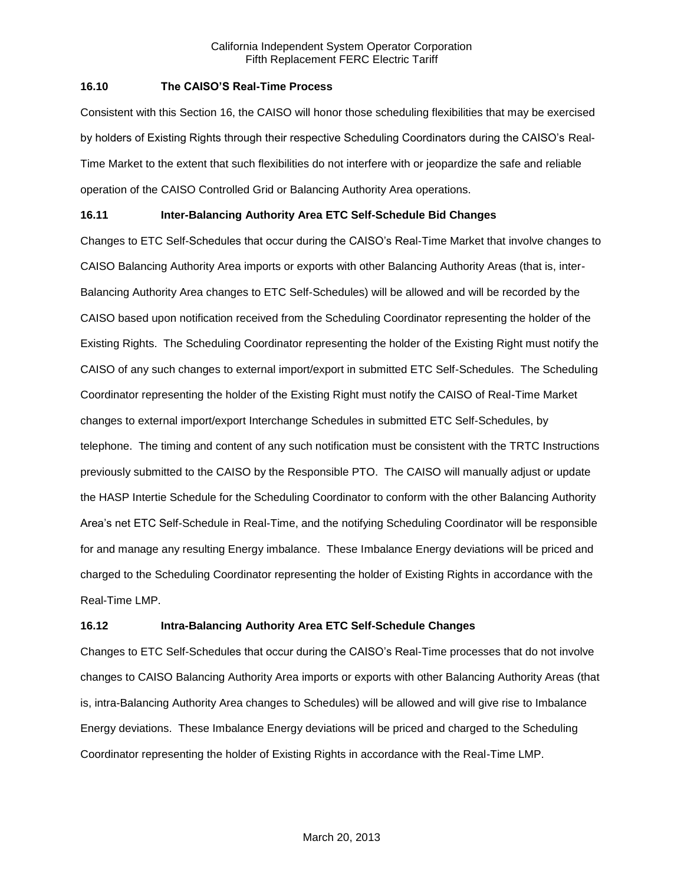### 16.10 The CAISO'S Real-Time Process

Consistent with this Section 16, the CAISO will honor those scheduling flexibilities that may be exercised by holders of Existing Rights through their respective Scheduling Coordinators during the CAISO's Real-Time Market to the extent that such flexibilities do not interfere with or jeopardize the safe and reliable operation of the CAISO Controlled Grid or Balancing Authority Area operations.

### 16.11 Inter-Balancing Authority Area ETC Self-Schedule Bid Changes

Changes to ETC Self-Schedules that occur during the CAISO's Real-Time Market that involve changes to CAISO Balancing Authority Area imports or exports with other Balancing Authority Areas (that is, inter-Balancing Authority Area changes to ETC Self-Schedules) will be allowed and will be recorded by the CAISO based upon notification received from the Scheduling Coordinator representing the holder of the Existing Rights. The Scheduling Coordinator representing the holder of the Existing Right must notify the CAISO of any such changes to external import/export in submitted ETC Self-Schedules. The Scheduling Coordinator representing the holder of the Existing Right must notify the CAISO of Real-Time Market changes to external import/export Interchange Schedules in submitted ETC Self-Schedules, by telephone. The timing and content of any such notification must be consistent with the TRTC Instructions previously submitted to the CAISO by the Responsible PTO. The CAISO will manually adjust or update the HASP Intertie Schedule for the Scheduling Coordinator to conform with the other Balancing Authority Area's net ETC Self-Schedule in Real-Time, and the notifying Scheduling Coordinator will be responsible for and manage any resulting Energy imbalance. These Imbalance Energy deviations will be priced and charged to the Scheduling Coordinator representing the holder of Existing Rights in accordance with the Real-Time LMP.

### 16.12 Intra-Balancing Authority Area ETC Self-Schedule Changes

Changes to ETC Self-Schedules that occur during the CAISO's Real-Time processes that do not involve changes to CAISO Balancing Authority Area imports or exports with other Balancing Authority Areas (that is, intra-Balancing Authority Area changes to Schedules) will be allowed and will give rise to Imbalance Energy deviations. These Imbalance Energy deviations will be priced and charged to the Scheduling Coordinator representing the holder of Existing Rights in accordance with the Real-Time LMP.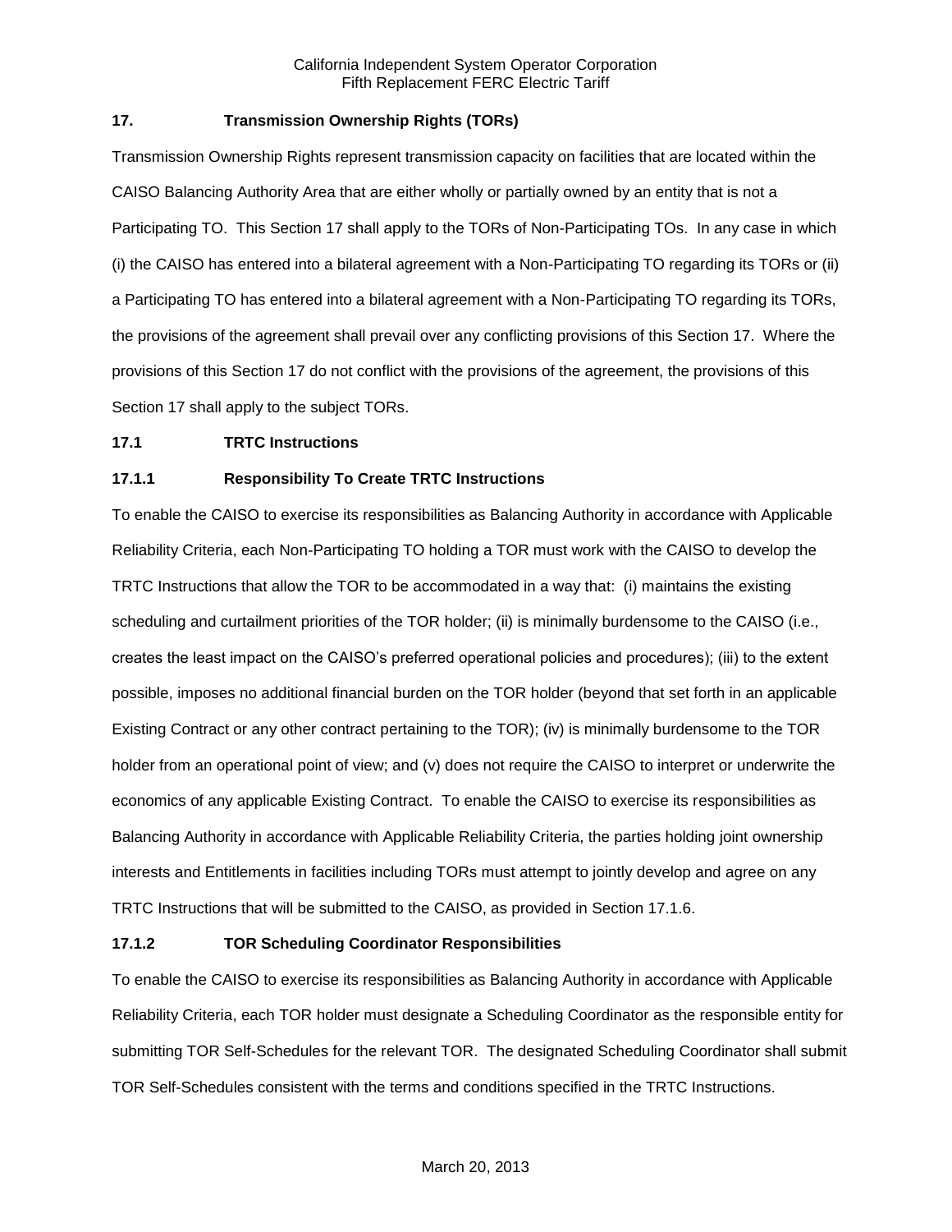## 17. Transmission Ownership Rights (TORs)

Transmission Ownership Rights represent transmission capacity on facilities that are located within the CAISO Balancing Authority Area that are either wholly or partially owned by an entity that is not a Participating TO. This Section 17 shall apply to the TORs of Non-Participating TOs. In any case in which (i) the CAISO has entered into a bilateral agreement with a Non-Participating TO regarding its TORs or (ii) a Participating TO has entered into a bilateral agreement with a Non-Participating TO regarding its TORs, the provisions of the agreement shall prevail over any conflicting provisions of this Section 17. Where the provisions of this Section 17 do not conflict with the provisions of the agreement, the provisions of this Section 17 shall apply to the subject TORs.

### 17.1 TRTC Instructions

#### 17.1.1 Responsibility To Create TRTC Instructions

To enable the CAISO to exercise its responsibilities as Balancing Authority in accordance with Applicable Reliability Criteria, each Non-Participating TO holding a TOR must work with the CAISO to develop the TRTC Instructions that allow the TOR to be accommodated in a way that: (i) maintains the existing scheduling and curtailment priorities of the TOR holder; (ii) is minimally burdensome to the CAISO (i.e., creates the least impact on the CAISO's preferred operational policies and procedures); (iii) to the extent possible, imposes no additional financial burden on the TOR holder (beyond that set forth in an applicable Existing Contract or any other contract pertaining to the TOR); (iv) is minimally burdensome to the TOR holder from an operational point of view; and (v) does not require the CAISO to interpret or underwrite the economics of any applicable Existing Contract. To enable the CAISO to exercise its responsibilities as Balancing Authority in accordance with Applicable Reliability Criteria, the parties holding joint ownership interests and Entitlements in facilities including TORs must attempt to jointly develop and agree on any TRTC Instructions that will be submitted to the CAISO, as provided in Section 17.1.6.

#### 17.1.2 TOR Scheduling Coordinator Responsibilities

To enable the CAISO to exercise its responsibilities as Balancing Authority in accordance with Applicable Reliability Criteria, each TOR holder must designate a Scheduling Coordinator as the responsible entity for submitting TOR Self-Schedules for the relevant TOR. The designated Scheduling Coordinator shall submit TOR Self-Schedules consistent with the terms and conditions specified in the TRTC Instructions.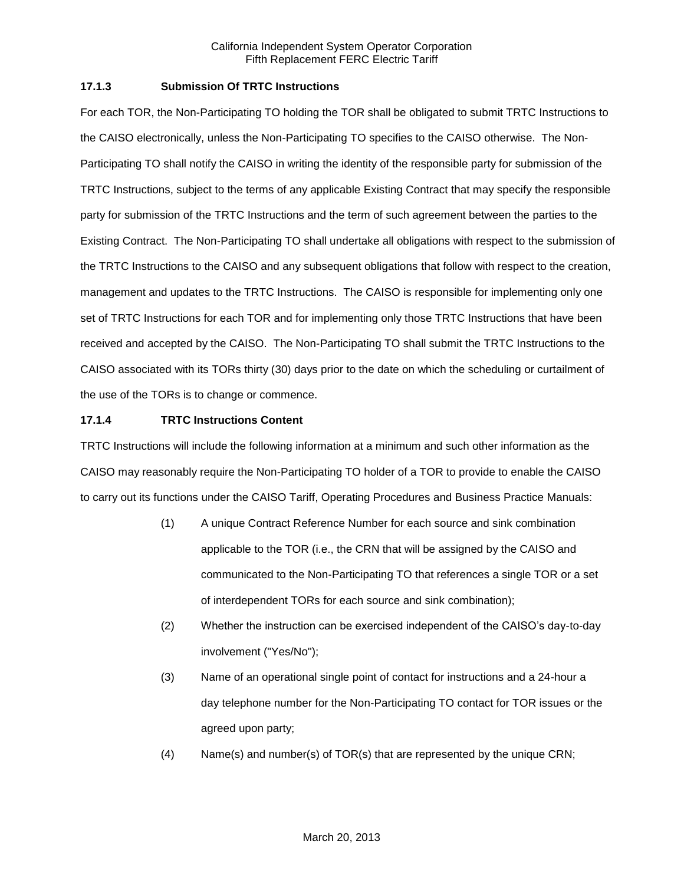### 17.1.3 Submission Of TRTC Instructions

For each TOR, the Non-Participating TO holding the TOR shall be obligated to submit TRTC Instructions to the CAISO electronically, unless the Non-Participating TO specifies to the CAISO otherwise. The Non-Participating TO shall notify the CAISO in writing the identity of the responsible party for submission of the TRTC Instructions, subject to the terms of any applicable Existing Contract that may specify the responsible party for submission of the TRTC Instructions and the term of such agreement between the parties to the Existing Contract. The Non-Participating TO shall undertake all obligations with respect to the submission of the TRTC Instructions to the CAISO and any subsequent obligations that follow with respect to the creation, management and updates to the TRTC Instructions. The CAISO is responsible for implementing only one set of TRTC Instructions for each TOR and for implementing only those TRTC Instructions that have been received and accepted by the CAISO. The Non-Participating TO shall submit the TRTC Instructions to the CAISO associated with its TORs thirty (30) days prior to the date on which the scheduling or curtailment of the use of the TORs is to change or commence.

### 17.1.4 TRTC Instructions Content

TRTC Instructions will include the following information at a minimum and such other information as the CAISO may reasonably require the Non-Participating TO holder of a TOR to provide to enable the CAISO to carry out its functions under the CAISO Tariff, Operating Procedures and Business Practice Manuals:

(1) A unique Contract Reference Number for each source and sink combination applicable to the TOR (i.e., the CRN that will be assigned by the CAISO and communicated to the Non-Participating TO that references a single TOR or a set of interdependent TORs for each source and sink combination);

(2) Whether the instruction can be exercised independent of the CAISO's day-to-day involvement ("Yes/No");

(3) Name of an operational single point of contact for instructions and a 24-hour a day telephone number for the Non-Participating TO contact for TOR issues or the agreed upon party;

(4) Name(s) and number(s) of TOR(s) that are represented by the unique CRN;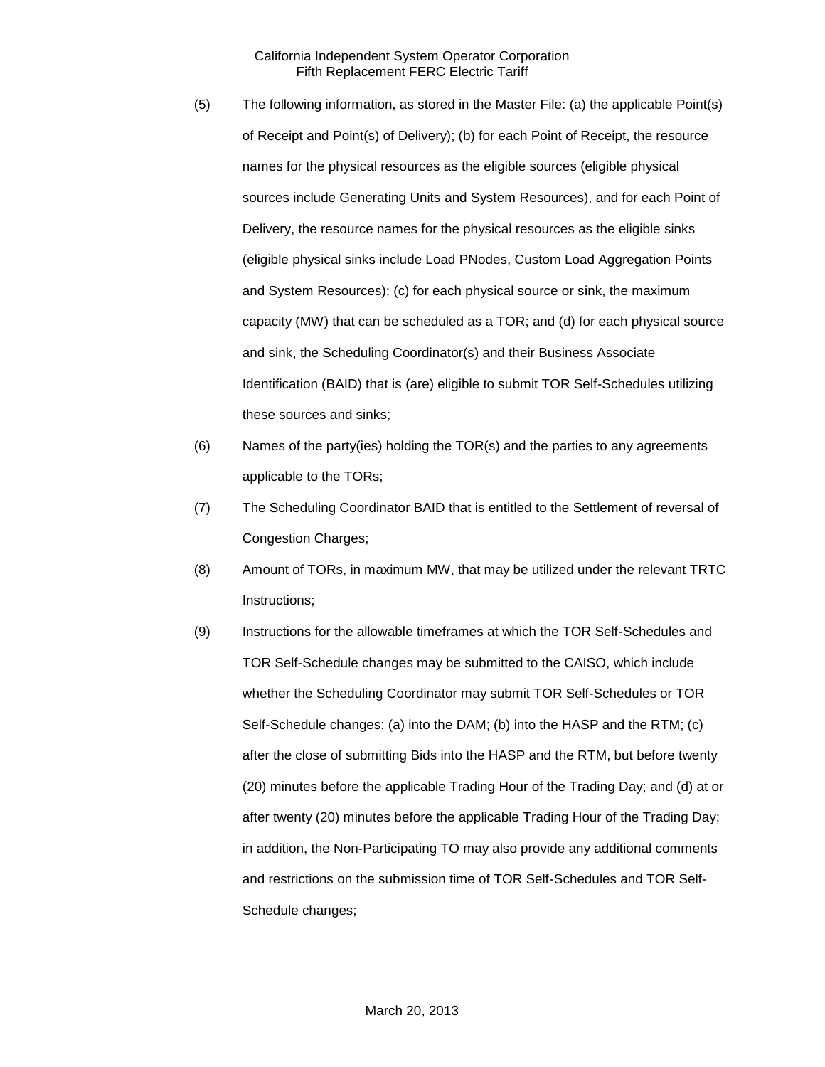(5) The following information, as stored in the Master File: (a) the applicable Point(s) of Receipt and Point(s) of Delivery); (b) for each Point of Receipt, the resource names for the physical resources as the eligible sources (eligible physical sources include Generating Units and System Resources), and for each Point of Delivery, the resource names for the physical resources as the eligible sinks (eligible physical sinks include Load PNodes, Custom Load Aggregation Points and System Resources); (c) for each physical source or sink, the maximum capacity (MW) that can be scheduled as a TOR; and (d) for each physical source and sink, the Scheduling Coordinator(s) and their Business Associate Identification (BAID) that is (are) eligible to submit TOR Self-Schedules utilizing these sources and sinks;

(6) Names of the party(ies) holding the TOR(s) and the parties to any agreements applicable to the TORs;

(7) The Scheduling Coordinator BAID that is entitled to the Settlement of reversal of Congestion Charges;

(8) Amount of TORs, in maximum MW, that may be utilized under the relevant TRTC Instructions;

(9) Instructions for the allowable timeframes at which the TOR Self-Schedules and TOR Self-Schedule changes may be submitted to the CAISO, which include whether the Scheduling Coordinator may submit TOR Self-Schedules or TOR Self-Schedule changes: (a) into the DAM; (b) into the HASP and the RTM; (c) after the close of submitting Bids into the HASP and the RTM, but before twenty (20) minutes before the applicable Trading Hour of the Trading Day; and (d) at or after twenty (20) minutes before the applicable Trading Hour of the Trading Day; in addition, the Non-Participating TO may also provide any additional comments and restrictions on the submission time of TOR Self-Schedules and TOR Self-Schedule changes;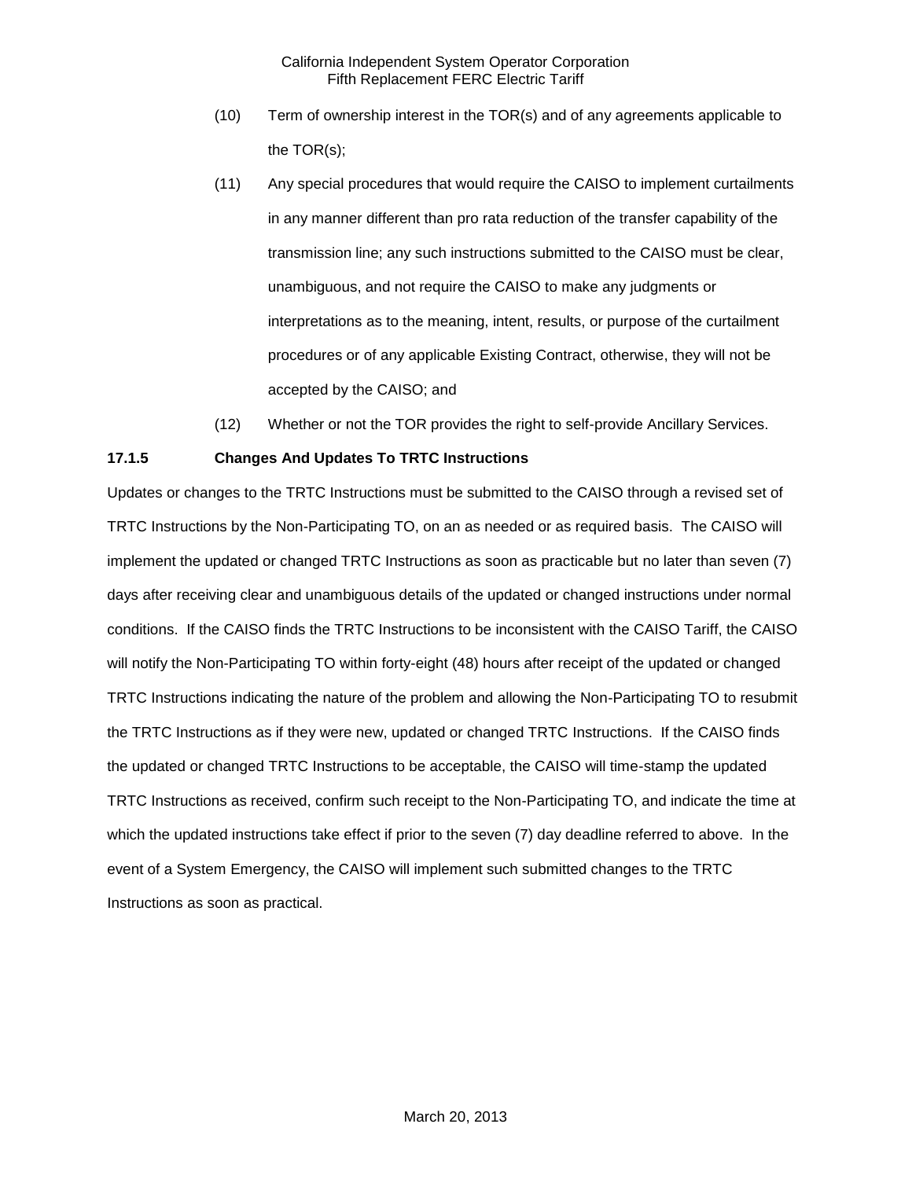(10) Term of ownership interest in the TOR(s) and of any agreements applicable to the TOR(s);

(11) Any special procedures that would require the CAISO to implement curtailments in any manner different than pro rata reduction of the transfer capability of the transmission line; any such instructions submitted to the CAISO must be clear, unambiguous, and not require the CAISO to make any judgments or interpretations as to the meaning, intent, results, or purpose of the curtailment procedures or of any applicable Existing Contract, otherwise, they will not be accepted by the CAISO; and

(12) Whether or not the TOR provides the right to self-provide Ancillary Services.

### 17.1.5 Changes And Updates To TRTC Instructions

Updates or changes to the TRTC Instructions must be submitted to the CAISO through a revised set of TRTC Instructions by the Non-Participating TO, on an as needed or as required basis. The CAISO will implement the updated or changed TRTC Instructions as soon as practicable but no later than seven (7) days after receiving clear and unambiguous details of the updated or changed instructions under normal conditions. If the CAISO finds the TRTC Instructions to be inconsistent with the CAISO Tariff, the CAISO will notify the Non-Participating TO within forty-eight (48) hours after receipt of the updated or changed TRTC Instructions indicating the nature of the problem and allowing the Non-Participating TO to resubmit the TRTC Instructions as if they were new, updated or changed TRTC Instructions. If the CAISO finds the updated or changed TRTC Instructions to be acceptable, the CAISO will time-stamp the updated TRTC Instructions as received, confirm such receipt to the Non-Participating TO, and indicate the time at which the updated instructions take effect if prior to the seven (7) day deadline referred to above. In the event of a System Emergency, the CAISO will implement such submitted changes to the TRTC Instructions as soon as practical.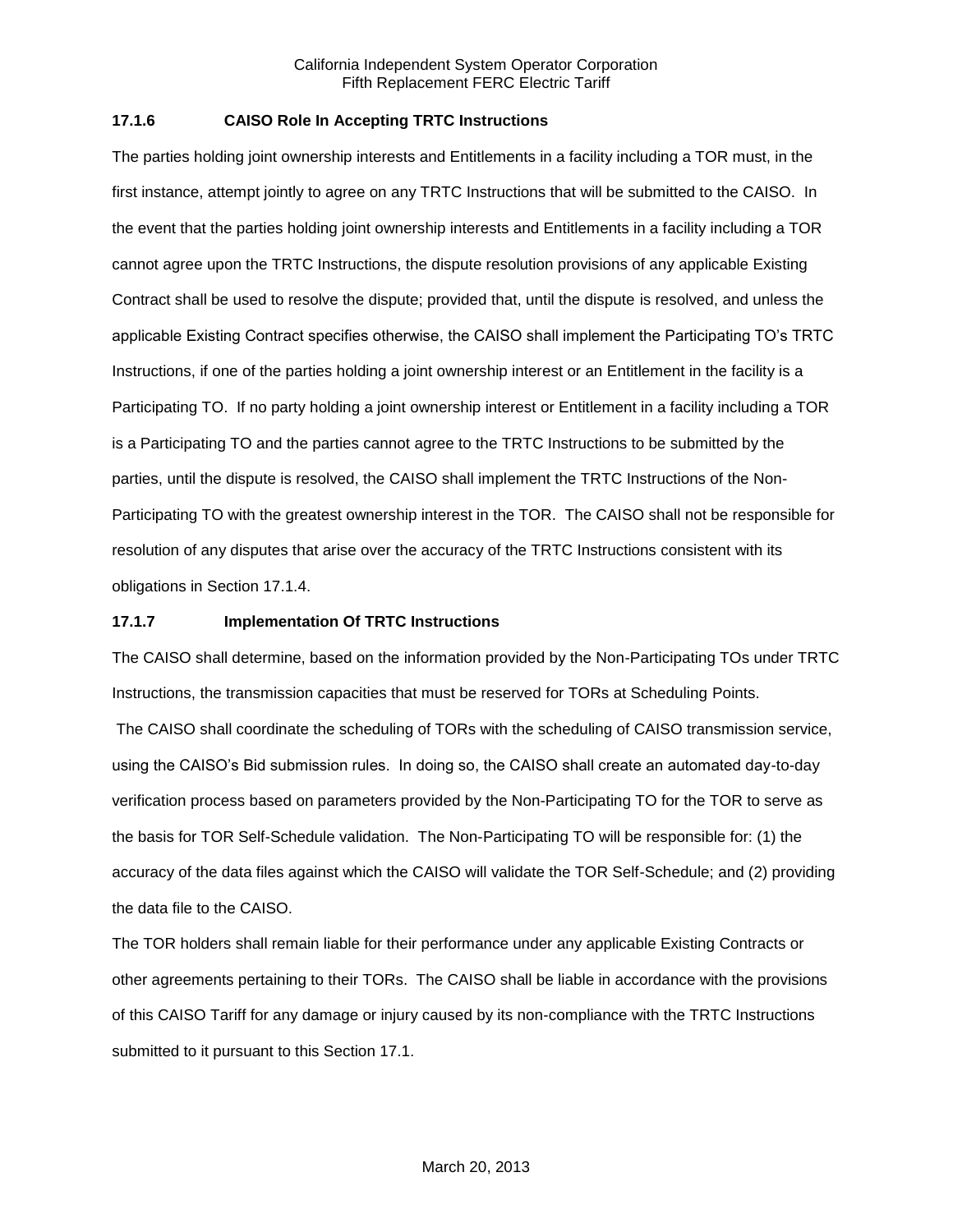### 17.1.6 CAISO Role In Accepting TRTC Instructions

The parties holding joint ownership interests and Entitlements in a facility including a TOR must, in the first instance, attempt jointly to agree on any TRTC Instructions that will be submitted to the CAISO. In the event that the parties holding joint ownership interests and Entitlements in a facility including a TOR cannot agree upon the TRTC Instructions, the dispute resolution provisions of any applicable Existing Contract shall be used to resolve the dispute; provided that, until the dispute is resolved, and unless the applicable Existing Contract specifies otherwise, the CAISO shall implement the Participating TO's TRTC Instructions, if one of the parties holding a joint ownership interest or an Entitlement in the facility is a Participating TO. If no party holding a joint ownership interest or Entitlement in a facility including a TOR is a Participating TO and the parties cannot agree to the TRTC Instructions to be submitted by the parties, until the dispute is resolved, the CAISO shall implement the TRTC Instructions of the Non-Participating TO with the greatest ownership interest in the TOR. The CAISO shall not be responsible for resolution of any disputes that arise over the accuracy of the TRTC Instructions consistent with its obligations in Section 17.1.4.

### 17.1.7 Implementation Of TRTC Instructions

The CAISO shall determine, based on the information provided by the Non-Participating TOs under TRTC Instructions, the transmission capacities that must be reserved for TORs at Scheduling Points.

The CAISO shall coordinate the scheduling of TORs with the scheduling of CAISO transmission service, using the CAISO's Bid submission rules. In doing so, the CAISO shall create an automated day-to-day verification process based on parameters provided by the Non-Participating TO for the TOR to serve as the basis for TOR Self-Schedule validation. The Non-Participating TO will be responsible for: (1) the accuracy of the data files against which the CAISO will validate the TOR Self-Schedule; and (2) providing the data file to the CAISO.

The TOR holders shall remain liable for their performance under any applicable Existing Contracts or other agreements pertaining to their TORs. The CAISO shall be liable in accordance with the provisions of this CAISO Tariff for any damage or injury caused by its non-compliance with the TRTC Instructions submitted to it pursuant to this Section 17.1.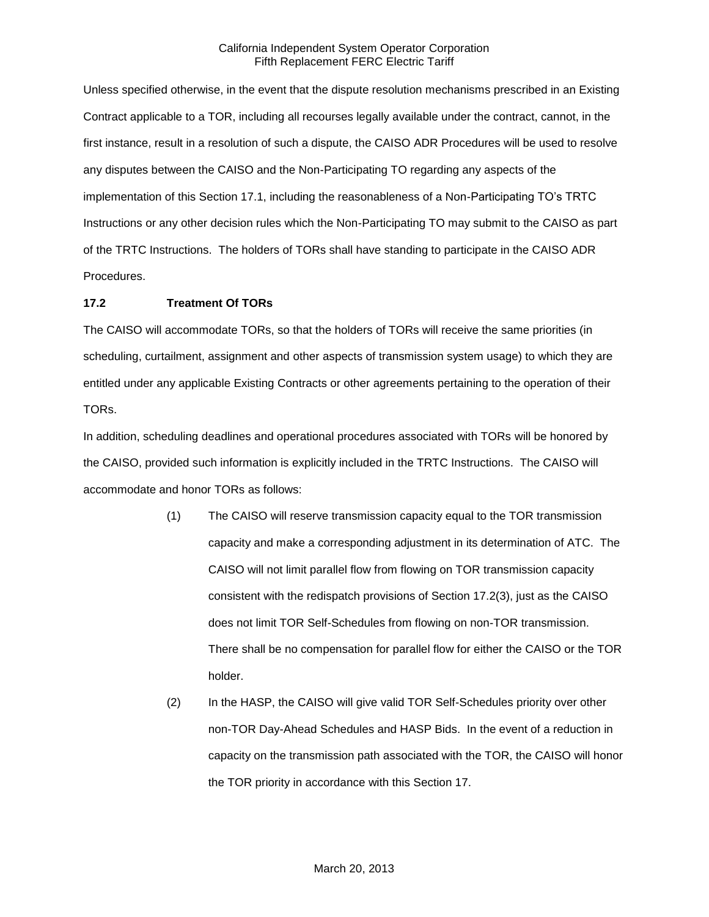Unless specified otherwise, in the event that the dispute resolution mechanisms prescribed in an Existing Contract applicable to a TOR, including all recourses legally available under the contract, cannot, in the first instance, result in a resolution of such a dispute, the CAISO ADR Procedures will be used to resolve any disputes between the CAISO and the Non-Participating TO regarding any aspects of the implementation of this Section 17.1, including the reasonableness of a Non-Participating TO's TRTC Instructions or any other decision rules which the Non-Participating TO may submit to the CAISO as part of the TRTC Instructions. The holders of TORs shall have standing to participate in the CAISO ADR Procedures.

### 17.2 Treatment Of TORs

The CAISO will accommodate TORs, so that the holders of TORs will receive the same priorities (in scheduling, curtailment, assignment and other aspects of transmission system usage) to which they are entitled under any applicable Existing Contracts or other agreements pertaining to the operation of their TORs.

In addition, scheduling deadlines and operational procedures associated with TORs will be honored by the CAISO, provided such information is explicitly included in the TRTC Instructions. The CAISO will accommodate and honor TORs as follows:

(1) The CAISO will reserve transmission capacity equal to the TOR transmission capacity and make a corresponding adjustment in its determination of ATC. The CAISO will not limit parallel flow from flowing on TOR transmission capacity consistent with the redispatch provisions of Section 17.2(3), just as the CAISO does not limit TOR Self-Schedules from flowing on non-TOR transmission. There shall be no compensation for parallel flow for either the CAISO or the TOR holder.

(2) In the HASP, the CAISO will give valid TOR Self-Schedules priority over other non-TOR Day-Ahead Schedules and HASP Bids. In the event of a reduction in capacity on the transmission path associated with the TOR, the CAISO will honor the TOR priority in accordance with this Section 17.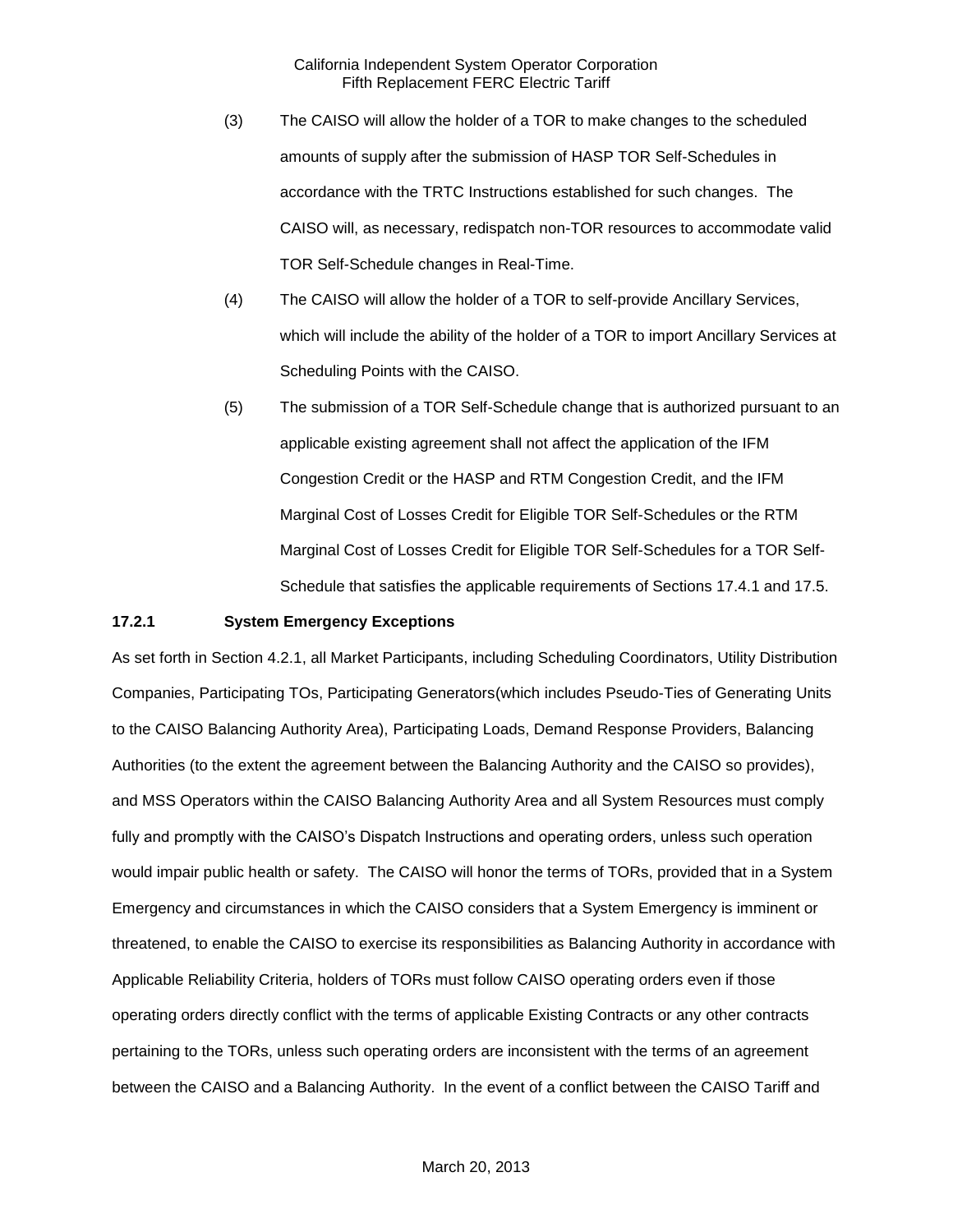(3) The CAISO will allow the holder of a TOR to make changes to the scheduled amounts of supply after the submission of HASP TOR Self-Schedules in accordance with the TRTC Instructions established for such changes. The CAISO will, as necessary, redispatch non-TOR resources to accommodate valid TOR Self-Schedule changes in Real-Time.

(4) The CAISO will allow the holder of a TOR to self-provide Ancillary Services, which will include the ability of the holder of a TOR to import Ancillary Services at Scheduling Points with the CAISO.

(5) The submission of a TOR Self-Schedule change that is authorized pursuant to an applicable existing agreement shall not affect the application of the IFM Congestion Credit or the HASP and RTM Congestion Credit, and the IFM Marginal Cost of Losses Credit for Eligible TOR Self-Schedules or the RTM Marginal Cost of Losses Credit for Eligible TOR Self-Schedules for a TOR Self-Schedule that satisfies the applicable requirements of Sections 17.4.1 and 17.5.

**17.2.1 System Emergency Exceptions**

As set forth in Section 4.2.1, all Market Participants, including Scheduling Coordinators, Utility Distribution Companies, Participating TOs, Participating Generators(which includes Pseudo-Ties of Generating Units to the CAISO Balancing Authority Area), Participating Loads, Demand Response Providers, Balancing Authorities (to the extent the agreement between the Balancing Authority and the CAISO so provides), and MSS Operators within the CAISO Balancing Authority Area and all System Resources must comply fully and promptly with the CAISO's Dispatch Instructions and operating orders, unless such operation would impair public health or safety. The CAISO will honor the terms of TORs, provided that in a System Emergency and circumstances in which the CAISO considers that a System Emergency is imminent or threatened, to enable the CAISO to exercise its responsibilities as Balancing Authority in accordance with Applicable Reliability Criteria, holders of TORs must follow CAISO operating orders even if those operating orders directly conflict with the terms of applicable Existing Contracts or any other contracts pertaining to the TORs, unless such operating orders are inconsistent with the terms of an agreement between the CAISO and a Balancing Authority. In the event of a conflict between the CAISO Tariff and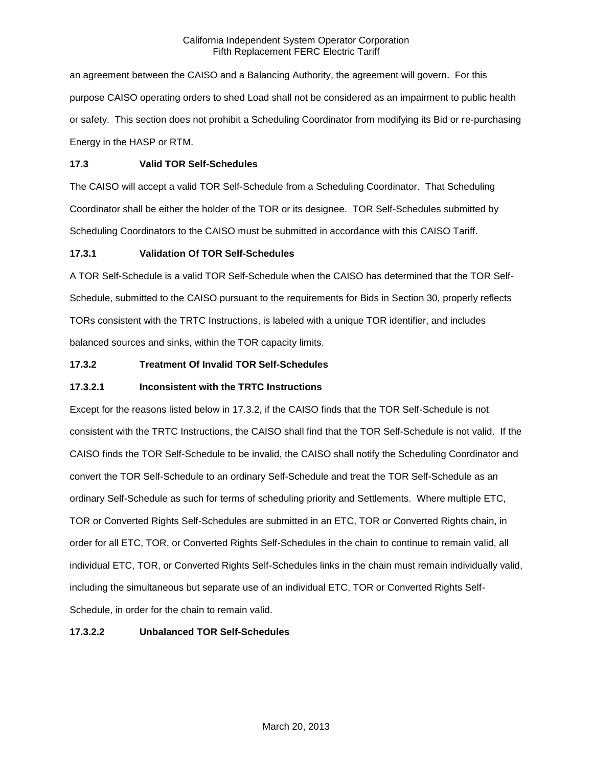an agreement between the CAISO and a Balancing Authority, the agreement will govern. For this purpose CAISO operating orders to shed Load shall not be considered as an impairment to public health or safety. This section does not prohibit a Scheduling Coordinator from modifying its Bid or re-purchasing Energy in the HASP or RTM.

**17.3 Valid TOR Self-Schedules**

The CAISO will accept a valid TOR Self-Schedule from a Scheduling Coordinator. That Scheduling Coordinator shall be either the holder of the TOR or its designee. TOR Self-Schedules submitted by Scheduling Coordinators to the CAISO must be submitted in accordance with this CAISO Tariff.

**17.3.1 Validation Of TOR Self-Schedules**

A TOR Self-Schedule is a valid TOR Self-Schedule when the CAISO has determined that the TOR Self-Schedule, submitted to the CAISO pursuant to the requirements for Bids in Section 30, properly reflects TORs consistent with the TRTC Instructions, is labeled with a unique TOR identifier, and includes balanced sources and sinks, within the TOR capacity limits.

**17.3.2 Treatment Of Invalid TOR Self-Schedules**

**17.3.2.1 Inconsistent with the TRTC Instructions**

Except for the reasons listed below in 17.3.2, if the CAISO finds that the TOR Self-Schedule is not consistent with the TRTC Instructions, the CAISO shall find that the TOR Self-Schedule is not valid. If the CAISO finds the TOR Self-Schedule to be invalid, the CAISO shall notify the Scheduling Coordinator and convert the TOR Self-Schedule to an ordinary Self-Schedule and treat the TOR Self-Schedule as an ordinary Self-Schedule as such for terms of scheduling priority and Settlements. Where multiple ETC, TOR or Converted Rights Self-Schedules are submitted in an ETC, TOR or Converted Rights chain, in order for all ETC, TOR, or Converted Rights Self-Schedules in the chain to continue to remain valid, all individual ETC, TOR, or Converted Rights Self-Schedules links in the chain must remain individually valid, including the simultaneous but separate use of an individual ETC, TOR or Converted Rights Self-Schedule, in order for the chain to remain valid.

**17.3.2.2 Unbalanced TOR Self-Schedules**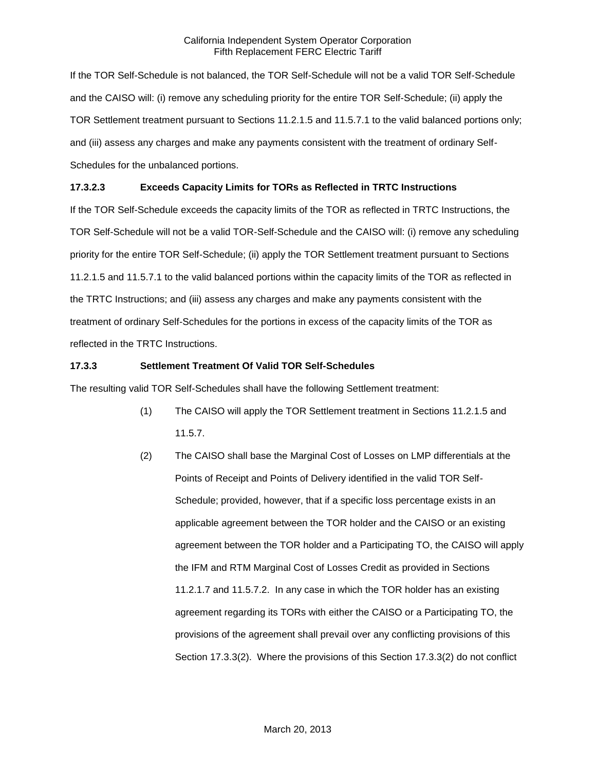If the TOR Self-Schedule is not balanced, the TOR Self-Schedule will not be a valid TOR Self-Schedule and the CAISO will: (i) remove any scheduling priority for the entire TOR Self-Schedule; (ii) apply the TOR Settlement treatment pursuant to Sections 11.2.1.5 and 11.5.7.1 to the valid balanced portions only; and (iii) assess any charges and make any payments consistent with the treatment of ordinary Self-Schedules for the unbalanced portions.

**17.3.2.3 Exceeds Capacity Limits for TORs as Reflected in TRTC Instructions**

If the TOR Self-Schedule exceeds the capacity limits of the TOR as reflected in TRTC Instructions, the TOR Self-Schedule will not be a valid TOR-Self-Schedule and the CAISO will: (i) remove any scheduling priority for the entire TOR Self-Schedule; (ii) apply the TOR Settlement treatment pursuant to Sections 11.2.1.5 and 11.5.7.1 to the valid balanced portions within the capacity limits of the TOR as reflected in the TRTC Instructions; and (iii) assess any charges and make any payments consistent with the treatment of ordinary Self-Schedules for the portions in excess of the capacity limits of the TOR as reflected in the TRTC Instructions.

**17.3.3 Settlement Treatment Of Valid TOR Self-Schedules**

The resulting valid TOR Self-Schedules shall have the following Settlement treatment:

(1) The CAISO will apply the TOR Settlement treatment in Sections 11.2.1.5 and 11.5.7.

(2) The CAISO shall base the Marginal Cost of Losses on LMP differentials at the Points of Receipt and Points of Delivery identified in the valid TOR Self-Schedule; provided, however, that if a specific loss percentage exists in an applicable agreement between the TOR holder and the CAISO or an existing agreement between the TOR holder and a Participating TO, the CAISO will apply the IFM and RTM Marginal Cost of Losses Credit as provided in Sections 11.2.1.7 and 11.5.7.2. In any case in which the TOR holder has an existing agreement regarding its TORs with either the CAISO or a Participating TO, the provisions of the agreement shall prevail over any conflicting provisions of this Section 17.3.3(2). Where the provisions of this Section 17.3.3(2) do not conflict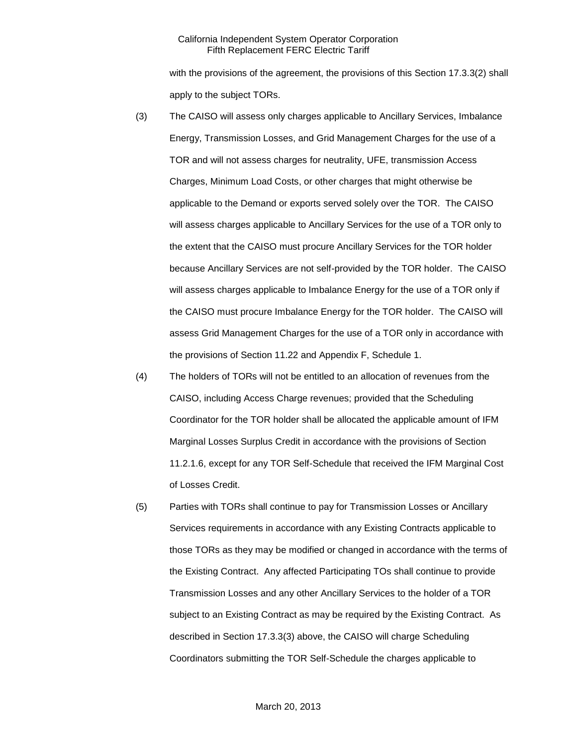with the provisions of the agreement, the provisions of this Section 17.3.3(2) shall apply to the subject TORs.

(3) The CAISO will assess only charges applicable to Ancillary Services, Imbalance Energy, Transmission Losses, and Grid Management Charges for the use of a TOR and will not assess charges for neutrality, UFE, transmission Access Charges, Minimum Load Costs, or other charges that might otherwise be applicable to the Demand or exports served solely over the TOR. The CAISO will assess charges applicable to Ancillary Services for the use of a TOR only to the extent that the CAISO must procure Ancillary Services for the TOR holder because Ancillary Services are not self-provided by the TOR holder. The CAISO will assess charges applicable to Imbalance Energy for the use of a TOR only if the CAISO must procure Imbalance Energy for the TOR holder. The CAISO will assess Grid Management Charges for the use of a TOR only in accordance with the provisions of Section 11.22 and Appendix F, Schedule 1.

(4) The holders of TORs will not be entitled to an allocation of revenues from the CAISO, including Access Charge revenues; provided that the Scheduling Coordinator for the TOR holder shall be allocated the applicable amount of IFM Marginal Losses Surplus Credit in accordance with the provisions of Section 11.2.1.6, except for any TOR Self-Schedule that received the IFM Marginal Cost of Losses Credit.

(5) Parties with TORs shall continue to pay for Transmission Losses or Ancillary Services requirements in accordance with any Existing Contracts applicable to those TORs as they may be modified or changed in accordance with the terms of the Existing Contract. Any affected Participating TOs shall continue to provide Transmission Losses and any other Ancillary Services to the holder of a TOR subject to an Existing Contract as may be required by the Existing Contract. As described in Section 17.3.3(3) above, the CAISO will charge Scheduling Coordinators submitting the TOR Self-Schedule the charges applicable to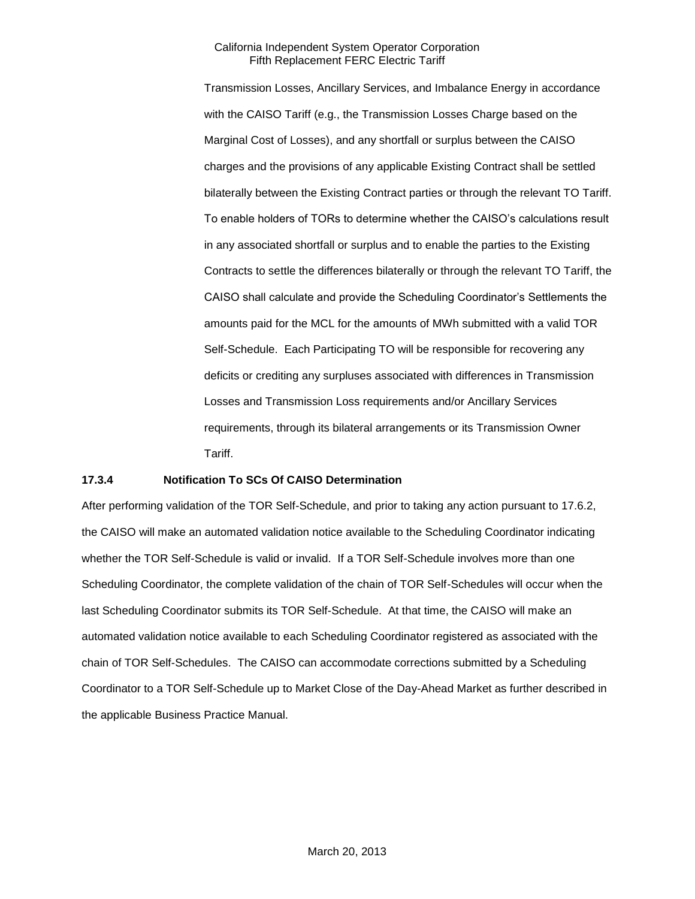Transmission Losses, Ancillary Services, and Imbalance Energy in accordance with the CAISO Tariff (e.g., the Transmission Losses Charge based on the Marginal Cost of Losses), and any shortfall or surplus between the CAISO charges and the provisions of any applicable Existing Contract shall be settled bilaterally between the Existing Contract parties or through the relevant TO Tariff. To enable holders of TORs to determine whether the CAISO's calculations result in any associated shortfall or surplus and to enable the parties to the Existing Contracts to settle the differences bilaterally or through the relevant TO Tariff, the CAISO shall calculate and provide the Scheduling Coordinator's Settlements the amounts paid for the MCL for the amounts of MWh submitted with a valid TOR Self-Schedule. Each Participating TO will be responsible for recovering any deficits or crediting any surpluses associated with differences in Transmission Losses and Transmission Loss requirements and/or Ancillary Services requirements, through its bilateral arrangements or its Transmission Owner Tariff.

**17.3.4 Notification To SCs Of CAISO Determination**

After performing validation of the TOR Self-Schedule, and prior to taking any action pursuant to 17.6.2, the CAISO will make an automated validation notice available to the Scheduling Coordinator indicating whether the TOR Self-Schedule is valid or invalid. If a TOR Self-Schedule involves more than one Scheduling Coordinator, the complete validation of the chain of TOR Self-Schedules will occur when the last Scheduling Coordinator submits its TOR Self-Schedule. At that time, the CAISO will make an automated validation notice available to each Scheduling Coordinator registered as associated with the chain of TOR Self-Schedules. The CAISO can accommodate corrections submitted by a Scheduling Coordinator to a TOR Self-Schedule up to Market Close of the Day-Ahead Market as further described in the applicable Business Practice Manual.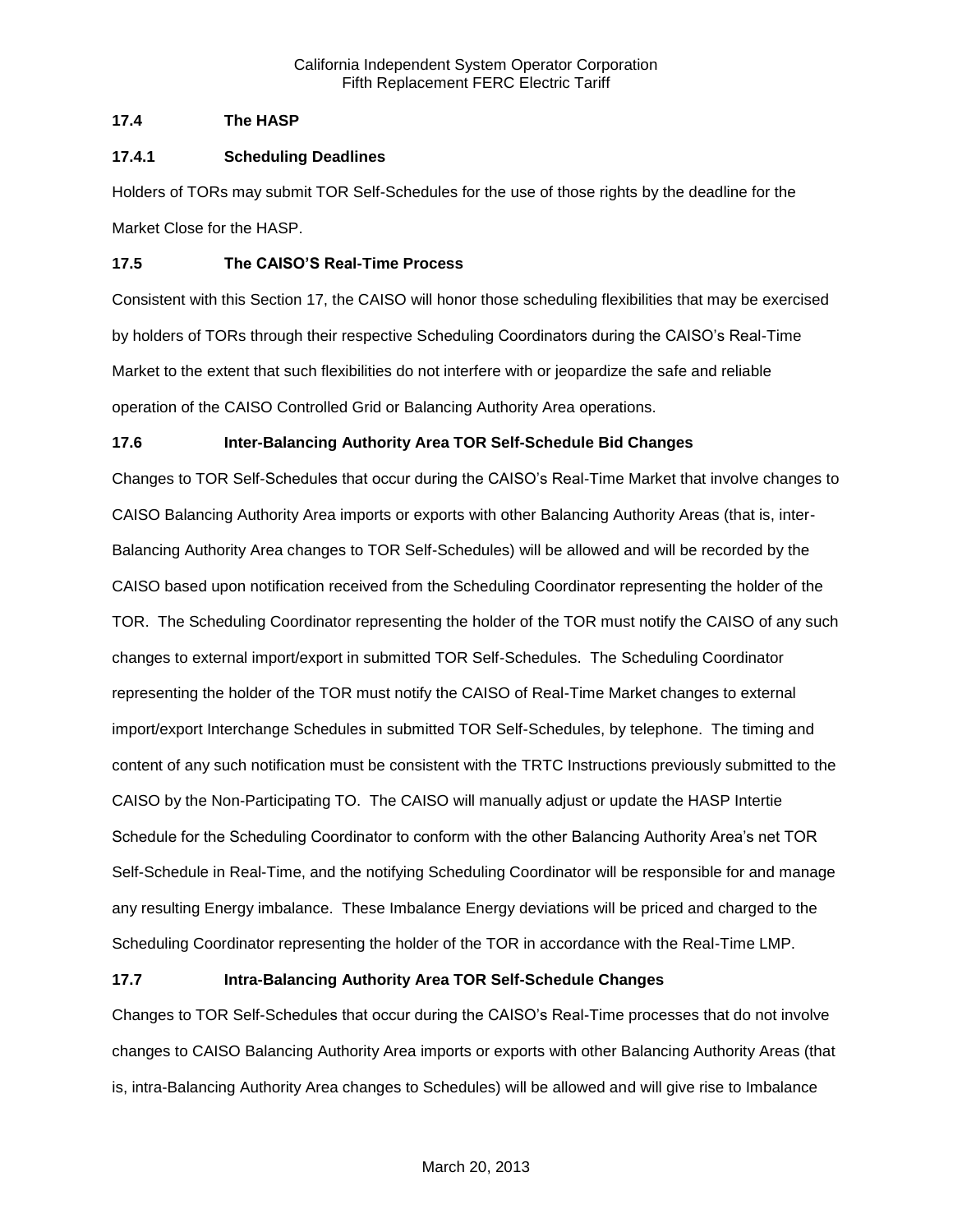### 17.4 The HASP

#### 17.4.1 Scheduling Deadlines

Holders of TORs may submit TOR Self-Schedules for the use of those rights by the deadline for the Market Close for the HASP.

### 17.5 The CAISO'S Real-Time Process

Consistent with this Section 17, the CAISO will honor those scheduling flexibilities that may be exercised by holders of TORs through their respective Scheduling Coordinators during the CAISO's Real-Time Market to the extent that such flexibilities do not interfere with or jeopardize the safe and reliable operation of the CAISO Controlled Grid or Balancing Authority Area operations.

### 17.6 Inter-Balancing Authority Area TOR Self-Schedule Bid Changes

Changes to TOR Self-Schedules that occur during the CAISO's Real-Time Market that involve changes to CAISO Balancing Authority Area imports or exports with other Balancing Authority Areas (that is, inter-Balancing Authority Area changes to TOR Self-Schedules) will be allowed and will be recorded by the CAISO based upon notification received from the Scheduling Coordinator representing the holder of the TOR. The Scheduling Coordinator representing the holder of the TOR must notify the CAISO of any such changes to external import/export in submitted TOR Self-Schedules. The Scheduling Coordinator representing the holder of the TOR must notify the CAISO of Real-Time Market changes to external import/export Interchange Schedules in submitted TOR Self-Schedules, by telephone. The timing and content of any such notification must be consistent with the TRTC Instructions previously submitted to the CAISO by the Non-Participating TO. The CAISO will manually adjust or update the HASP Intertie Schedule for the Scheduling Coordinator to conform with the other Balancing Authority Area's net TOR Self-Schedule in Real-Time, and the notifying Scheduling Coordinator will be responsible for and manage any resulting Energy imbalance. These Imbalance Energy deviations will be priced and charged to the Scheduling Coordinator representing the holder of the TOR in accordance with the Real-Time LMP.

### 17.7 Intra-Balancing Authority Area TOR Self-Schedule Changes

Changes to TOR Self-Schedules that occur during the CAISO's Real-Time processes that do not involve changes to CAISO Balancing Authority Area imports or exports with other Balancing Authority Areas (that is, intra-Balancing Authority Area changes to Schedules) will be allowed and will give rise to Imbalance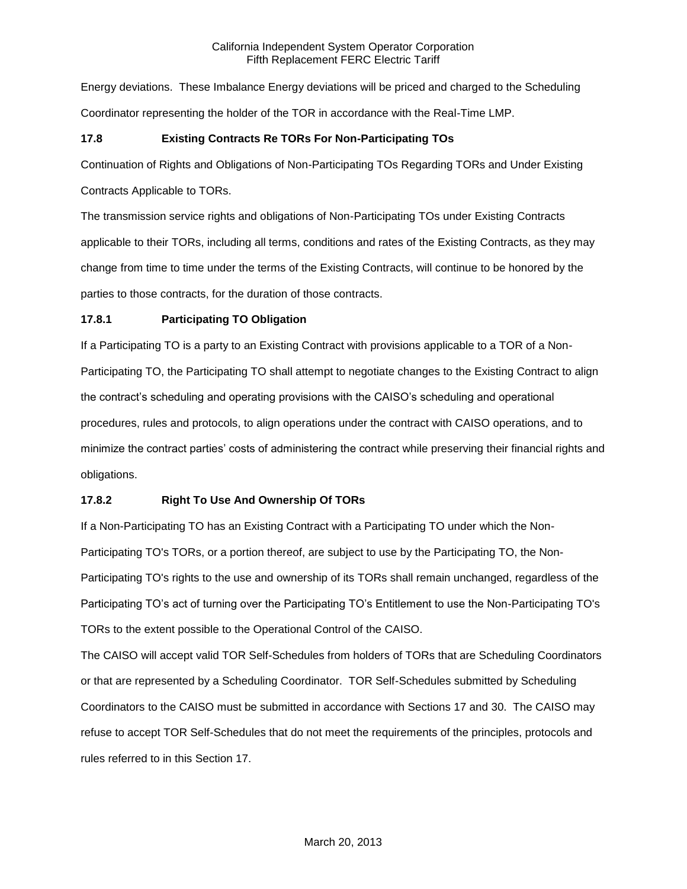Energy deviations. These Imbalance Energy deviations will be priced and charged to the Scheduling Coordinator representing the holder of the TOR in accordance with the Real-Time LMP.

### 17.8 Existing Contracts Re TORs For Non-Participating TOs

Continuation of Rights and Obligations of Non-Participating TOs Regarding TORs and Under Existing Contracts Applicable to TORs.

The transmission service rights and obligations of Non-Participating TOs under Existing Contracts applicable to their TORs, including all terms, conditions and rates of the Existing Contracts, as they may change from time to time under the terms of the Existing Contracts, will continue to be honored by the parties to those contracts, for the duration of those contracts.

### 17.8.1 Participating TO Obligation

If a Participating TO is a party to an Existing Contract with provisions applicable to a TOR of a Non-Participating TO, the Participating TO shall attempt to negotiate changes to the Existing Contract to align the contract's scheduling and operating provisions with the CAISO's scheduling and operational procedures, rules and protocols, to align operations under the contract with CAISO operations, and to minimize the contract parties' costs of administering the contract while preserving their financial rights and obligations.

### 17.8.2 Right To Use And Ownership Of TORs

If a Non-Participating TO has an Existing Contract with a Participating TO under which the Non-Participating TO's TORs, or a portion thereof, are subject to use by the Participating TO, the Non-Participating TO's rights to the use and ownership of its TORs shall remain unchanged, regardless of the Participating TO's act of turning over the Participating TO's Entitlement to use the Non-Participating TO's TORs to the extent possible to the Operational Control of the CAISO.

The CAISO will accept valid TOR Self-Schedules from holders of TORs that are Scheduling Coordinators or that are represented by a Scheduling Coordinator. TOR Self-Schedules submitted by Scheduling Coordinators to the CAISO must be submitted in accordance with Sections 17 and 30. The CAISO may refuse to accept TOR Self-Schedules that do not meet the requirements of the principles, protocols and rules referred to in this Section 17.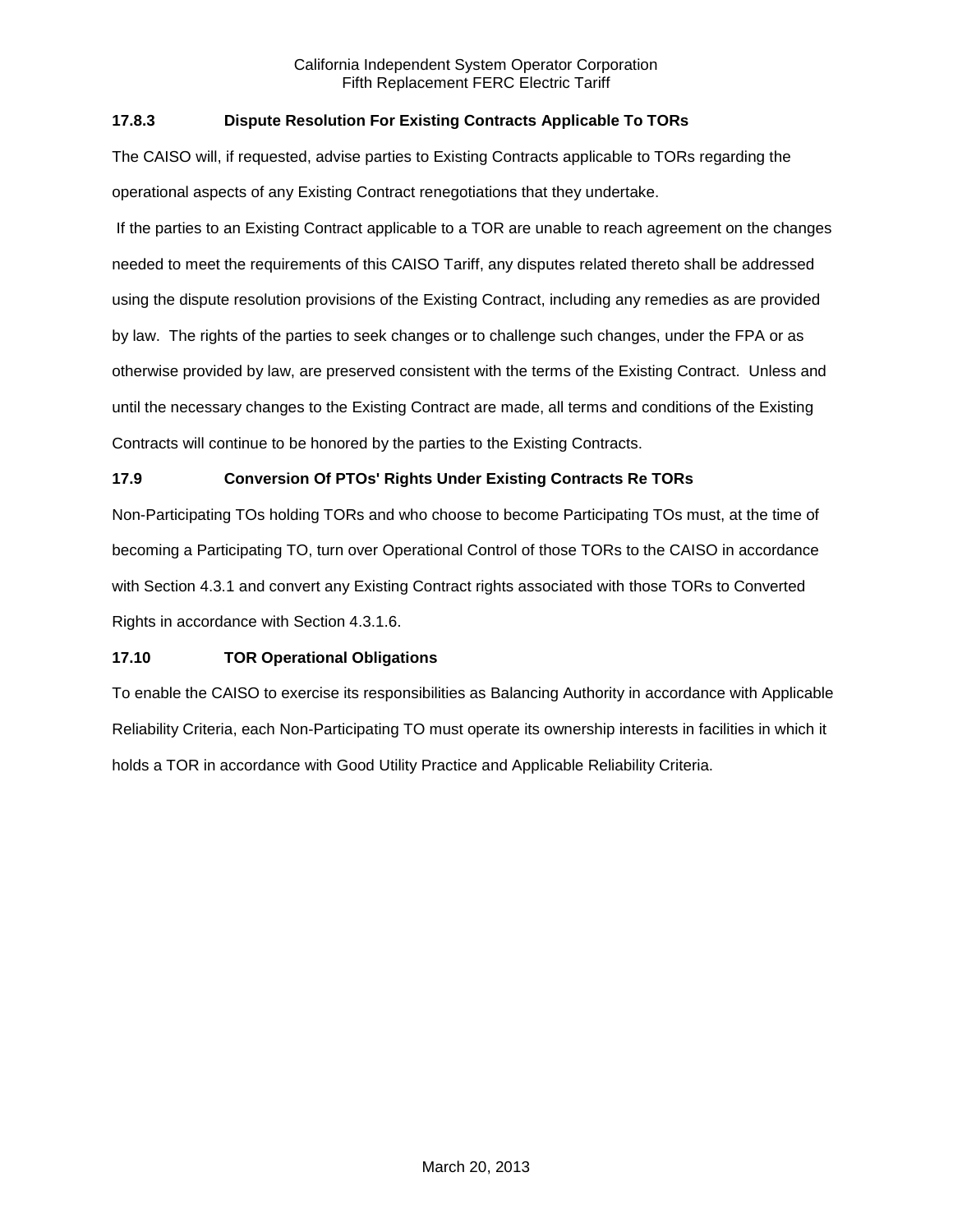### 17.8.3 Dispute Resolution For Existing Contracts Applicable To TORs

The CAISO will, if requested, advise parties to Existing Contracts applicable to TORs regarding the operational aspects of any Existing Contract renegotiations that they undertake.

If the parties to an Existing Contract applicable to a TOR are unable to reach agreement on the changes needed to meet the requirements of this CAISO Tariff, any disputes related thereto shall be addressed using the dispute resolution provisions of the Existing Contract, including any remedies as are provided by law. The rights of the parties to seek changes or to challenge such changes, under the FPA or as otherwise provided by law, are preserved consistent with the terms of the Existing Contract. Unless and until the necessary changes to the Existing Contract are made, all terms and conditions of the Existing Contracts will continue to be honored by the parties to the Existing Contracts.

### 17.9 Conversion Of PTOs' Rights Under Existing Contracts Re TORs

Non-Participating TOs holding TORs and who choose to become Participating TOs must, at the time of becoming a Participating TO, turn over Operational Control of those TORs to the CAISO in accordance with Section 4.3.1 and convert any Existing Contract rights associated with those TORs to Converted Rights in accordance with Section 4.3.1.6.

### 17.10 TOR Operational Obligations

To enable the CAISO to exercise its responsibilities as Balancing Authority in accordance with Applicable Reliability Criteria, each Non-Participating TO must operate its ownership interests in facilities in which it holds a TOR in accordance with Good Utility Practice and Applicable Reliability Criteria.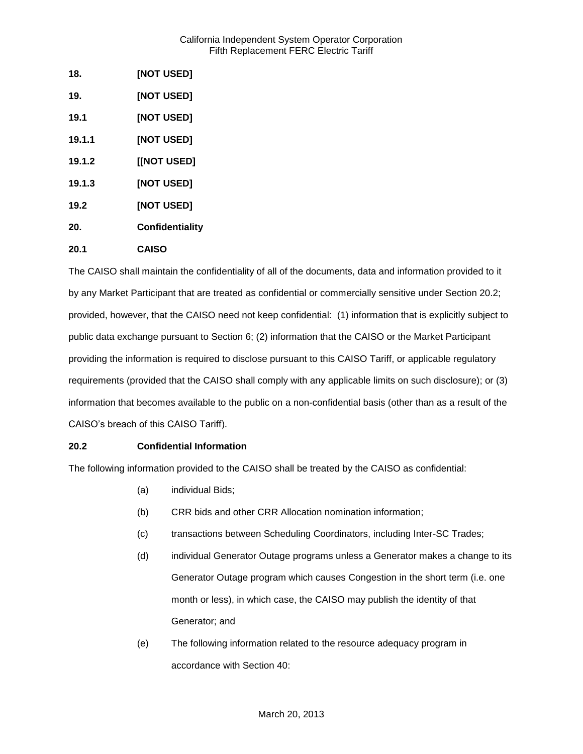**18. [NOT USED]**

**19. [NOT USED]**

**19.1 [NOT USED]**

**19.1.1 [NOT USED]**

**19.1.2 [[NOT USED]**

**19.1.3 [NOT USED]**

**19.2 [NOT USED]**

## 20. Confidentiality

### 20.1 CAISO

The CAISO shall maintain the confidentiality of all of the documents, data and information provided to it by any Market Participant that are treated as confidential or commercially sensitive under Section 20.2; provided, however, that the CAISO need not keep confidential: (1) information that is explicitly subject to public data exchange pursuant to Section 6; (2) information that the CAISO or the Market Participant providing the information is required to disclose pursuant to this CAISO Tariff, or applicable regulatory requirements (provided that the CAISO shall comply with any applicable limits on such disclosure); or (3) information that becomes available to the public on a non-confidential basis (other than as a result of the CAISO's breach of this CAISO Tariff).

### 20.2 Confidential Information

The following information provided to the CAISO shall be treated by the CAISO as confidential:

(a) individual Bids;

(b) CRR bids and other CRR Allocation nomination information;

(c) transactions between Scheduling Coordinators, including Inter-SC Trades;

(d) individual Generator Outage programs unless a Generator makes a change to its Generator Outage program which causes Congestion in the short term (i.e. one month or less), in which case, the CAISO may publish the identity of that Generator; and

(e) The following information related to the resource adequacy program in accordance with Section 40: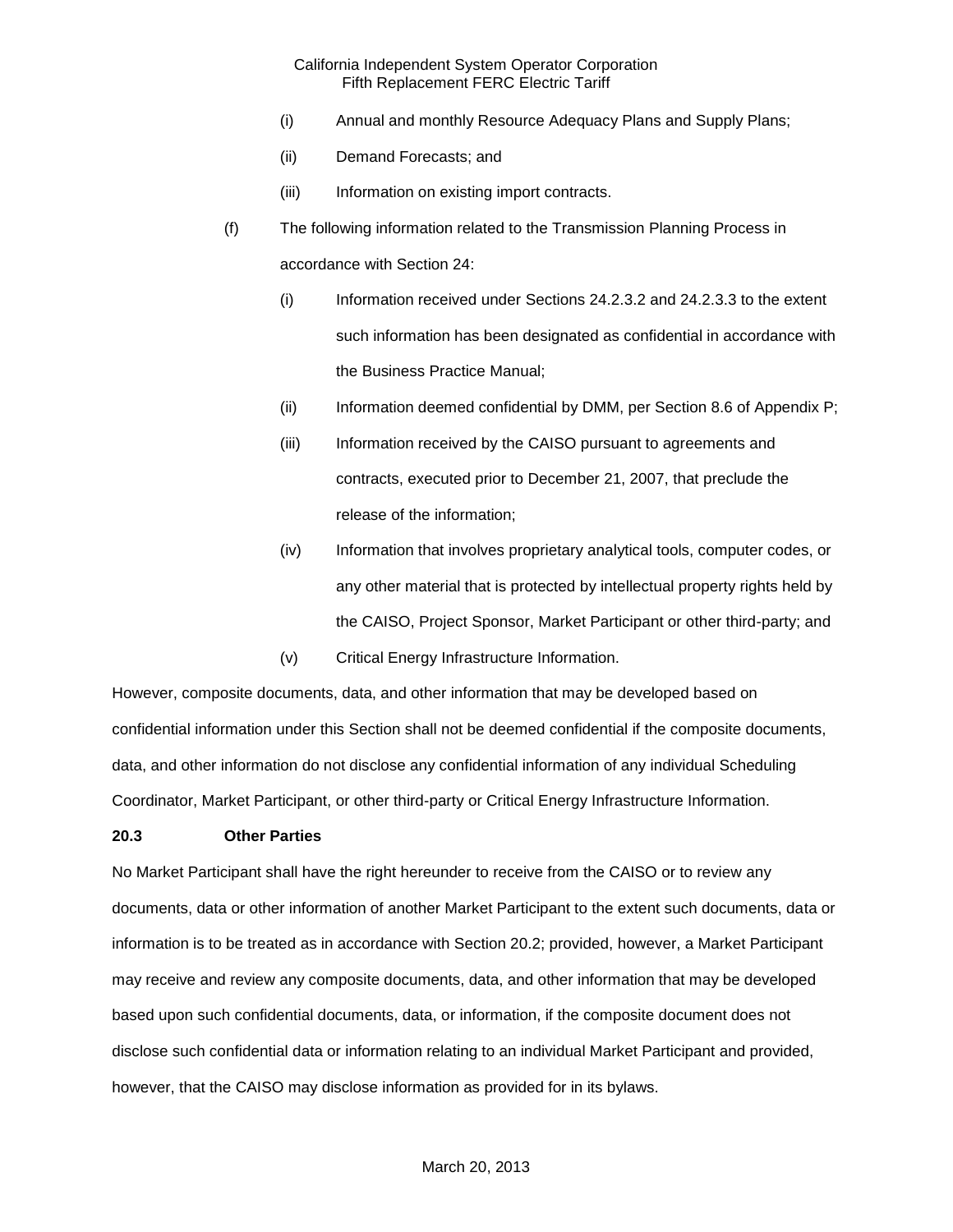(i) Annual and monthly Resource Adequacy Plans and Supply Plans;

(ii) Demand Forecasts; and

(iii) Information on existing import contracts.

(f) The following information related to the Transmission Planning Process in accordance with Section 24:

(i) Information received under Sections 24.2.3.2 and 24.2.3.3 to the extent such information has been designated as confidential in accordance with the Business Practice Manual;

(ii) Information deemed confidential by DMM, per Section 8.6 of Appendix P;

(iii) Information received by the CAISO pursuant to agreements and contracts, executed prior to December 21, 2007, that preclude the release of the information;

(iv) Information that involves proprietary analytical tools, computer codes, or any other material that is protected by intellectual property rights held by the CAISO, Project Sponsor, Market Participant or other third-party; and

(v) Critical Energy Infrastructure Information.

However, composite documents, data, and other information that may be developed based on confidential information under this Section shall not be deemed confidential if the composite documents, data, and other information do not disclose any confidential information of any individual Scheduling Coordinator, Market Participant, or other third-party or Critical Energy Infrastructure Information.

**20.3 Other Parties**

No Market Participant shall have the right hereunder to receive from the CAISO or to review any documents, data or other information of another Market Participant to the extent such documents, data or information is to be treated as in accordance with Section 20.2; provided, however, a Market Participant may receive and review any composite documents, data, and other information that may be developed based upon such confidential documents, data, or information, if the composite document does not disclose such confidential data or information relating to an individual Market Participant and provided, however, that the CAISO may disclose information as provided for in its bylaws.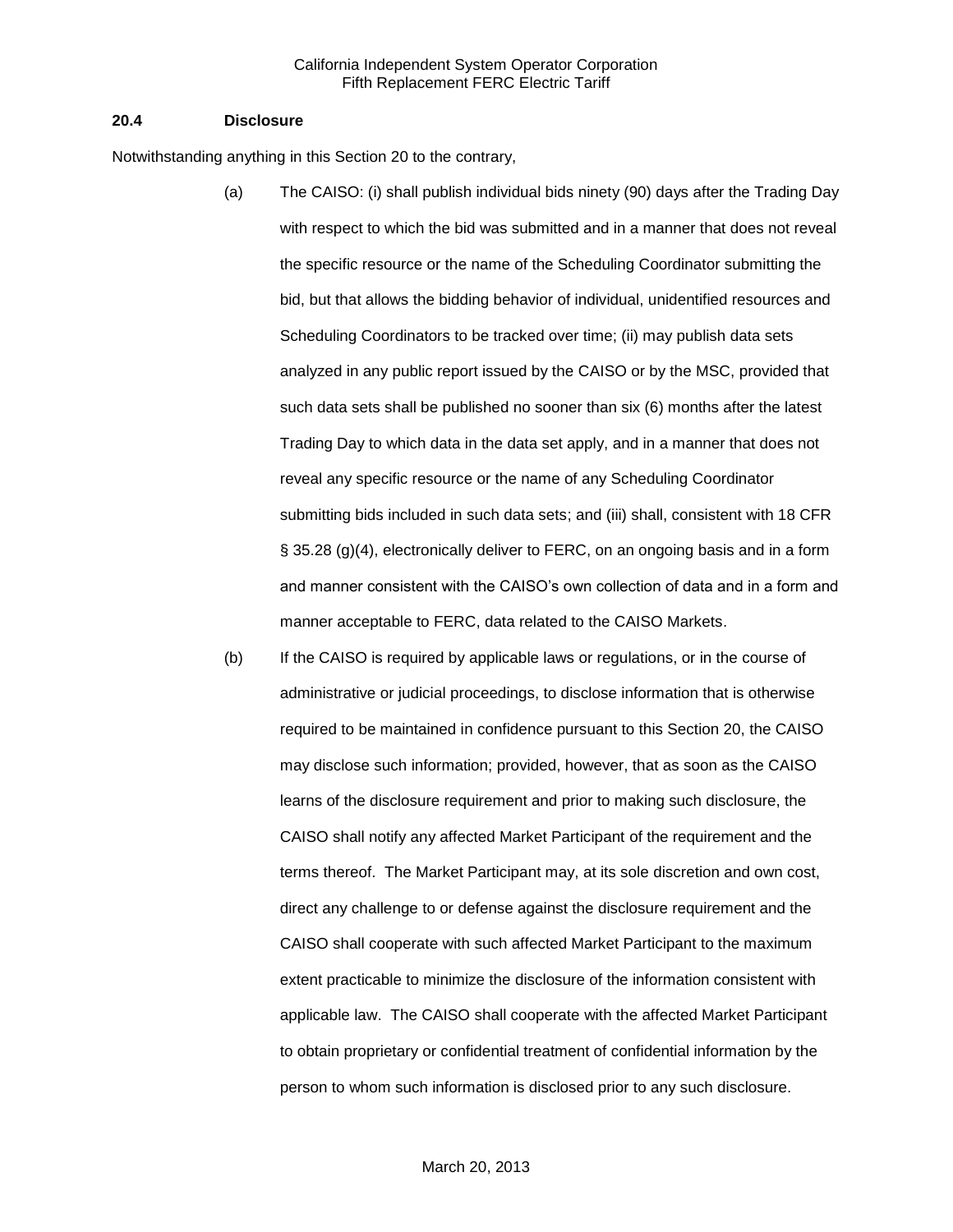### 20.4 Disclosure

Notwithstanding anything in this Section 20 to the contrary,

(a) The CAISO: (i) shall publish individual bids ninety (90) days after the Trading Day with respect to which the bid was submitted and in a manner that does not reveal the specific resource or the name of the Scheduling Coordinator submitting the bid, but that allows the bidding behavior of individual, unidentified resources and Scheduling Coordinators to be tracked over time; (ii) may publish data sets analyzed in any public report issued by the CAISO or by the MSC, provided that such data sets shall be published no sooner than six (6) months after the latest Trading Day to which data in the data set apply, and in a manner that does not reveal any specific resource or the name of any Scheduling Coordinator submitting bids included in such data sets; and (iii) shall, consistent with 18 CFR § 35.28 (g)(4), electronically deliver to FERC, on an ongoing basis and in a form and manner consistent with the CAISO's own collection of data and in a form and manner acceptable to FERC, data related to the CAISO Markets.

(b) If the CAISO is required by applicable laws or regulations, or in the course of administrative or judicial proceedings, to disclose information that is otherwise required to be maintained in confidence pursuant to this Section 20, the CAISO may disclose such information; provided, however, that as soon as the CAISO learns of the disclosure requirement and prior to making such disclosure, the CAISO shall notify any affected Market Participant of the requirement and the terms thereof. The Market Participant may, at its sole discretion and own cost, direct any challenge to or defense against the disclosure requirement and the CAISO shall cooperate with such affected Market Participant to the maximum extent practicable to minimize the disclosure of the information consistent with applicable law. The CAISO shall cooperate with the affected Market Participant to obtain proprietary or confidential treatment of confidential information by the person to whom such information is disclosed prior to any such disclosure.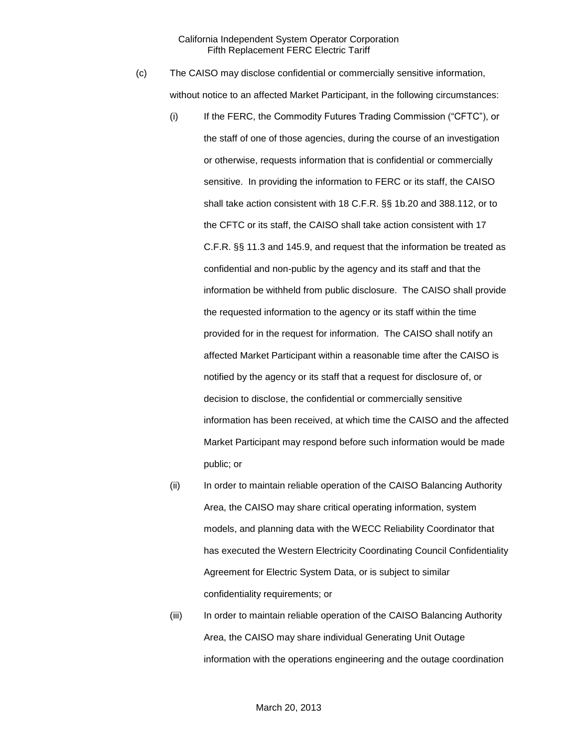(c) The CAISO may disclose confidential or commercially sensitive information, without notice to an affected Market Participant, in the following circumstances:

(i) If the FERC, the Commodity Futures Trading Commission ("CFTC"), or the staff of one of those agencies, during the course of an investigation or otherwise, requests information that is confidential or commercially sensitive. In providing the information to FERC or its staff, the CAISO shall take action consistent with 18 C.F.R. §§ 1b.20 and 388.112, or to the CFTC or its staff, the CAISO shall take action consistent with 17 C.F.R. §§ 11.3 and 145.9, and request that the information be treated as confidential and non-public by the agency and its staff and that the information be withheld from public disclosure. The CAISO shall provide the requested information to the agency or its staff within the time provided for in the request for information. The CAISO shall notify an affected Market Participant within a reasonable time after the CAISO is notified by the agency or its staff that a request for disclosure of, or decision to disclose, the confidential or commercially sensitive information has been received, at which time the CAISO and the affected Market Participant may respond before such information would be made public; or

(ii) In order to maintain reliable operation of the CAISO Balancing Authority Area, the CAISO may share critical operating information, system models, and planning data with the WECC Reliability Coordinator that has executed the Western Electricity Coordinating Council Confidentiality Agreement for Electric System Data, or is subject to similar confidentiality requirements; or

(iii) In order to maintain reliable operation of the CAISO Balancing Authority Area, the CAISO may share individual Generating Unit Outage information with the operations engineering and the outage coordination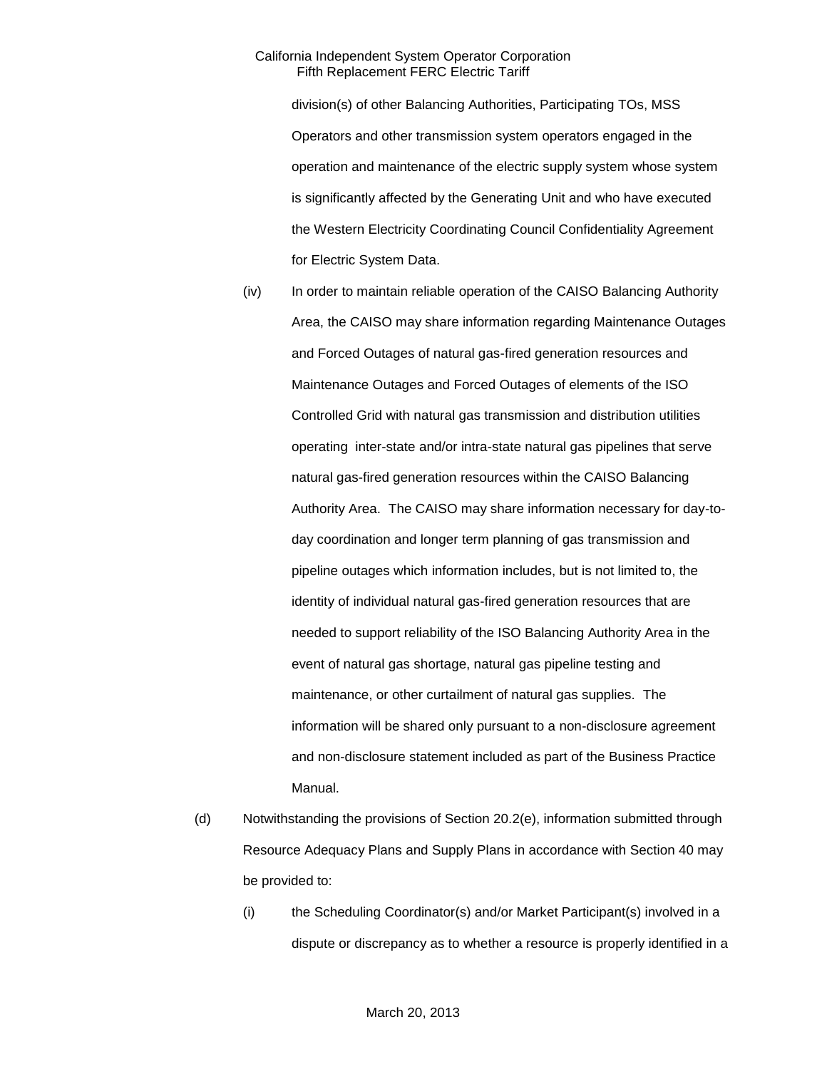division(s) of other Balancing Authorities, Participating TOs, MSS Operators and other transmission system operators engaged in the operation and maintenance of the electric supply system whose system is significantly affected by the Generating Unit and who have executed the Western Electricity Coordinating Council Confidentiality Agreement for Electric System Data.

(iv) In order to maintain reliable operation of the CAISO Balancing Authority Area, the CAISO may share information regarding Maintenance Outages and Forced Outages of natural gas-fired generation resources and Maintenance Outages and Forced Outages of elements of the ISO Controlled Grid with natural gas transmission and distribution utilities operating inter-state and/or intra-state natural gas pipelines that serve natural gas-fired generation resources within the CAISO Balancing Authority Area. The CAISO may share information necessary for day-to-day coordination and longer term planning of gas transmission and pipeline outages which information includes, but is not limited to, the identity of individual natural gas-fired generation resources that are needed to support reliability of the ISO Balancing Authority Area in the event of natural gas shortage, natural gas pipeline testing and maintenance, or other curtailment of natural gas supplies. The information will be shared only pursuant to a non-disclosure agreement and non-disclosure statement included as part of the Business Practice Manual.

(d) Notwithstanding the provisions of Section 20.2(e), information submitted through Resource Adequacy Plans and Supply Plans in accordance with Section 40 may be provided to:

(i) the Scheduling Coordinator(s) and/or Market Participant(s) involved in a dispute or discrepancy as to whether a resource is properly identified in a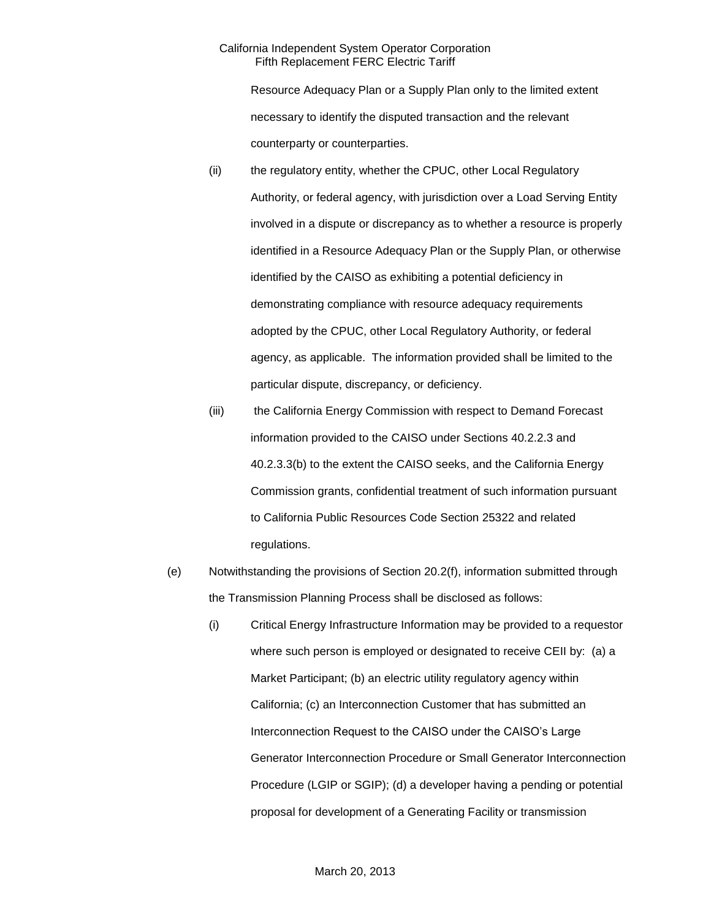Resource Adequacy Plan or a Supply Plan only to the limited extent necessary to identify the disputed transaction and the relevant counterparty or counterparties.

(ii) the regulatory entity, whether the CPUC, other Local Regulatory Authority, or federal agency, with jurisdiction over a Load Serving Entity involved in a dispute or discrepancy as to whether a resource is properly identified in a Resource Adequacy Plan or the Supply Plan, or otherwise identified by the CAISO as exhibiting a potential deficiency in demonstrating compliance with resource adequacy requirements adopted by the CPUC, other Local Regulatory Authority, or federal agency, as applicable. The information provided shall be limited to the particular dispute, discrepancy, or deficiency.

(iii) the California Energy Commission with respect to Demand Forecast information provided to the CAISO under Sections 40.2.2.3 and 40.2.3.3(b) to the extent the CAISO seeks, and the California Energy Commission grants, confidential treatment of such information pursuant to California Public Resources Code Section 25322 and related regulations.

(e) Notwithstanding the provisions of Section 20.2(f), information submitted through the Transmission Planning Process shall be disclosed as follows:

(i) Critical Energy Infrastructure Information may be provided to a requestor where such person is employed or designated to receive CEII by: (a) a Market Participant; (b) an electric utility regulatory agency within California; (c) an Interconnection Customer that has submitted an Interconnection Request to the CAISO under the CAISO's Large Generator Interconnection Procedure or Small Generator Interconnection Procedure (LGIP or SGIP); (d) a developer having a pending or potential proposal for development of a Generating Facility or transmission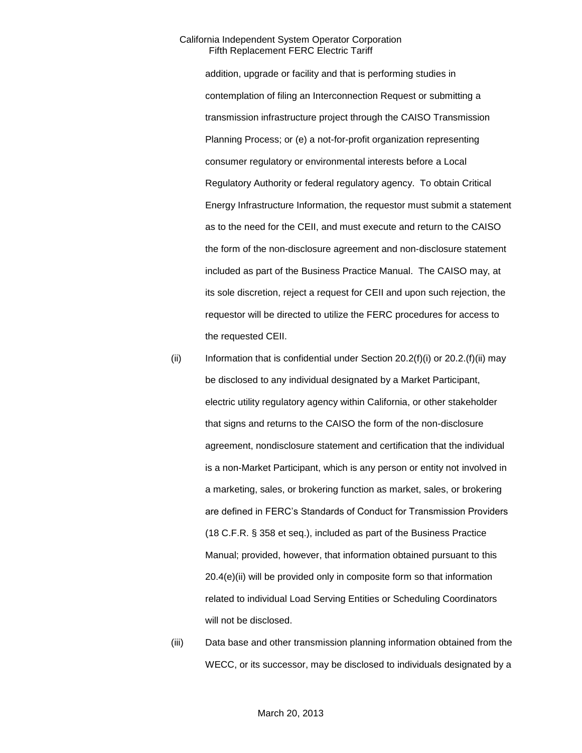addition, upgrade or facility and that is performing studies in contemplation of filing an Interconnection Request or submitting a transmission infrastructure project through the CAISO Transmission Planning Process; or (e) a not-for-profit organization representing consumer regulatory or environmental interests before a Local Regulatory Authority or federal regulatory agency. To obtain Critical Energy Infrastructure Information, the requestor must submit a statement as to the need for the CEII, and must execute and return to the CAISO the form of the non-disclosure agreement and non-disclosure statement included as part of the Business Practice Manual. The CAISO may, at its sole discretion, reject a request for CEII and upon such rejection, the requestor will be directed to utilize the FERC procedures for access to the requested CEII.

(ii) Information that is confidential under Section 20.2(f)(i) or 20.2.(f)(ii) may be disclosed to any individual designated by a Market Participant, electric utility regulatory agency within California, or other stakeholder that signs and returns to the CAISO the form of the non-disclosure agreement, nondisclosure statement and certification that the individual is a non-Market Participant, which is any person or entity not involved in a marketing, sales, or brokering function as market, sales, or brokering are defined in FERC's Standards of Conduct for Transmission Providers (18 C.F.R. § 358 et seq.), included as part of the Business Practice Manual; provided, however, that information obtained pursuant to this 20.4(e)(ii) will be provided only in composite form so that information related to individual Load Serving Entities or Scheduling Coordinators will not be disclosed.

(iii) Data base and other transmission planning information obtained from the WECC, or its successor, may be disclosed to individuals designated by a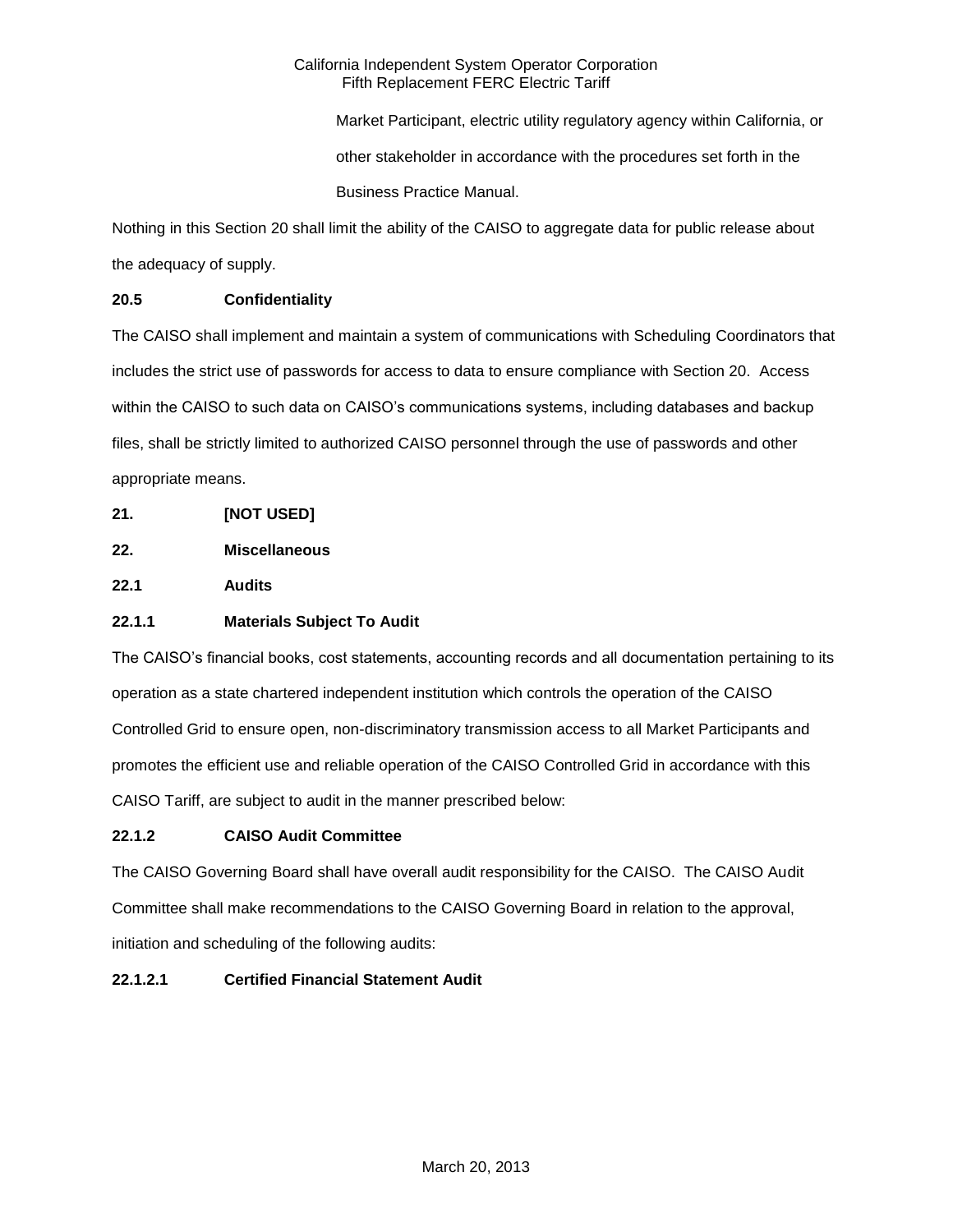Market Participant, electric utility regulatory agency within California, or other stakeholder in accordance with the procedures set forth in the Business Practice Manual.

Nothing in this Section 20 shall limit the ability of the CAISO to aggregate data for public release about the adequacy of supply.

**20.5 Confidentiality**

The CAISO shall implement and maintain a system of communications with Scheduling Coordinators that includes the strict use of passwords for access to data to ensure compliance with Section 20. Access within the CAISO to such data on CAISO's communications systems, including databases and backup files, shall be strictly limited to authorized CAISO personnel through the use of passwords and other appropriate means.

**21. [NOT USED]**

**22. Miscellaneous**

**22.1 Audits**

**22.1.1 Materials Subject To Audit**

The CAISO's financial books, cost statements, accounting records and all documentation pertaining to its operation as a state chartered independent institution which controls the operation of the CAISO Controlled Grid to ensure open, non-discriminatory transmission access to all Market Participants and promotes the efficient use and reliable operation of the CAISO Controlled Grid in accordance with this CAISO Tariff, are subject to audit in the manner prescribed below:

**22.1.2 CAISO Audit Committee**

The CAISO Governing Board shall have overall audit responsibility for the CAISO. The CAISO Audit Committee shall make recommendations to the CAISO Governing Board in relation to the approval, initiation and scheduling of the following audits:

**22.1.2.1 Certified Financial Statement Audit**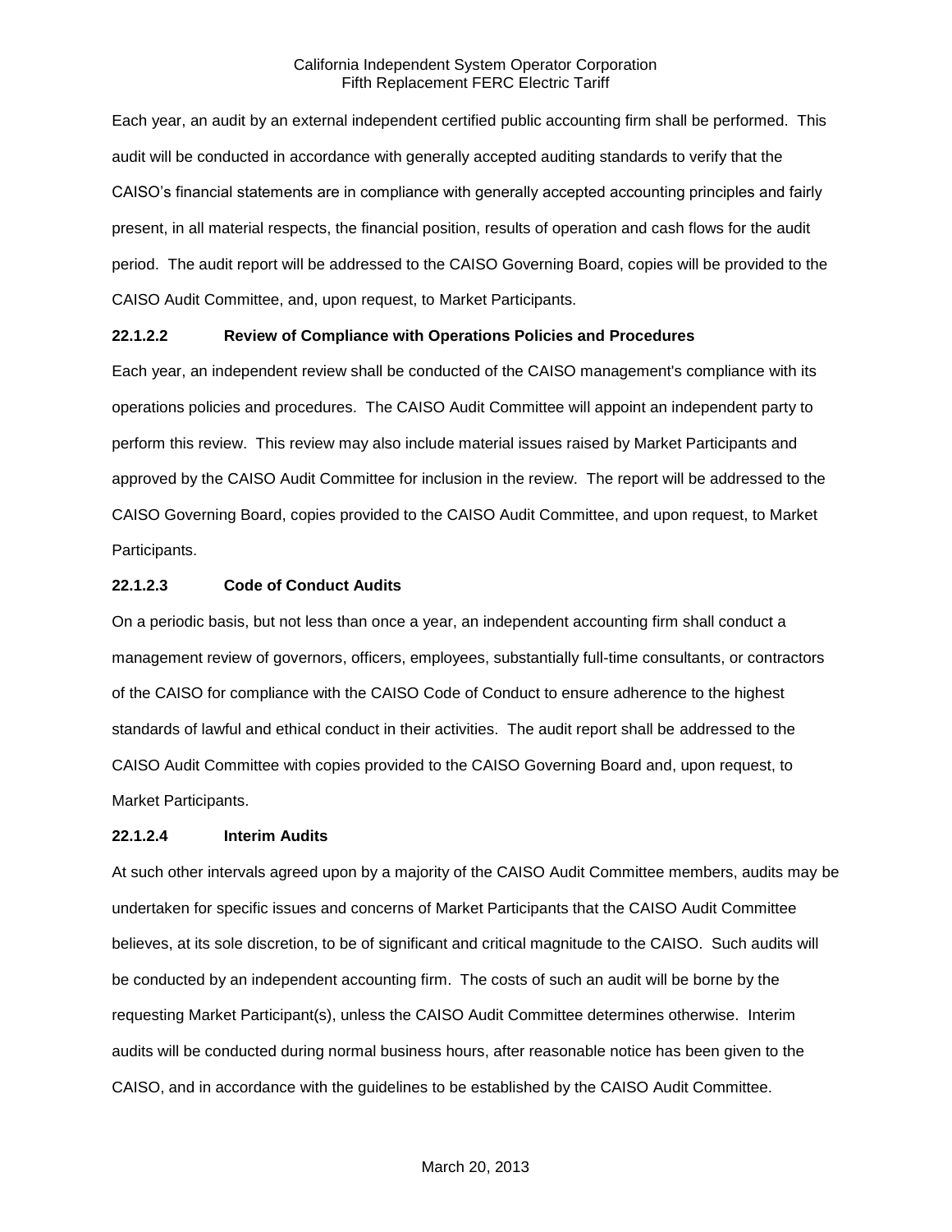Each year, an audit by an external independent certified public accounting firm shall be performed. This audit will be conducted in accordance with generally accepted auditing standards to verify that the CAISO's financial statements are in compliance with generally accepted accounting principles and fairly present, in all material respects, the financial position, results of operation and cash flows for the audit period. The audit report will be addressed to the CAISO Governing Board, copies will be provided to the CAISO Audit Committee, and, upon request, to Market Participants.

**22.1.2.2 Review of Compliance with Operations Policies and Procedures**

Each year, an independent review shall be conducted of the CAISO management's compliance with its operations policies and procedures. The CAISO Audit Committee will appoint an independent party to perform this review. This review may also include material issues raised by Market Participants and approved by the CAISO Audit Committee for inclusion in the review. The report will be addressed to the CAISO Governing Board, copies provided to the CAISO Audit Committee, and upon request, to Market Participants.

**22.1.2.3 Code of Conduct Audits**

On a periodic basis, but not less than once a year, an independent accounting firm shall conduct a management review of governors, officers, employees, substantially full-time consultants, or contractors of the CAISO for compliance with the CAISO Code of Conduct to ensure adherence to the highest standards of lawful and ethical conduct in their activities. The audit report shall be addressed to the CAISO Audit Committee with copies provided to the CAISO Governing Board and, upon request, to Market Participants.

**22.1.2.4 Interim Audits**

At such other intervals agreed upon by a majority of the CAISO Audit Committee members, audits may be undertaken for specific issues and concerns of Market Participants that the CAISO Audit Committee believes, at its sole discretion, to be of significant and critical magnitude to the CAISO. Such audits will be conducted by an independent accounting firm. The costs of such an audit will be borne by the requesting Market Participant(s), unless the CAISO Audit Committee determines otherwise. Interim audits will be conducted during normal business hours, after reasonable notice has been given to the CAISO, and in accordance with the guidelines to be established by the CAISO Audit Committee.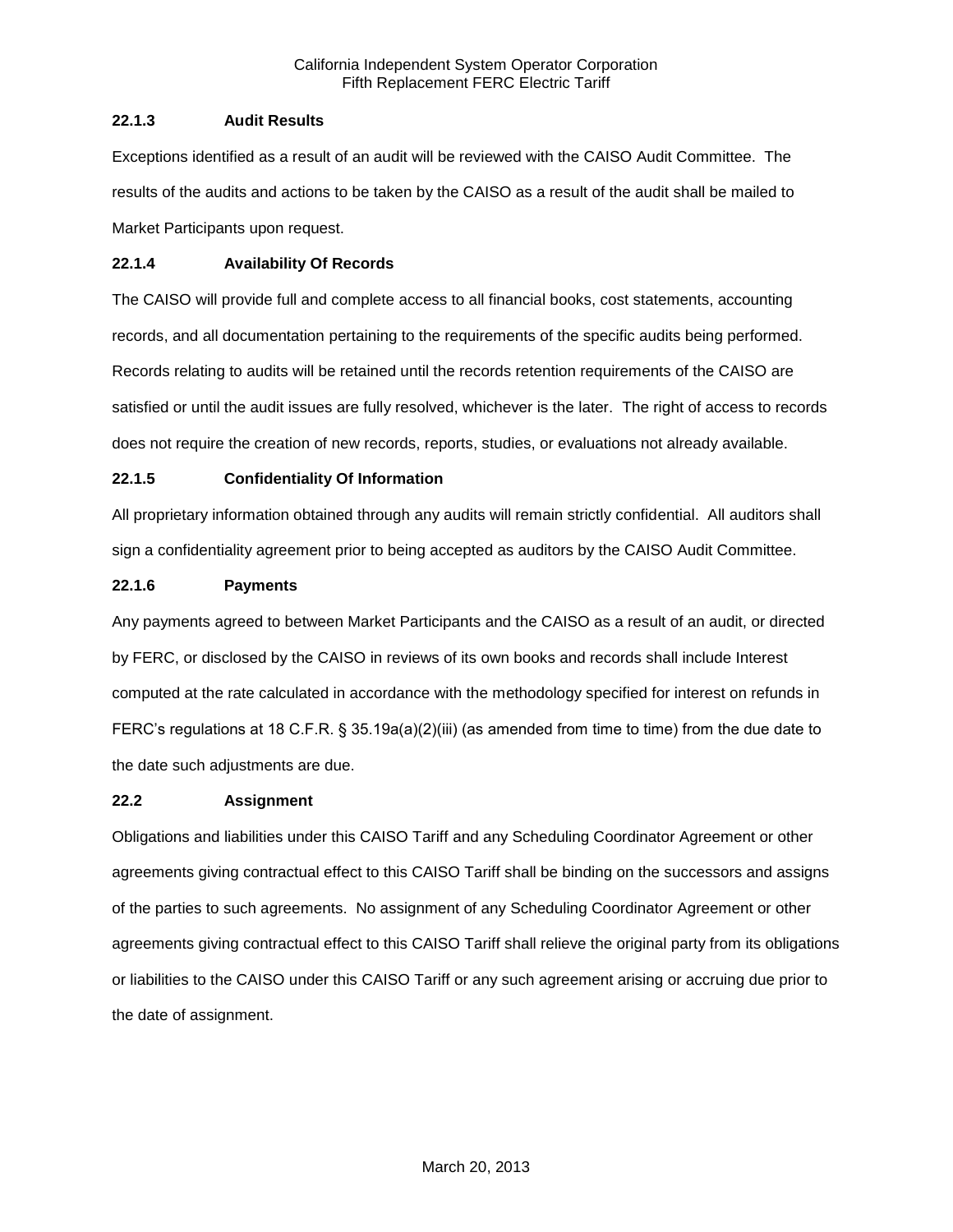### 22.1.3 Audit Results

Exceptions identified as a result of an audit will be reviewed with the CAISO Audit Committee. The results of the audits and actions to be taken by the CAISO as a result of the audit shall be mailed to Market Participants upon request.

### 22.1.4 Availability Of Records

The CAISO will provide full and complete access to all financial books, cost statements, accounting records, and all documentation pertaining to the requirements of the specific audits being performed. Records relating to audits will be retained until the records retention requirements of the CAISO are satisfied or until the audit issues are fully resolved, whichever is the later. The right of access to records does not require the creation of new records, reports, studies, or evaluations not already available.

### 22.1.5 Confidentiality Of Information

All proprietary information obtained through any audits will remain strictly confidential. All auditors shall sign a confidentiality agreement prior to being accepted as auditors by the CAISO Audit Committee.

### 22.1.6 Payments

Any payments agreed to between Market Participants and the CAISO as a result of an audit, or directed by FERC, or disclosed by the CAISO in reviews of its own books and records shall include Interest computed at the rate calculated in accordance with the methodology specified for interest on refunds in FERC's regulations at 18 C.F.R. § 35.19a(a)(2)(iii) (as amended from time to time) from the due date to the date such adjustments are due.

## 22.2 Assignment

Obligations and liabilities under this CAISO Tariff and any Scheduling Coordinator Agreement or other agreements giving contractual effect to this CAISO Tariff shall be binding on the successors and assigns of the parties to such agreements. No assignment of any Scheduling Coordinator Agreement or other agreements giving contractual effect to this CAISO Tariff shall relieve the original party from its obligations or liabilities to the CAISO under this CAISO Tariff or any such agreement arising or accruing due prior to the date of assignment.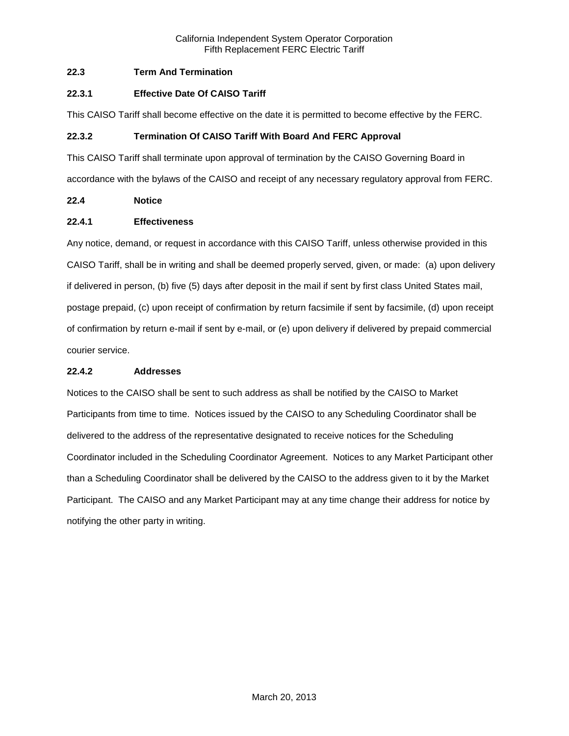### 22.3 Term And Termination

#### 22.3.1 Effective Date Of CAISO Tariff

This CAISO Tariff shall become effective on the date it is permitted to become effective by the FERC.

#### 22.3.2 Termination Of CAISO Tariff With Board And FERC Approval

This CAISO Tariff shall terminate upon approval of termination by the CAISO Governing Board in accordance with the bylaws of the CAISO and receipt of any necessary regulatory approval from FERC.

### 22.4 Notice

#### 22.4.1 Effectiveness

Any notice, demand, or request in accordance with this CAISO Tariff, unless otherwise provided in this CAISO Tariff, shall be in writing and shall be deemed properly served, given, or made: (a) upon delivery if delivered in person, (b) five (5) days after deposit in the mail if sent by first class United States mail, postage prepaid, (c) upon receipt of confirmation by return facsimile if sent by facsimile, (d) upon receipt of confirmation by return e-mail if sent by e-mail, or (e) upon delivery if delivered by prepaid commercial courier service.

#### 22.4.2 Addresses

Notices to the CAISO shall be sent to such address as shall be notified by the CAISO to Market Participants from time to time. Notices issued by the CAISO to any Scheduling Coordinator shall be delivered to the address of the representative designated to receive notices for the Scheduling Coordinator included in the Scheduling Coordinator Agreement. Notices to any Market Participant other than a Scheduling Coordinator shall be delivered by the CAISO to the address given to it by the Market Participant. The CAISO and any Market Participant may at any time change their address for notice by notifying the other party in writing.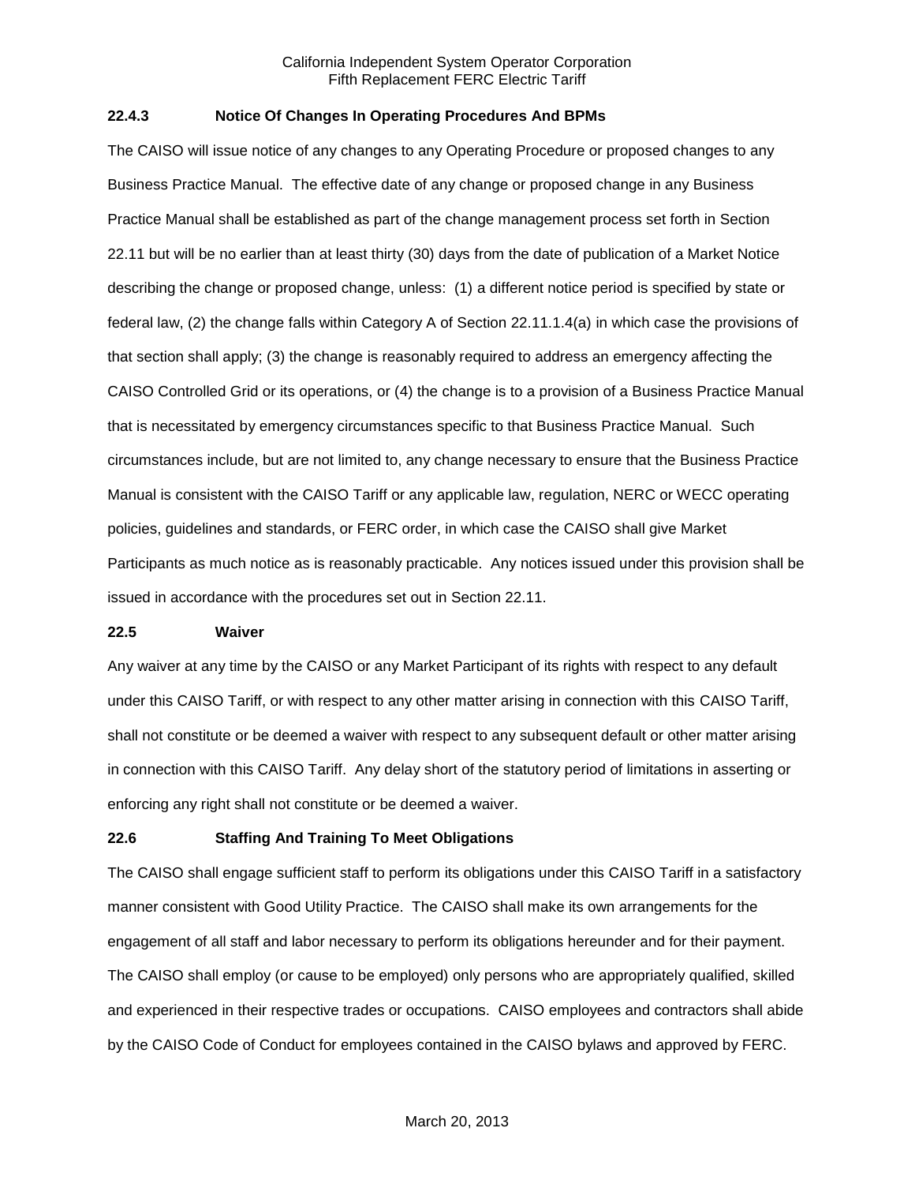### 22.4.3 Notice Of Changes In Operating Procedures And BPMs

The CAISO will issue notice of any changes to any Operating Procedure or proposed changes to any Business Practice Manual. The effective date of any change or proposed change in any Business Practice Manual shall be established as part of the change management process set forth in Section 22.11 but will be no earlier than at least thirty (30) days from the date of publication of a Market Notice describing the change or proposed change, unless: (1) a different notice period is specified by state or federal law, (2) the change falls within Category A of Section 22.11.1.4(a) in which case the provisions of that section shall apply; (3) the change is reasonably required to address an emergency affecting the CAISO Controlled Grid or its operations, or (4) the change is to a provision of a Business Practice Manual that is necessitated by emergency circumstances specific to that Business Practice Manual. Such circumstances include, but are not limited to, any change necessary to ensure that the Business Practice Manual is consistent with the CAISO Tariff or any applicable law, regulation, NERC or WECC operating policies, guidelines and standards, or FERC order, in which case the CAISO shall give Market Participants as much notice as is reasonably practicable. Any notices issued under this provision shall be issued in accordance with the procedures set out in Section 22.11.

## 22.5 Waiver

Any waiver at any time by the CAISO or any Market Participant of its rights with respect to any default under this CAISO Tariff, or with respect to any other matter arising in connection with this CAISO Tariff, shall not constitute or be deemed a waiver with respect to any subsequent default or other matter arising in connection with this CAISO Tariff. Any delay short of the statutory period of limitations in asserting or enforcing any right shall not constitute or be deemed a waiver.

## 22.6 Staffing And Training To Meet Obligations

The CAISO shall engage sufficient staff to perform its obligations under this CAISO Tariff in a satisfactory manner consistent with Good Utility Practice. The CAISO shall make its own arrangements for the engagement of all staff and labor necessary to perform its obligations hereunder and for their payment. The CAISO shall employ (or cause to be employed) only persons who are appropriately qualified, skilled and experienced in their respective trades or occupations. CAISO employees and contractors shall abide by the CAISO Code of Conduct for employees contained in the CAISO bylaws and approved by FERC.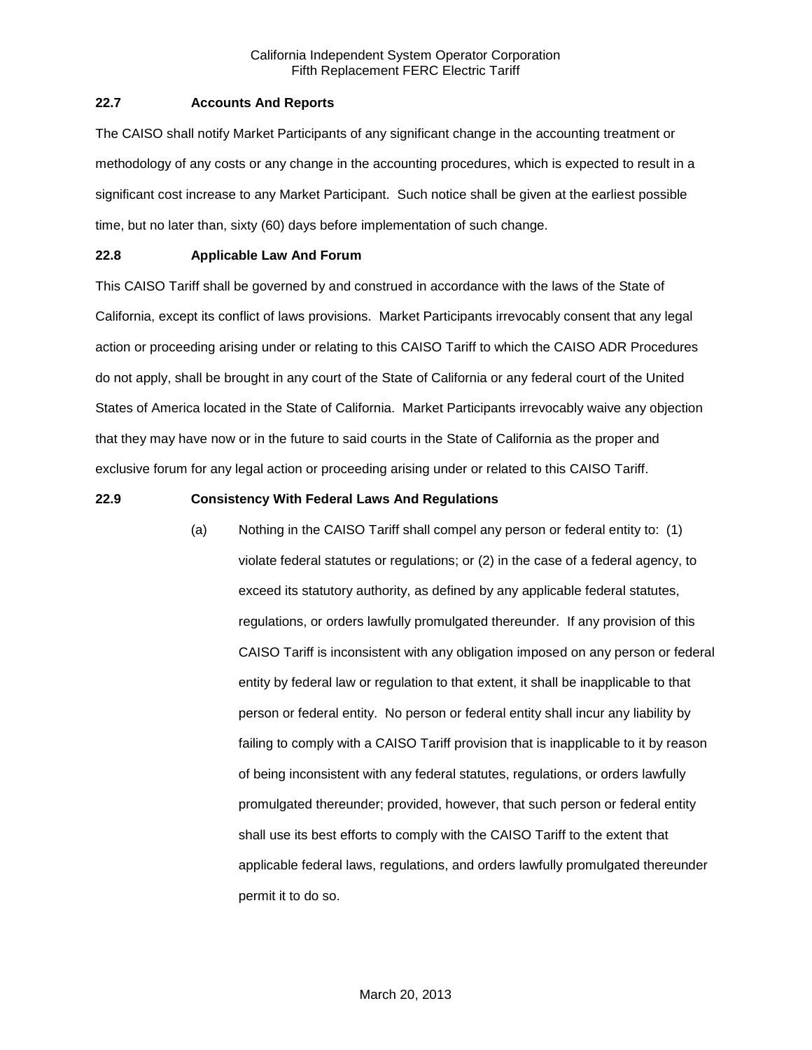### 22.7 Accounts And Reports

The CAISO shall notify Market Participants of any significant change in the accounting treatment or methodology of any costs or any change in the accounting procedures, which is expected to result in a significant cost increase to any Market Participant. Such notice shall be given at the earliest possible time, but no later than, sixty (60) days before implementation of such change.

### 22.8 Applicable Law And Forum

This CAISO Tariff shall be governed by and construed in accordance with the laws of the State of California, except its conflict of laws provisions. Market Participants irrevocably consent that any legal action or proceeding arising under or relating to this CAISO Tariff to which the CAISO ADR Procedures do not apply, shall be brought in any court of the State of California or any federal court of the United States of America located in the State of California. Market Participants irrevocably waive any objection that they may have now or in the future to said courts in the State of California as the proper and exclusive forum for any legal action or proceeding arising under or related to this CAISO Tariff.

### 22.9 Consistency With Federal Laws And Regulations

(a) Nothing in the CAISO Tariff shall compel any person or federal entity to: (1) violate federal statutes or regulations; or (2) in the case of a federal agency, to exceed its statutory authority, as defined by any applicable federal statutes, regulations, or orders lawfully promulgated thereunder. If any provision of this CAISO Tariff is inconsistent with any obligation imposed on any person or federal entity by federal law or regulation to that extent, it shall be inapplicable to that person or federal entity. No person or federal entity shall incur any liability by failing to comply with a CAISO Tariff provision that is inapplicable to it by reason of being inconsistent with any federal statutes, regulations, or orders lawfully promulgated thereunder; provided, however, that such person or federal entity shall use its best efforts to comply with the CAISO Tariff to the extent that applicable federal laws, regulations, and orders lawfully promulgated thereunder permit it to do so.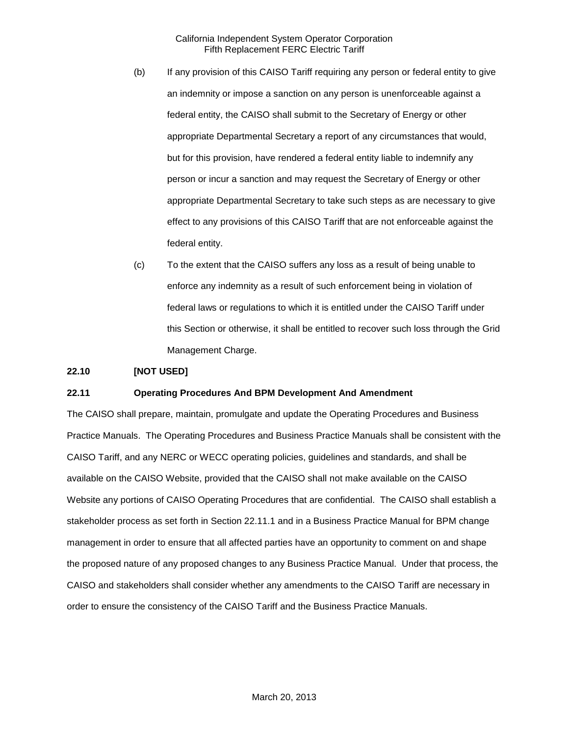(b) If any provision of this CAISO Tariff requiring any person or federal entity to give an indemnity or impose a sanction on any person is unenforceable against a federal entity, the CAISO shall submit to the Secretary of Energy or other appropriate Departmental Secretary a report of any circumstances that would, but for this provision, have rendered a federal entity liable to indemnify any person or incur a sanction and may request the Secretary of Energy or other appropriate Departmental Secretary to take such steps as are necessary to give effect to any provisions of this CAISO Tariff that are not enforceable against the federal entity.

(c) To the extent that the CAISO suffers any loss as a result of being unable to enforce any indemnity as a result of such enforcement being in violation of federal laws or regulations to which it is entitled under the CAISO Tariff under this Section or otherwise, it shall be entitled to recover such loss through the Grid Management Charge.

**22.10 [NOT USED]**

**22.11 Operating Procedures And BPM Development And Amendment**

The CAISO shall prepare, maintain, promulgate and update the Operating Procedures and Business Practice Manuals. The Operating Procedures and Business Practice Manuals shall be consistent with the CAISO Tariff, and any NERC or WECC operating policies, guidelines and standards, and shall be available on the CAISO Website, provided that the CAISO shall not make available on the CAISO Website any portions of CAISO Operating Procedures that are confidential. The CAISO shall establish a stakeholder process as set forth in Section 22.11.1 and in a Business Practice Manual for BPM change management in order to ensure that all affected parties have an opportunity to comment on and shape the proposed nature of any proposed changes to any Business Practice Manual. Under that process, the CAISO and stakeholders shall consider whether any amendments to the CAISO Tariff are necessary in order to ensure the consistency of the CAISO Tariff and the Business Practice Manuals.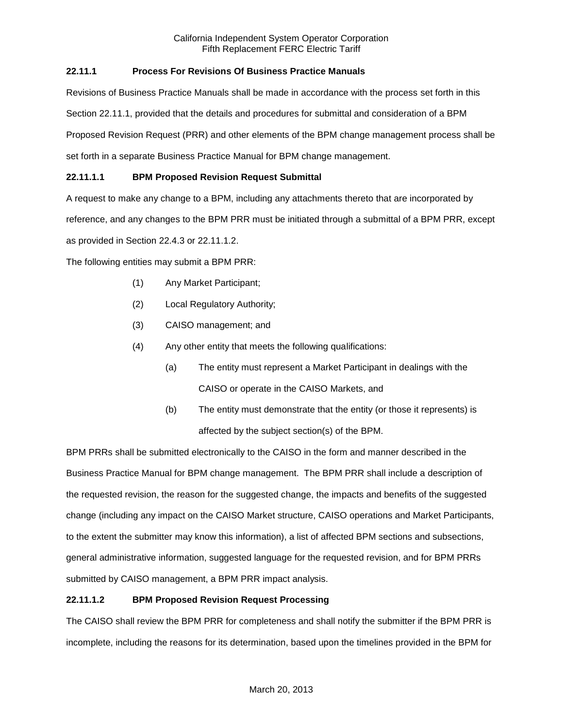### 22.11.1 Process For Revisions Of Business Practice Manuals

Revisions of Business Practice Manuals shall be made in accordance with the process set forth in this Section 22.11.1, provided that the details and procedures for submittal and consideration of a BPM Proposed Revision Request (PRR) and other elements of the BPM change management process shall be set forth in a separate Business Practice Manual for BPM change management.

#### 22.11.1.1 BPM Proposed Revision Request Submittal

A request to make any change to a BPM, including any attachments thereto that are incorporated by reference, and any changes to the BPM PRR must be initiated through a submittal of a BPM PRR, except as provided in Section 22.4.3 or 22.11.1.2.

The following entities may submit a BPM PRR:

(1) Any Market Participant;

(2) Local Regulatory Authority;

(3) CAISO management; and

(4) Any other entity that meets the following qualifications:

  (a) The entity must represent a Market Participant in dealings with the CAISO or operate in the CAISO Markets, and

  (b) The entity must demonstrate that the entity (or those it represents) is affected by the subject section(s) of the BPM.

BPM PRRs shall be submitted electronically to the CAISO in the form and manner described in the Business Practice Manual for BPM change management. The BPM PRR shall include a description of the requested revision, the reason for the suggested change, the impacts and benefits of the suggested change (including any impact on the CAISO Market structure, CAISO operations and Market Participants, to the extent the submitter may know this information), a list of affected BPM sections and subsections, general administrative information, suggested language for the requested revision, and for BPM PRRs submitted by CAISO management, a BPM PRR impact analysis.

#### 22.11.1.2 BPM Proposed Revision Request Processing

The CAISO shall review the BPM PRR for completeness and shall notify the submitter if the BPM PRR is incomplete, including the reasons for its determination, based upon the timelines provided in the BPM for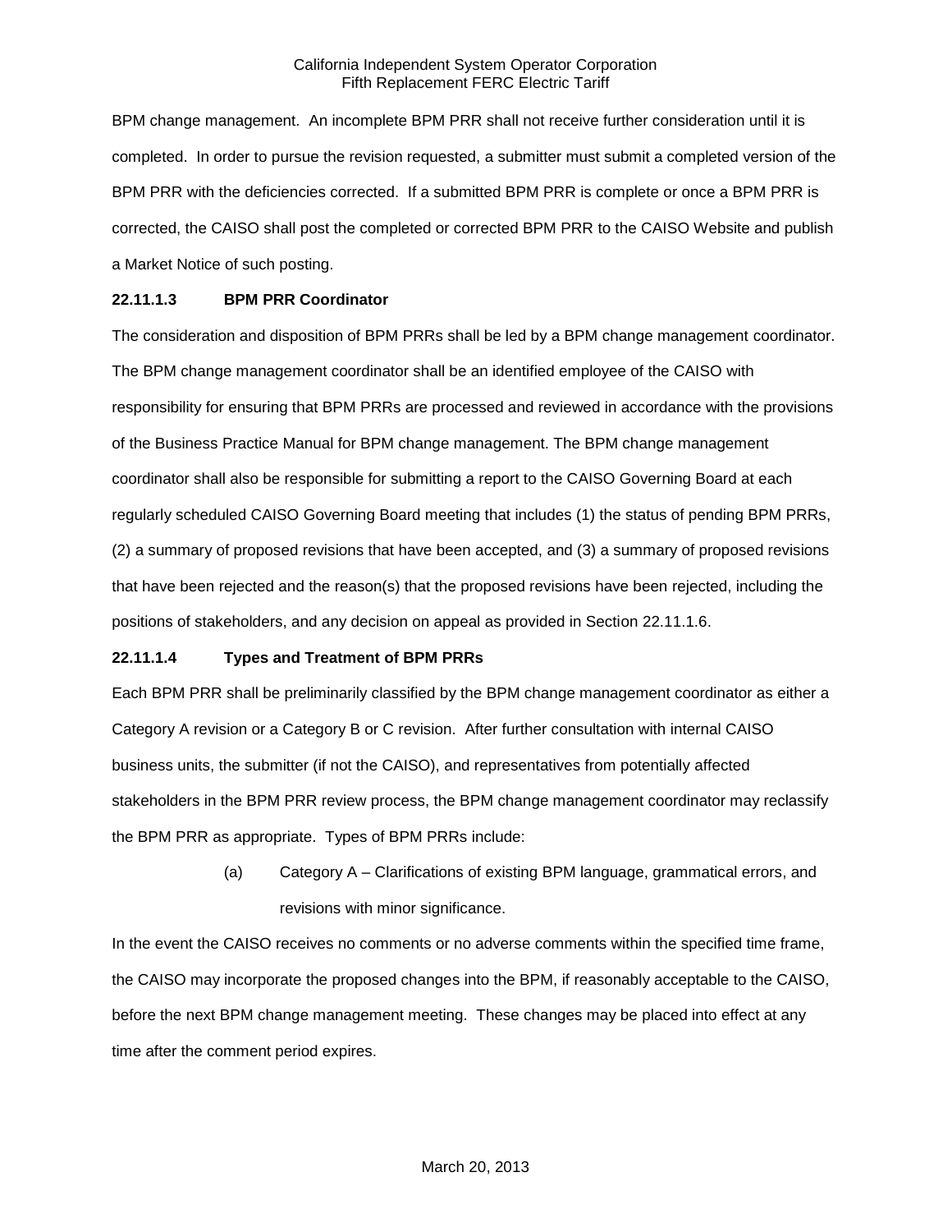BPM change management. An incomplete BPM PRR shall not receive further consideration until it is completed. In order to pursue the revision requested, a submitter must submit a completed version of the BPM PRR with the deficiencies corrected. If a submitted BPM PRR is complete or once a BPM PRR is corrected, the CAISO shall post the completed or corrected BPM PRR to the CAISO Website and publish a Market Notice of such posting.

**22.11.1.3 BPM PRR Coordinator**

The consideration and disposition of BPM PRRs shall be led by a BPM change management coordinator. The BPM change management coordinator shall be an identified employee of the CAISO with responsibility for ensuring that BPM PRRs are processed and reviewed in accordance with the provisions of the Business Practice Manual for BPM change management. The BPM change management coordinator shall also be responsible for submitting a report to the CAISO Governing Board at each regularly scheduled CAISO Governing Board meeting that includes (1) the status of pending BPM PRRs, (2) a summary of proposed revisions that have been accepted, and (3) a summary of proposed revisions that have been rejected and the reason(s) that the proposed revisions have been rejected, including the positions of stakeholders, and any decision on appeal as provided in Section 22.11.1.6.

**22.11.1.4 Types and Treatment of BPM PRRs**

Each BPM PRR shall be preliminarily classified by the BPM change management coordinator as either a Category A revision or a Category B or C revision. After further consultation with internal CAISO business units, the submitter (if not the CAISO), and representatives from potentially affected stakeholders in the BPM PRR review process, the BPM change management coordinator may reclassify the BPM PRR as appropriate. Types of BPM PRRs include:

(a) Category A – Clarifications of existing BPM language, grammatical errors, and revisions with minor significance.

In the event the CAISO receives no comments or no adverse comments within the specified time frame, the CAISO may incorporate the proposed changes into the BPM, if reasonably acceptable to the CAISO, before the next BPM change management meeting. These changes may be placed into effect at any time after the comment period expires.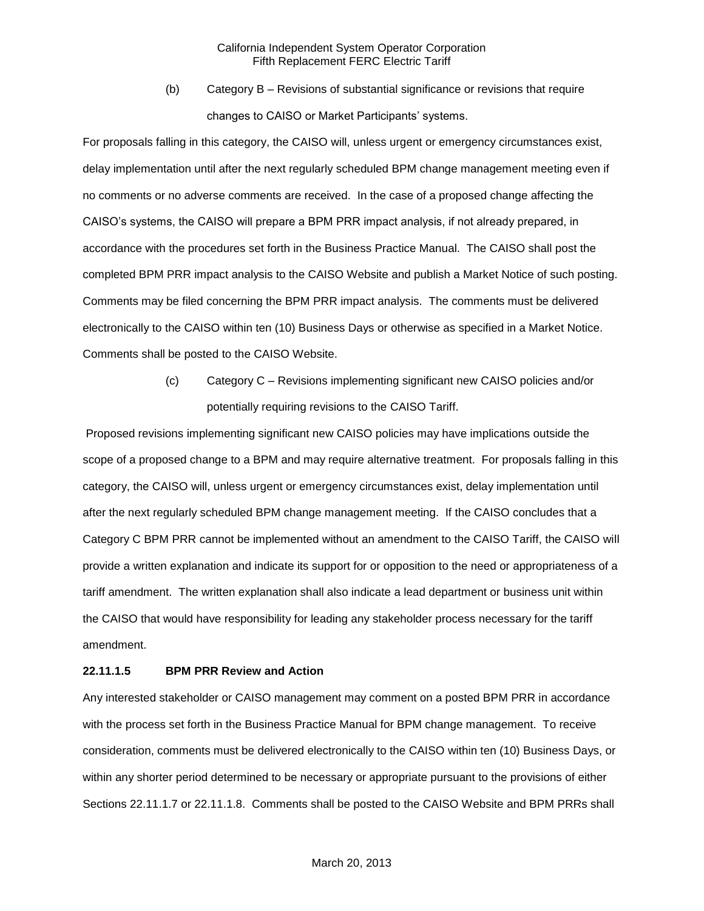(b) Category B – Revisions of substantial significance or revisions that require changes to CAISO or Market Participants' systems.

For proposals falling in this category, the CAISO will, unless urgent or emergency circumstances exist, delay implementation until after the next regularly scheduled BPM change management meeting even if no comments or no adverse comments are received. In the case of a proposed change affecting the CAISO's systems, the CAISO will prepare a BPM PRR impact analysis, if not already prepared, in accordance with the procedures set forth in the Business Practice Manual. The CAISO shall post the completed BPM PRR impact analysis to the CAISO Website and publish a Market Notice of such posting. Comments may be filed concerning the BPM PRR impact analysis. The comments must be delivered electronically to the CAISO within ten (10) Business Days or otherwise as specified in a Market Notice. Comments shall be posted to the CAISO Website.

(c) Category C – Revisions implementing significant new CAISO policies and/or potentially requiring revisions to the CAISO Tariff.

Proposed revisions implementing significant new CAISO policies may have implications outside the scope of a proposed change to a BPM and may require alternative treatment. For proposals falling in this category, the CAISO will, unless urgent or emergency circumstances exist, delay implementation until after the next regularly scheduled BPM change management meeting. If the CAISO concludes that a Category C BPM PRR cannot be implemented without an amendment to the CAISO Tariff, the CAISO will provide a written explanation and indicate its support for or opposition to the need or appropriateness of a tariff amendment. The written explanation shall also indicate a lead department or business unit within the CAISO that would have responsibility for leading any stakeholder process necessary for the tariff amendment.

**22.11.1.5 BPM PRR Review and Action**

Any interested stakeholder or CAISO management may comment on a posted BPM PRR in accordance with the process set forth in the Business Practice Manual for BPM change management. To receive consideration, comments must be delivered electronically to the CAISO within ten (10) Business Days, or within any shorter period determined to be necessary or appropriate pursuant to the provisions of either Sections 22.11.1.7 or 22.11.1.8. Comments shall be posted to the CAISO Website and BPM PRRs shall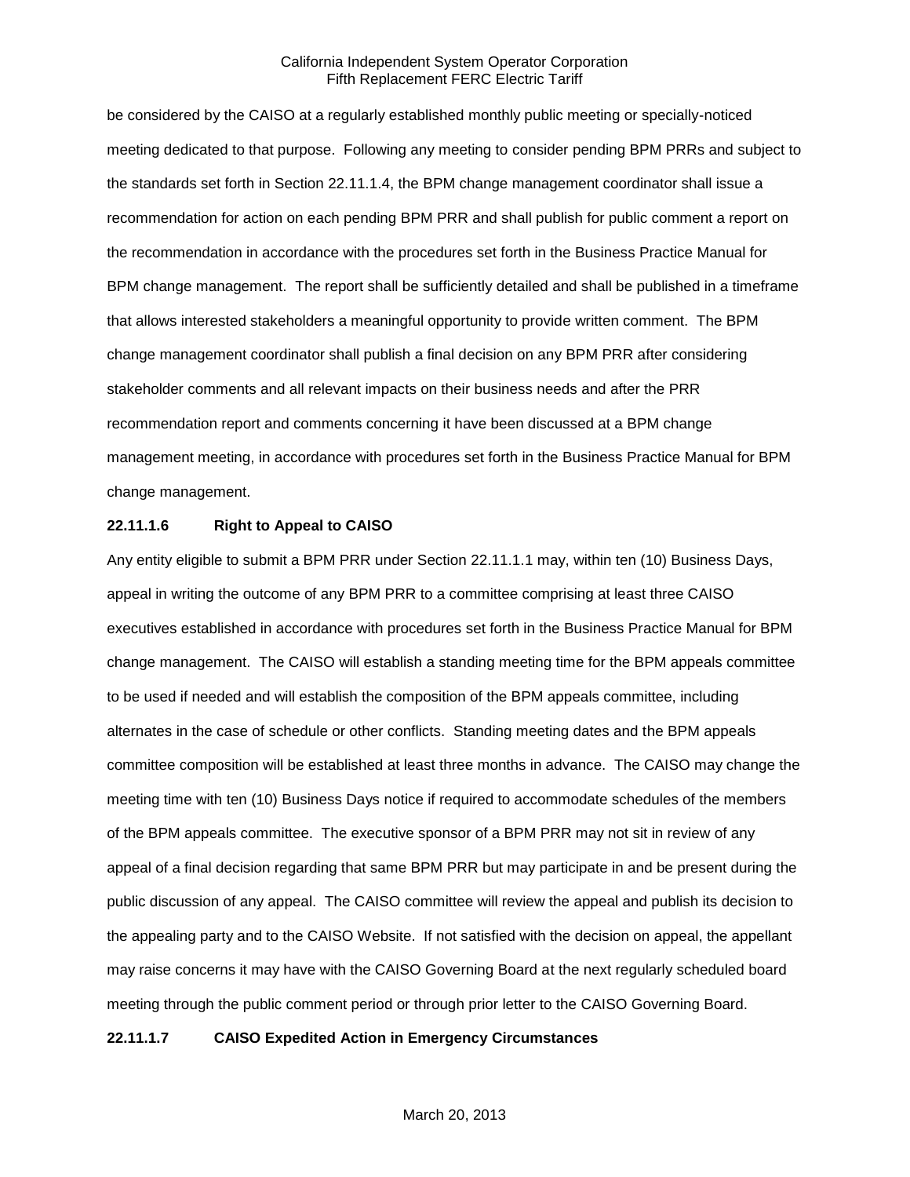be considered by the CAISO at a regularly established monthly public meeting or specially-noticed meeting dedicated to that purpose. Following any meeting to consider pending BPM PRRs and subject to the standards set forth in Section 22.11.1.4, the BPM change management coordinator shall issue a recommendation for action on each pending BPM PRR and shall publish for public comment a report on the recommendation in accordance with the procedures set forth in the Business Practice Manual for BPM change management. The report shall be sufficiently detailed and shall be published in a timeframe that allows interested stakeholders a meaningful opportunity to provide written comment. The BPM change management coordinator shall publish a final decision on any BPM PRR after considering stakeholder comments and all relevant impacts on their business needs and after the PRR recommendation report and comments concerning it have been discussed at a BPM change management meeting, in accordance with procedures set forth in the Business Practice Manual for BPM change management.

**22.11.1.6 Right to Appeal to CAISO**

Any entity eligible to submit a BPM PRR under Section 22.11.1.1 may, within ten (10) Business Days, appeal in writing the outcome of any BPM PRR to a committee comprising at least three CAISO executives established in accordance with procedures set forth in the Business Practice Manual for BPM change management. The CAISO will establish a standing meeting time for the BPM appeals committee to be used if needed and will establish the composition of the BPM appeals committee, including alternates in the case of schedule or other conflicts. Standing meeting dates and the BPM appeals committee composition will be established at least three months in advance. The CAISO may change the meeting time with ten (10) Business Days notice if required to accommodate schedules of the members of the BPM appeals committee. The executive sponsor of a BPM PRR may not sit in review of any appeal of a final decision regarding that same BPM PRR but may participate in and be present during the public discussion of any appeal. The CAISO committee will review the appeal and publish its decision to the appealing party and to the CAISO Website. If not satisfied with the decision on appeal, the appellant may raise concerns it may have with the CAISO Governing Board at the next regularly scheduled board meeting through the public comment period or through prior letter to the CAISO Governing Board.

**22.11.1.7 CAISO Expedited Action in Emergency Circumstances**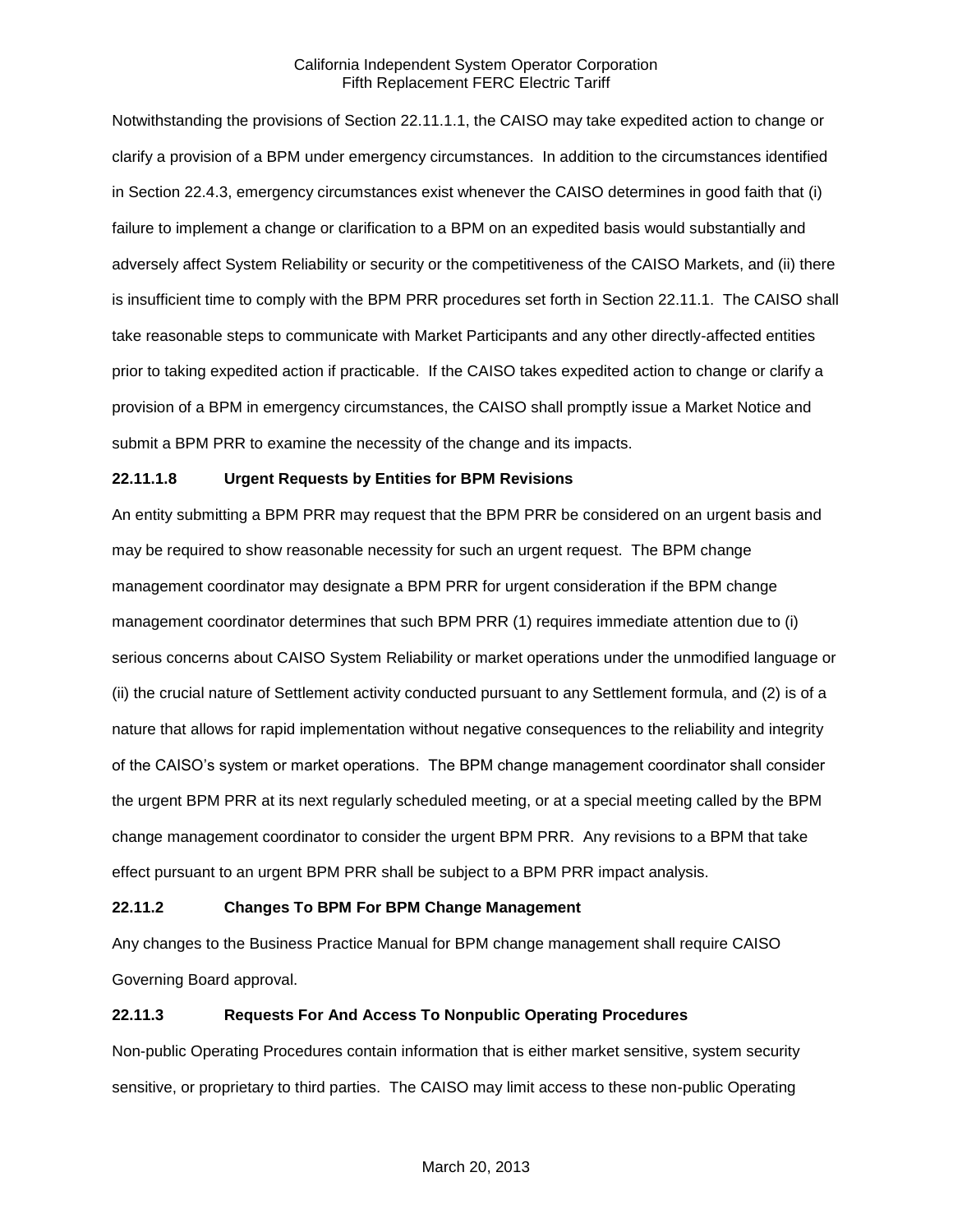Notwithstanding the provisions of Section 22.11.1.1, the CAISO may take expedited action to change or clarify a provision of a BPM under emergency circumstances. In addition to the circumstances identified in Section 22.4.3, emergency circumstances exist whenever the CAISO determines in good faith that (i) failure to implement a change or clarification to a BPM on an expedited basis would substantially and adversely affect System Reliability or security or the competitiveness of the CAISO Markets, and (ii) there is insufficient time to comply with the BPM PRR procedures set forth in Section 22.11.1. The CAISO shall take reasonable steps to communicate with Market Participants and any other directly-affected entities prior to taking expedited action if practicable. If the CAISO takes expedited action to change or clarify a provision of a BPM in emergency circumstances, the CAISO shall promptly issue a Market Notice and submit a BPM PRR to examine the necessity of the change and its impacts.

**22.11.1.8 Urgent Requests by Entities for BPM Revisions**

An entity submitting a BPM PRR may request that the BPM PRR be considered on an urgent basis and may be required to show reasonable necessity for such an urgent request. The BPM change management coordinator may designate a BPM PRR for urgent consideration if the BPM change management coordinator determines that such BPM PRR (1) requires immediate attention due to (i) serious concerns about CAISO System Reliability or market operations under the unmodified language or (ii) the crucial nature of Settlement activity conducted pursuant to any Settlement formula, and (2) is of a nature that allows for rapid implementation without negative consequences to the reliability and integrity of the CAISO's system or market operations. The BPM change management coordinator shall consider the urgent BPM PRR at its next regularly scheduled meeting, or at a special meeting called by the BPM change management coordinator to consider the urgent BPM PRR. Any revisions to a BPM that take effect pursuant to an urgent BPM PRR shall be subject to a BPM PRR impact analysis.

**22.11.2 Changes To BPM For BPM Change Management**

Any changes to the Business Practice Manual for BPM change management shall require CAISO Governing Board approval.

**22.11.3 Requests For And Access To Nonpublic Operating Procedures**

Non-public Operating Procedures contain information that is either market sensitive, system security sensitive, or proprietary to third parties. The CAISO may limit access to these non-public Operating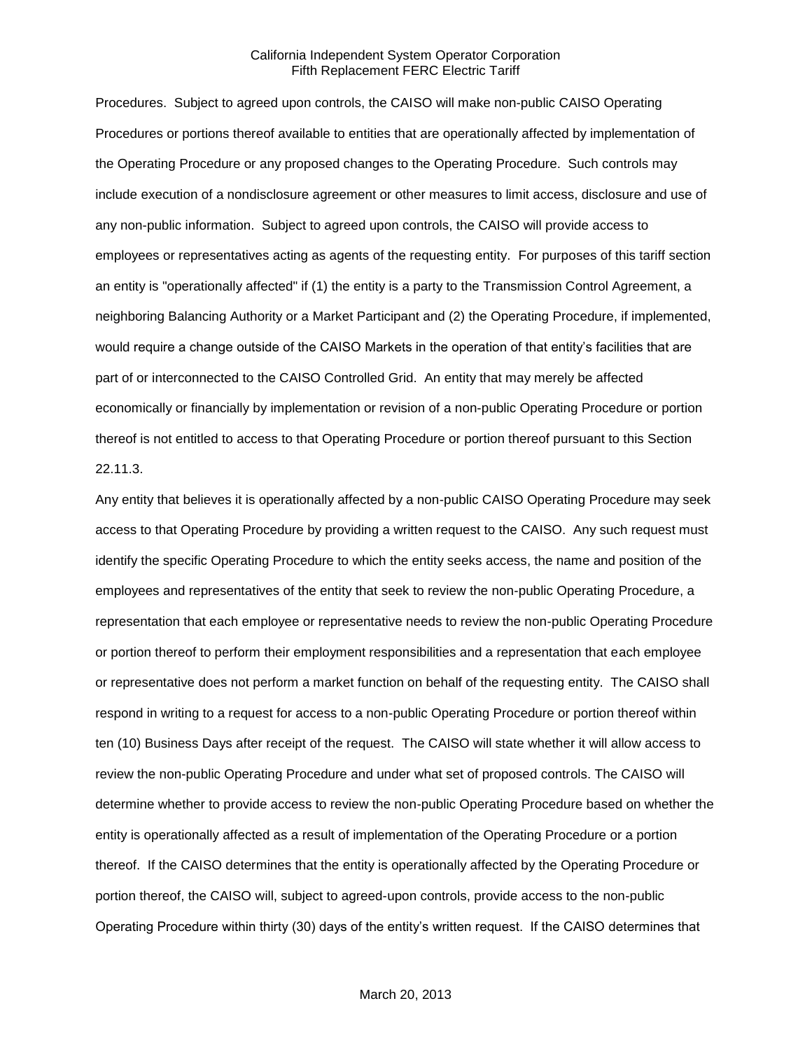Procedures. Subject to agreed upon controls, the CAISO will make non-public CAISO Operating Procedures or portions thereof available to entities that are operationally affected by implementation of the Operating Procedure or any proposed changes to the Operating Procedure. Such controls may include execution of a nondisclosure agreement or other measures to limit access, disclosure and use of any non-public information. Subject to agreed upon controls, the CAISO will provide access to employees or representatives acting as agents of the requesting entity. For purposes of this tariff section an entity is "operationally affected" if (1) the entity is a party to the Transmission Control Agreement, a neighboring Balancing Authority or a Market Participant and (2) the Operating Procedure, if implemented, would require a change outside of the CAISO Markets in the operation of that entity's facilities that are part of or interconnected to the CAISO Controlled Grid. An entity that may merely be affected economically or financially by implementation or revision of a non-public Operating Procedure or portion thereof is not entitled to access to that Operating Procedure or portion thereof pursuant to this Section 22.11.3.

Any entity that believes it is operationally affected by a non-public CAISO Operating Procedure may seek access to that Operating Procedure by providing a written request to the CAISO. Any such request must identify the specific Operating Procedure to which the entity seeks access, the name and position of the employees and representatives of the entity that seek to review the non-public Operating Procedure, a representation that each employee or representative needs to review the non-public Operating Procedure or portion thereof to perform their employment responsibilities and a representation that each employee or representative does not perform a market function on behalf of the requesting entity. The CAISO shall respond in writing to a request for access to a non-public Operating Procedure or portion thereof within ten (10) Business Days after receipt of the request. The CAISO will state whether it will allow access to review the non-public Operating Procedure and under what set of proposed controls. The CAISO will determine whether to provide access to review the non-public Operating Procedure based on whether the entity is operationally affected as a result of implementation of the Operating Procedure or a portion thereof. If the CAISO determines that the entity is operationally affected by the Operating Procedure or portion thereof, the CAISO will, subject to agreed-upon controls, provide access to the non-public Operating Procedure within thirty (30) days of the entity's written request. If the CAISO determines that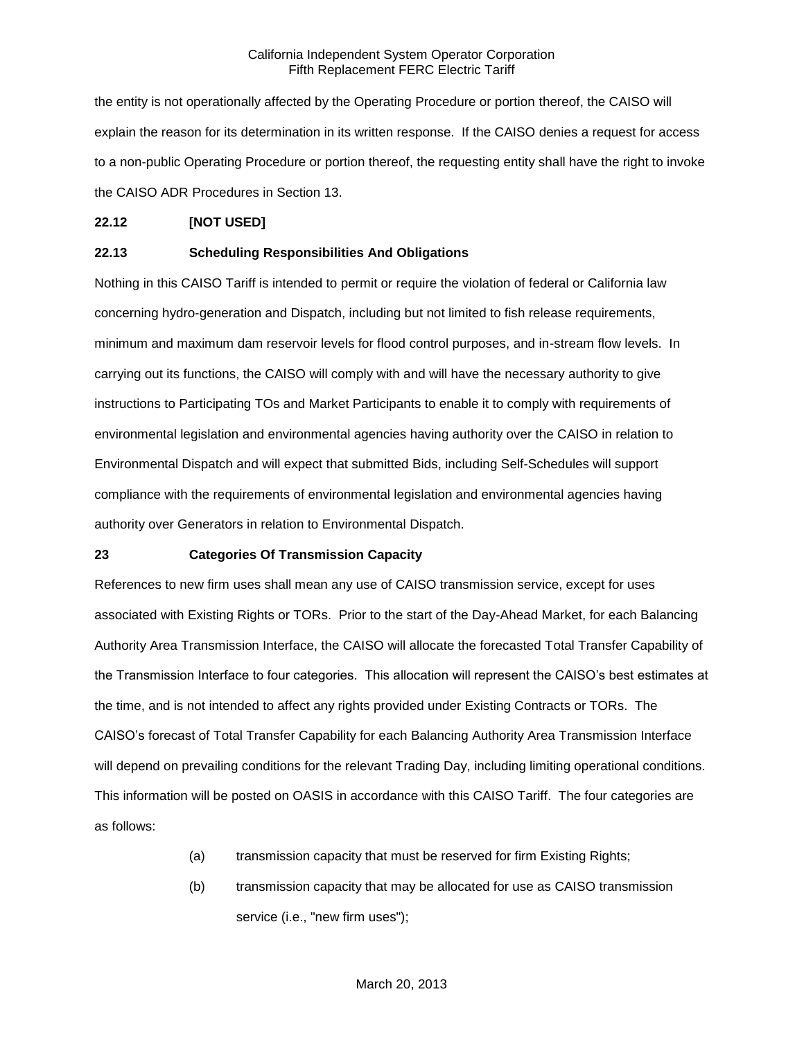the entity is not operationally affected by the Operating Procedure or portion thereof, the CAISO will explain the reason for its determination in its written response. If the CAISO denies a request for access to a non-public Operating Procedure or portion thereof, the requesting entity shall have the right to invoke the CAISO ADR Procedures in Section 13.

**22.12 [NOT USED]**

**22.13 Scheduling Responsibilities And Obligations**

Nothing in this CAISO Tariff is intended to permit or require the violation of federal or California law concerning hydro-generation and Dispatch, including but not limited to fish release requirements, minimum and maximum dam reservoir levels for flood control purposes, and in-stream flow levels. In carrying out its functions, the CAISO will comply with and will have the necessary authority to give instructions to Participating TOs and Market Participants to enable it to comply with requirements of environmental legislation and environmental agencies having authority over the CAISO in relation to Environmental Dispatch and will expect that submitted Bids, including Self-Schedules will support compliance with the requirements of environmental legislation and environmental agencies having authority over Generators in relation to Environmental Dispatch.

**23 Categories Of Transmission Capacity**

References to new firm uses shall mean any use of CAISO transmission service, except for uses associated with Existing Rights or TORs. Prior to the start of the Day-Ahead Market, for each Balancing Authority Area Transmission Interface, the CAISO will allocate the forecasted Total Transfer Capability of the Transmission Interface to four categories. This allocation will represent the CAISO's best estimates at the time, and is not intended to affect any rights provided under Existing Contracts or TORs. The CAISO's forecast of Total Transfer Capability for each Balancing Authority Area Transmission Interface will depend on prevailing conditions for the relevant Trading Day, including limiting operational conditions. This information will be posted on OASIS in accordance with this CAISO Tariff. The four categories are as follows:

(a) transmission capacity that must be reserved for firm Existing Rights;

(b) transmission capacity that may be allocated for use as CAISO transmission service (i.e., "new firm uses");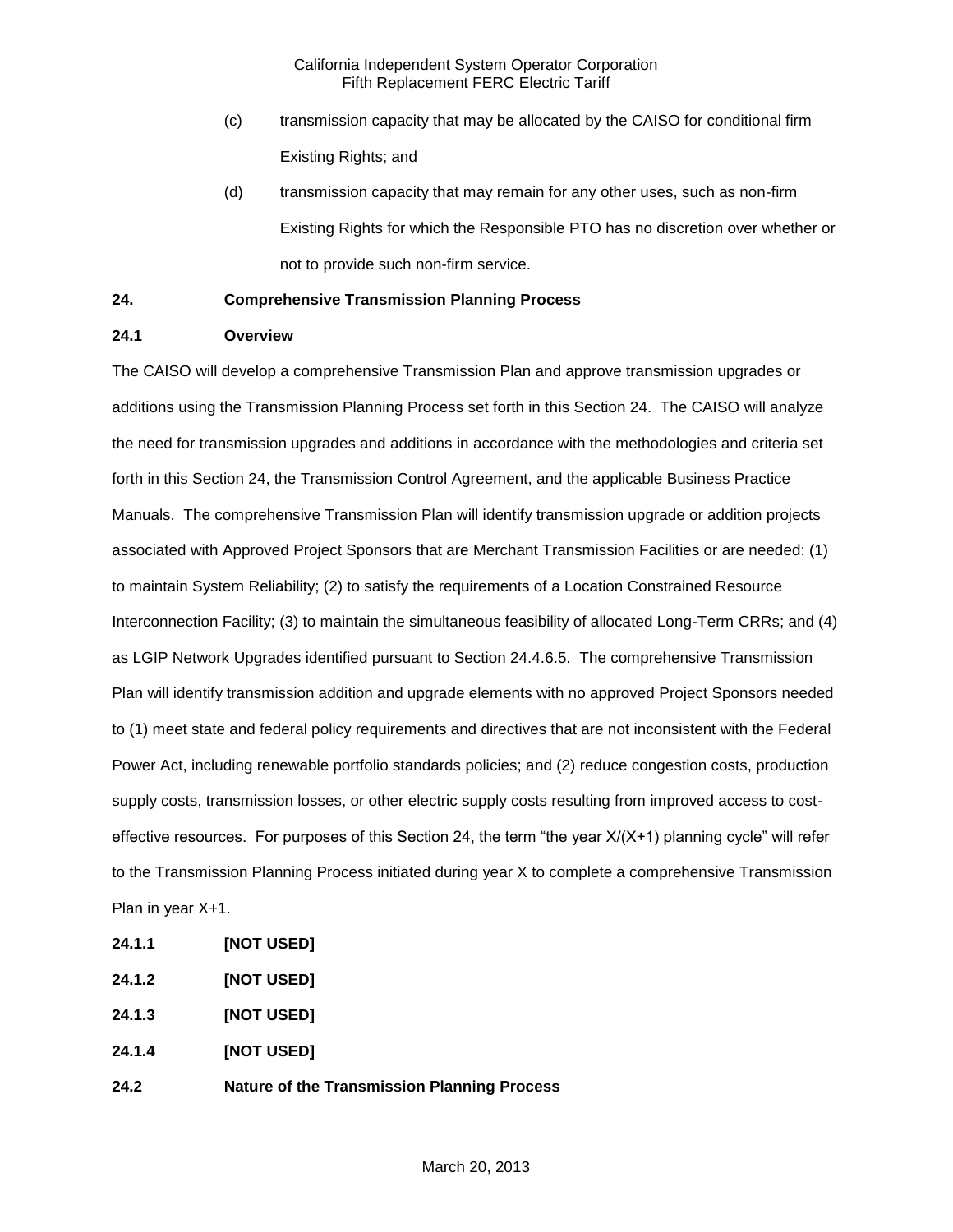(c) transmission capacity that may be allocated by the CAISO for conditional firm Existing Rights; and

(d) transmission capacity that may remain for any other uses, such as non-firm Existing Rights for which the Responsible PTO has no discretion over whether or not to provide such non-firm service.

## 24. Comprehensive Transmission Planning Process

### 24.1 Overview

The CAISO will develop a comprehensive Transmission Plan and approve transmission upgrades or additions using the Transmission Planning Process set forth in this Section 24. The CAISO will analyze the need for transmission upgrades and additions in accordance with the methodologies and criteria set forth in this Section 24, the Transmission Control Agreement, and the applicable Business Practice Manuals. The comprehensive Transmission Plan will identify transmission upgrade or addition projects associated with Approved Project Sponsors that are Merchant Transmission Facilities or are needed: (1) to maintain System Reliability; (2) to satisfy the requirements of a Location Constrained Resource Interconnection Facility; (3) to maintain the simultaneous feasibility of allocated Long-Term CRRs; and (4) as LGIP Network Upgrades identified pursuant to Section 24.4.6.5. The comprehensive Transmission Plan will identify transmission addition and upgrade elements with no approved Project Sponsors needed to (1) meet state and federal policy requirements and directives that are not inconsistent with the Federal Power Act, including renewable portfolio standards policies; and (2) reduce congestion costs, production supply costs, transmission losses, or other electric supply costs resulting from improved access to cost-effective resources. For purposes of this Section 24, the term "the year X/(X+1) planning cycle" will refer to the Transmission Planning Process initiated during year X to complete a comprehensive Transmission Plan in year X+1.

#### 24.1.1 [NOT USED]

#### 24.1.2 [NOT USED]

#### 24.1.3 [NOT USED]

#### 24.1.4 [NOT USED]

### 24.2 Nature of the Transmission Planning Process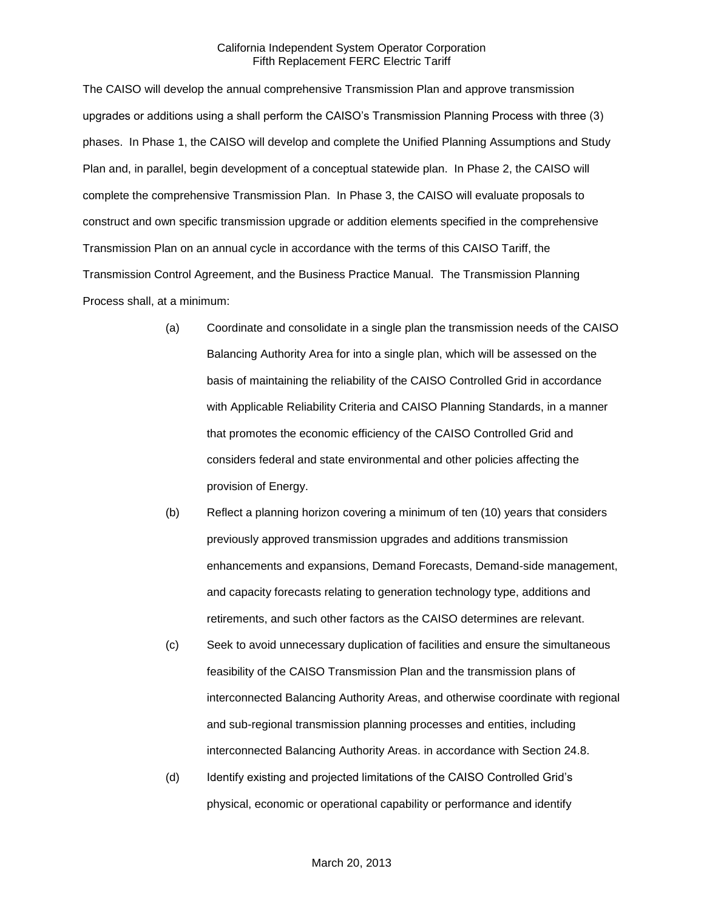The CAISO will develop the annual comprehensive Transmission Plan and approve transmission upgrades or additions using a shall perform the CAISO's Transmission Planning Process with three (3) phases. In Phase 1, the CAISO will develop and complete the Unified Planning Assumptions and Study Plan and, in parallel, begin development of a conceptual statewide plan. In Phase 2, the CAISO will complete the comprehensive Transmission Plan. In Phase 3, the CAISO will evaluate proposals to construct and own specific transmission upgrade or addition elements specified in the comprehensive Transmission Plan on an annual cycle in accordance with the terms of this CAISO Tariff, the Transmission Control Agreement, and the Business Practice Manual. The Transmission Planning Process shall, at a minimum:

(a) Coordinate and consolidate in a single plan the transmission needs of the CAISO Balancing Authority Area for into a single plan, which will be assessed on the basis of maintaining the reliability of the CAISO Controlled Grid in accordance with Applicable Reliability Criteria and CAISO Planning Standards, in a manner that promotes the economic efficiency of the CAISO Controlled Grid and considers federal and state environmental and other policies affecting the provision of Energy.

(b) Reflect a planning horizon covering a minimum of ten (10) years that considers previously approved transmission upgrades and additions transmission enhancements and expansions, Demand Forecasts, Demand-side management, and capacity forecasts relating to generation technology type, additions and retirements, and such other factors as the CAISO determines are relevant.

(c) Seek to avoid unnecessary duplication of facilities and ensure the simultaneous feasibility of the CAISO Transmission Plan and the transmission plans of interconnected Balancing Authority Areas, and otherwise coordinate with regional and sub-regional transmission planning processes and entities, including interconnected Balancing Authority Areas. in accordance with Section 24.8.

(d) Identify existing and projected limitations of the CAISO Controlled Grid's physical, economic or operational capability or performance and identify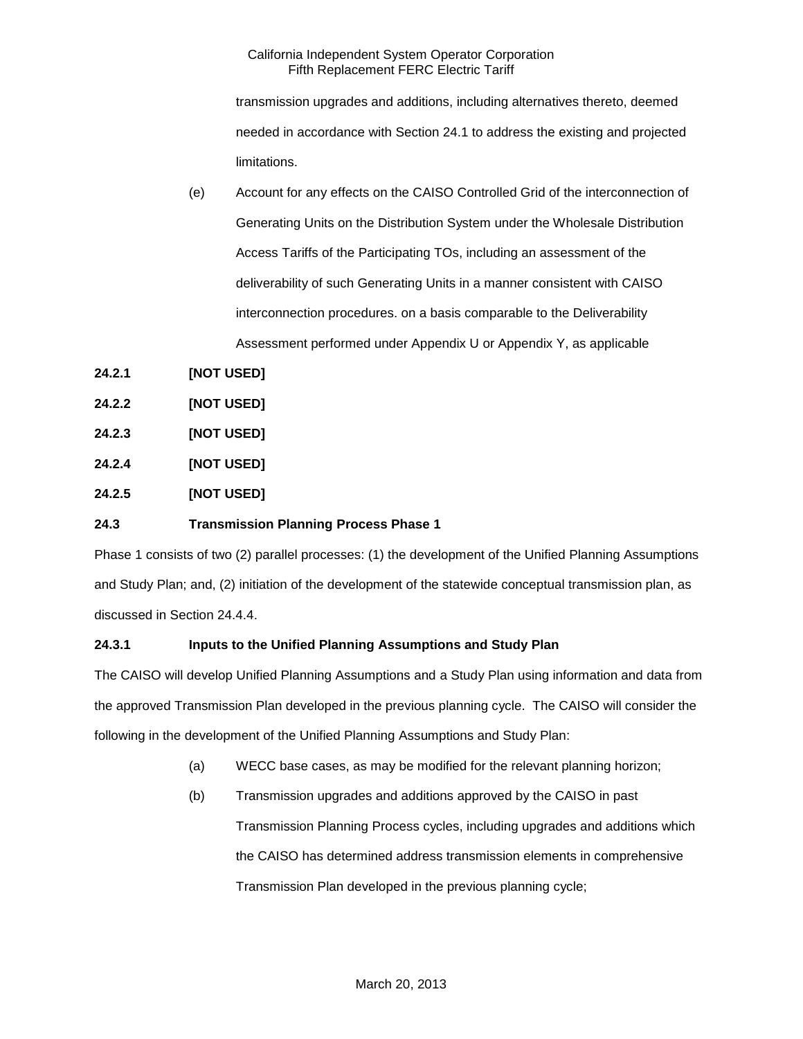transmission upgrades and additions, including alternatives thereto, deemed needed in accordance with Section 24.1 to address the existing and projected limitations.

(e) Account for any effects on the CAISO Controlled Grid of the interconnection of Generating Units on the Distribution System under the Wholesale Distribution Access Tariffs of the Participating TOs, including an assessment of the deliverability of such Generating Units in a manner consistent with CAISO interconnection procedures. on a basis comparable to the Deliverability Assessment performed under Appendix U or Appendix Y, as applicable

**24.2.1 [NOT USED]**

**24.2.2 [NOT USED]**

**24.2.3 [NOT USED]**

**24.2.4 [NOT USED]**

**24.2.5 [NOT USED]**

**24.3 Transmission Planning Process Phase 1**

Phase 1 consists of two (2) parallel processes: (1) the development of the Unified Planning Assumptions and Study Plan; and, (2) initiation of the development of the statewide conceptual transmission plan, as discussed in Section 24.4.4.

**24.3.1 Inputs to the Unified Planning Assumptions and Study Plan**

The CAISO will develop Unified Planning Assumptions and a Study Plan using information and data from the approved Transmission Plan developed in the previous planning cycle. The CAISO will consider the following in the development of the Unified Planning Assumptions and Study Plan:

(a) WECC base cases, as may be modified for the relevant planning horizon;

(b) Transmission upgrades and additions approved by the CAISO in past Transmission Planning Process cycles, including upgrades and additions which the CAISO has determined address transmission elements in comprehensive Transmission Plan developed in the previous planning cycle;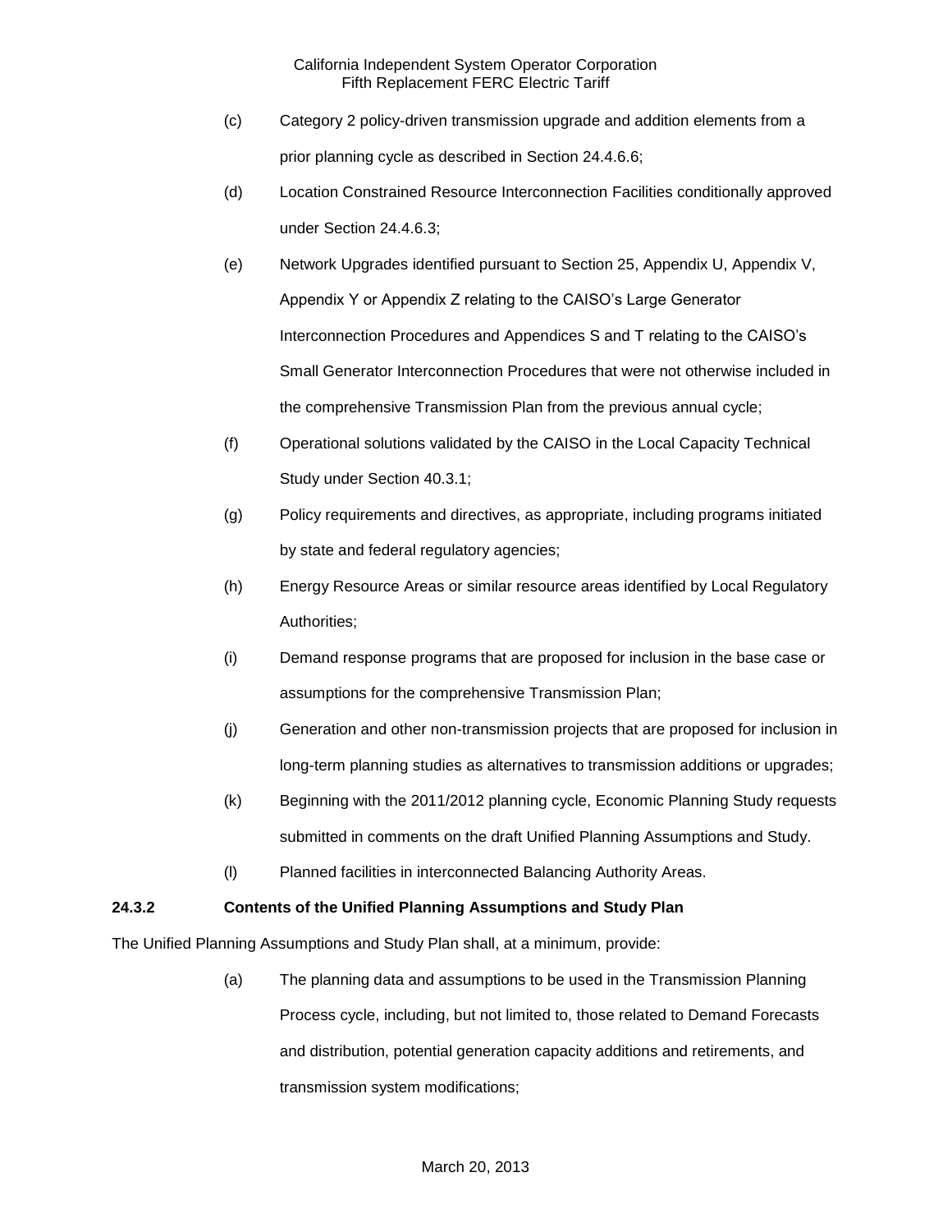(c) Category 2 policy-driven transmission upgrade and addition elements from a prior planning cycle as described in Section 24.4.6.6;

(d) Location Constrained Resource Interconnection Facilities conditionally approved under Section 24.4.6.3;

(e) Network Upgrades identified pursuant to Section 25, Appendix U, Appendix V, Appendix Y or Appendix Z relating to the CAISO's Large Generator Interconnection Procedures and Appendices S and T relating to the CAISO's Small Generator Interconnection Procedures that were not otherwise included in the comprehensive Transmission Plan from the previous annual cycle;

(f) Operational solutions validated by the CAISO in the Local Capacity Technical Study under Section 40.3.1;

(g) Policy requirements and directives, as appropriate, including programs initiated by state and federal regulatory agencies;

(h) Energy Resource Areas or similar resource areas identified by Local Regulatory Authorities;

(i) Demand response programs that are proposed for inclusion in the base case or assumptions for the comprehensive Transmission Plan;

(j) Generation and other non-transmission projects that are proposed for inclusion in long-term planning studies as alternatives to transmission additions or upgrades;

(k) Beginning with the 2011/2012 planning cycle, Economic Planning Study requests submitted in comments on the draft Unified Planning Assumptions and Study.

(l) Planned facilities in interconnected Balancing Authority Areas.

**24.3.2 Contents of the Unified Planning Assumptions and Study Plan**

The Unified Planning Assumptions and Study Plan shall, at a minimum, provide:

(a) The planning data and assumptions to be used in the Transmission Planning Process cycle, including, but not limited to, those related to Demand Forecasts and distribution, potential generation capacity additions and retirements, and transmission system modifications;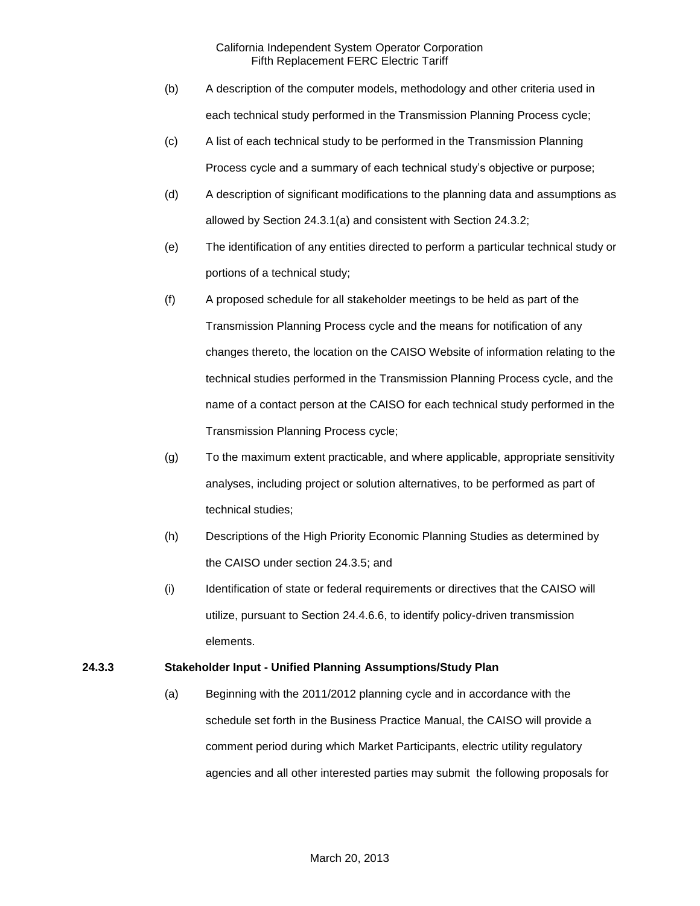(b) A description of the computer models, methodology and other criteria used in each technical study performed in the Transmission Planning Process cycle;

(c) A list of each technical study to be performed in the Transmission Planning Process cycle and a summary of each technical study's objective or purpose;

(d) A description of significant modifications to the planning data and assumptions as allowed by Section 24.3.1(a) and consistent with Section 24.3.2;

(e) The identification of any entities directed to perform a particular technical study or portions of a technical study;

(f) A proposed schedule for all stakeholder meetings to be held as part of the Transmission Planning Process cycle and the means for notification of any changes thereto, the location on the CAISO Website of information relating to the technical studies performed in the Transmission Planning Process cycle, and the name of a contact person at the CAISO for each technical study performed in the Transmission Planning Process cycle;

(g) To the maximum extent practicable, and where applicable, appropriate sensitivity analyses, including project or solution alternatives, to be performed as part of technical studies;

(h) Descriptions of the High Priority Economic Planning Studies as determined by the CAISO under section 24.3.5; and

(i) Identification of state or federal requirements or directives that the CAISO will utilize, pursuant to Section 24.4.6.6, to identify policy-driven transmission elements.

**24.3.3 Stakeholder Input - Unified Planning Assumptions/Study Plan**

(a) Beginning with the 2011/2012 planning cycle and in accordance with the schedule set forth in the Business Practice Manual, the CAISO will provide a comment period during which Market Participants, electric utility regulatory agencies and all other interested parties may submit the following proposals for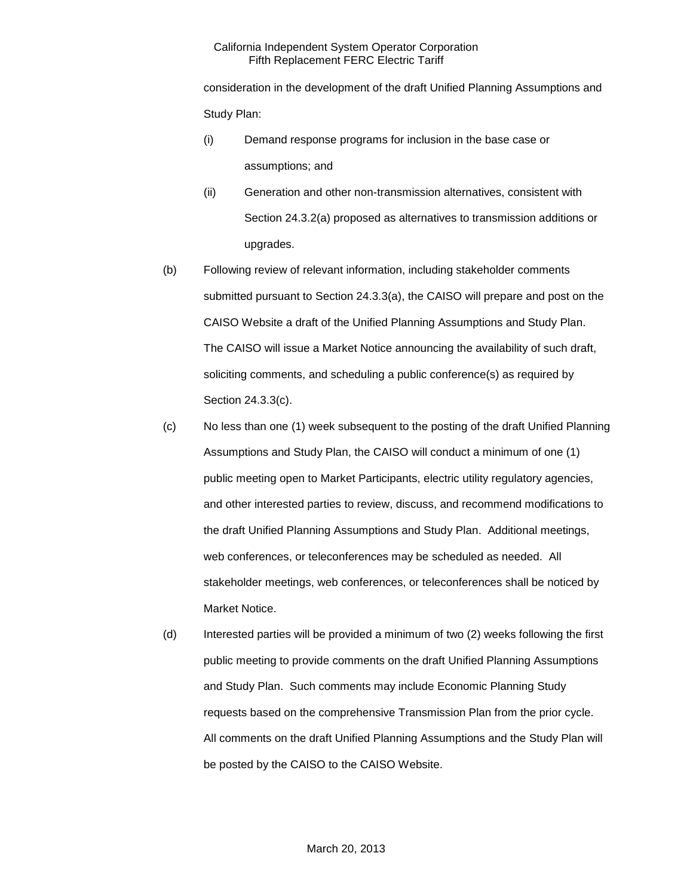consideration in the development of the draft Unified Planning Assumptions and Study Plan:

(i) Demand response programs for inclusion in the base case or assumptions; and

(ii) Generation and other non-transmission alternatives, consistent with Section 24.3.2(a) proposed as alternatives to transmission additions or upgrades.

(b) Following review of relevant information, including stakeholder comments submitted pursuant to Section 24.3.3(a), the CAISO will prepare and post on the CAISO Website a draft of the Unified Planning Assumptions and Study Plan. The CAISO will issue a Market Notice announcing the availability of such draft, soliciting comments, and scheduling a public conference(s) as required by Section 24.3.3(c).

(c) No less than one (1) week subsequent to the posting of the draft Unified Planning Assumptions and Study Plan, the CAISO will conduct a minimum of one (1) public meeting open to Market Participants, electric utility regulatory agencies, and other interested parties to review, discuss, and recommend modifications to the draft Unified Planning Assumptions and Study Plan. Additional meetings, web conferences, or teleconferences may be scheduled as needed. All stakeholder meetings, web conferences, or teleconferences shall be noticed by Market Notice.

(d) Interested parties will be provided a minimum of two (2) weeks following the first public meeting to provide comments on the draft Unified Planning Assumptions and Study Plan. Such comments may include Economic Planning Study requests based on the comprehensive Transmission Plan from the prior cycle. All comments on the draft Unified Planning Assumptions and the Study Plan will be posted by the CAISO to the CAISO Website.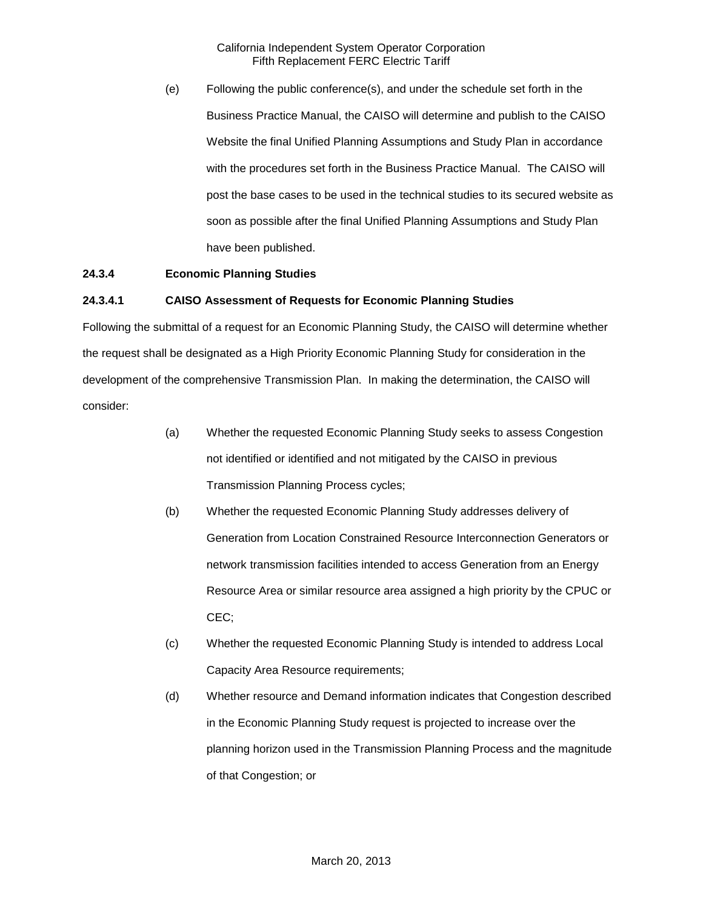(e) Following the public conference(s), and under the schedule set forth in the Business Practice Manual, the CAISO will determine and publish to the CAISO Website the final Unified Planning Assumptions and Study Plan in accordance with the procedures set forth in the Business Practice Manual. The CAISO will post the base cases to be used in the technical studies to its secured website as soon as possible after the final Unified Planning Assumptions and Study Plan have been published.

**24.3.4 Economic Planning Studies**

**24.3.4.1 CAISO Assessment of Requests for Economic Planning Studies**

Following the submittal of a request for an Economic Planning Study, the CAISO will determine whether the request shall be designated as a High Priority Economic Planning Study for consideration in the development of the comprehensive Transmission Plan. In making the determination, the CAISO will consider:

(a) Whether the requested Economic Planning Study seeks to assess Congestion not identified or identified and not mitigated by the CAISO in previous Transmission Planning Process cycles;

(b) Whether the requested Economic Planning Study addresses delivery of Generation from Location Constrained Resource Interconnection Generators or network transmission facilities intended to access Generation from an Energy Resource Area or similar resource area assigned a high priority by the CPUC or CEC;

(c) Whether the requested Economic Planning Study is intended to address Local Capacity Area Resource requirements;

(d) Whether resource and Demand information indicates that Congestion described in the Economic Planning Study request is projected to increase over the planning horizon used in the Transmission Planning Process and the magnitude of that Congestion; or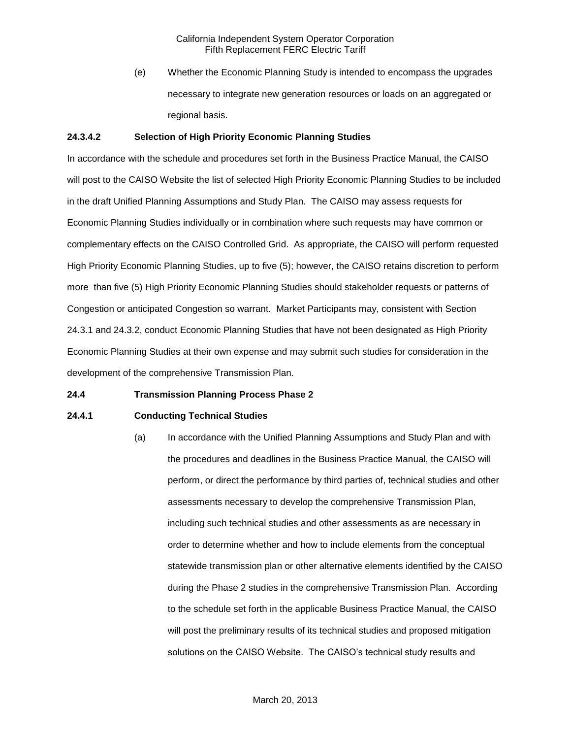(e) Whether the Economic Planning Study is intended to encompass the upgrades necessary to integrate new generation resources or loads on an aggregated or regional basis.

**24.3.4.2 Selection of High Priority Economic Planning Studies**

In accordance with the schedule and procedures set forth in the Business Practice Manual, the CAISO will post to the CAISO Website the list of selected High Priority Economic Planning Studies to be included in the draft Unified Planning Assumptions and Study Plan. The CAISO may assess requests for Economic Planning Studies individually or in combination where such requests may have common or complementary effects on the CAISO Controlled Grid. As appropriate, the CAISO will perform requested High Priority Economic Planning Studies, up to five (5); however, the CAISO retains discretion to perform more than five (5) High Priority Economic Planning Studies should stakeholder requests or patterns of Congestion or anticipated Congestion so warrant. Market Participants may, consistent with Section 24.3.1 and 24.3.2, conduct Economic Planning Studies that have not been designated as High Priority Economic Planning Studies at their own expense and may submit such studies for consideration in the development of the comprehensive Transmission Plan.

**24.4 Transmission Planning Process Phase 2**

**24.4.1 Conducting Technical Studies**

(a) In accordance with the Unified Planning Assumptions and Study Plan and with the procedures and deadlines in the Business Practice Manual, the CAISO will perform, or direct the performance by third parties of, technical studies and other assessments necessary to develop the comprehensive Transmission Plan, including such technical studies and other assessments as are necessary in order to determine whether and how to include elements from the conceptual statewide transmission plan or other alternative elements identified by the CAISO during the Phase 2 studies in the comprehensive Transmission Plan. According to the schedule set forth in the applicable Business Practice Manual, the CAISO will post the preliminary results of its technical studies and proposed mitigation solutions on the CAISO Website. The CAISO's technical study results and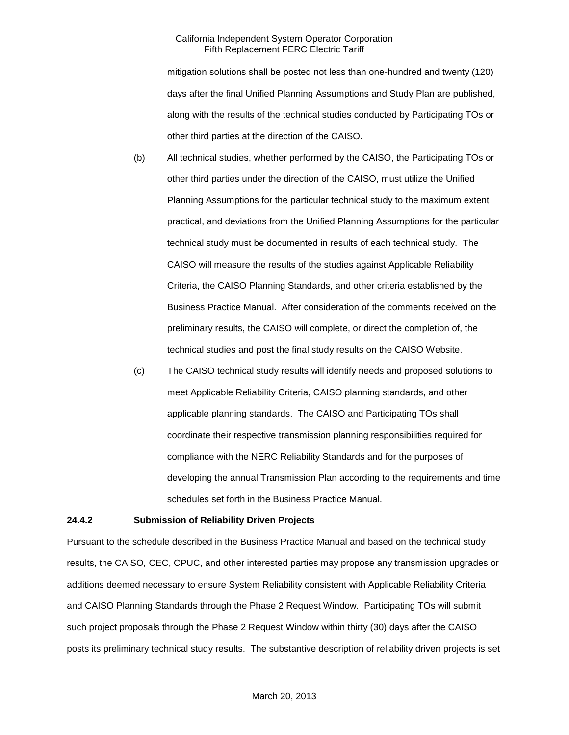mitigation solutions shall be posted not less than one-hundred and twenty (120) days after the final Unified Planning Assumptions and Study Plan are published, along with the results of the technical studies conducted by Participating TOs or other third parties at the direction of the CAISO.

(b) All technical studies, whether performed by the CAISO, the Participating TOs or other third parties under the direction of the CAISO, must utilize the Unified Planning Assumptions for the particular technical study to the maximum extent practical, and deviations from the Unified Planning Assumptions for the particular technical study must be documented in results of each technical study. The CAISO will measure the results of the studies against Applicable Reliability Criteria, the CAISO Planning Standards, and other criteria established by the Business Practice Manual. After consideration of the comments received on the preliminary results, the CAISO will complete, or direct the completion of, the technical studies and post the final study results on the CAISO Website.

(c) The CAISO technical study results will identify needs and proposed solutions to meet Applicable Reliability Criteria, CAISO planning standards, and other applicable planning standards. The CAISO and Participating TOs shall coordinate their respective transmission planning responsibilities required for compliance with the NERC Reliability Standards and for the purposes of developing the annual Transmission Plan according to the requirements and time schedules set forth in the Business Practice Manual.

**24.4.2 Submission of Reliability Driven Projects**

Pursuant to the schedule described in the Business Practice Manual and based on the technical study results, the CAISO, CEC, CPUC, and other interested parties may propose any transmission upgrades or additions deemed necessary to ensure System Reliability consistent with Applicable Reliability Criteria and CAISO Planning Standards through the Phase 2 Request Window. Participating TOs will submit such project proposals through the Phase 2 Request Window within thirty (30) days after the CAISO posts its preliminary technical study results. The substantive description of reliability driven projects is set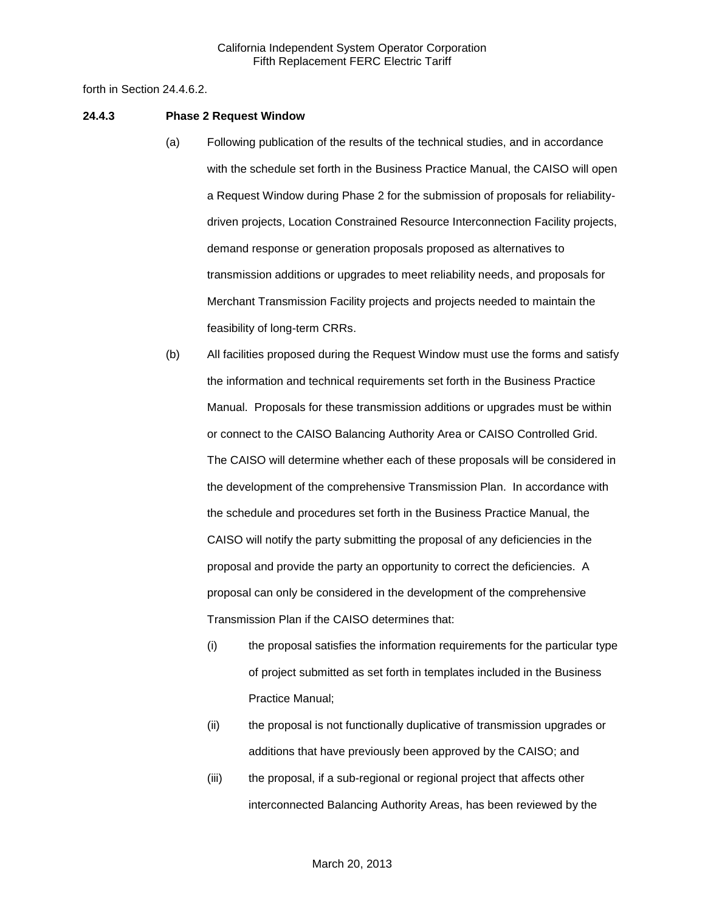forth in Section 24.4.6.2.

**24.4.3 Phase 2 Request Window**

(a) Following publication of the results of the technical studies, and in accordance with the schedule set forth in the Business Practice Manual, the CAISO will open a Request Window during Phase 2 for the submission of proposals for reliability-driven projects, Location Constrained Resource Interconnection Facility projects, demand response or generation proposals proposed as alternatives to transmission additions or upgrades to meet reliability needs, and proposals for Merchant Transmission Facility projects and projects needed to maintain the feasibility of long-term CRRs.

(b) All facilities proposed during the Request Window must use the forms and satisfy the information and technical requirements set forth in the Business Practice Manual. Proposals for these transmission additions or upgrades must be within or connect to the CAISO Balancing Authority Area or CAISO Controlled Grid. The CAISO will determine whether each of these proposals will be considered in the development of the comprehensive Transmission Plan. In accordance with the schedule and procedures set forth in the Business Practice Manual, the CAISO will notify the party submitting the proposal of any deficiencies in the proposal and provide the party an opportunity to correct the deficiencies. A proposal can only be considered in the development of the comprehensive Transmission Plan if the CAISO determines that:

(i) the proposal satisfies the information requirements for the particular type of project submitted as set forth in templates included in the Business Practice Manual;

(ii) the proposal is not functionally duplicative of transmission upgrades or additions that have previously been approved by the CAISO; and

(iii) the proposal, if a sub-regional or regional project that affects other interconnected Balancing Authority Areas, has been reviewed by the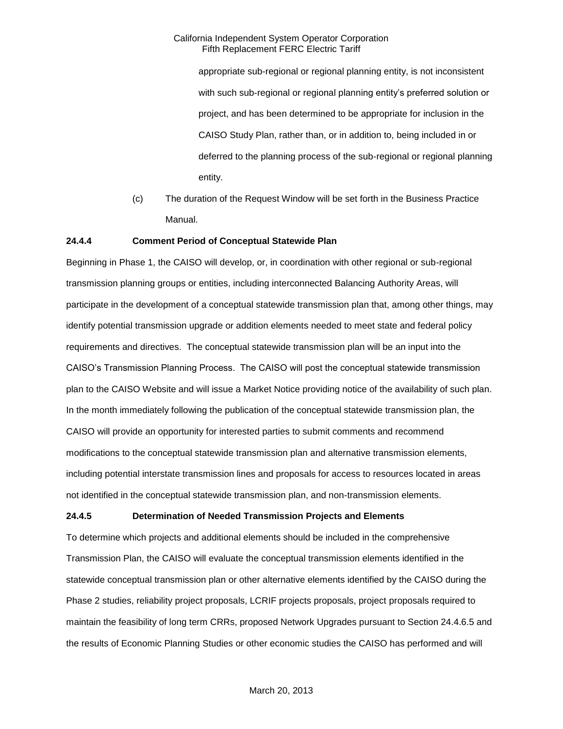appropriate sub-regional or regional planning entity, is not inconsistent with such sub-regional or regional planning entity's preferred solution or project, and has been determined to be appropriate for inclusion in the CAISO Study Plan, rather than, or in addition to, being included in or deferred to the planning process of the sub-regional or regional planning entity.

(c) The duration of the Request Window will be set forth in the Business Practice Manual.

**24.4.4 Comment Period of Conceptual Statewide Plan**

Beginning in Phase 1, the CAISO will develop, or, in coordination with other regional or sub-regional transmission planning groups or entities, including interconnected Balancing Authority Areas, will participate in the development of a conceptual statewide transmission plan that, among other things, may identify potential transmission upgrade or addition elements needed to meet state and federal policy requirements and directives. The conceptual statewide transmission plan will be an input into the CAISO's Transmission Planning Process. The CAISO will post the conceptual statewide transmission plan to the CAISO Website and will issue a Market Notice providing notice of the availability of such plan. In the month immediately following the publication of the conceptual statewide transmission plan, the CAISO will provide an opportunity for interested parties to submit comments and recommend modifications to the conceptual statewide transmission plan and alternative transmission elements, including potential interstate transmission lines and proposals for access to resources located in areas not identified in the conceptual statewide transmission plan, and non-transmission elements.

**24.4.5 Determination of Needed Transmission Projects and Elements**

To determine which projects and additional elements should be included in the comprehensive Transmission Plan, the CAISO will evaluate the conceptual transmission elements identified in the statewide conceptual transmission plan or other alternative elements identified by the CAISO during the Phase 2 studies, reliability project proposals, LCRIF projects proposals, project proposals required to maintain the feasibility of long term CRRs, proposed Network Upgrades pursuant to Section 24.4.6.5 and the results of Economic Planning Studies or other economic studies the CAISO has performed and will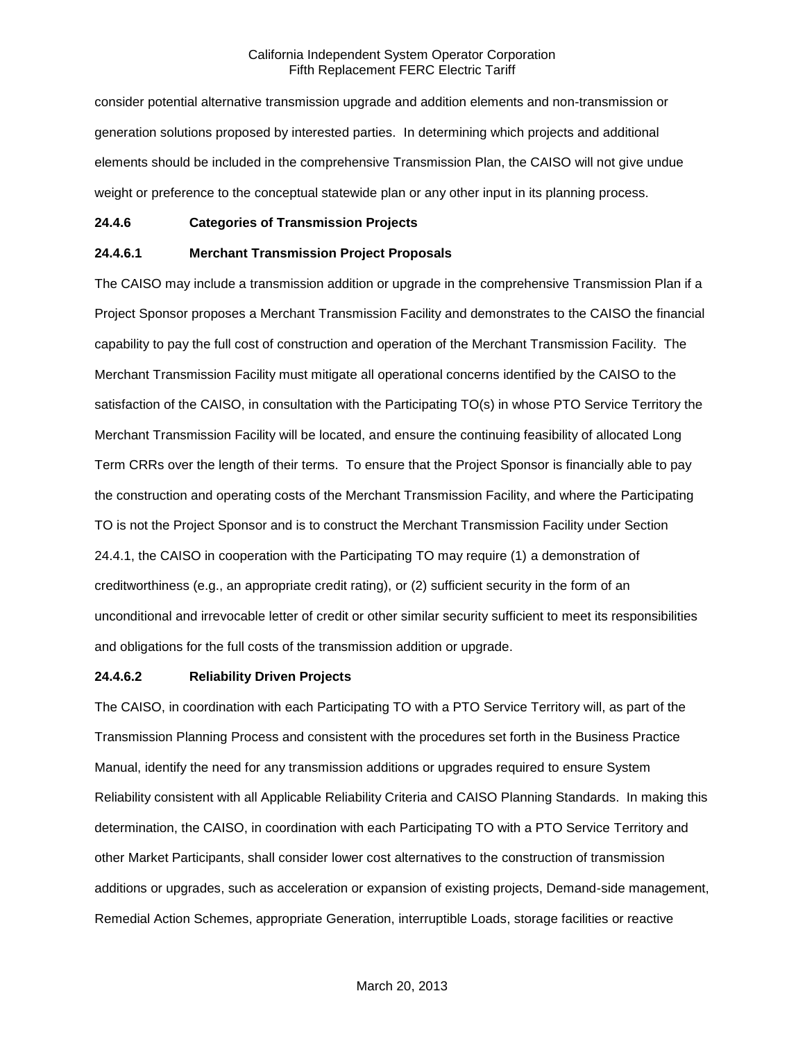consider potential alternative transmission upgrade and addition elements and non-transmission or generation solutions proposed by interested parties. In determining which projects and additional elements should be included in the comprehensive Transmission Plan, the CAISO will not give undue weight or preference to the conceptual statewide plan or any other input in its planning process.

**24.4.6 Categories of Transmission Projects**

**24.4.6.1 Merchant Transmission Project Proposals**

The CAISO may include a transmission addition or upgrade in the comprehensive Transmission Plan if a Project Sponsor proposes a Merchant Transmission Facility and demonstrates to the CAISO the financial capability to pay the full cost of construction and operation of the Merchant Transmission Facility. The Merchant Transmission Facility must mitigate all operational concerns identified by the CAISO to the satisfaction of the CAISO, in consultation with the Participating TO(s) in whose PTO Service Territory the Merchant Transmission Facility will be located, and ensure the continuing feasibility of allocated Long Term CRRs over the length of their terms. To ensure that the Project Sponsor is financially able to pay the construction and operating costs of the Merchant Transmission Facility, and where the Participating TO is not the Project Sponsor and is to construct the Merchant Transmission Facility under Section 24.4.1, the CAISO in cooperation with the Participating TO may require (1) a demonstration of creditworthiness (e.g., an appropriate credit rating), or (2) sufficient security in the form of an unconditional and irrevocable letter of credit or other similar security sufficient to meet its responsibilities and obligations for the full costs of the transmission addition or upgrade.

**24.4.6.2 Reliability Driven Projects**

The CAISO, in coordination with each Participating TO with a PTO Service Territory will, as part of the Transmission Planning Process and consistent with the procedures set forth in the Business Practice Manual, identify the need for any transmission additions or upgrades required to ensure System Reliability consistent with all Applicable Reliability Criteria and CAISO Planning Standards. In making this determination, the CAISO, in coordination with each Participating TO with a PTO Service Territory and other Market Participants, shall consider lower cost alternatives to the construction of transmission additions or upgrades, such as acceleration or expansion of existing projects, Demand-side management, Remedial Action Schemes, appropriate Generation, interruptible Loads, storage facilities or reactive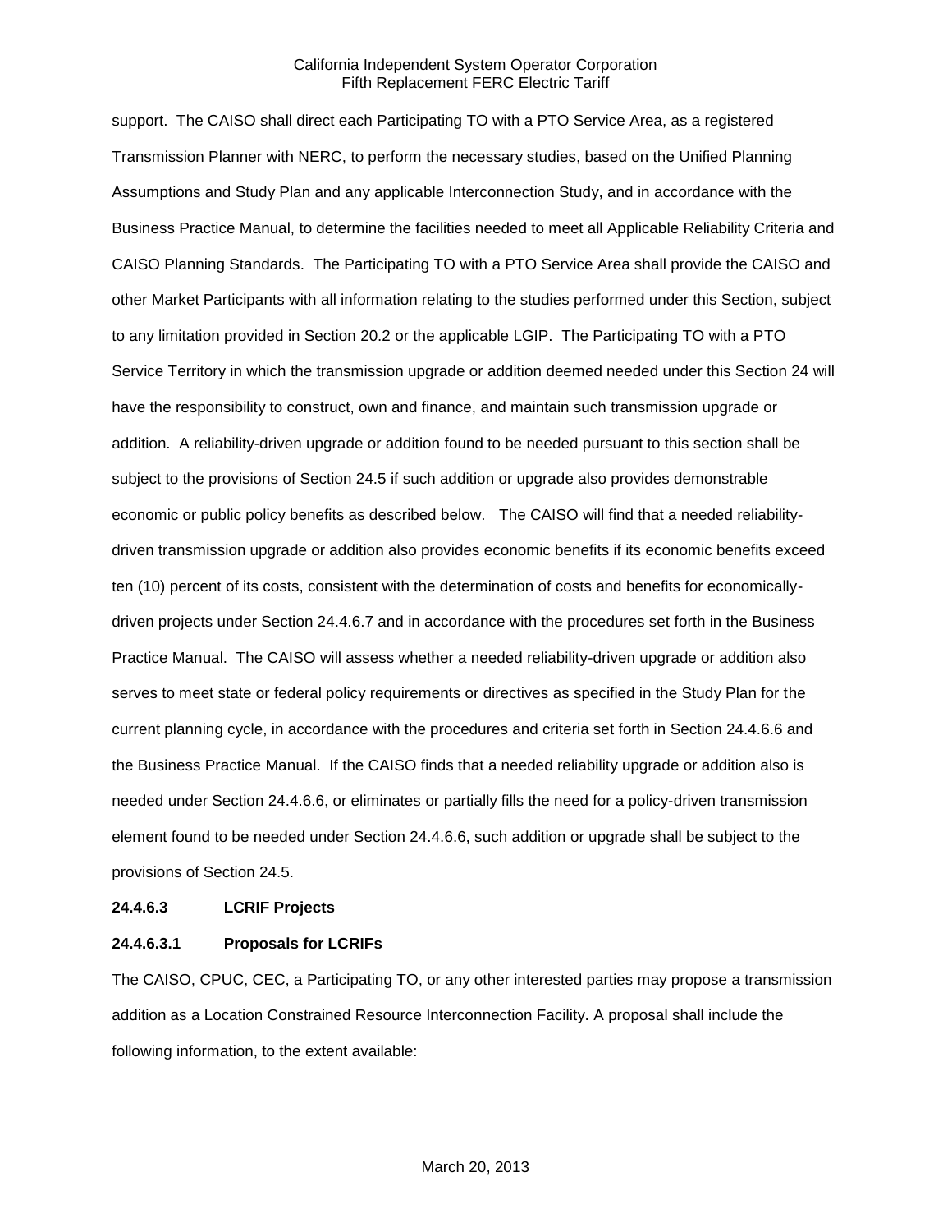support. The CAISO shall direct each Participating TO with a PTO Service Area, as a registered Transmission Planner with NERC, to perform the necessary studies, based on the Unified Planning Assumptions and Study Plan and any applicable Interconnection Study, and in accordance with the Business Practice Manual, to determine the facilities needed to meet all Applicable Reliability Criteria and CAISO Planning Standards. The Participating TO with a PTO Service Area shall provide the CAISO and other Market Participants with all information relating to the studies performed under this Section, subject to any limitation provided in Section 20.2 or the applicable LGIP. The Participating TO with a PTO Service Territory in which the transmission upgrade or addition deemed needed under this Section 24 will have the responsibility to construct, own and finance, and maintain such transmission upgrade or addition. A reliability-driven upgrade or addition found to be needed pursuant to this section shall be subject to the provisions of Section 24.5 if such addition or upgrade also provides demonstrable economic or public policy benefits as described below. The CAISO will find that a needed reliability-driven transmission upgrade or addition also provides economic benefits if its economic benefits exceed ten (10) percent of its costs, consistent with the determination of costs and benefits for economically-driven projects under Section 24.4.6.7 and in accordance with the procedures set forth in the Business Practice Manual. The CAISO will assess whether a needed reliability-driven upgrade or addition also serves to meet state or federal policy requirements or directives as specified in the Study Plan for the current planning cycle, in accordance with the procedures and criteria set forth in Section 24.4.6.6 and the Business Practice Manual. If the CAISO finds that a needed reliability upgrade or addition also is needed under Section 24.4.6.6, or eliminates or partially fills the need for a policy-driven transmission element found to be needed under Section 24.4.6.6, such addition or upgrade shall be subject to the provisions of Section 24.5.

**24.4.6.3 LCRIF Projects**

**24.4.6.3.1 Proposals for LCRIFs**

The CAISO, CPUC, CEC, a Participating TO, or any other interested parties may propose a transmission addition as a Location Constrained Resource Interconnection Facility. A proposal shall include the following information, to the extent available: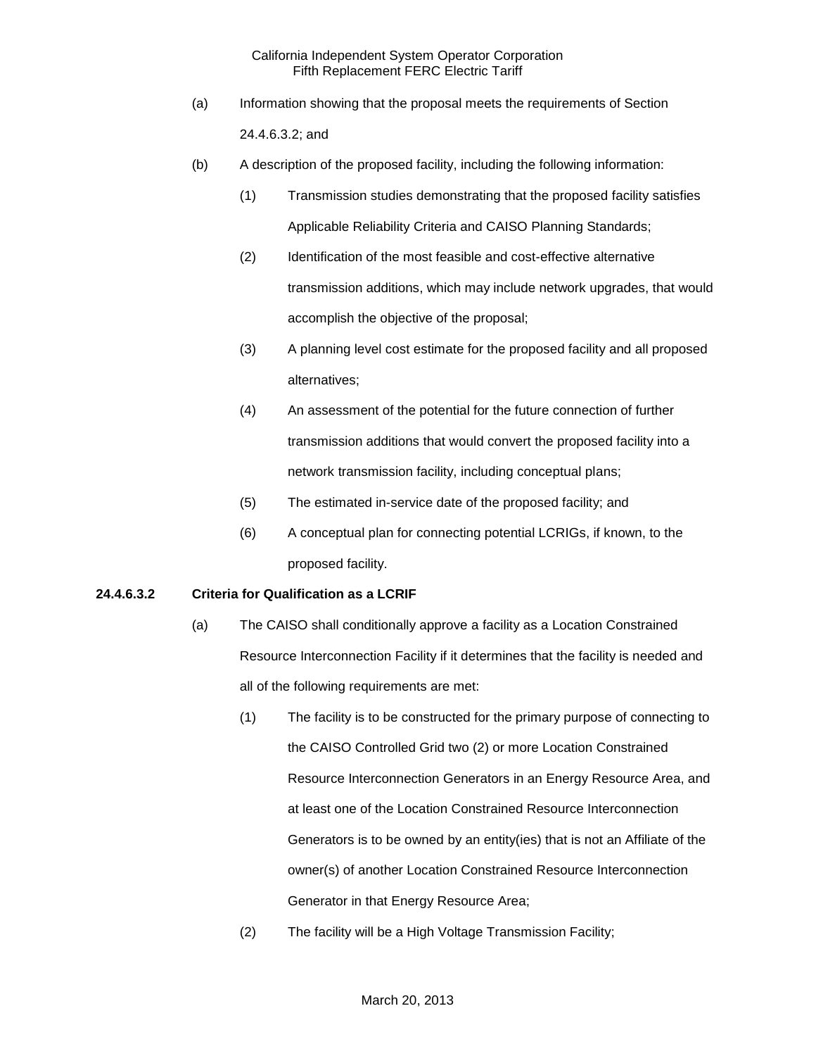(a) Information showing that the proposal meets the requirements of Section 24.4.6.3.2; and

(b) A description of the proposed facility, including the following information:

(1) Transmission studies demonstrating that the proposed facility satisfies Applicable Reliability Criteria and CAISO Planning Standards;

(2) Identification of the most feasible and cost-effective alternative transmission additions, which may include network upgrades, that would accomplish the objective of the proposal;

(3) A planning level cost estimate for the proposed facility and all proposed alternatives;

(4) An assessment of the potential for the future connection of further transmission additions that would convert the proposed facility into a network transmission facility, including conceptual plans;

(5) The estimated in-service date of the proposed facility; and

(6) A conceptual plan for connecting potential LCRIGs, if known, to the proposed facility.

**24.4.6.3.2 Criteria for Qualification as a LCRIF**

(a) The CAISO shall conditionally approve a facility as a Location Constrained Resource Interconnection Facility if it determines that the facility is needed and all of the following requirements are met:

(1) The facility is to be constructed for the primary purpose of connecting to the CAISO Controlled Grid two (2) or more Location Constrained Resource Interconnection Generators in an Energy Resource Area, and at least one of the Location Constrained Resource Interconnection Generators is to be owned by an entity(ies) that is not an Affiliate of the owner(s) of another Location Constrained Resource Interconnection Generator in that Energy Resource Area;

(2) The facility will be a High Voltage Transmission Facility;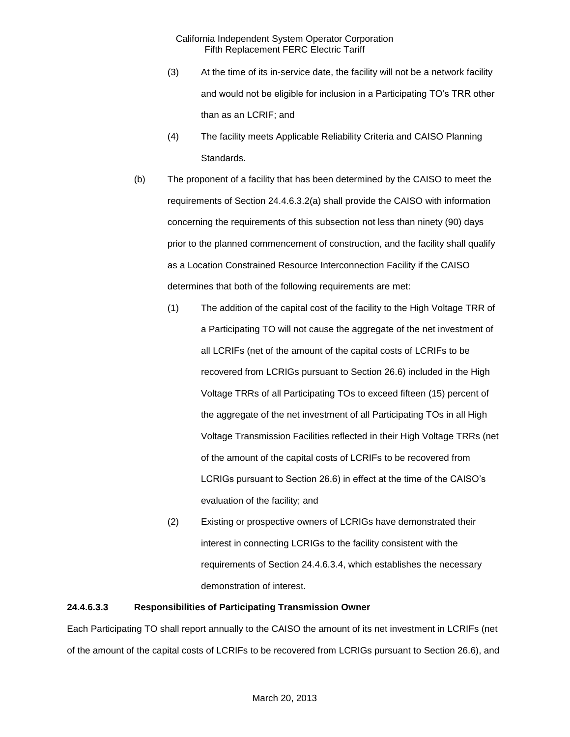(3) At the time of its in-service date, the facility will not be a network facility and would not be eligible for inclusion in a Participating TO's TRR other than as an LCRIF; and

(4) The facility meets Applicable Reliability Criteria and CAISO Planning Standards.

(b) The proponent of a facility that has been determined by the CAISO to meet the requirements of Section 24.4.6.3.2(a) shall provide the CAISO with information concerning the requirements of this subsection not less than ninety (90) days prior to the planned commencement of construction, and the facility shall qualify as a Location Constrained Resource Interconnection Facility if the CAISO determines that both of the following requirements are met:

(1) The addition of the capital cost of the facility to the High Voltage TRR of a Participating TO will not cause the aggregate of the net investment of all LCRIFs (net of the amount of the capital costs of LCRIFs to be recovered from LCRIGs pursuant to Section 26.6) included in the High Voltage TRRs of all Participating TOs to exceed fifteen (15) percent of the aggregate of the net investment of all Participating TOs in all High Voltage Transmission Facilities reflected in their High Voltage TRRs (net of the amount of the capital costs of LCRIFs to be recovered from LCRIGs pursuant to Section 26.6) in effect at the time of the CAISO's evaluation of the facility; and

(2) Existing or prospective owners of LCRIGs have demonstrated their interest in connecting LCRIGs to the facility consistent with the requirements of Section 24.4.6.3.4, which establishes the necessary demonstration of interest.

**24.4.6.3.3 Responsibilities of Participating Transmission Owner**

Each Participating TO shall report annually to the CAISO the amount of its net investment in LCRIFs (net of the amount of the capital costs of LCRIFs to be recovered from LCRIGs pursuant to Section 26.6), and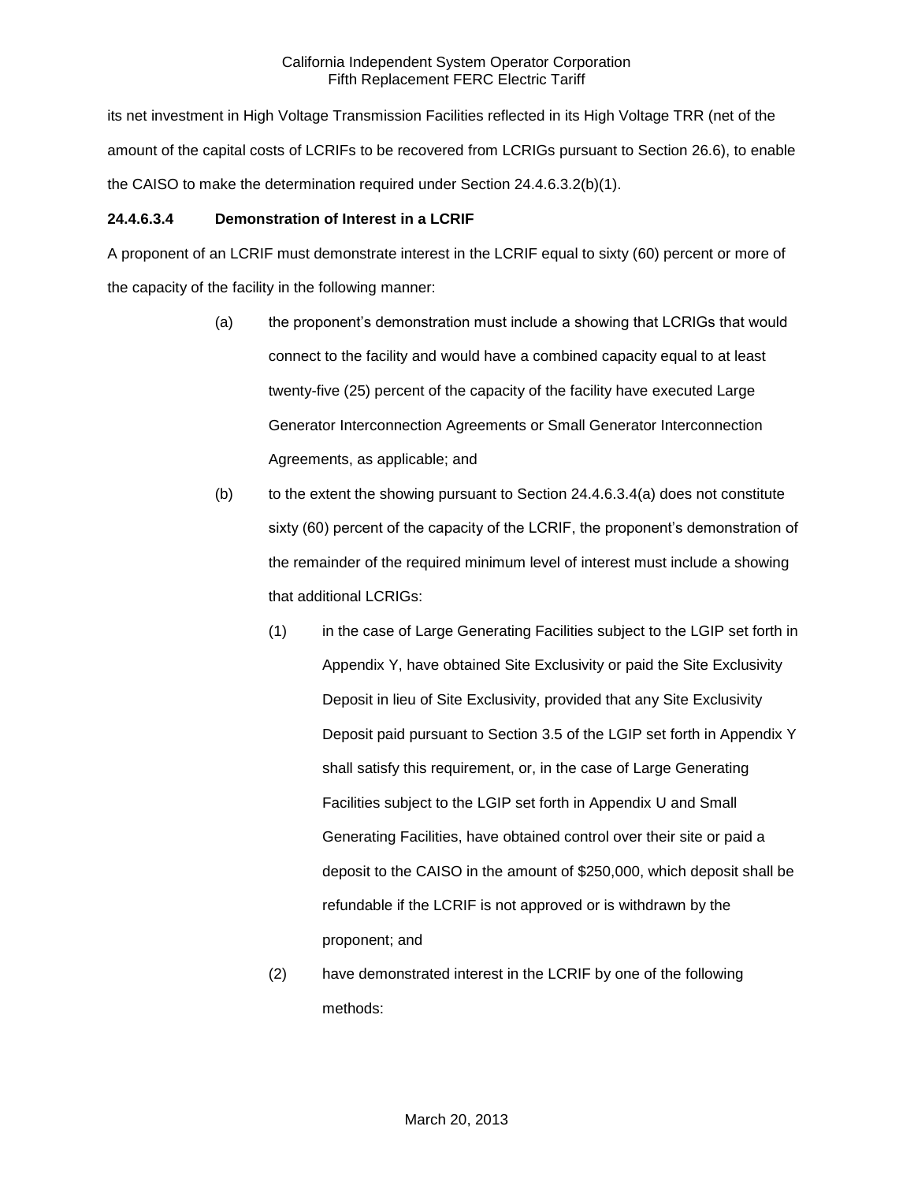its net investment in High Voltage Transmission Facilities reflected in its High Voltage TRR (net of the amount of the capital costs of LCRIFs to be recovered from LCRIGs pursuant to Section 26.6), to enable the CAISO to make the determination required under Section 24.4.6.3.2(b)(1).

**24.4.6.3.4 Demonstration of Interest in a LCRIF**

A proponent of an LCRIF must demonstrate interest in the LCRIF equal to sixty (60) percent or more of the capacity of the facility in the following manner:

(a) the proponent's demonstration must include a showing that LCRIGs that would connect to the facility and would have a combined capacity equal to at least twenty-five (25) percent of the capacity of the facility have executed Large Generator Interconnection Agreements or Small Generator Interconnection Agreements, as applicable; and

(b) to the extent the showing pursuant to Section 24.4.6.3.4(a) does not constitute sixty (60) percent of the capacity of the LCRIF, the proponent's demonstration of the remainder of the required minimum level of interest must include a showing that additional LCRIGs:

(1) in the case of Large Generating Facilities subject to the LGIP set forth in Appendix Y, have obtained Site Exclusivity or paid the Site Exclusivity Deposit in lieu of Site Exclusivity, provided that any Site Exclusivity Deposit paid pursuant to Section 3.5 of the LGIP set forth in Appendix Y shall satisfy this requirement, or, in the case of Large Generating Facilities subject to the LGIP set forth in Appendix U and Small Generating Facilities, have obtained control over their site or paid a deposit to the CAISO in the amount of $250,000, which deposit shall be refundable if the LCRIF is not approved or is withdrawn by the proponent; and

(2) have demonstrated interest in the LCRIF by one of the following methods: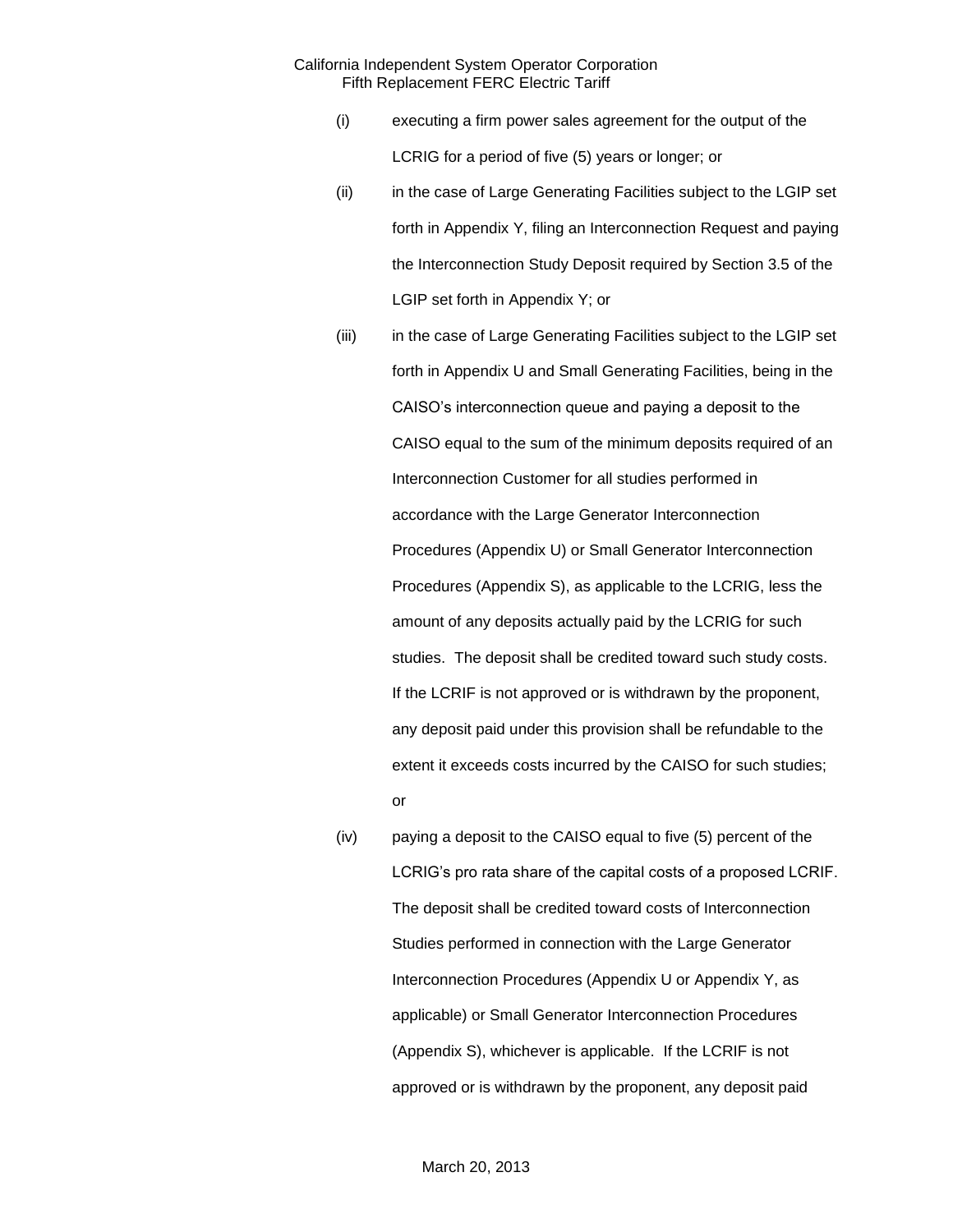(i) executing a firm power sales agreement for the output of the LCRIG for a period of five (5) years or longer; or

(ii) in the case of Large Generating Facilities subject to the LGIP set forth in Appendix Y, filing an Interconnection Request and paying the Interconnection Study Deposit required by Section 3.5 of the LGIP set forth in Appendix Y; or

(iii) in the case of Large Generating Facilities subject to the LGIP set forth in Appendix U and Small Generating Facilities, being in the CAISO's interconnection queue and paying a deposit to the CAISO equal to the sum of the minimum deposits required of an Interconnection Customer for all studies performed in accordance with the Large Generator Interconnection Procedures (Appendix U) or Small Generator Interconnection Procedures (Appendix S), as applicable to the LCRIG, less the amount of any deposits actually paid by the LCRIG for such studies. The deposit shall be credited toward such study costs. If the LCRIF is not approved or is withdrawn by the proponent, any deposit paid under this provision shall be refundable to the extent it exceeds costs incurred by the CAISO for such studies; or

(iv) paying a deposit to the CAISO equal to five (5) percent of the LCRIG's pro rata share of the capital costs of a proposed LCRIF. The deposit shall be credited toward costs of Interconnection Studies performed in connection with the Large Generator Interconnection Procedures (Appendix U or Appendix Y, as applicable) or Small Generator Interconnection Procedures (Appendix S), whichever is applicable. If the LCRIF is not approved or is withdrawn by the proponent, any deposit paid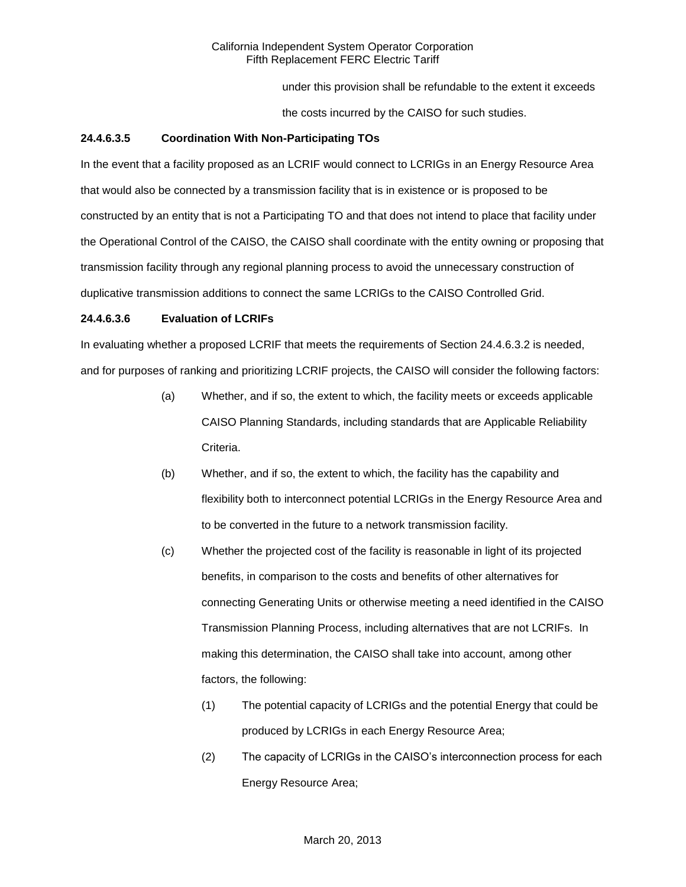under this provision shall be refundable to the extent it exceeds the costs incurred by the CAISO for such studies.

**24.4.6.3.5 Coordination With Non-Participating TOs**

In the event that a facility proposed as an LCRIF would connect to LCRIGs in an Energy Resource Area that would also be connected by a transmission facility that is in existence or is proposed to be constructed by an entity that is not a Participating TO and that does not intend to place that facility under the Operational Control of the CAISO, the CAISO shall coordinate with the entity owning or proposing that transmission facility through any regional planning process to avoid the unnecessary construction of duplicative transmission additions to connect the same LCRIGs to the CAISO Controlled Grid.

**24.4.6.3.6 Evaluation of LCRIFs**

In evaluating whether a proposed LCRIF that meets the requirements of Section 24.4.6.3.2 is needed, and for purposes of ranking and prioritizing LCRIF projects, the CAISO will consider the following factors:

(a) Whether, and if so, the extent to which, the facility meets or exceeds applicable CAISO Planning Standards, including standards that are Applicable Reliability Criteria.

(b) Whether, and if so, the extent to which, the facility has the capability and flexibility both to interconnect potential LCRIGs in the Energy Resource Area and to be converted in the future to a network transmission facility.

(c) Whether the projected cost of the facility is reasonable in light of its projected benefits, in comparison to the costs and benefits of other alternatives for connecting Generating Units or otherwise meeting a need identified in the CAISO Transmission Planning Process, including alternatives that are not LCRIFs. In making this determination, the CAISO shall take into account, among other factors, the following:

(1) The potential capacity of LCRIGs and the potential Energy that could be produced by LCRIGs in each Energy Resource Area;

(2) The capacity of LCRIGs in the CAISO's interconnection process for each Energy Resource Area;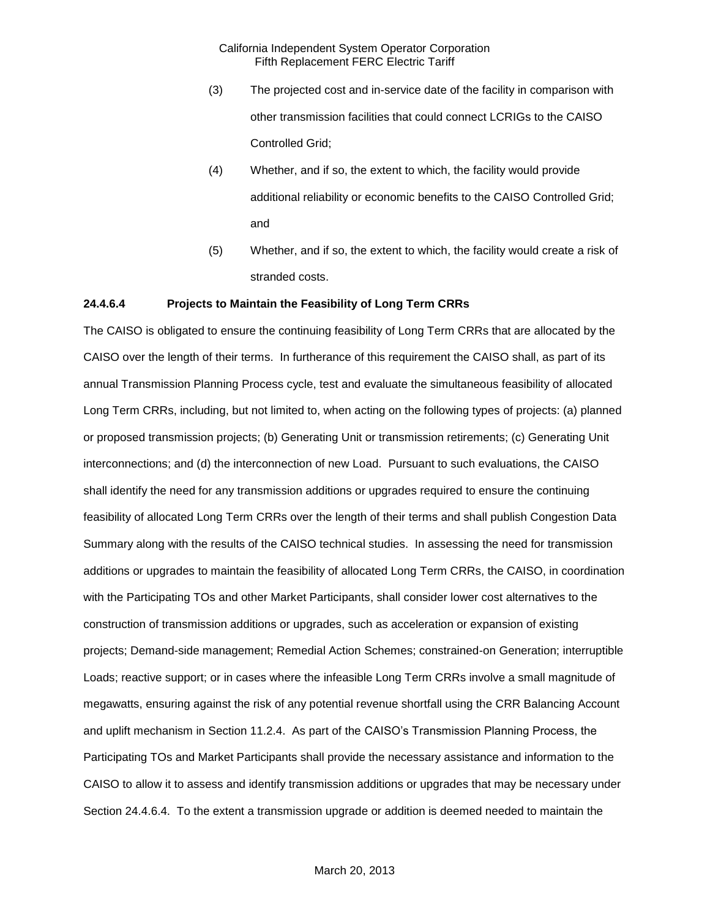(3) The projected cost and in-service date of the facility in comparison with other transmission facilities that could connect LCRIGs to the CAISO Controlled Grid;

(4) Whether, and if so, the extent to which, the facility would provide additional reliability or economic benefits to the CAISO Controlled Grid; and

(5) Whether, and if so, the extent to which, the facility would create a risk of stranded costs.

**24.4.6.4 Projects to Maintain the Feasibility of Long Term CRRs**

The CAISO is obligated to ensure the continuing feasibility of Long Term CRRs that are allocated by the CAISO over the length of their terms. In furtherance of this requirement the CAISO shall, as part of its annual Transmission Planning Process cycle, test and evaluate the simultaneous feasibility of allocated Long Term CRRs, including, but not limited to, when acting on the following types of projects: (a) planned or proposed transmission projects; (b) Generating Unit or transmission retirements; (c) Generating Unit interconnections; and (d) the interconnection of new Load. Pursuant to such evaluations, the CAISO shall identify the need for any transmission additions or upgrades required to ensure the continuing feasibility of allocated Long Term CRRs over the length of their terms and shall publish Congestion Data Summary along with the results of the CAISO technical studies. In assessing the need for transmission additions or upgrades to maintain the feasibility of allocated Long Term CRRs, the CAISO, in coordination with the Participating TOs and other Market Participants, shall consider lower cost alternatives to the construction of transmission additions or upgrades, such as acceleration or expansion of existing projects; Demand-side management; Remedial Action Schemes; constrained-on Generation; interruptible Loads; reactive support; or in cases where the infeasible Long Term CRRs involve a small magnitude of megawatts, ensuring against the risk of any potential revenue shortfall using the CRR Balancing Account and uplift mechanism in Section 11.2.4. As part of the CAISO's Transmission Planning Process, the Participating TOs and Market Participants shall provide the necessary assistance and information to the CAISO to allow it to assess and identify transmission additions or upgrades that may be necessary under Section 24.4.6.4. To the extent a transmission upgrade or addition is deemed needed to maintain the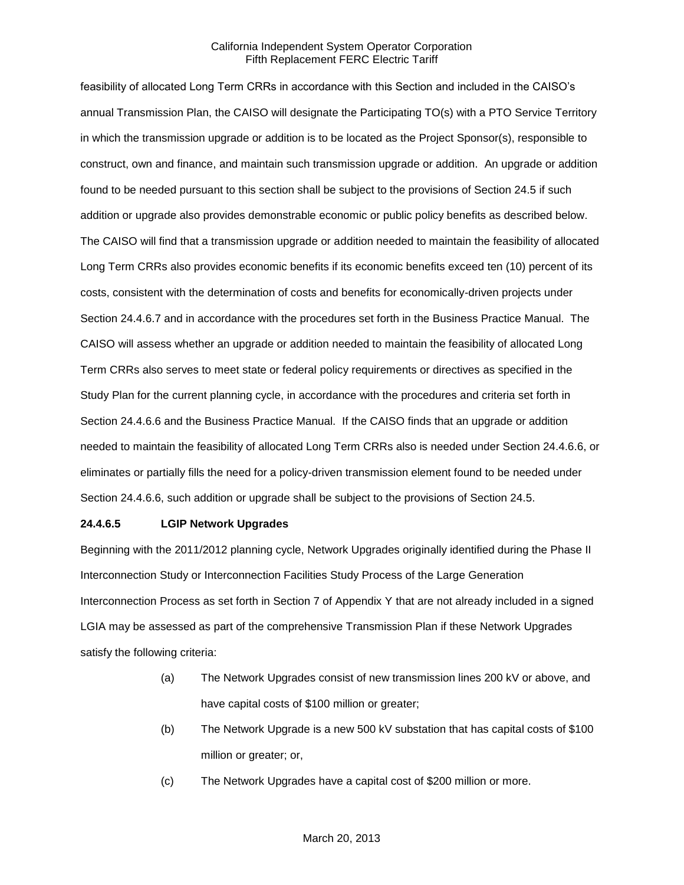feasibility of allocated Long Term CRRs in accordance with this Section and included in the CAISO's annual Transmission Plan, the CAISO will designate the Participating TO(s) with a PTO Service Territory in which the transmission upgrade or addition is to be located as the Project Sponsor(s), responsible to construct, own and finance, and maintain such transmission upgrade or addition. An upgrade or addition found to be needed pursuant to this section shall be subject to the provisions of Section 24.5 if such addition or upgrade also provides demonstrable economic or public policy benefits as described below. The CAISO will find that a transmission upgrade or addition needed to maintain the feasibility of allocated Long Term CRRs also provides economic benefits if its economic benefits exceed ten (10) percent of its costs, consistent with the determination of costs and benefits for economically-driven projects under Section 24.4.6.7 and in accordance with the procedures set forth in the Business Practice Manual. The CAISO will assess whether an upgrade or addition needed to maintain the feasibility of allocated Long Term CRRs also serves to meet state or federal policy requirements or directives as specified in the Study Plan for the current planning cycle, in accordance with the procedures and criteria set forth in Section 24.4.6.6 and the Business Practice Manual. If the CAISO finds that an upgrade or addition needed to maintain the feasibility of allocated Long Term CRRs also is needed under Section 24.4.6.6, or eliminates or partially fills the need for a policy-driven transmission element found to be needed under Section 24.4.6.6, such addition or upgrade shall be subject to the provisions of Section 24.5.

**24.4.6.5 LGIP Network Upgrades**

Beginning with the 2011/2012 planning cycle, Network Upgrades originally identified during the Phase II Interconnection Study or Interconnection Facilities Study Process of the Large Generation Interconnection Process as set forth in Section 7 of Appendix Y that are not already included in a signed LGIA may be assessed as part of the comprehensive Transmission Plan if these Network Upgrades satisfy the following criteria:

(a) The Network Upgrades consist of new transmission lines 200 kV or above, and have capital costs of $100 million or greater;

(b) The Network Upgrade is a new 500 kV substation that has capital costs of $100 million or greater; or,

(c) The Network Upgrades have a capital cost of $200 million or more.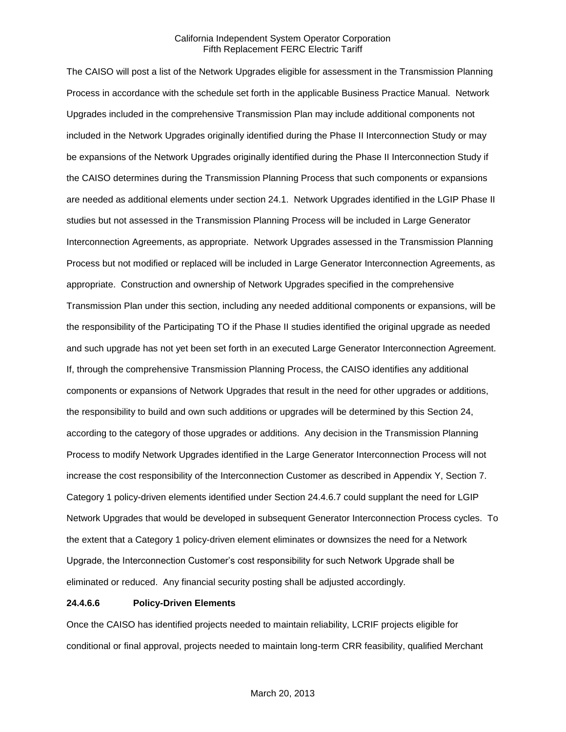The CAISO will post a list of the Network Upgrades eligible for assessment in the Transmission Planning Process in accordance with the schedule set forth in the applicable Business Practice Manual. Network Upgrades included in the comprehensive Transmission Plan may include additional components not included in the Network Upgrades originally identified during the Phase II Interconnection Study or may be expansions of the Network Upgrades originally identified during the Phase II Interconnection Study if the CAISO determines during the Transmission Planning Process that such components or expansions are needed as additional elements under section 24.1. Network Upgrades identified in the LGIP Phase II studies but not assessed in the Transmission Planning Process will be included in Large Generator Interconnection Agreements, as appropriate. Network Upgrades assessed in the Transmission Planning Process but not modified or replaced will be included in Large Generator Interconnection Agreements, as appropriate. Construction and ownership of Network Upgrades specified in the comprehensive Transmission Plan under this section, including any needed additional components or expansions, will be the responsibility of the Participating TO if the Phase II studies identified the original upgrade as needed and such upgrade has not yet been set forth in an executed Large Generator Interconnection Agreement. If, through the comprehensive Transmission Planning Process, the CAISO identifies any additional components or expansions of Network Upgrades that result in the need for other upgrades or additions, the responsibility to build and own such additions or upgrades will be determined by this Section 24, according to the category of those upgrades or additions. Any decision in the Transmission Planning Process to modify Network Upgrades identified in the Large Generator Interconnection Process will not increase the cost responsibility of the Interconnection Customer as described in Appendix Y, Section 7. Category 1 policy-driven elements identified under Section 24.4.6.7 could supplant the need for LGIP Network Upgrades that would be developed in subsequent Generator Interconnection Process cycles. To the extent that a Category 1 policy-driven element eliminates or downsizes the need for a Network Upgrade, the Interconnection Customer's cost responsibility for such Network Upgrade shall be eliminated or reduced. Any financial security posting shall be adjusted accordingly.

**24.4.6.6 Policy-Driven Elements**

Once the CAISO has identified projects needed to maintain reliability, LCRIF projects eligible for conditional or final approval, projects needed to maintain long-term CRR feasibility, qualified Merchant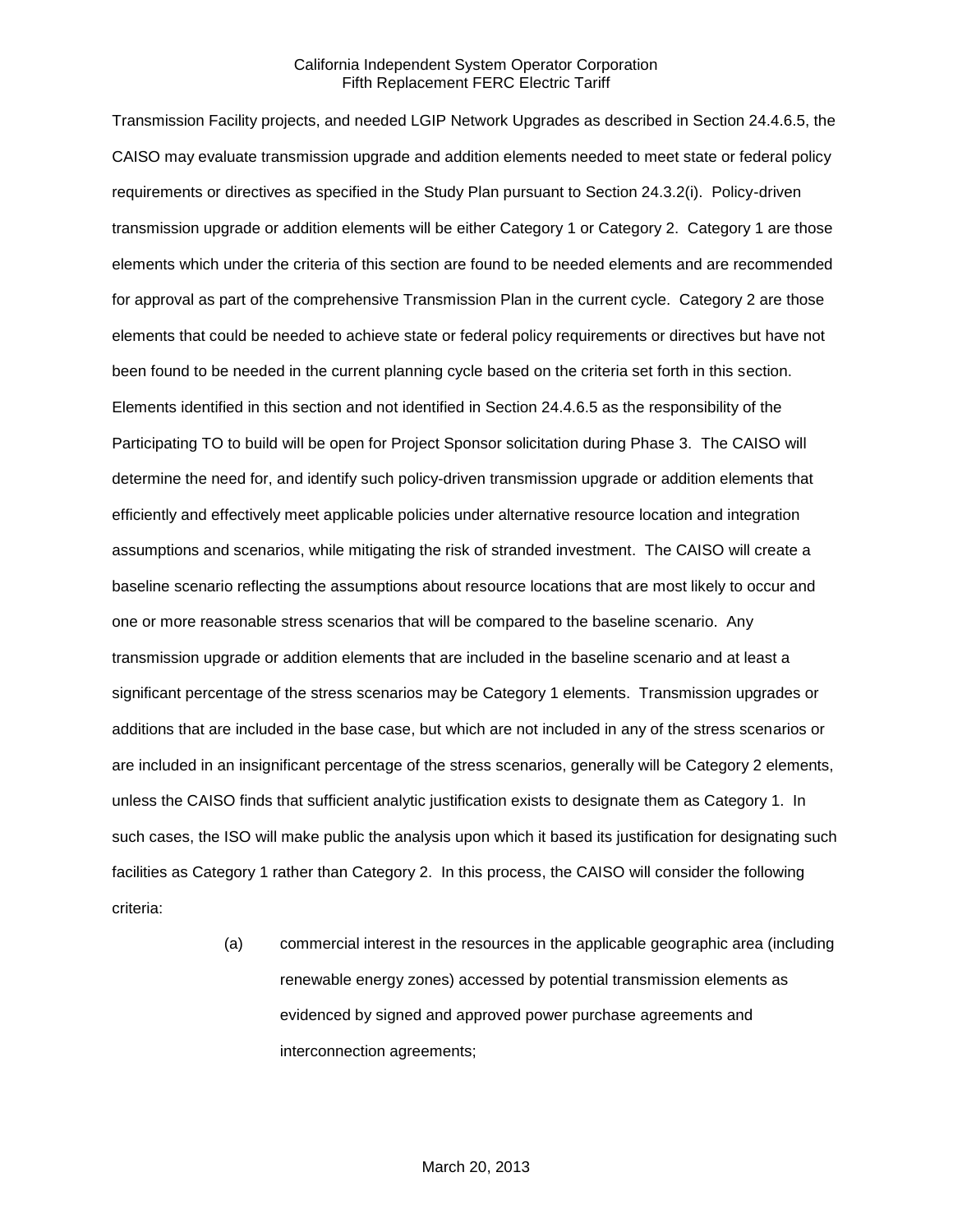Transmission Facility projects, and needed LGIP Network Upgrades as described in Section 24.4.6.5, the CAISO may evaluate transmission upgrade and addition elements needed to meet state or federal policy requirements or directives as specified in the Study Plan pursuant to Section 24.3.2(i). Policy-driven transmission upgrade or addition elements will be either Category 1 or Category 2. Category 1 are those elements which under the criteria of this section are found to be needed elements and are recommended for approval as part of the comprehensive Transmission Plan in the current cycle. Category 2 are those elements that could be needed to achieve state or federal policy requirements or directives but have not been found to be needed in the current planning cycle based on the criteria set forth in this section. Elements identified in this section and not identified in Section 24.4.6.5 as the responsibility of the Participating TO to build will be open for Project Sponsor solicitation during Phase 3. The CAISO will determine the need for, and identify such policy-driven transmission upgrade or addition elements that efficiently and effectively meet applicable policies under alternative resource location and integration assumptions and scenarios, while mitigating the risk of stranded investment. The CAISO will create a baseline scenario reflecting the assumptions about resource locations that are most likely to occur and one or more reasonable stress scenarios that will be compared to the baseline scenario. Any transmission upgrade or addition elements that are included in the baseline scenario and at least a significant percentage of the stress scenarios may be Category 1 elements. Transmission upgrades or additions that are included in the base case, but which are not included in any of the stress scenarios or are included in an insignificant percentage of the stress scenarios, generally will be Category 2 elements, unless the CAISO finds that sufficient analytic justification exists to designate them as Category 1. In such cases, the ISO will make public the analysis upon which it based its justification for designating such facilities as Category 1 rather than Category 2. In this process, the CAISO will consider the following criteria:

(a) commercial interest in the resources in the applicable geographic area (including renewable energy zones) accessed by potential transmission elements as evidenced by signed and approved power purchase agreements and interconnection agreements;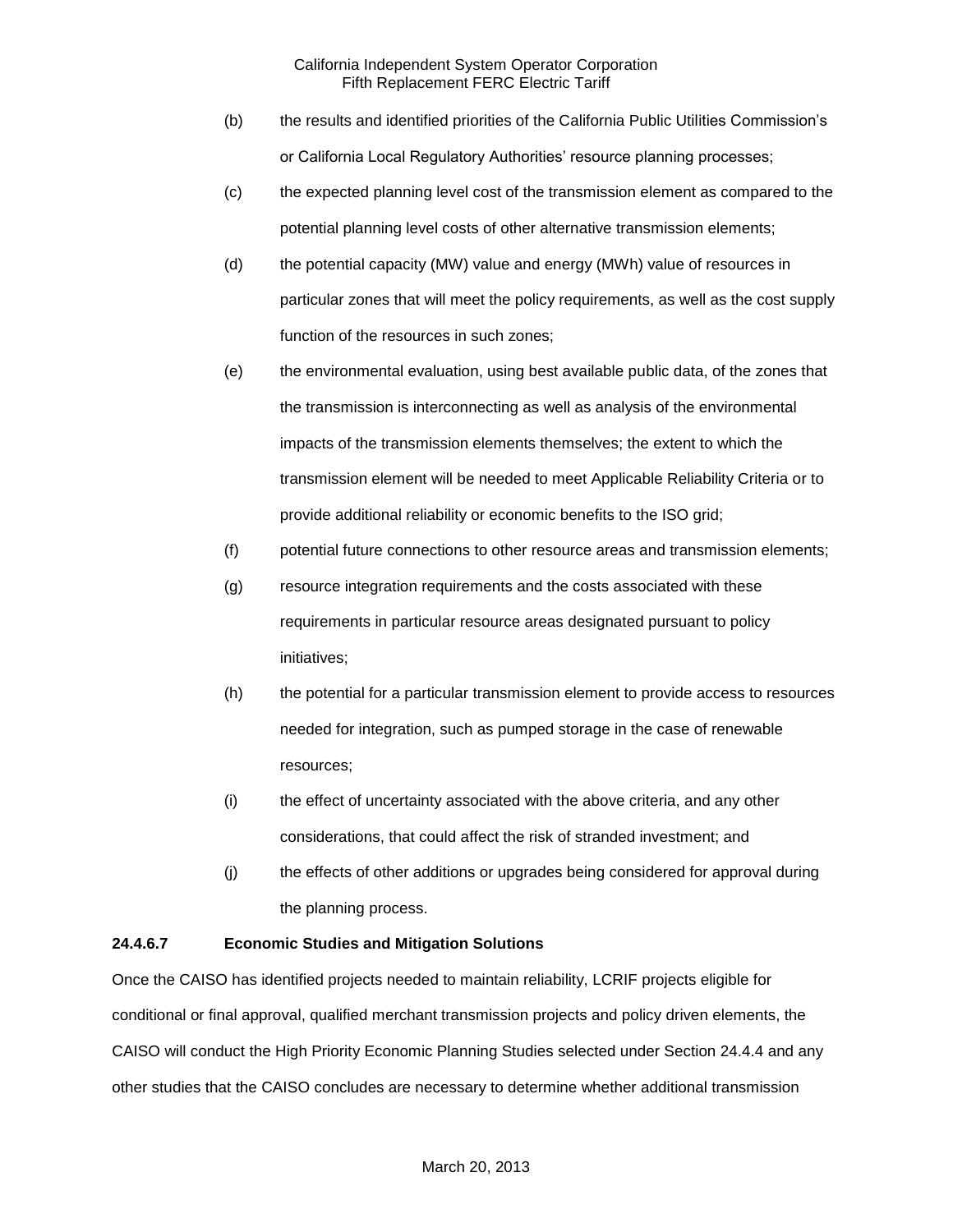(b) the results and identified priorities of the California Public Utilities Commission's or California Local Regulatory Authorities' resource planning processes;

(c) the expected planning level cost of the transmission element as compared to the potential planning level costs of other alternative transmission elements;

(d) the potential capacity (MW) value and energy (MWh) value of resources in particular zones that will meet the policy requirements, as well as the cost supply function of the resources in such zones;

(e) the environmental evaluation, using best available public data, of the zones that the transmission is interconnecting as well as analysis of the environmental impacts of the transmission elements themselves; the extent to which the transmission element will be needed to meet Applicable Reliability Criteria or to provide additional reliability or economic benefits to the ISO grid;

(f) potential future connections to other resource areas and transmission elements;

(g) resource integration requirements and the costs associated with these requirements in particular resource areas designated pursuant to policy initiatives;

(h) the potential for a particular transmission element to provide access to resources needed for integration, such as pumped storage in the case of renewable resources;

(i) the effect of uncertainty associated with the above criteria, and any other considerations, that could affect the risk of stranded investment; and

(j) the effects of other additions or upgrades being considered for approval during the planning process.

**24.4.6.7 Economic Studies and Mitigation Solutions**

Once the CAISO has identified projects needed to maintain reliability, LCRIF projects eligible for conditional or final approval, qualified merchant transmission projects and policy driven elements, the CAISO will conduct the High Priority Economic Planning Studies selected under Section 24.4.4 and any other studies that the CAISO concludes are necessary to determine whether additional transmission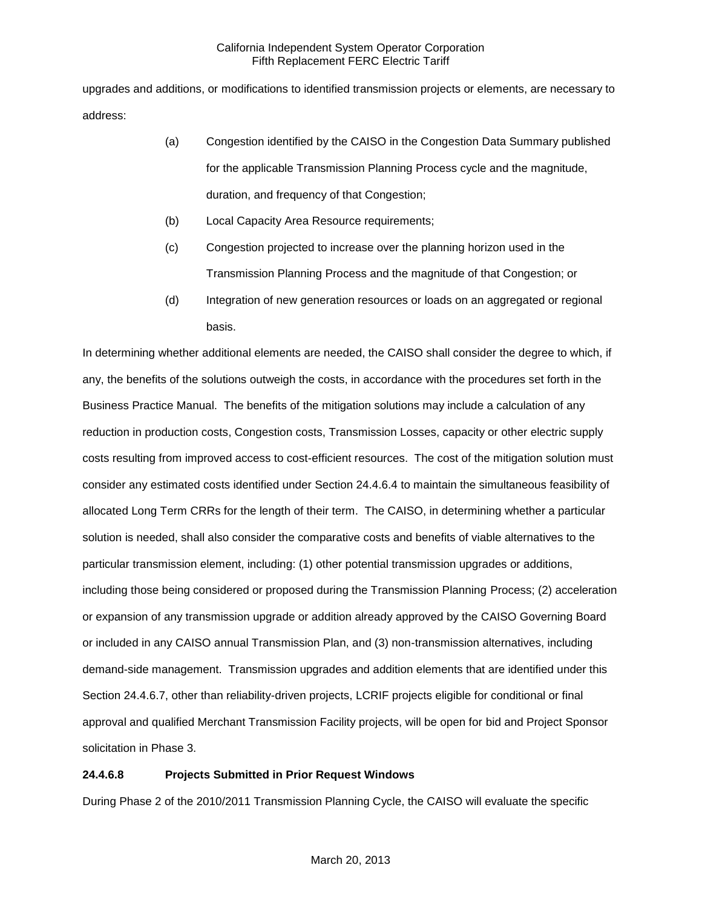upgrades and additions, or modifications to identified transmission projects or elements, are necessary to address:

(a) Congestion identified by the CAISO in the Congestion Data Summary published for the applicable Transmission Planning Process cycle and the magnitude, duration, and frequency of that Congestion;

(b) Local Capacity Area Resource requirements;

(c) Congestion projected to increase over the planning horizon used in the Transmission Planning Process and the magnitude of that Congestion; or

(d) Integration of new generation resources or loads on an aggregated or regional basis.

In determining whether additional elements are needed, the CAISO shall consider the degree to which, if any, the benefits of the solutions outweigh the costs, in accordance with the procedures set forth in the Business Practice Manual. The benefits of the mitigation solutions may include a calculation of any reduction in production costs, Congestion costs, Transmission Losses, capacity or other electric supply costs resulting from improved access to cost-efficient resources. The cost of the mitigation solution must consider any estimated costs identified under Section 24.4.6.4 to maintain the simultaneous feasibility of allocated Long Term CRRs for the length of their term. The CAISO, in determining whether a particular solution is needed, shall also consider the comparative costs and benefits of viable alternatives to the particular transmission element, including: (1) other potential transmission upgrades or additions, including those being considered or proposed during the Transmission Planning Process; (2) acceleration or expansion of any transmission upgrade or addition already approved by the CAISO Governing Board or included in any CAISO annual Transmission Plan, and (3) non-transmission alternatives, including demand-side management. Transmission upgrades and addition elements that are identified under this Section 24.4.6.7, other than reliability-driven projects, LCRIF projects eligible for conditional or final approval and qualified Merchant Transmission Facility projects, will be open for bid and Project Sponsor solicitation in Phase 3.

**24.4.6.8 Projects Submitted in Prior Request Windows**

During Phase 2 of the 2010/2011 Transmission Planning Cycle, the CAISO will evaluate the specific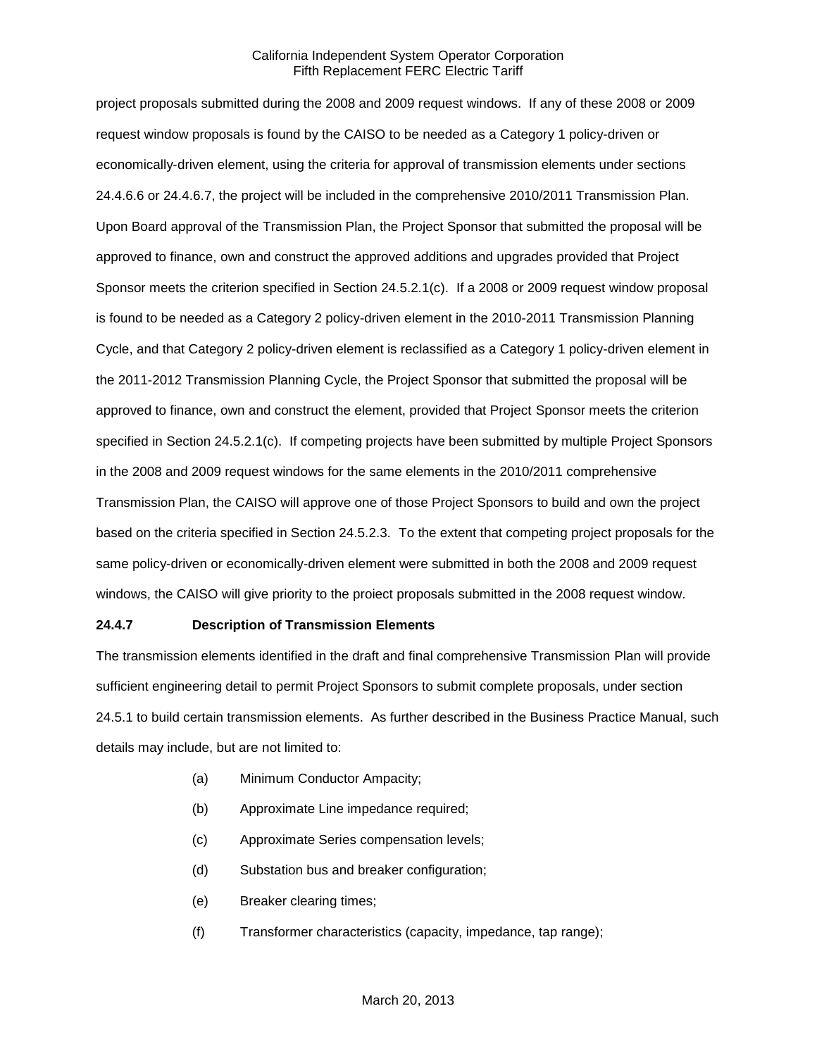project proposals submitted during the 2008 and 2009 request windows. If any of these 2008 or 2009 request window proposals is found by the CAISO to be needed as a Category 1 policy-driven or economically-driven element, using the criteria for approval of transmission elements under sections 24.4.6.6 or 24.4.6.7, the project will be included in the comprehensive 2010/2011 Transmission Plan. Upon Board approval of the Transmission Plan, the Project Sponsor that submitted the proposal will be approved to finance, own and construct the approved additions and upgrades provided that Project Sponsor meets the criterion specified in Section 24.5.2.1(c). If a 2008 or 2009 request window proposal is found to be needed as a Category 2 policy-driven element in the 2010-2011 Transmission Planning Cycle, and that Category 2 policy-driven element is reclassified as a Category 1 policy-driven element in the 2011-2012 Transmission Planning Cycle, the Project Sponsor that submitted the proposal will be approved to finance, own and construct the element, provided that Project Sponsor meets the criterion specified in Section 24.5.2.1(c). If competing projects have been submitted by multiple Project Sponsors in the 2008 and 2009 request windows for the same elements in the 2010/2011 comprehensive Transmission Plan, the CAISO will approve one of those Project Sponsors to build and own the project based on the criteria specified in Section 24.5.2.3. To the extent that competing project proposals for the same policy-driven or economically-driven element were submitted in both the 2008 and 2009 request windows, the CAISO will give priority to the proiect proposals submitted in the 2008 request window.

**24.4.7 Description of Transmission Elements**

The transmission elements identified in the draft and final comprehensive Transmission Plan will provide sufficient engineering detail to permit Project Sponsors to submit complete proposals, under section 24.5.1 to build certain transmission elements. As further described in the Business Practice Manual, such details may include, but are not limited to:

(a) Minimum Conductor Ampacity;

(b) Approximate Line impedance required;

(c) Approximate Series compensation levels;

(d) Substation bus and breaker configuration;

(e) Breaker clearing times;

(f) Transformer characteristics (capacity, impedance, tap range);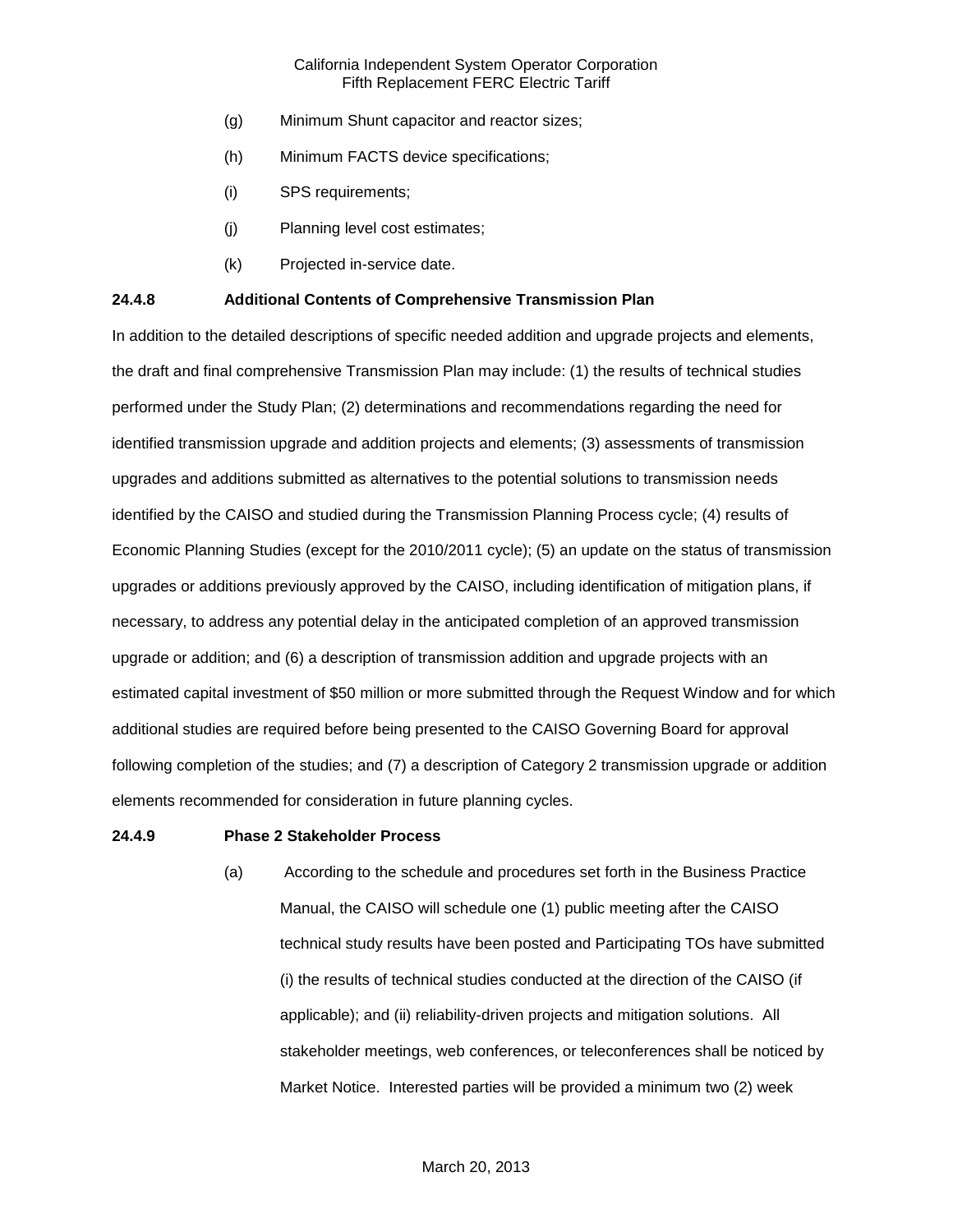(g) Minimum Shunt capacitor and reactor sizes;

(h) Minimum FACTS device specifications;

(i) SPS requirements;

(j) Planning level cost estimates;

(k) Projected in-service date.

**24.4.8 Additional Contents of Comprehensive Transmission Plan**

In addition to the detailed descriptions of specific needed addition and upgrade projects and elements, the draft and final comprehensive Transmission Plan may include: (1) the results of technical studies performed under the Study Plan; (2) determinations and recommendations regarding the need for identified transmission upgrade and addition projects and elements; (3) assessments of transmission upgrades and additions submitted as alternatives to the potential solutions to transmission needs identified by the CAISO and studied during the Transmission Planning Process cycle; (4) results of Economic Planning Studies (except for the 2010/2011 cycle); (5) an update on the status of transmission upgrades or additions previously approved by the CAISO, including identification of mitigation plans, if necessary, to address any potential delay in the anticipated completion of an approved transmission upgrade or addition; and (6) a description of transmission addition and upgrade projects with an estimated capital investment of $50 million or more submitted through the Request Window and for which additional studies are required before being presented to the CAISO Governing Board for approval following completion of the studies; and (7) a description of Category 2 transmission upgrade or addition elements recommended for consideration in future planning cycles.

**24.4.9 Phase 2 Stakeholder Process**

(a) According to the schedule and procedures set forth in the Business Practice Manual, the CAISO will schedule one (1) public meeting after the CAISO technical study results have been posted and Participating TOs have submitted (i) the results of technical studies conducted at the direction of the CAISO (if applicable); and (ii) reliability-driven projects and mitigation solutions. All stakeholder meetings, web conferences, or teleconferences shall be noticed by Market Notice. Interested parties will be provided a minimum two (2) week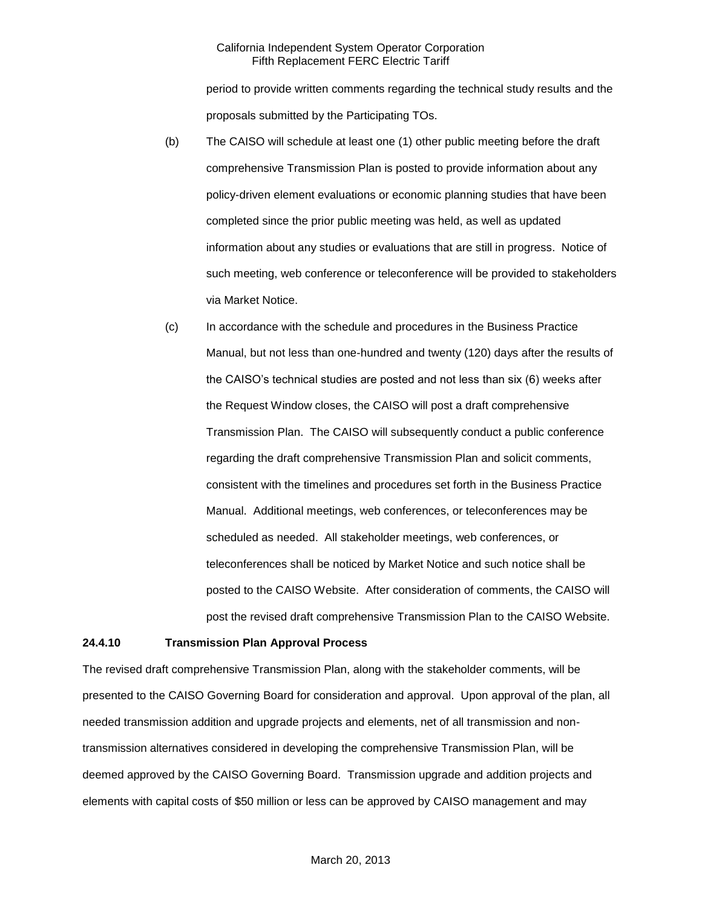period to provide written comments regarding the technical study results and the proposals submitted by the Participating TOs.

(b) The CAISO will schedule at least one (1) other public meeting before the draft comprehensive Transmission Plan is posted to provide information about any policy-driven element evaluations or economic planning studies that have been completed since the prior public meeting was held, as well as updated information about any studies or evaluations that are still in progress. Notice of such meeting, web conference or teleconference will be provided to stakeholders via Market Notice.

(c) In accordance with the schedule and procedures in the Business Practice Manual, but not less than one-hundred and twenty (120) days after the results of the CAISO's technical studies are posted and not less than six (6) weeks after the Request Window closes, the CAISO will post a draft comprehensive Transmission Plan. The CAISO will subsequently conduct a public conference regarding the draft comprehensive Transmission Plan and solicit comments, consistent with the timelines and procedures set forth in the Business Practice Manual. Additional meetings, web conferences, or teleconferences may be scheduled as needed. All stakeholder meetings, web conferences, or teleconferences shall be noticed by Market Notice and such notice shall be posted to the CAISO Website. After consideration of comments, the CAISO will post the revised draft comprehensive Transmission Plan to the CAISO Website.

**24.4.10 Transmission Plan Approval Process**

The revised draft comprehensive Transmission Plan, along with the stakeholder comments, will be presented to the CAISO Governing Board for consideration and approval. Upon approval of the plan, all needed transmission addition and upgrade projects and elements, net of all transmission and non-transmission alternatives considered in developing the comprehensive Transmission Plan, will be deemed approved by the CAISO Governing Board. Transmission upgrade and addition projects and elements with capital costs of $50 million or less can be approved by CAISO management and may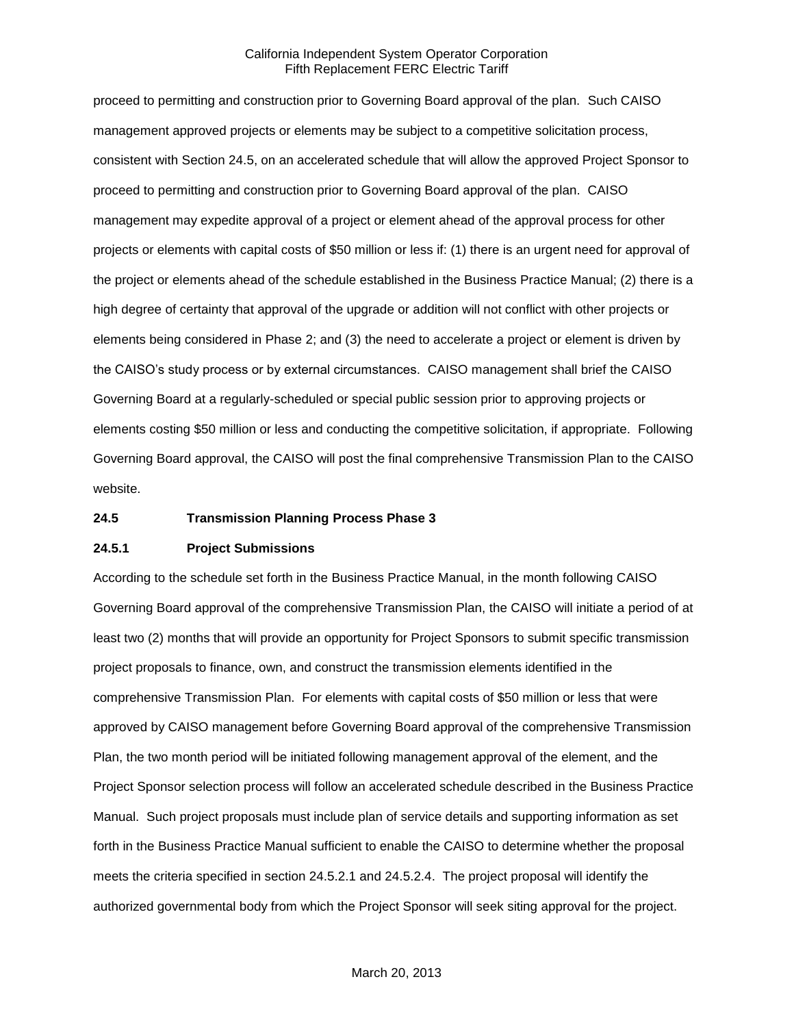proceed to permitting and construction prior to Governing Board approval of the plan. Such CAISO management approved projects or elements may be subject to a competitive solicitation process, consistent with Section 24.5, on an accelerated schedule that will allow the approved Project Sponsor to proceed to permitting and construction prior to Governing Board approval of the plan. CAISO management may expedite approval of a project or element ahead of the approval process for other projects or elements with capital costs of $50 million or less if: (1) there is an urgent need for approval of the project or elements ahead of the schedule established in the Business Practice Manual; (2) there is a high degree of certainty that approval of the upgrade or addition will not conflict with other projects or elements being considered in Phase 2; and (3) the need to accelerate a project or element is driven by the CAISO's study process or by external circumstances. CAISO management shall brief the CAISO Governing Board at a regularly-scheduled or special public session prior to approving projects or elements costing $50 million or less and conducting the competitive solicitation, if appropriate. Following Governing Board approval, the CAISO will post the final comprehensive Transmission Plan to the CAISO website.

**24.5 Transmission Planning Process Phase 3**

**24.5.1 Project Submissions**

According to the schedule set forth in the Business Practice Manual, in the month following CAISO Governing Board approval of the comprehensive Transmission Plan, the CAISO will initiate a period of at least two (2) months that will provide an opportunity for Project Sponsors to submit specific transmission project proposals to finance, own, and construct the transmission elements identified in the comprehensive Transmission Plan. For elements with capital costs of $50 million or less that were approved by CAISO management before Governing Board approval of the comprehensive Transmission Plan, the two month period will be initiated following management approval of the element, and the Project Sponsor selection process will follow an accelerated schedule described in the Business Practice Manual. Such project proposals must include plan of service details and supporting information as set forth in the Business Practice Manual sufficient to enable the CAISO to determine whether the proposal meets the criteria specified in section 24.5.2.1 and 24.5.2.4. The project proposal will identify the authorized governmental body from which the Project Sponsor will seek siting approval for the project.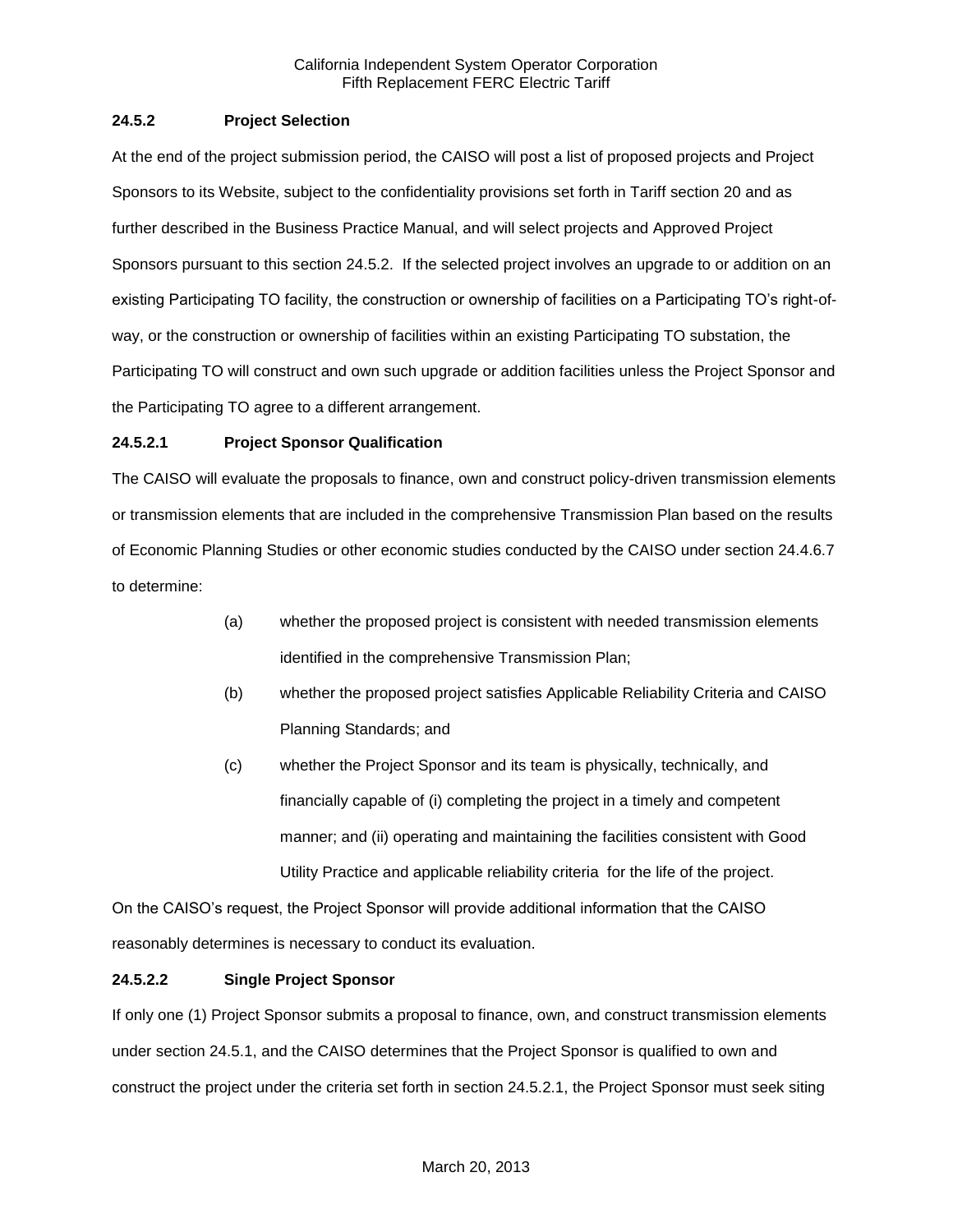### 24.5.2 Project Selection

At the end of the project submission period, the CAISO will post a list of proposed projects and Project Sponsors to its Website, subject to the confidentiality provisions set forth in Tariff section 20 and as further described in the Business Practice Manual, and will select projects and Approved Project Sponsors pursuant to this section 24.5.2. If the selected project involves an upgrade to or addition on an existing Participating TO facility, the construction or ownership of facilities on a Participating TO's right-of-way, or the construction or ownership of facilities within an existing Participating TO substation, the Participating TO will construct and own such upgrade or addition facilities unless the Project Sponsor and the Participating TO agree to a different arrangement.

#### 24.5.2.1 Project Sponsor Qualification

The CAISO will evaluate the proposals to finance, own and construct policy-driven transmission elements or transmission elements that are included in the comprehensive Transmission Plan based on the results of Economic Planning Studies or other economic studies conducted by the CAISO under section 24.4.6.7 to determine:

(a) whether the proposed project is consistent with needed transmission elements identified in the comprehensive Transmission Plan;

(b) whether the proposed project satisfies Applicable Reliability Criteria and CAISO Planning Standards; and

(c) whether the Project Sponsor and its team is physically, technically, and financially capable of (i) completing the project in a timely and competent manner; and (ii) operating and maintaining the facilities consistent with Good Utility Practice and applicable reliability criteria for the life of the project.

On the CAISO's request, the Project Sponsor will provide additional information that the CAISO reasonably determines is necessary to conduct its evaluation.

#### 24.5.2.2 Single Project Sponsor

If only one (1) Project Sponsor submits a proposal to finance, own, and construct transmission elements under section 24.5.1, and the CAISO determines that the Project Sponsor is qualified to own and construct the project under the criteria set forth in section 24.5.2.1, the Project Sponsor must seek siting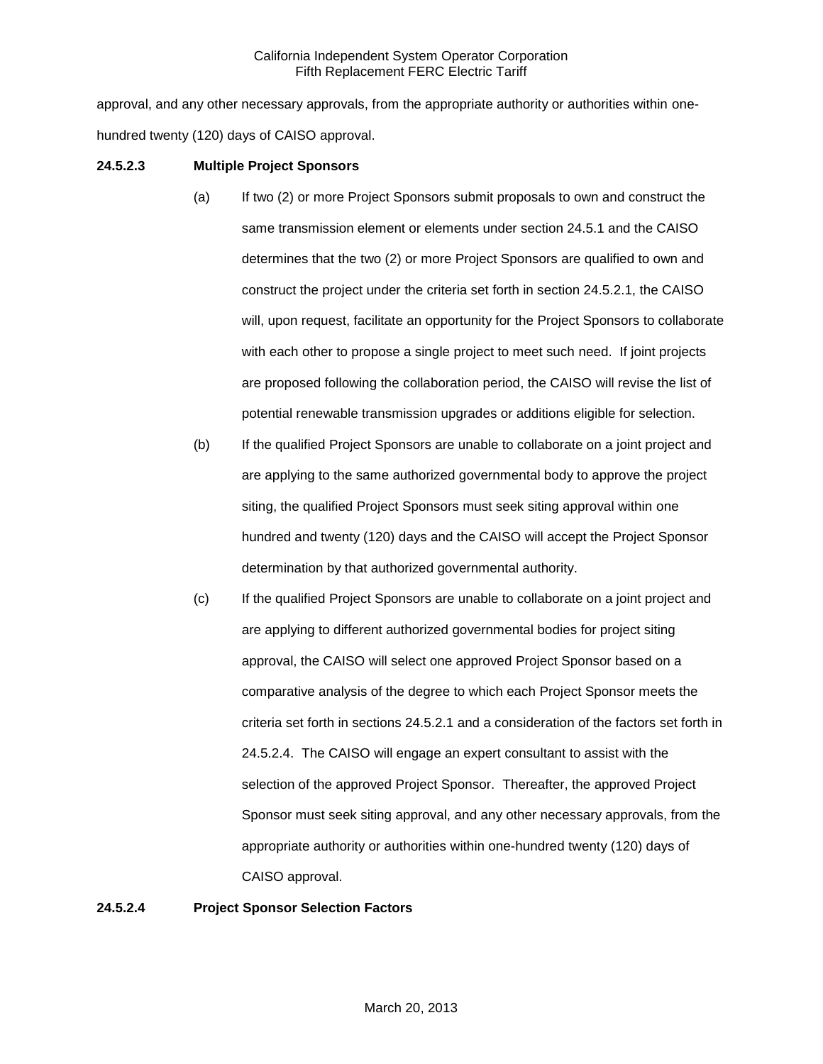approval, and any other necessary approvals, from the appropriate authority or authorities within one-hundred twenty (120) days of CAISO approval.

**24.5.2.3 Multiple Project Sponsors**

(a) If two (2) or more Project Sponsors submit proposals to own and construct the same transmission element or elements under section 24.5.1 and the CAISO determines that the two (2) or more Project Sponsors are qualified to own and construct the project under the criteria set forth in section 24.5.2.1, the CAISO will, upon request, facilitate an opportunity for the Project Sponsors to collaborate with each other to propose a single project to meet such need. If joint projects are proposed following the collaboration period, the CAISO will revise the list of potential renewable transmission upgrades or additions eligible for selection.

(b) If the qualified Project Sponsors are unable to collaborate on a joint project and are applying to the same authorized governmental body to approve the project siting, the qualified Project Sponsors must seek siting approval within one hundred and twenty (120) days and the CAISO will accept the Project Sponsor determination by that authorized governmental authority.

(c) If the qualified Project Sponsors are unable to collaborate on a joint project and are applying to different authorized governmental bodies for project siting approval, the CAISO will select one approved Project Sponsor based on a comparative analysis of the degree to which each Project Sponsor meets the criteria set forth in sections 24.5.2.1 and a consideration of the factors set forth in 24.5.2.4. The CAISO will engage an expert consultant to assist with the selection of the approved Project Sponsor. Thereafter, the approved Project Sponsor must seek siting approval, and any other necessary approvals, from the appropriate authority or authorities within one-hundred twenty (120) days of CAISO approval.

**24.5.2.4 Project Sponsor Selection Factors**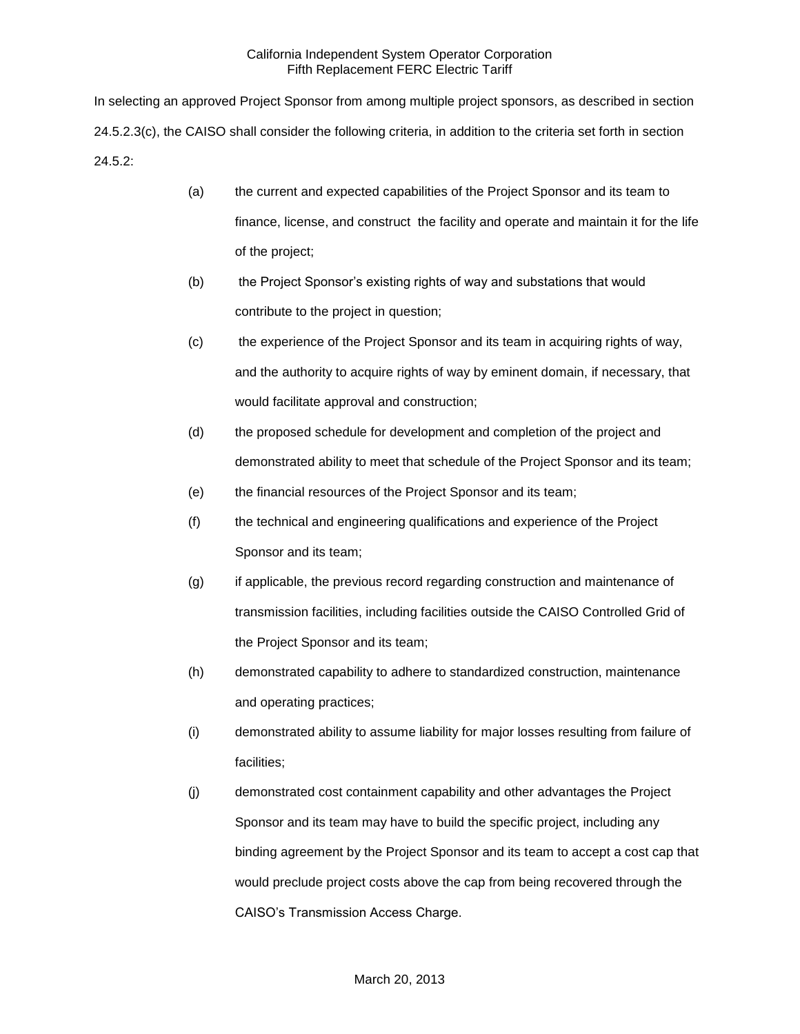In selecting an approved Project Sponsor from among multiple project sponsors, as described in section 24.5.2.3(c), the CAISO shall consider the following criteria, in addition to the criteria set forth in section 24.5.2:

(a) the current and expected capabilities of the Project Sponsor and its team to finance, license, and construct the facility and operate and maintain it for the life of the project;

(b) the Project Sponsor's existing rights of way and substations that would contribute to the project in question;

(c) the experience of the Project Sponsor and its team in acquiring rights of way, and the authority to acquire rights of way by eminent domain, if necessary, that would facilitate approval and construction;

(d) the proposed schedule for development and completion of the project and demonstrated ability to meet that schedule of the Project Sponsor and its team;

(e) the financial resources of the Project Sponsor and its team;

(f) the technical and engineering qualifications and experience of the Project Sponsor and its team;

(g) if applicable, the previous record regarding construction and maintenance of transmission facilities, including facilities outside the CAISO Controlled Grid of the Project Sponsor and its team;

(h) demonstrated capability to adhere to standardized construction, maintenance and operating practices;

(i) demonstrated ability to assume liability for major losses resulting from failure of facilities;

(j) demonstrated cost containment capability and other advantages the Project Sponsor and its team may have to build the specific project, including any binding agreement by the Project Sponsor and its team to accept a cost cap that would preclude project costs above the cap from being recovered through the CAISO's Transmission Access Charge.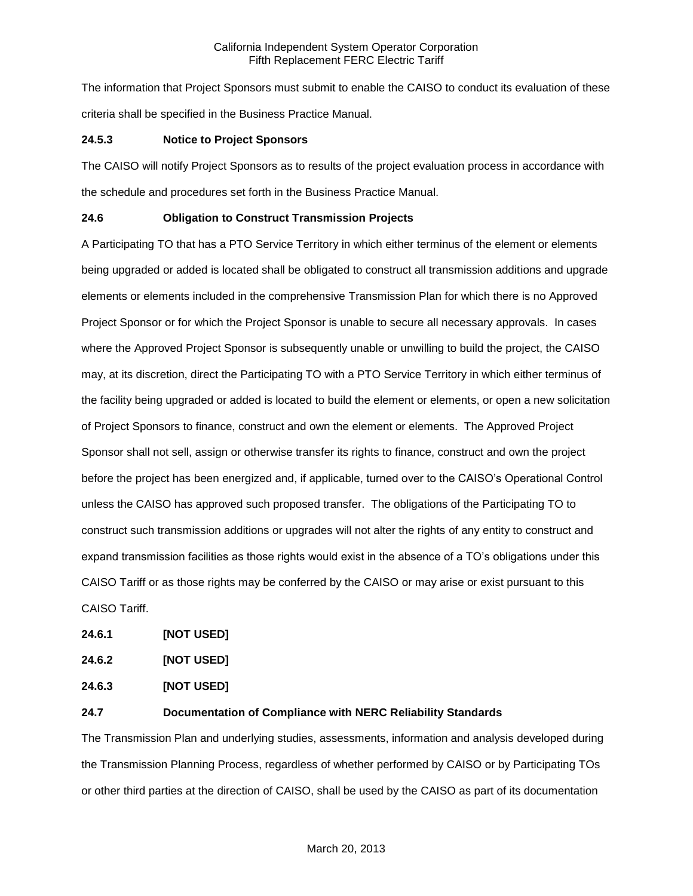The information that Project Sponsors must submit to enable the CAISO to conduct its evaluation of these criteria shall be specified in the Business Practice Manual.

**24.5.3 Notice to Project Sponsors**

The CAISO will notify Project Sponsors as to results of the project evaluation process in accordance with the schedule and procedures set forth in the Business Practice Manual.

**24.6 Obligation to Construct Transmission Projects**

A Participating TO that has a PTO Service Territory in which either terminus of the element or elements being upgraded or added is located shall be obligated to construct all transmission additions and upgrade elements or elements included in the comprehensive Transmission Plan for which there is no Approved Project Sponsor or for which the Project Sponsor is unable to secure all necessary approvals. In cases where the Approved Project Sponsor is subsequently unable or unwilling to build the project, the CAISO may, at its discretion, direct the Participating TO with a PTO Service Territory in which either terminus of the facility being upgraded or added is located to build the element or elements, or open a new solicitation of Project Sponsors to finance, construct and own the element or elements. The Approved Project Sponsor shall not sell, assign or otherwise transfer its rights to finance, construct and own the project before the project has been energized and, if applicable, turned over to the CAISO's Operational Control unless the CAISO has approved such proposed transfer. The obligations of the Participating TO to construct such transmission additions or upgrades will not alter the rights of any entity to construct and expand transmission facilities as those rights would exist in the absence of a TO's obligations under this CAISO Tariff or as those rights may be conferred by the CAISO or may arise or exist pursuant to this CAISO Tariff.

**24.6.1 [NOT USED]**

**24.6.2 [NOT USED]**

**24.6.3 [NOT USED]**

**24.7 Documentation of Compliance with NERC Reliability Standards**

The Transmission Plan and underlying studies, assessments, information and analysis developed during the Transmission Planning Process, regardless of whether performed by CAISO or by Participating TOs or other third parties at the direction of CAISO, shall be used by the CAISO as part of its documentation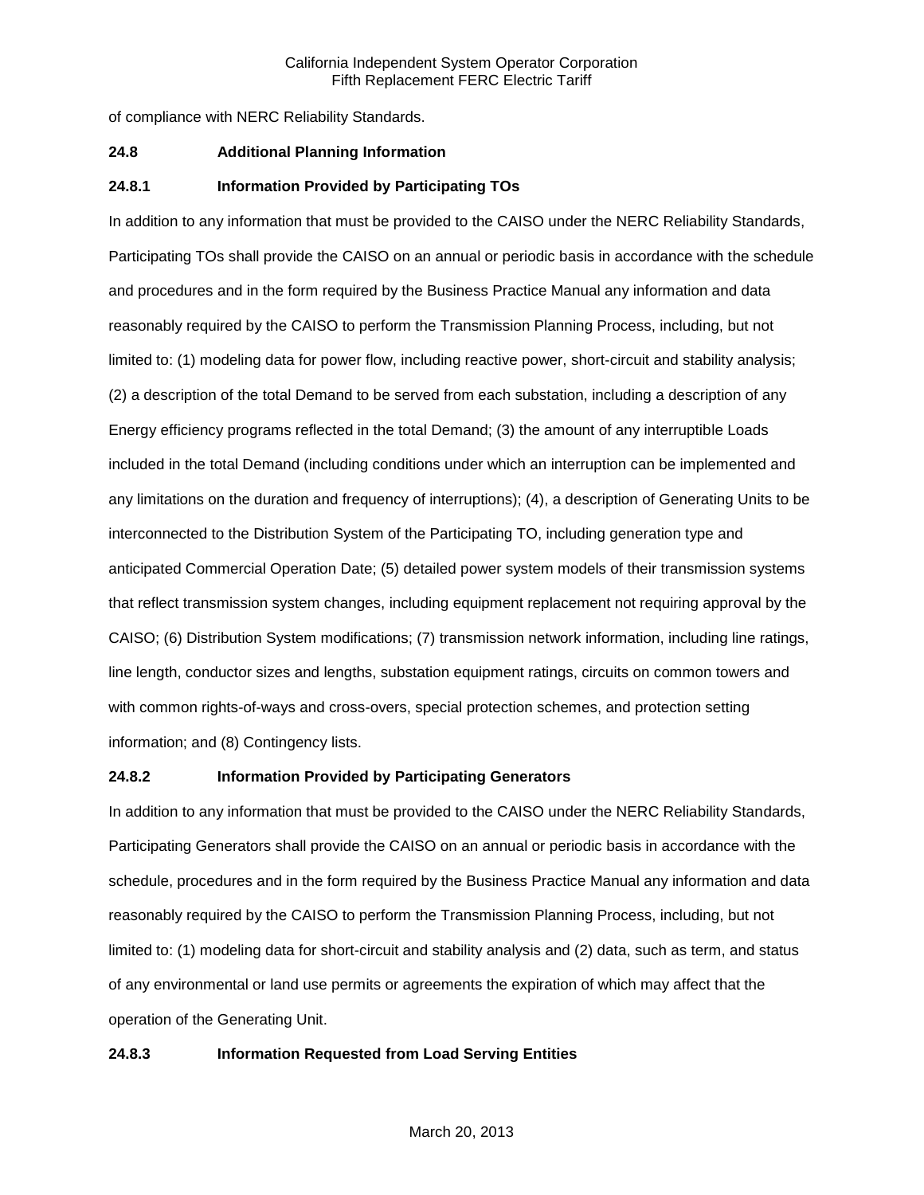of compliance with NERC Reliability Standards.

### 24.8 Additional Planning Information

#### 24.8.1 Information Provided by Participating TOs

In addition to any information that must be provided to the CAISO under the NERC Reliability Standards, Participating TOs shall provide the CAISO on an annual or periodic basis in accordance with the schedule and procedures and in the form required by the Business Practice Manual any information and data reasonably required by the CAISO to perform the Transmission Planning Process, including, but not limited to: (1) modeling data for power flow, including reactive power, short-circuit and stability analysis; (2) a description of the total Demand to be served from each substation, including a description of any Energy efficiency programs reflected in the total Demand; (3) the amount of any interruptible Loads included in the total Demand (including conditions under which an interruption can be implemented and any limitations on the duration and frequency of interruptions); (4), a description of Generating Units to be interconnected to the Distribution System of the Participating TO, including generation type and anticipated Commercial Operation Date; (5) detailed power system models of their transmission systems that reflect transmission system changes, including equipment replacement not requiring approval by the CAISO; (6) Distribution System modifications; (7) transmission network information, including line ratings, line length, conductor sizes and lengths, substation equipment ratings, circuits on common towers and with common rights-of-ways and cross-overs, special protection schemes, and protection setting information; and (8) Contingency lists.

#### 24.8.2 Information Provided by Participating Generators

In addition to any information that must be provided to the CAISO under the NERC Reliability Standards, Participating Generators shall provide the CAISO on an annual or periodic basis in accordance with the schedule, procedures and in the form required by the Business Practice Manual any information and data reasonably required by the CAISO to perform the Transmission Planning Process, including, but not limited to: (1) modeling data for short-circuit and stability analysis and (2) data, such as term, and status of any environmental or land use permits or agreements the expiration of which may affect that the operation of the Generating Unit.

#### 24.8.3 Information Requested from Load Serving Entities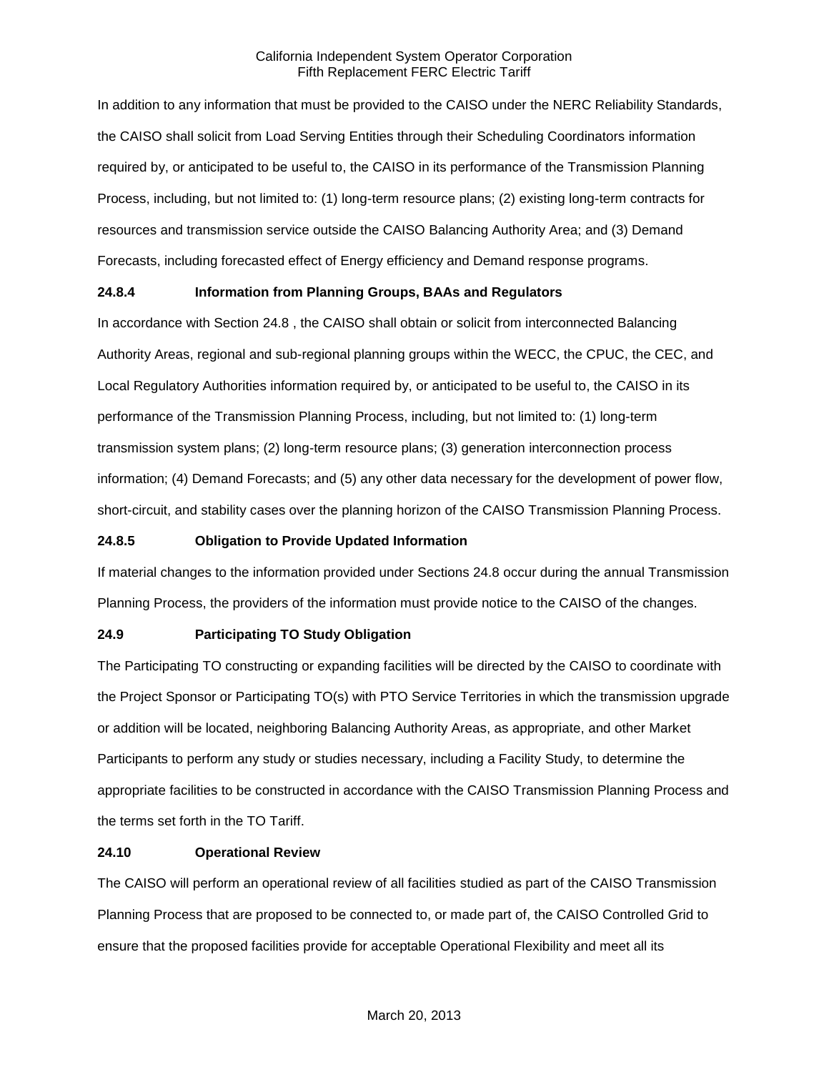In addition to any information that must be provided to the CAISO under the NERC Reliability Standards, the CAISO shall solicit from Load Serving Entities through their Scheduling Coordinators information required by, or anticipated to be useful to, the CAISO in its performance of the Transmission Planning Process, including, but not limited to: (1) long-term resource plans; (2) existing long-term contracts for resources and transmission service outside the CAISO Balancing Authority Area; and (3) Demand Forecasts, including forecasted effect of Energy efficiency and Demand response programs.

**24.8.4 Information from Planning Groups, BAAs and Regulators**

In accordance with Section 24.8 , the CAISO shall obtain or solicit from interconnected Balancing Authority Areas, regional and sub-regional planning groups within the WECC, the CPUC, the CEC, and Local Regulatory Authorities information required by, or anticipated to be useful to, the CAISO in its performance of the Transmission Planning Process, including, but not limited to: (1) long-term transmission system plans; (2) long-term resource plans; (3) generation interconnection process information; (4) Demand Forecasts; and (5) any other data necessary for the development of power flow, short-circuit, and stability cases over the planning horizon of the CAISO Transmission Planning Process.

**24.8.5 Obligation to Provide Updated Information**

If material changes to the information provided under Sections 24.8 occur during the annual Transmission Planning Process, the providers of the information must provide notice to the CAISO of the changes.

**24.9 Participating TO Study Obligation**

The Participating TO constructing or expanding facilities will be directed by the CAISO to coordinate with the Project Sponsor or Participating TO(s) with PTO Service Territories in which the transmission upgrade or addition will be located, neighboring Balancing Authority Areas, as appropriate, and other Market Participants to perform any study or studies necessary, including a Facility Study, to determine the appropriate facilities to be constructed in accordance with the CAISO Transmission Planning Process and the terms set forth in the TO Tariff.

**24.10 Operational Review**

The CAISO will perform an operational review of all facilities studied as part of the CAISO Transmission Planning Process that are proposed to be connected to, or made part of, the CAISO Controlled Grid to ensure that the proposed facilities provide for acceptable Operational Flexibility and meet all its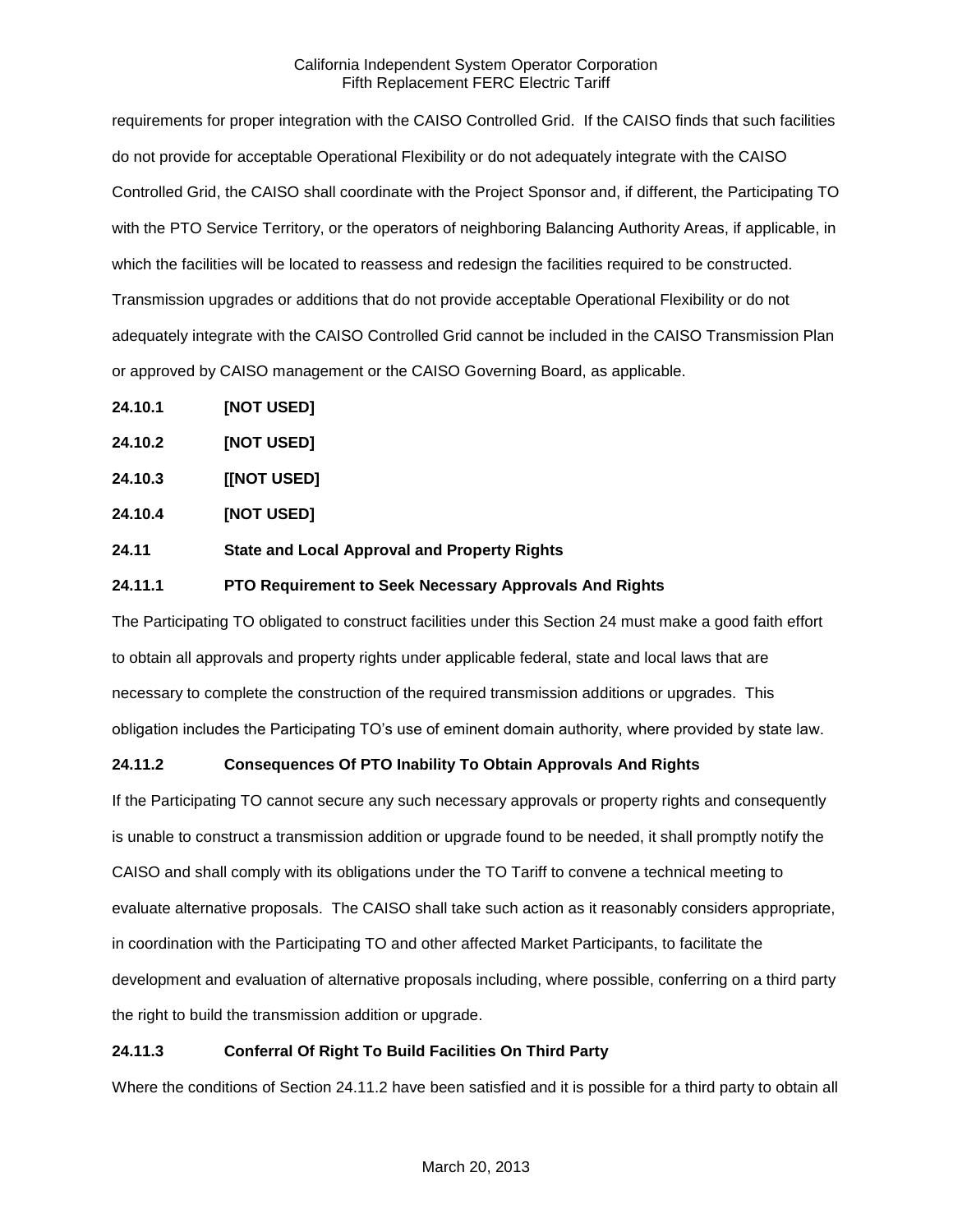requirements for proper integration with the CAISO Controlled Grid. If the CAISO finds that such facilities do not provide for acceptable Operational Flexibility or do not adequately integrate with the CAISO Controlled Grid, the CAISO shall coordinate with the Project Sponsor and, if different, the Participating TO with the PTO Service Territory, or the operators of neighboring Balancing Authority Areas, if applicable, in which the facilities will be located to reassess and redesign the facilities required to be constructed. Transmission upgrades or additions that do not provide acceptable Operational Flexibility or do not adequately integrate with the CAISO Controlled Grid cannot be included in the CAISO Transmission Plan or approved by CAISO management or the CAISO Governing Board, as applicable.

**24.10.1 [NOT USED]**

**24.10.2 [NOT USED]**

**24.10.3 [[NOT USED]**

**24.10.4 [NOT USED]**

**24.11 State and Local Approval and Property Rights**

**24.11.1 PTO Requirement to Seek Necessary Approvals And Rights**

The Participating TO obligated to construct facilities under this Section 24 must make a good faith effort to obtain all approvals and property rights under applicable federal, state and local laws that are necessary to complete the construction of the required transmission additions or upgrades. This obligation includes the Participating TO's use of eminent domain authority, where provided by state law.

**24.11.2 Consequences Of PTO Inability To Obtain Approvals And Rights**

If the Participating TO cannot secure any such necessary approvals or property rights and consequently is unable to construct a transmission addition or upgrade found to be needed, it shall promptly notify the CAISO and shall comply with its obligations under the TO Tariff to convene a technical meeting to evaluate alternative proposals. The CAISO shall take such action as it reasonably considers appropriate, in coordination with the Participating TO and other affected Market Participants, to facilitate the development and evaluation of alternative proposals including, where possible, conferring on a third party the right to build the transmission addition or upgrade.

**24.11.3 Conferral Of Right To Build Facilities On Third Party**

Where the conditions of Section 24.11.2 have been satisfied and it is possible for a third party to obtain all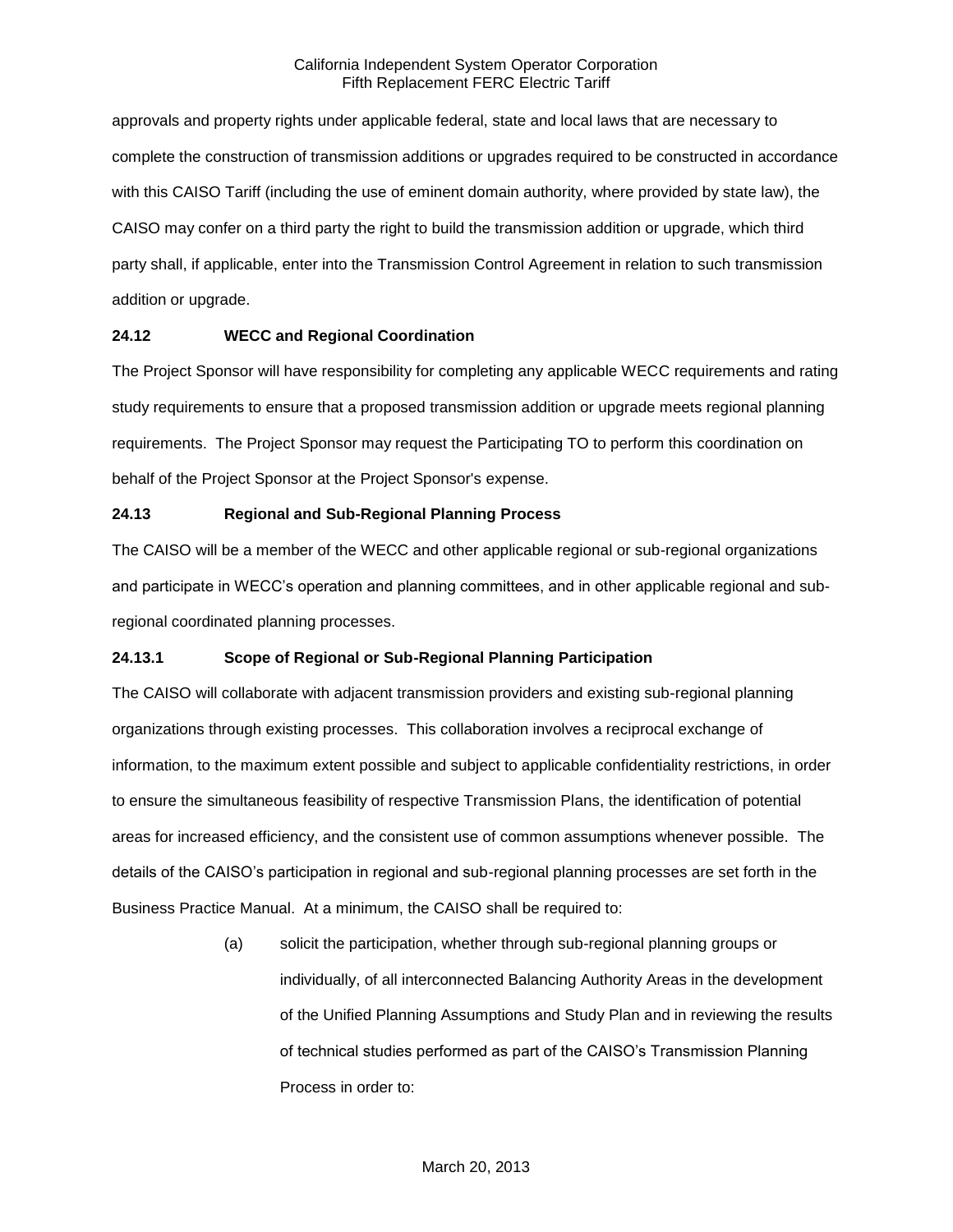approvals and property rights under applicable federal, state and local laws that are necessary to complete the construction of transmission additions or upgrades required to be constructed in accordance with this CAISO Tariff (including the use of eminent domain authority, where provided by state law), the CAISO may confer on a third party the right to build the transmission addition or upgrade, which third party shall, if applicable, enter into the Transmission Control Agreement in relation to such transmission addition or upgrade.

**24.12 WECC and Regional Coordination**

The Project Sponsor will have responsibility for completing any applicable WECC requirements and rating study requirements to ensure that a proposed transmission addition or upgrade meets regional planning requirements. The Project Sponsor may request the Participating TO to perform this coordination on behalf of the Project Sponsor at the Project Sponsor's expense.

**24.13 Regional and Sub-Regional Planning Process**

The CAISO will be a member of the WECC and other applicable regional or sub-regional organizations and participate in WECC's operation and planning committees, and in other applicable regional and sub-regional coordinated planning processes.

**24.13.1 Scope of Regional or Sub-Regional Planning Participation**

The CAISO will collaborate with adjacent transmission providers and existing sub-regional planning organizations through existing processes. This collaboration involves a reciprocal exchange of information, to the maximum extent possible and subject to applicable confidentiality restrictions, in order to ensure the simultaneous feasibility of respective Transmission Plans, the identification of potential areas for increased efficiency, and the consistent use of common assumptions whenever possible. The details of the CAISO's participation in regional and sub-regional planning processes are set forth in the Business Practice Manual. At a minimum, the CAISO shall be required to:

(a) solicit the participation, whether through sub-regional planning groups or individually, of all interconnected Balancing Authority Areas in the development of the Unified Planning Assumptions and Study Plan and in reviewing the results of technical studies performed as part of the CAISO's Transmission Planning Process in order to: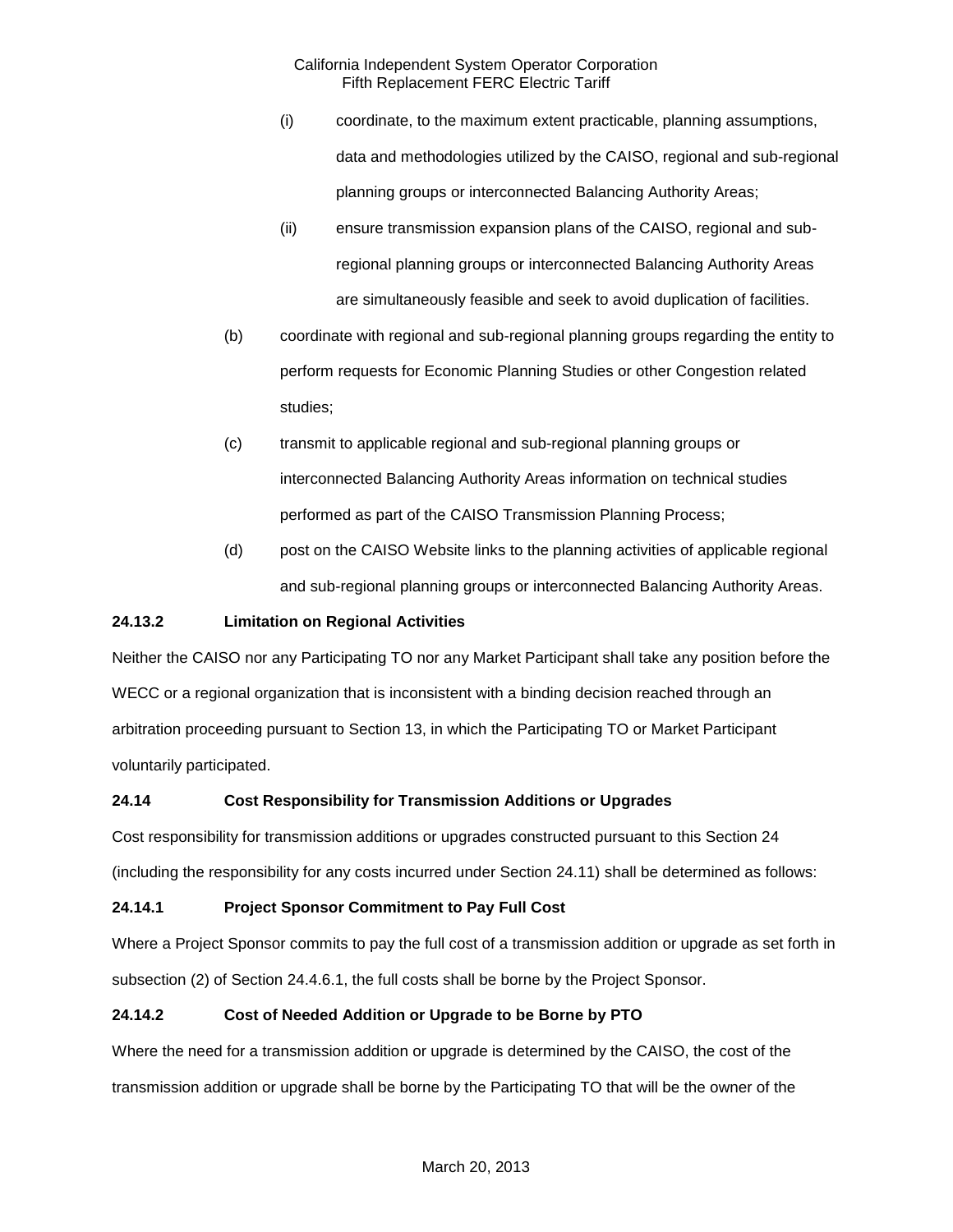(i) coordinate, to the maximum extent practicable, planning assumptions, data and methodologies utilized by the CAISO, regional and sub-regional planning groups or interconnected Balancing Authority Areas;

(ii) ensure transmission expansion plans of the CAISO, regional and sub-regional planning groups or interconnected Balancing Authority Areas are simultaneously feasible and seek to avoid duplication of facilities.

(b) coordinate with regional and sub-regional planning groups regarding the entity to perform requests for Economic Planning Studies or other Congestion related studies;

(c) transmit to applicable regional and sub-regional planning groups or interconnected Balancing Authority Areas information on technical studies performed as part of the CAISO Transmission Planning Process;

(d) post on the CAISO Website links to the planning activities of applicable regional and sub-regional planning groups or interconnected Balancing Authority Areas.

**24.13.2 Limitation on Regional Activities**

Neither the CAISO nor any Participating TO nor any Market Participant shall take any position before the WECC or a regional organization that is inconsistent with a binding decision reached through an arbitration proceeding pursuant to Section 13, in which the Participating TO or Market Participant voluntarily participated.

**24.14 Cost Responsibility for Transmission Additions or Upgrades**

Cost responsibility for transmission additions or upgrades constructed pursuant to this Section 24 (including the responsibility for any costs incurred under Section 24.11) shall be determined as follows:

**24.14.1 Project Sponsor Commitment to Pay Full Cost**

Where a Project Sponsor commits to pay the full cost of a transmission addition or upgrade as set forth in subsection (2) of Section 24.4.6.1, the full costs shall be borne by the Project Sponsor.

**24.14.2 Cost of Needed Addition or Upgrade to be Borne by PTO**

Where the need for a transmission addition or upgrade is determined by the CAISO, the cost of the transmission addition or upgrade shall be borne by the Participating TO that will be the owner of the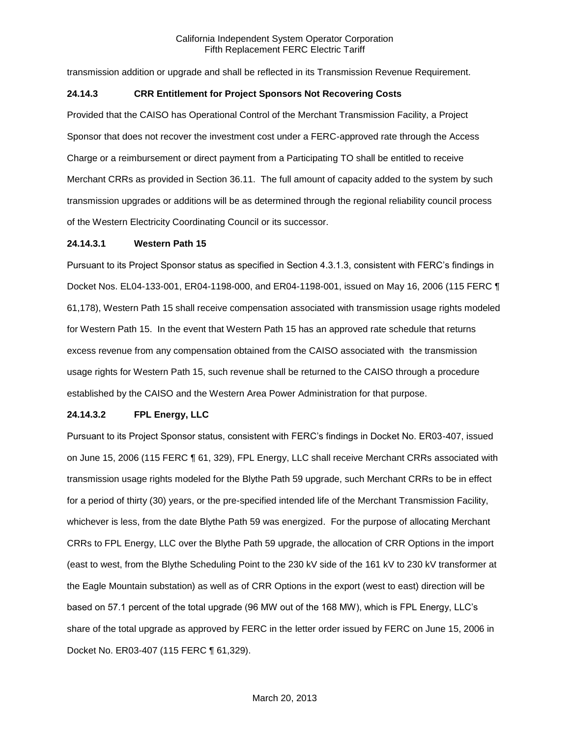transmission addition or upgrade and shall be reflected in its Transmission Revenue Requirement.

### 24.14.3 CRR Entitlement for Project Sponsors Not Recovering Costs

Provided that the CAISO has Operational Control of the Merchant Transmission Facility, a Project Sponsor that does not recover the investment cost under a FERC-approved rate through the Access Charge or a reimbursement or direct payment from a Participating TO shall be entitled to receive Merchant CRRs as provided in Section 36.11. The full amount of capacity added to the system by such transmission upgrades or additions will be as determined through the regional reliability council process of the Western Electricity Coordinating Council or its successor.

#### 24.14.3.1 Western Path 15

Pursuant to its Project Sponsor status as specified in Section 4.3.1.3, consistent with FERC's findings in Docket Nos. EL04-133-001, ER04-1198-000, and ER04-1198-001, issued on May 16, 2006 (115 FERC ¶ 61,178), Western Path 15 shall receive compensation associated with transmission usage rights modeled for Western Path 15. In the event that Western Path 15 has an approved rate schedule that returns excess revenue from any compensation obtained from the CAISO associated with the transmission usage rights for Western Path 15, such revenue shall be returned to the CAISO through a procedure established by the CAISO and the Western Area Power Administration for that purpose.

#### 24.14.3.2 FPL Energy, LLC

Pursuant to its Project Sponsor status, consistent with FERC's findings in Docket No. ER03-407, issued on June 15, 2006 (115 FERC ¶ 61, 329), FPL Energy, LLC shall receive Merchant CRRs associated with transmission usage rights modeled for the Blythe Path 59 upgrade, such Merchant CRRs to be in effect for a period of thirty (30) years, or the pre-specified intended life of the Merchant Transmission Facility, whichever is less, from the date Blythe Path 59 was energized. For the purpose of allocating Merchant CRRs to FPL Energy, LLC over the Blythe Path 59 upgrade, the allocation of CRR Options in the import (east to west, from the Blythe Scheduling Point to the 230 kV side of the 161 kV to 230 kV transformer at the Eagle Mountain substation) as well as of CRR Options in the export (west to east) direction will be based on 57.1 percent of the total upgrade (96 MW out of the 168 MW), which is FPL Energy, LLC's share of the total upgrade as approved by FERC in the letter order issued by FERC on June 15, 2006 in Docket No. ER03-407 (115 FERC ¶ 61,329).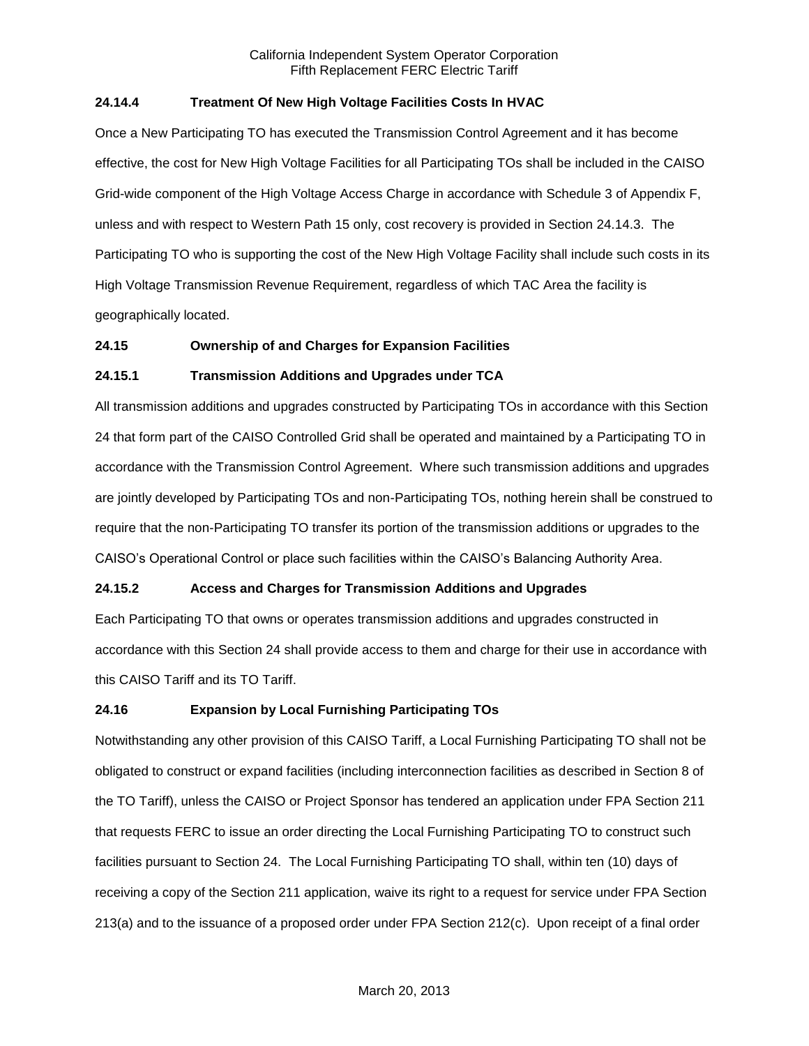**24.14.4 Treatment Of New High Voltage Facilities Costs In HVAC**

Once a New Participating TO has executed the Transmission Control Agreement and it has become effective, the cost for New High Voltage Facilities for all Participating TOs shall be included in the CAISO Grid-wide component of the High Voltage Access Charge in accordance with Schedule 3 of Appendix F, unless and with respect to Western Path 15 only, cost recovery is provided in Section 24.14.3. The Participating TO who is supporting the cost of the New High Voltage Facility shall include such costs in its High Voltage Transmission Revenue Requirement, regardless of which TAC Area the facility is geographically located.

**24.15 Ownership of and Charges for Expansion Facilities**

**24.15.1 Transmission Additions and Upgrades under TCA**

All transmission additions and upgrades constructed by Participating TOs in accordance with this Section 24 that form part of the CAISO Controlled Grid shall be operated and maintained by a Participating TO in accordance with the Transmission Control Agreement. Where such transmission additions and upgrades are jointly developed by Participating TOs and non-Participating TOs, nothing herein shall be construed to require that the non-Participating TO transfer its portion of the transmission additions or upgrades to the CAISO's Operational Control or place such facilities within the CAISO's Balancing Authority Area.

**24.15.2 Access and Charges for Transmission Additions and Upgrades**

Each Participating TO that owns or operates transmission additions and upgrades constructed in accordance with this Section 24 shall provide access to them and charge for their use in accordance with this CAISO Tariff and its TO Tariff.

**24.16 Expansion by Local Furnishing Participating TOs**

Notwithstanding any other provision of this CAISO Tariff, a Local Furnishing Participating TO shall not be obligated to construct or expand facilities (including interconnection facilities as described in Section 8 of the TO Tariff), unless the CAISO or Project Sponsor has tendered an application under FPA Section 211 that requests FERC to issue an order directing the Local Furnishing Participating TO to construct such facilities pursuant to Section 24. The Local Furnishing Participating TO shall, within ten (10) days of receiving a copy of the Section 211 application, waive its right to a request for service under FPA Section 213(a) and to the issuance of a proposed order under FPA Section 212(c). Upon receipt of a final order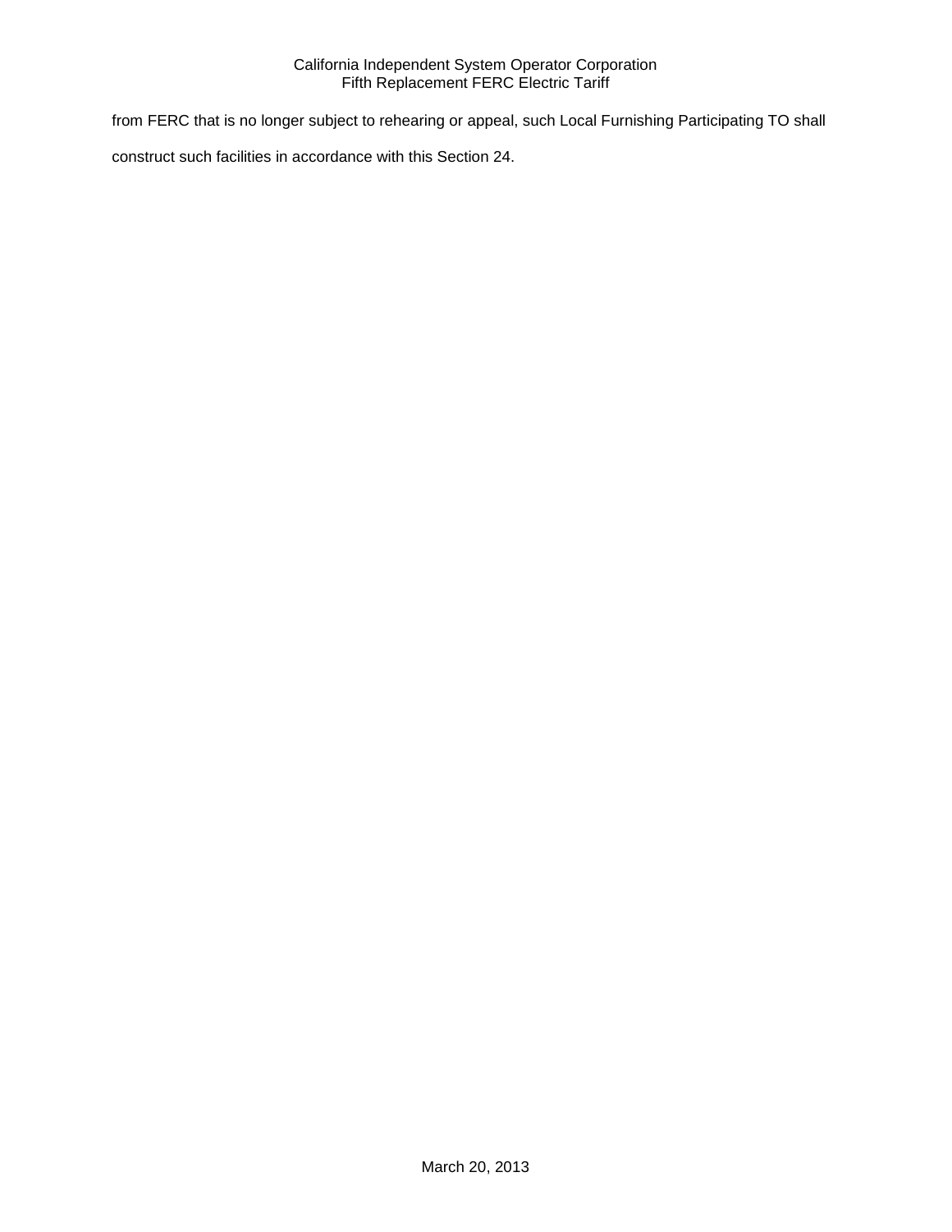from FERC that is no longer subject to rehearing or appeal, such Local Furnishing Participating TO shall construct such facilities in accordance with this Section 24.